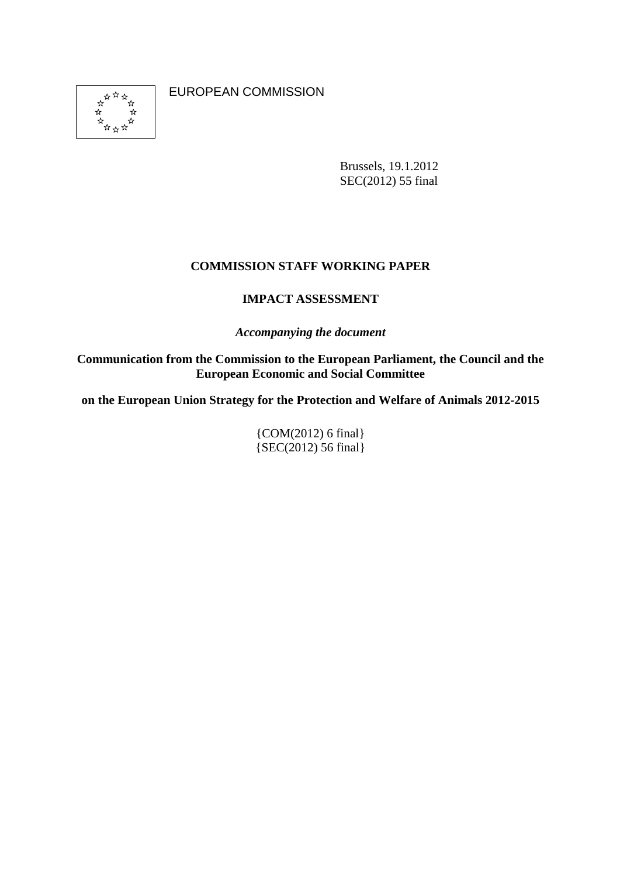EUROPEAN COMMISSION

Brussels, 19.1.2012
SEC(2012) 55 final

**COMMISSION STAFF WORKING PAPER**

**IMPACT ASSESSMENT**

***Accompanying the document***

**Communication from the Commission to the European Parliament, the Council and the European Economic and Social Committee**

**on the European Union Strategy for the Protection and Welfare of Animals 2012-2015**

{COM(2012) 6 final}
{SEC(2012) 56 final}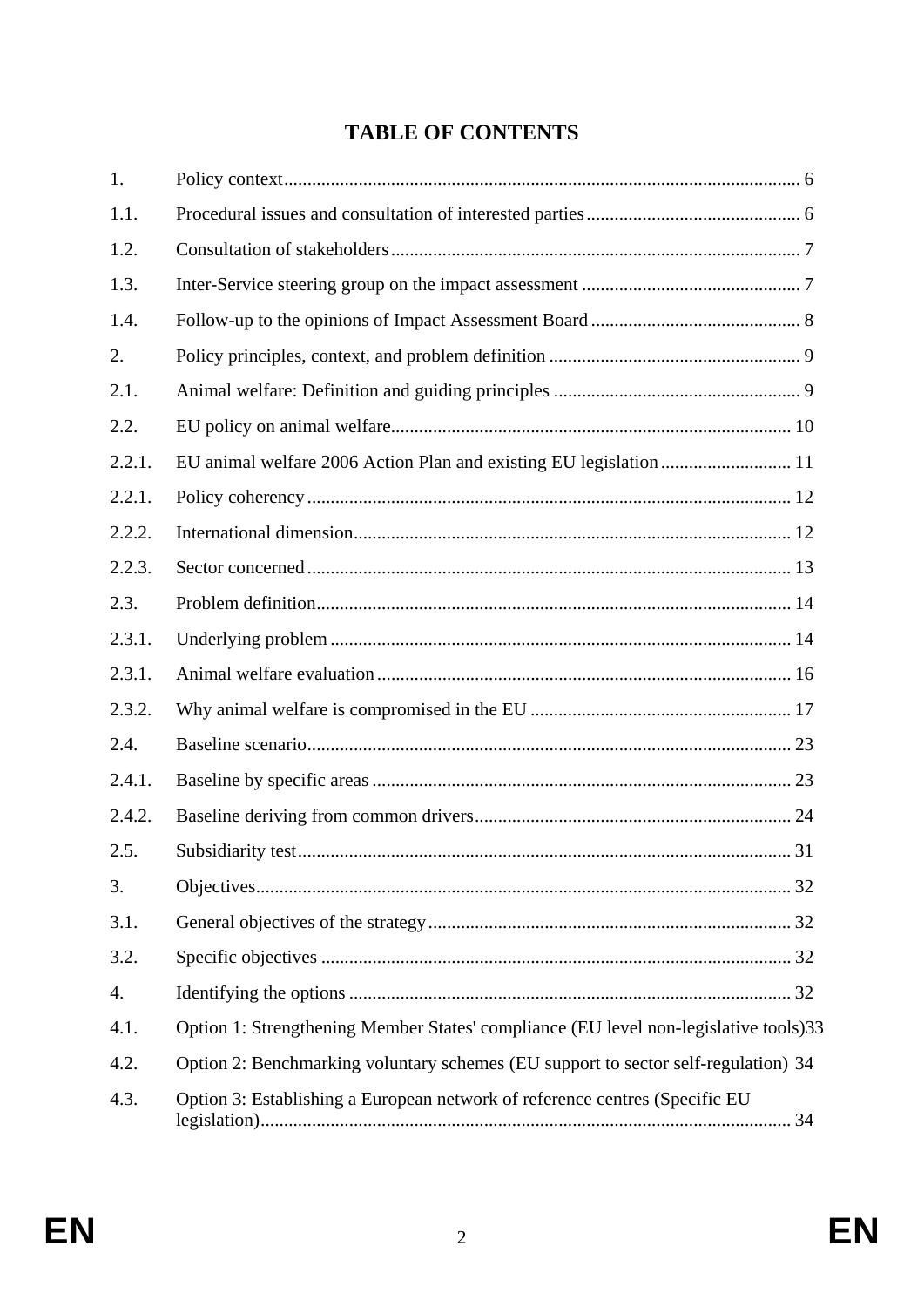# TABLE OF CONTENTS

1. Policy context ... 6

1.1. Procedural issues and consultation of interested parties ... 6

1.2. Consultation of stakeholders ... 7

1.3. Inter-Service steering group on the impact assessment ... 7

1.4. Follow-up to the opinions of Impact Assessment Board ... 8

2. Policy principles, context, and problem definition ... 9

2.1. Animal welfare: Definition and guiding principles ... 9

2.2. EU policy on animal welfare ... 10

2.2.1. EU animal welfare 2006 Action Plan and existing EU legislation ... 11

2.2.1. Policy coherency ... 12

2.2.2. International dimension ... 12

2.2.3. Sector concerned ... 13

2.3. Problem definition ... 14

2.3.1. Underlying problem ... 14

2.3.1. Animal welfare evaluation ... 16

2.3.2. Why animal welfare is compromised in the EU ... 17

2.4. Baseline scenario ... 23

2.4.1. Baseline by specific areas ... 23

2.4.2. Baseline deriving from common drivers ... 24

2.5. Subsidiarity test ... 31

3. Objectives ... 32

3.1. General objectives of the strategy ... 32

3.2. Specific objectives ... 32

4. Identifying the options ... 32

4.1. Option 1: Strengthening Member States' compliance (EU level non-legislative tools) 33

4.2. Option 2: Benchmarking voluntary schemes (EU support to sector self-regulation) 34

4.3. Option 3: Establishing a European network of reference centres (Specific EU legislation) ... 34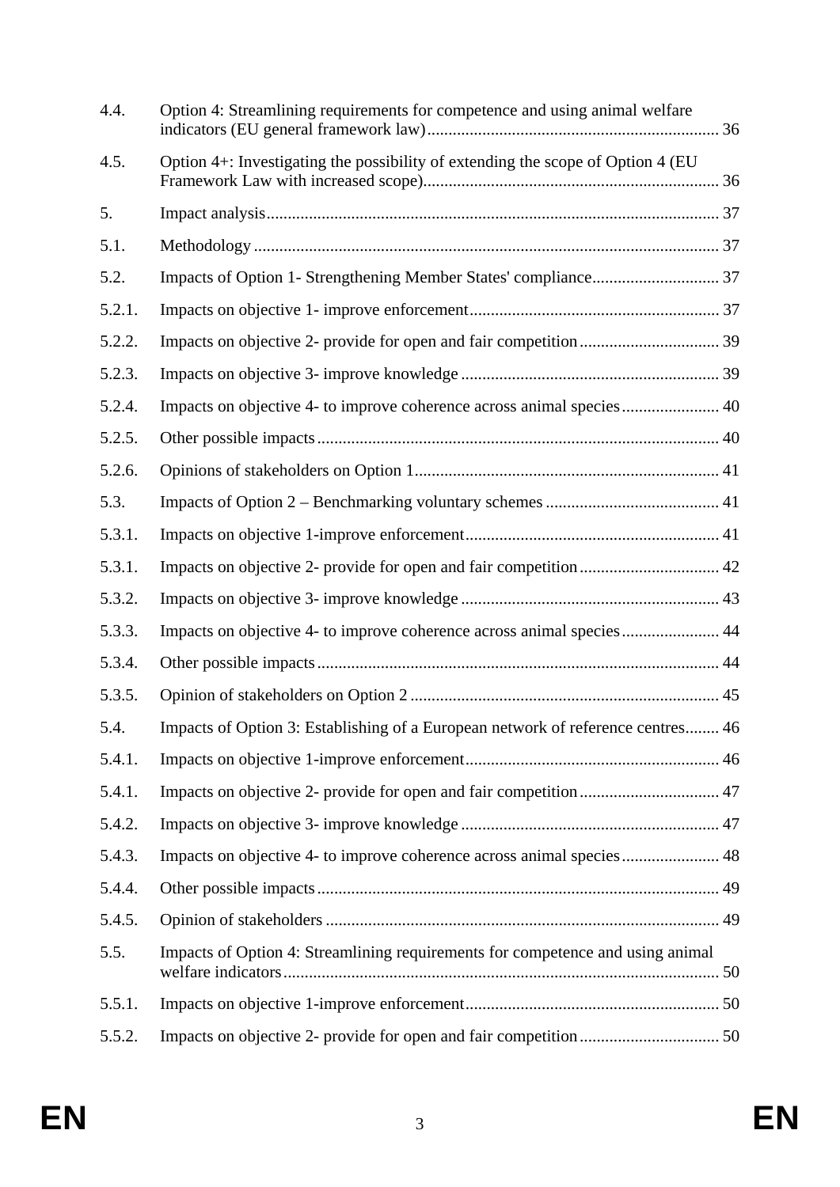| | | |
|---|---|---|
| 4.4. | Option 4: Streamlining requirements for competence and using animal welfare indicators (EU general framework law) | 36 |
| 4.5. | Option 4+: Investigating the possibility of extending the scope of Option 4 (EU Framework Law with increased scope) | 36 |
| 5. | Impact analysis | 37 |
| 5.1. | Methodology | 37 |
| 5.2. | Impacts of Option 1- Strengthening Member States' compliance | 37 |
| 5.2.1. | Impacts on objective 1- improve enforcement | 37 |
| 5.2.2. | Impacts on objective 2- provide for open and fair competition | 39 |
| 5.2.3. | Impacts on objective 3- improve knowledge | 39 |
| 5.2.4. | Impacts on objective 4- to improve coherence across animal species | 40 |
| 5.2.5. | Other possible impacts | 40 |
| 5.2.6. | Opinions of stakeholders on Option 1 | 41 |
| 5.3. | Impacts of Option 2 – Benchmarking voluntary schemes | 41 |
| 5.3.1. | Impacts on objective 1-improve enforcement | 41 |
| 5.3.1. | Impacts on objective 2- provide for open and fair competition | 42 |
| 5.3.2. | Impacts on objective 3- improve knowledge | 43 |
| 5.3.3. | Impacts on objective 4- to improve coherence across animal species | 44 |
| 5.3.4. | Other possible impacts | 44 |
| 5.3.5. | Opinion of stakeholders on Option 2 | 45 |
| 5.4. | Impacts of Option 3: Establishing of a European network of reference centres | 46 |
| 5.4.1. | Impacts on objective 1-improve enforcement | 46 |
| 5.4.1. | Impacts on objective 2- provide for open and fair competition | 47 |
| 5.4.2. | Impacts on objective 3- improve knowledge | 47 |
| 5.4.3. | Impacts on objective 4- to improve coherence across animal species | 48 |
| 5.4.4. | Other possible impacts | 49 |
| 5.4.5. | Opinion of stakeholders | 49 |
| 5.5. | Impacts of Option 4: Streamlining requirements for competence and using animal welfare indicators | 50 |
| 5.5.1. | Impacts on objective 1-improve enforcement | 50 |
| 5.5.2. | Impacts on objective 2- provide for open and fair competition | 50 |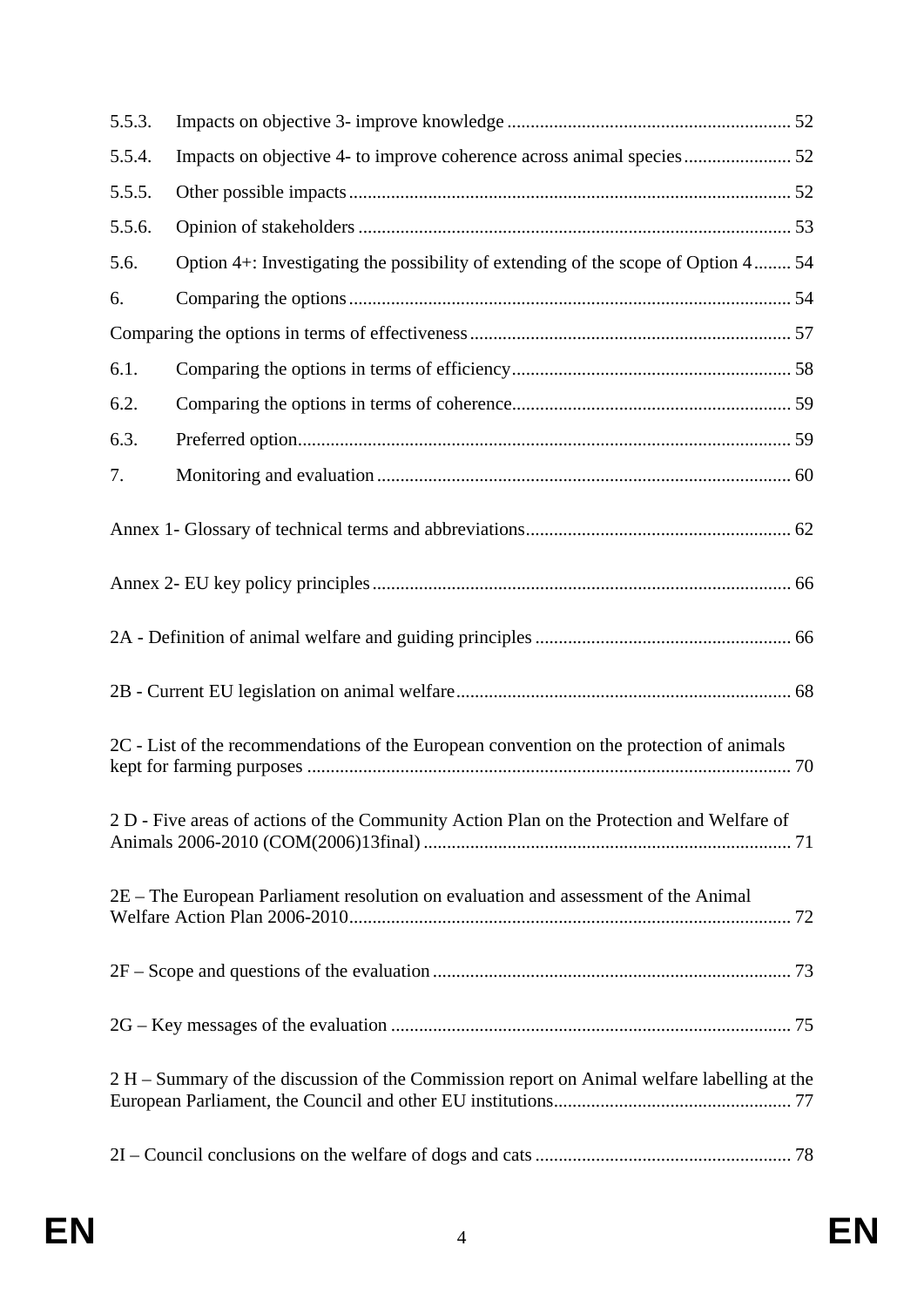| | | |
|---|---|---|
| 5.5.3. | Impacts on objective 3- improve knowledge | 52 |
| 5.5.4. | Impacts on objective 4- to improve coherence across animal species | 52 |
| 5.5.5. | Other possible impacts | 52 |
| 5.5.6. | Opinion of stakeholders | 53 |
| 5.6. | Option 4+: Investigating the possibility of extending of the scope of Option 4 | 54 |
| 6. | Comparing the options | 54 |
| Comparing the options in terms of effectiveness | | 57 |
| 6.1. | Comparing the options in terms of efficiency | 58 |
| 6.2. | Comparing the options in terms of coherence | 59 |
| 6.3. | Preferred option | 59 |
| 7. | Monitoring and evaluation | 60 |

Annex 1- Glossary of technical terms and abbreviations .... 62

Annex 2- EU key policy principles .... 66

2A - Definition of animal welfare and guiding principles .... 66

2B - Current EU legislation on animal welfare .... 68

2C - List of the recommendations of the European convention on the protection of animals kept for farming purposes .... 70

2 D - Five areas of actions of the Community Action Plan on the Protection and Welfare of Animals 2006-2010 (COM(2006)13final) .... 71

2E – The European Parliament resolution on evaluation and assessment of the Animal Welfare Action Plan 2006-2010 .... 72

2F – Scope and questions of the evaluation .... 73

2G – Key messages of the evaluation .... 75

2 H – Summary of the discussion of the Commission report on Animal welfare labelling at the European Parliament, the Council and other EU institutions .... 77

2I – Council conclusions on the welfare of dogs and cats .... 78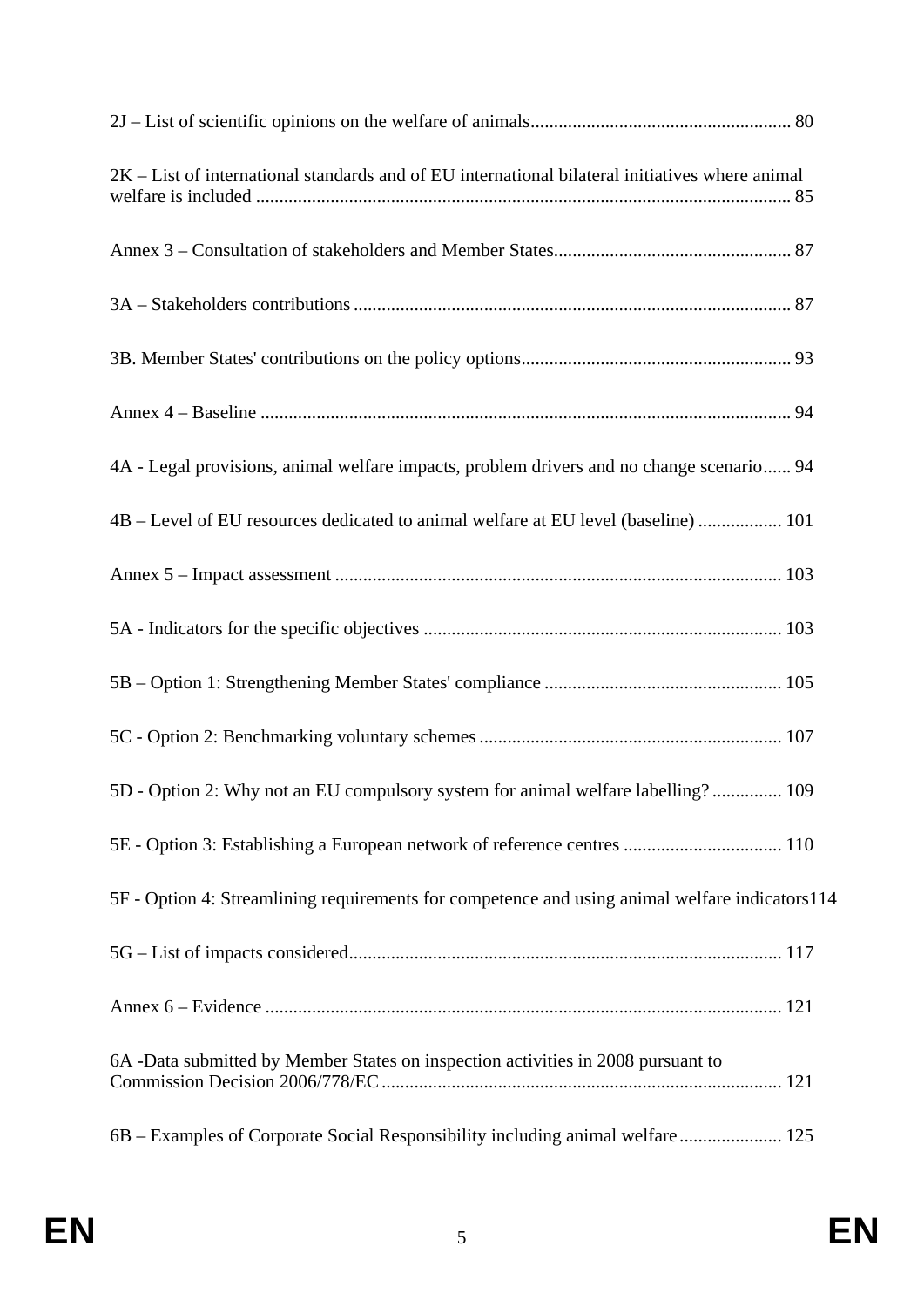2J – List of scientific opinions on the welfare of animals........................................................ 80

2K – List of international standards and of EU international bilateral initiatives where animal welfare is included .................................................................................................................. 85

Annex 3 – Consultation of stakeholders and Member States................................................... 87

3A – Stakeholders contributions ............................................................................................. 87

3B. Member States' contributions on the policy options.......................................................... 93

Annex 4 – Baseline .................................................................................................................. 94

4A - Legal provisions, animal welfare impacts, problem drivers and no change scenario...... 94

4B – Level of EU resources dedicated to animal welfare at EU level (baseline) .................. 101

Annex 5 – Impact assessment ................................................................................................ 103

5A - Indicators for the specific objectives ............................................................................. 103

5B – Option 1: Strengthening Member States' compliance ................................................... 105

5C - Option 2: Benchmarking voluntary schemes ................................................................. 107

5D - Option 2: Why not an EU compulsory system for animal welfare labelling? ............... 109

5E - Option 3: Establishing a European network of reference centres .................................. 110

5F - Option 4: Streamlining requirements for competence and using animal welfare indicators114

5G – List of impacts considered............................................................................................. 117

Annex 6 – Evidence ............................................................................................................... 121

6A -Data submitted by Member States on inspection activities in 2008 pursuant to Commission Decision 2006/778/EC...................................................................................... 121

6B – Examples of Corporate Social Responsibility including animal welfare...................... 125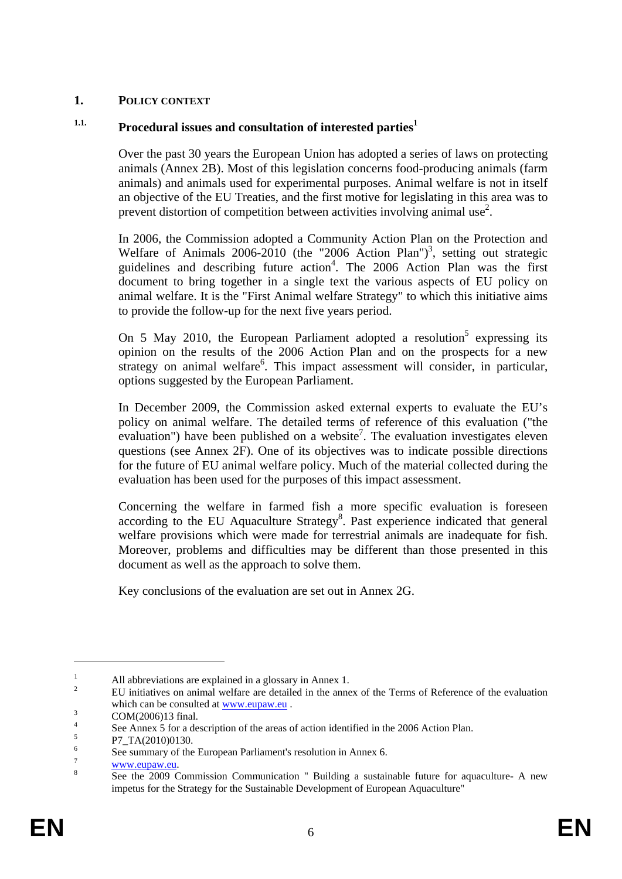# 1. POLICY CONTEXT

## 1.1. Procedural issues and consultation of interested parties[1]

Over the past 30 years the European Union has adopted a series of laws on protecting animals (Annex 2B). Most of this legislation concerns food-producing animals (farm animals) and animals used for experimental purposes. Animal welfare is not in itself an objective of the EU Treaties, and the first motive for legislating in this area was to prevent distortion of competition between activities involving animal use[2].

In 2006, the Commission adopted a Community Action Plan on the Protection and Welfare of Animals 2006-2010 (the "2006 Action Plan")[3], setting out strategic guidelines and describing future action[4]. The 2006 Action Plan was the first document to bring together in a single text the various aspects of EU policy on animal welfare. It is the "First Animal welfare Strategy" to which this initiative aims to provide the follow-up for the next five years period.

On 5 May 2010, the European Parliament adopted a resolution[5] expressing its opinion on the results of the 2006 Action Plan and on the prospects for a new strategy on animal welfare[6]. This impact assessment will consider, in particular, options suggested by the European Parliament.

In December 2009, the Commission asked external experts to evaluate the EU's policy on animal welfare. The detailed terms of reference of this evaluation ("the evaluation") have been published on a website[7]. The evaluation investigates eleven questions (see Annex 2F). One of its objectives was to indicate possible directions for the future of EU animal welfare policy. Much of the material collected during the evaluation has been used for the purposes of this impact assessment.

Concerning the welfare in farmed fish a more specific evaluation is foreseen according to the EU Aquaculture Strategy[8]. Past experience indicated that general welfare provisions which were made for terrestrial animals are inadequate for fish. Moreover, problems and difficulties may be different than those presented in this document as well as the approach to solve them.

Key conclusions of the evaluation are set out in Annex 2G.

---

[1] All abbreviations are explained in a glossary in Annex 1.

[2] EU initiatives on animal welfare are detailed in the annex of the Terms of Reference of the evaluation which can be consulted at www.eupaw.eu .

[3] COM(2006)13 final.

[4] See Annex 5 for a description of the areas of action identified in the 2006 Action Plan.

[5] P7_TA(2010)0130.

[6] See summary of the European Parliament's resolution in Annex 6.

[7] www.eupaw.eu.

[8] See the 2009 Commission Communication " Building a sustainable future for aquaculture- A new impetus for the Strategy for the Sustainable Development of European Aquaculture"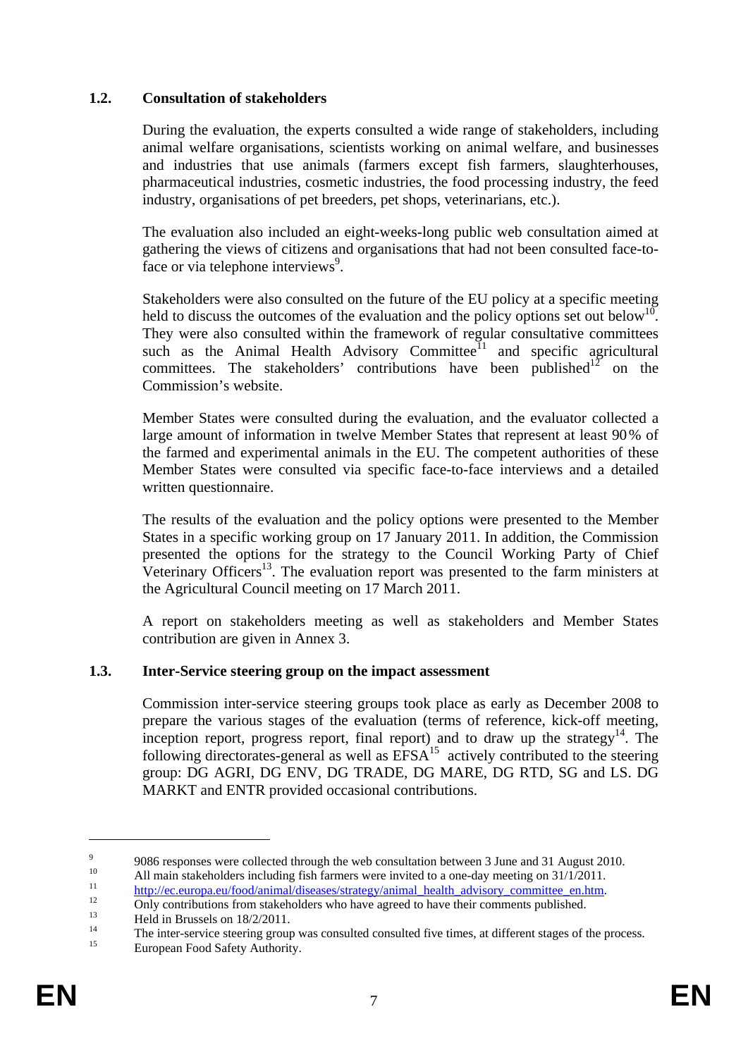### 1.2. Consultation of stakeholders

During the evaluation, the experts consulted a wide range of stakeholders, including animal welfare organisations, scientists working on animal welfare, and businesses and industries that use animals (farmers except fish farmers, slaughterhouses, pharmaceutical industries, cosmetic industries, the food processing industry, the feed industry, organisations of pet breeders, pet shops, veterinarians, etc.).

The evaluation also included an eight-weeks-long public web consultation aimed at gathering the views of citizens and organisations that had not been consulted face-to-face or via telephone interviews[9].

Stakeholders were also consulted on the future of the EU policy at a specific meeting held to discuss the outcomes of the evaluation and the policy options set out below[10]. They were also consulted within the framework of regular consultative committees such as the Animal Health Advisory Committee[11] and specific agricultural committees. The stakeholders' contributions have been published[12] on the Commission's website.

Member States were consulted during the evaluation, and the evaluator collected a large amount of information in twelve Member States that represent at least 90 % of the farmed and experimental animals in the EU. The competent authorities of these Member States were consulted via specific face-to-face interviews and a detailed written questionnaire.

The results of the evaluation and the policy options were presented to the Member States in a specific working group on 17 January 2011. In addition, the Commission presented the options for the strategy to the Council Working Party of Chief Veterinary Officers[13]. The evaluation report was presented to the farm ministers at the Agricultural Council meeting on 17 March 2011.

A report on stakeholders meeting as well as stakeholders and Member States contribution are given in Annex 3.

### 1.3. Inter-Service steering group on the impact assessment

Commission inter-service steering groups took place as early as December 2008 to prepare the various stages of the evaluation (terms of reference, kick-off meeting, inception report, progress report, final report) and to draw up the strategy[14]. The following directorates-general as well as EFSA[15] actively contributed to the steering group: DG AGRI, DG ENV, DG TRADE, DG MARE, DG RTD, SG and LS. DG MARKT and ENTR provided occasional contributions.

---

[9] 9086 responses were collected through the web consultation between 3 June and 31 August 2010.

[10] All main stakeholders including fish farmers were invited to a one-day meeting on 31/1/2011.

[11] http://ec.europa.eu/food/animal/diseases/strategy/animal_health_advisory_committee_en.htm.

[12] Only contributions from stakeholders who have agreed to have their comments published.

[13] Held in Brussels on 18/2/2011.

[14] The inter-service steering group was consulted consulted five times, at different stages of the process.

[15] European Food Safety Authority.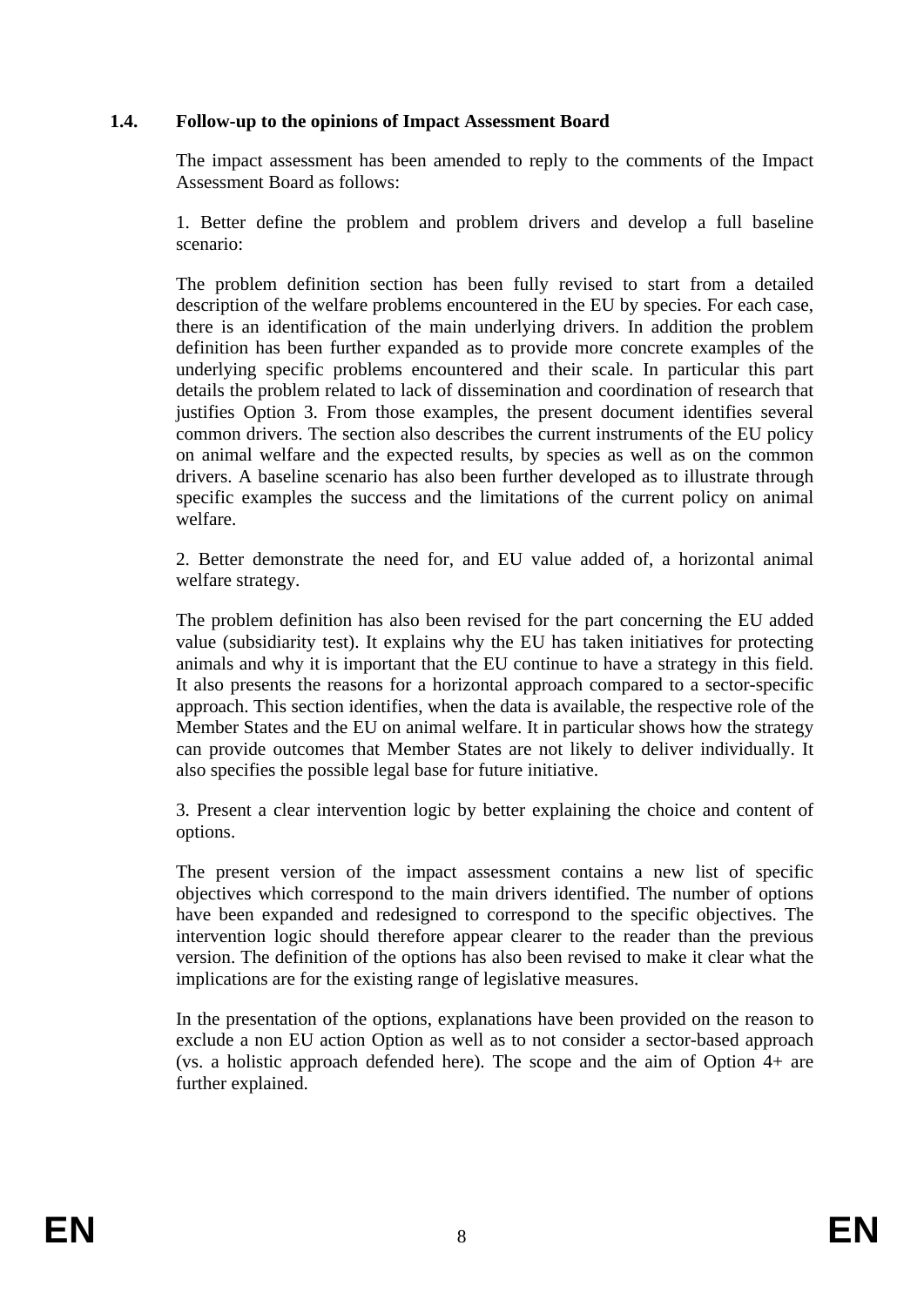## 1.4. Follow-up to the opinions of Impact Assessment Board

The impact assessment has been amended to reply to the comments of the Impact Assessment Board as follows:

1. Better define the problem and problem drivers and develop a full baseline scenario:

The problem definition section has been fully revised to start from a detailed description of the welfare problems encountered in the EU by species. For each case, there is an identification of the main underlying drivers. In addition the problem definition has been further expanded as to provide more concrete examples of the underlying specific problems encountered and their scale. In particular this part details the problem related to lack of dissemination and coordination of research that justifies Option 3. From those examples, the present document identifies several common drivers. The section also describes the current instruments of the EU policy on animal welfare and the expected results, by species as well as on the common drivers. A baseline scenario has also been further developed as to illustrate through specific examples the success and the limitations of the current policy on animal welfare.

2. Better demonstrate the need for, and EU value added of, a horizontal animal welfare strategy.

The problem definition has also been revised for the part concerning the EU added value (subsidiarity test). It explains why the EU has taken initiatives for protecting animals and why it is important that the EU continue to have a strategy in this field. It also presents the reasons for a horizontal approach compared to a sector-specific approach. This section identifies, when the data is available, the respective role of the Member States and the EU on animal welfare. It in particular shows how the strategy can provide outcomes that Member States are not likely to deliver individually. It also specifies the possible legal base for future initiative.

3. Present a clear intervention logic by better explaining the choice and content of options.

The present version of the impact assessment contains a new list of specific objectives which correspond to the main drivers identified. The number of options have been expanded and redesigned to correspond to the specific objectives. The intervention logic should therefore appear clearer to the reader than the previous version. The definition of the options has also been revised to make it clear what the implications are for the existing range of legislative measures.

In the presentation of the options, explanations have been provided on the reason to exclude a non EU action Option as well as to not consider a sector-based approach (vs. a holistic approach defended here). The scope and the aim of Option 4+ are further explained.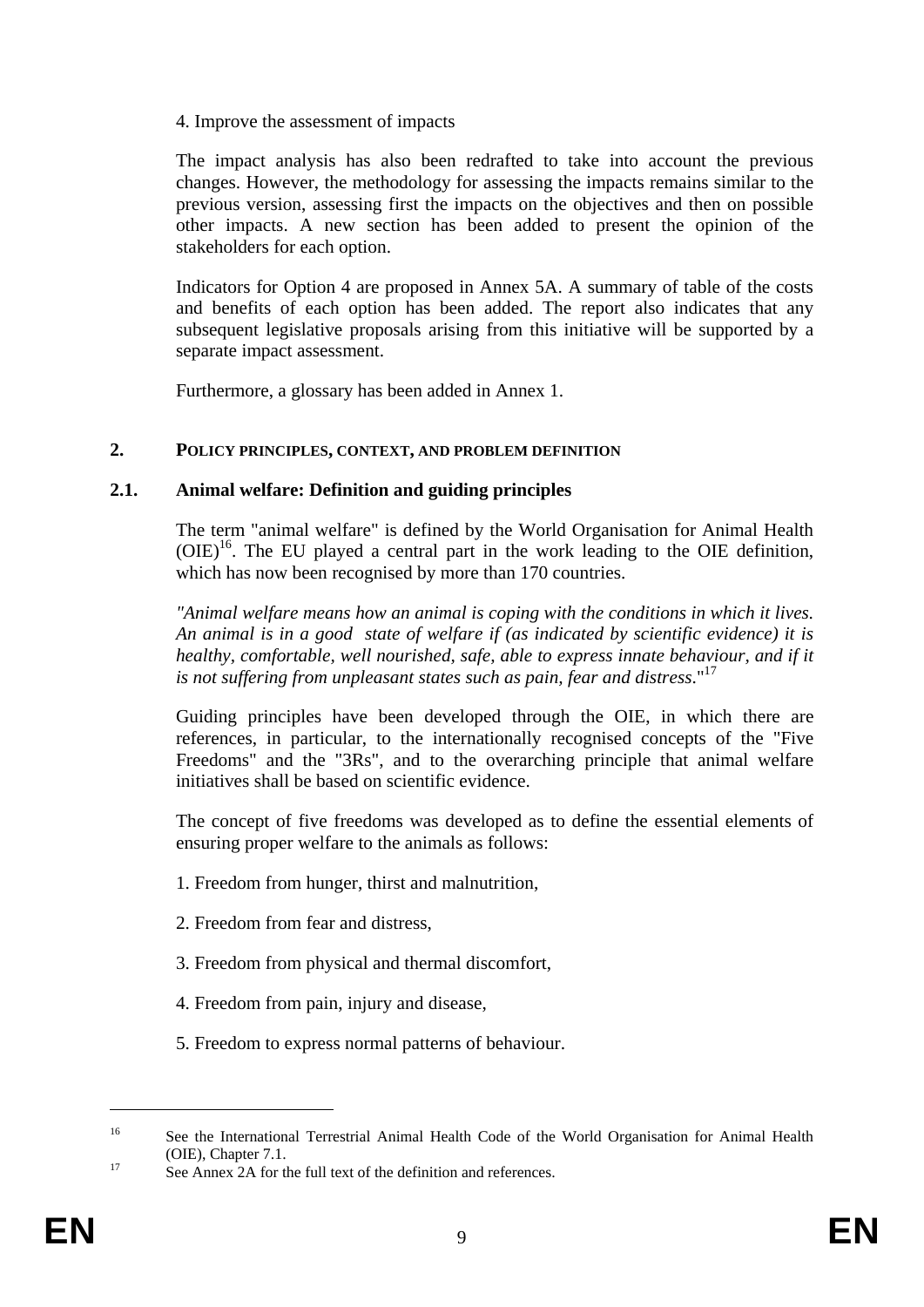4. Improve the assessment of impacts

The impact analysis has also been redrafted to take into account the previous changes. However, the methodology for assessing the impacts remains similar to the previous version, assessing first the impacts on the objectives and then on possible other impacts. A new section has been added to present the opinion of the stakeholders for each option.

Indicators for Option 4 are proposed in Annex 5A. A summary of table of the costs and benefits of each option has been added. The report also indicates that any subsequent legislative proposals arising from this initiative will be supported by a separate impact assessment.

Furthermore, a glossary has been added in Annex 1.

## 2. POLICY PRINCIPLES, CONTEXT, AND PROBLEM DEFINITION

### 2.1. Animal welfare: Definition and guiding principles

The term "animal welfare" is defined by the World Organisation for Animal Health (OIE)[16]. The EU played a central part in the work leading to the OIE definition, which has now been recognised by more than 170 countries.

*"Animal welfare means how an animal is coping with the conditions in which it lives. An animal is in a good state of welfare if (as indicated by scientific evidence) it is healthy, comfortable, well nourished, safe, able to express innate behaviour, and if it is not suffering from unpleasant states such as pain, fear and distress."*[17]

Guiding principles have been developed through the OIE, in which there are references, in particular, to the internationally recognised concepts of the "Five Freedoms" and the "3Rs", and to the overarching principle that animal welfare initiatives shall be based on scientific evidence.

The concept of five freedoms was developed as to define the essential elements of ensuring proper welfare to the animals as follows:

1. Freedom from hunger, thirst and malnutrition,

2. Freedom from fear and distress,

3. Freedom from physical and thermal discomfort,

4. Freedom from pain, injury and disease,

5. Freedom to express normal patterns of behaviour.

---

[16] See the International Terrestrial Animal Health Code of the World Organisation for Animal Health (OIE), Chapter 7.1.

[17] See Annex 2A for the full text of the definition and references.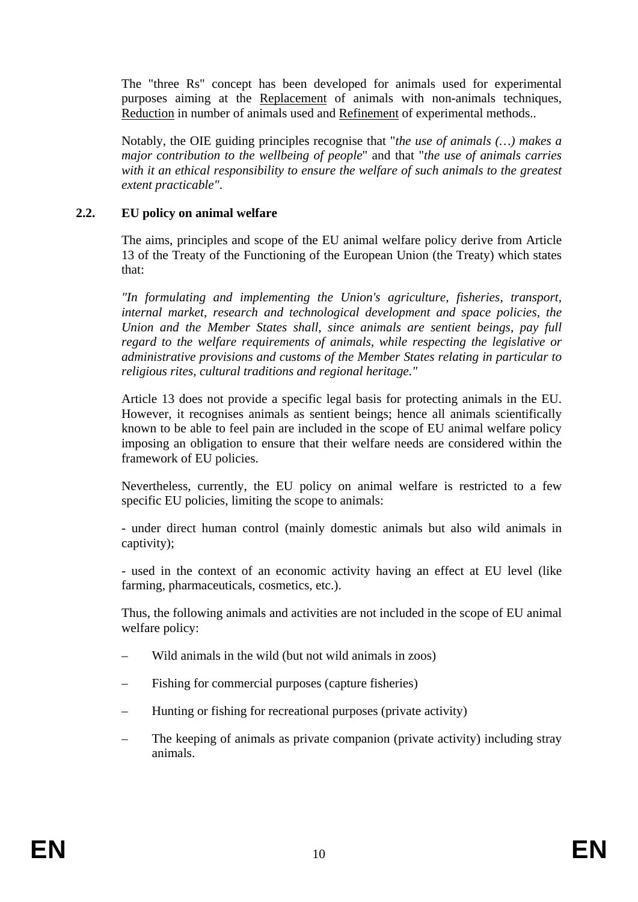The "three Rs" concept has been developed for animals used for experimental purposes aiming at the Replacement of animals with non-animals techniques, Reduction in number of animals used and Refinement of experimental methods..

Notably, the OIE guiding principles recognise that "*the use of animals (…) makes a major contribution to the wellbeing of people*" and that "*the use of animals carries with it an ethical responsibility to ensure the welfare of such animals to the greatest extent practicable"*.

### 2.2. EU policy on animal welfare

The aims, principles and scope of the EU animal welfare policy derive from Article 13 of the Treaty of the Functioning of the European Union (the Treaty) which states that:

*"In formulating and implementing the Union's agriculture, fisheries, transport, internal market, research and technological development and space policies, the Union and the Member States shall, since animals are sentient beings, pay full regard to the welfare requirements of animals, while respecting the legislative or administrative provisions and customs of the Member States relating in particular to religious rites, cultural traditions and regional heritage."*

Article 13 does not provide a specific legal basis for protecting animals in the EU. However, it recognises animals as sentient beings; hence all animals scientifically known to be able to feel pain are included in the scope of EU animal welfare policy imposing an obligation to ensure that their welfare needs are considered within the framework of EU policies.

Nevertheless, currently, the EU policy on animal welfare is restricted to a few specific EU policies, limiting the scope to animals:

- under direct human control (mainly domestic animals but also wild animals in captivity);

- used in the context of an economic activity having an effect at EU level (like farming, pharmaceuticals, cosmetics, etc.).

Thus, the following animals and activities are not included in the scope of EU animal welfare policy:

– Wild animals in the wild (but not wild animals in zoos)

– Fishing for commercial purposes (capture fisheries)

– Hunting or fishing for recreational purposes (private activity)

– The keeping of animals as private companion (private activity) including stray animals.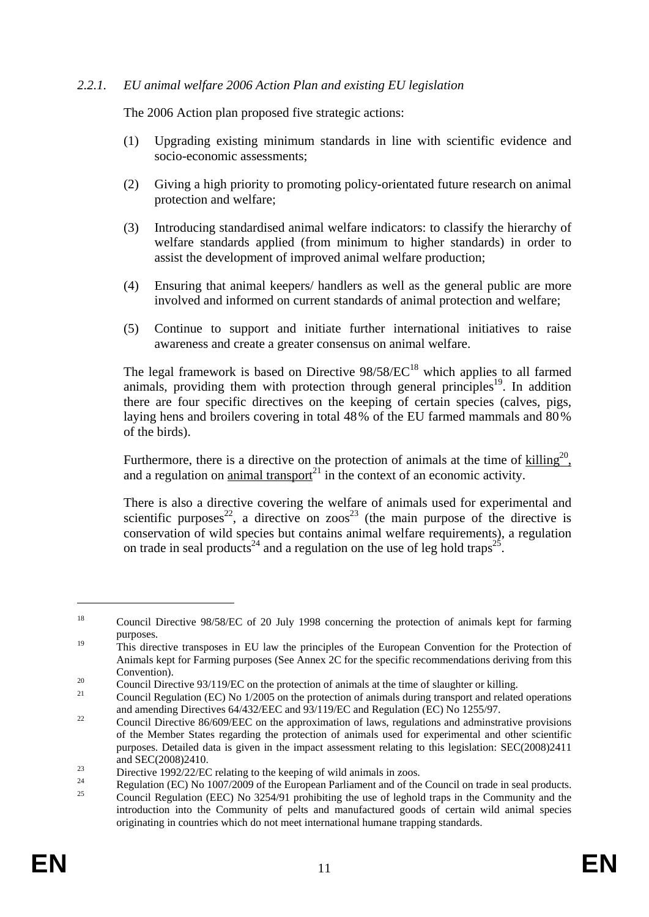### *2.2.1. EU animal welfare 2006 Action Plan and existing EU legislation*

The 2006 Action plan proposed five strategic actions:

(1) Upgrading existing minimum standards in line with scientific evidence and socio-economic assessments;

(2) Giving a high priority to promoting policy-orientated future research on animal protection and welfare;

(3) Introducing standardised animal welfare indicators: to classify the hierarchy of welfare standards applied (from minimum to higher standards) in order to assist the development of improved animal welfare production;

(4) Ensuring that animal keepers/ handlers as well as the general public are more involved and informed on current standards of animal protection and welfare;

(5) Continue to support and initiate further international initiatives to raise awareness and create a greater consensus on animal welfare.

The legal framework is based on Directive 98/58/EC[18] which applies to all farmed animals, providing them with protection through general principles[19]. In addition there are four specific directives on the keeping of certain species (calves, pigs, laying hens and broilers covering in total 48% of the EU farmed mammals and 80% of the birds).

Furthermore, there is a directive on the protection of animals at the time of <u>killing</u>[20], and a regulation on <u>animal transport</u>[21] in the context of an economic activity.

There is also a directive covering the welfare of animals used for experimental and scientific purposes[22], a directive on zoos[23] (the main purpose of the directive is conservation of wild species but contains animal welfare requirements), a regulation on trade in seal products[24] and a regulation on the use of leg hold traps[25].

---

[18] Council Directive 98/58/EC of 20 July 1998 concerning the protection of animals kept for farming purposes.

[19] This directive transposes in EU law the principles of the European Convention for the Protection of Animals kept for Farming purposes (See Annex 2C for the specific recommendations deriving from this Convention).

[20] Council Directive 93/119/EC on the protection of animals at the time of slaughter or killing.

[21] Council Regulation (EC) No 1/2005 on the protection of animals during transport and related operations and amending Directives 64/432/EEC and 93/119/EC and Regulation (EC) No 1255/97.

[22] Council Directive 86/609/EEC on the approximation of laws, regulations and adminstrative provisions of the Member States regarding the protection of animals used for experimental and other scientific purposes. Detailed data is given in the impact assessment relating to this legislation: SEC(2008)2411 and SEC(2008)2410.

[23] Directive 1992/22/EC relating to the keeping of wild animals in zoos.

[24] Regulation (EC) No 1007/2009 of the European Parliament and of the Council on trade in seal products.

[25] Council Regulation (EEC) No 3254/91 prohibiting the use of leghold traps in the Community and the introduction into the Community of pelts and manufactured goods of certain wild animal species originating in countries which do not meet international humane trapping standards.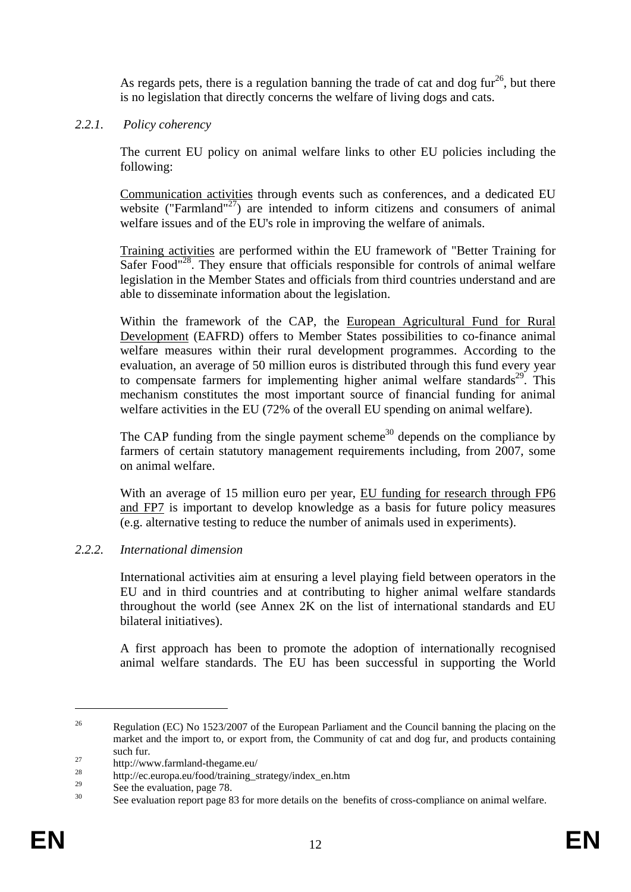As regards pets, there is a regulation banning the trade of cat and dog fur[26], but there is no legislation that directly concerns the welfare of living dogs and cats.

### 2.2.1. *Policy coherency*

The current EU policy on animal welfare links to other EU policies including the following:

Communication activities through events such as conferences, and a dedicated EU website ("Farmland"[27]) are intended to inform citizens and consumers of animal welfare issues and of the EU's role in improving the welfare of animals.

Training activities are performed within the EU framework of "Better Training for Safer Food"[28]. They ensure that officials responsible for controls of animal welfare legislation in the Member States and officials from third countries understand and are able to disseminate information about the legislation.

Within the framework of the CAP, the European Agricultural Fund for Rural Development (EAFRD) offers to Member States possibilities to co-finance animal welfare measures within their rural development programmes. According to the evaluation, an average of 50 million euros is distributed through this fund every year to compensate farmers for implementing higher animal welfare standards[29]. This mechanism constitutes the most important source of financial funding for animal welfare activities in the EU (72% of the overall EU spending on animal welfare).

The CAP funding from the single payment scheme[30] depends on the compliance by farmers of certain statutory management requirements including, from 2007, some on animal welfare.

With an average of 15 million euro per year, EU funding for research through FP6 and FP7 is important to develop knowledge as a basis for future policy measures (e.g. alternative testing to reduce the number of animals used in experiments).

### 2.2.2. *International dimension*

International activities aim at ensuring a level playing field between operators in the EU and in third countries and at contributing to higher animal welfare standards throughout the world (see Annex 2K on the list of international standards and EU bilateral initiatives).

A first approach has been to promote the adoption of internationally recognised animal welfare standards. The EU has been successful in supporting the World

---

[26] Regulation (EC) No 1523/2007 of the European Parliament and the Council banning the placing on the market and the import to, or export from, the Community of cat and dog fur, and products containing such fur.

[27] http://www.farmland-thegame.eu/

[28] http://ec.europa.eu/food/training_strategy/index_en.htm

[29] See the evaluation, page 78.

[30] See evaluation report page 83 for more details on the benefits of cross-compliance on animal welfare.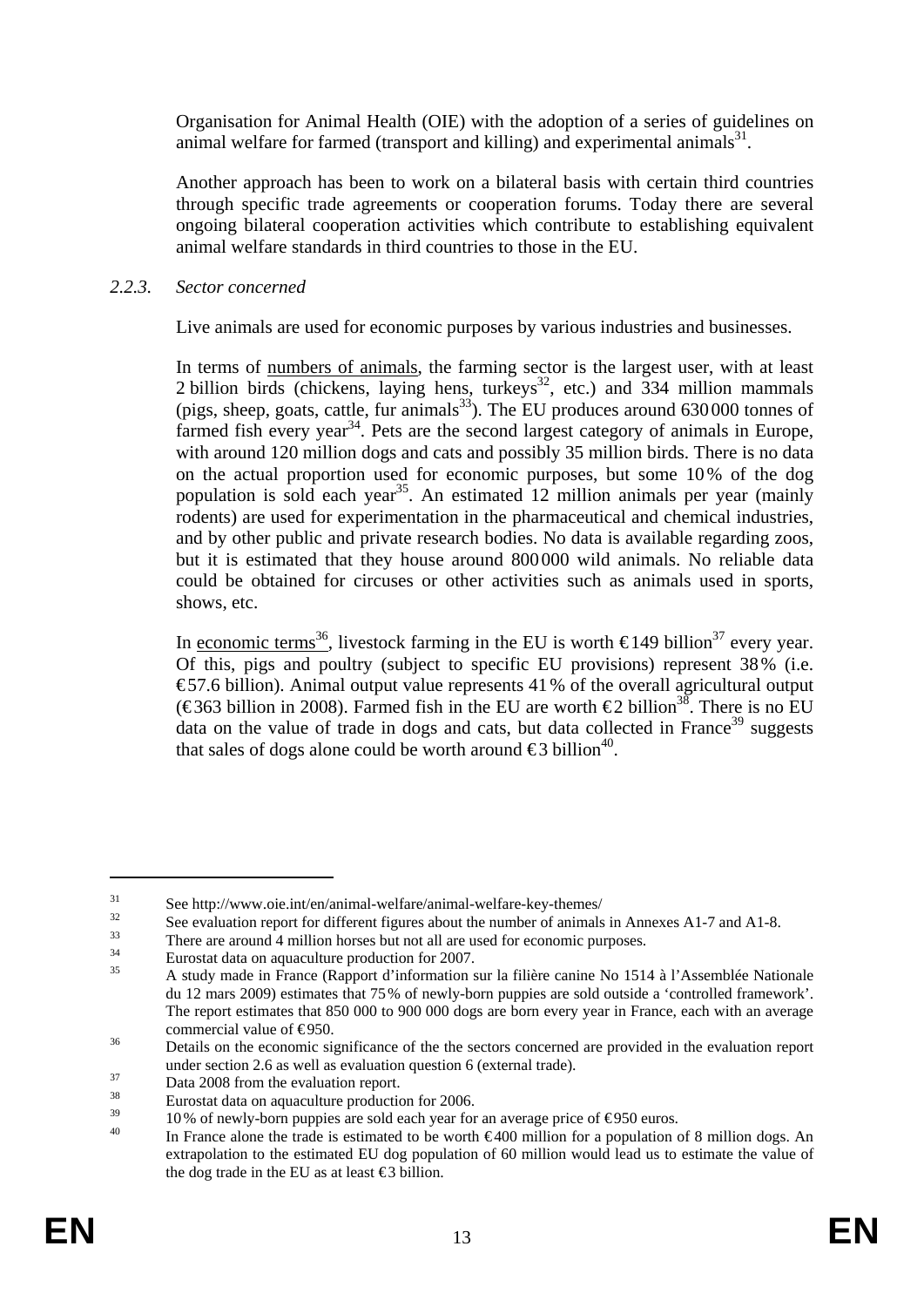Organisation for Animal Health (OIE) with the adoption of a series of guidelines on animal welfare for farmed (transport and killing) and experimental animals[31].

Another approach has been to work on a bilateral basis with certain third countries through specific trade agreements or cooperation forums. Today there are several ongoing bilateral cooperation activities which contribute to establishing equivalent animal welfare standards in third countries to those in the EU.

### *2.2.3. Sector concerned*

Live animals are used for economic purposes by various industries and businesses.

In terms of <u>numbers of animals</u>, the farming sector is the largest user, with at least 2 billion birds (chickens, laying hens, turkeys[32], etc.) and 334 million mammals (pigs, sheep, goats, cattle, fur animals[33]). The EU produces around 630 000 tonnes of farmed fish every year[34]. Pets are the second largest category of animals in Europe, with around 120 million dogs and cats and possibly 35 million birds. There is no data on the actual proportion used for economic purposes, but some 10 % of the dog population is sold each year[35]. An estimated 12 million animals per year (mainly rodents) are used for experimentation in the pharmaceutical and chemical industries, and by other public and private research bodies. No data is available regarding zoos, but it is estimated that they house around 800 000 wild animals. No reliable data could be obtained for circuses or other activities such as animals used in sports, shows, etc.

In <u>economic terms</u>[36], livestock farming in the EU is worth €149 billion[37] every year. Of this, pigs and poultry (subject to specific EU provisions) represent 38 % (i.e. €57.6 billion). Animal output value represents 41 % of the overall agricultural output (€363 billion in 2008). Farmed fish in the EU are worth €2 billion[38]. There is no EU data on the value of trade in dogs and cats, but data collected in France[39] suggests that sales of dogs alone could be worth around €3 billion[40].

---

[31] See http://www.oie.int/en/animal-welfare/animal-welfare-key-themes/

[32] See evaluation report for different figures about the number of animals in Annexes A1-7 and A1-8.

[33] There are around 4 million horses but not all are used for economic purposes.

[34] Eurostat data on aquaculture production for 2007.

[35] A study made in France (Rapport d'information sur la filière canine No 1514 à l'Assemblée Nationale du 12 mars 2009) estimates that 75 % of newly-born puppies are sold outside a 'controlled framework'. The report estimates that 850 000 to 900 000 dogs are born every year in France, each with an average commercial value of €950.

[36] Details on the economic significance of the the sectors concerned are provided in the evaluation report under section 2.6 as well as evaluation question 6 (external trade).

[37] Data 2008 from the evaluation report.

[38] Eurostat data on aquaculture production for 2006.

[39] 10 % of newly-born puppies are sold each year for an average price of €950 euros.

[40] In France alone the trade is estimated to be worth €400 million for a population of 8 million dogs. An extrapolation to the estimated EU dog population of 60 million would lead us to estimate the value of the dog trade in the EU as at least €3 billion.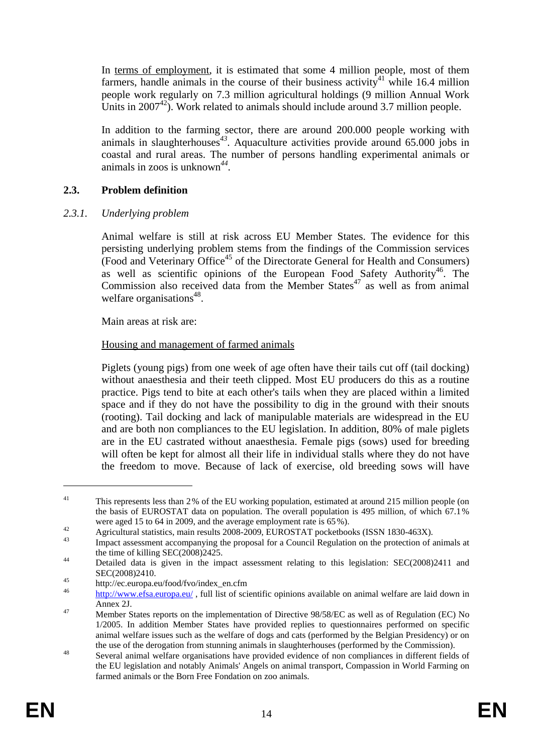In terms of employment, it is estimated that some 4 million people, most of them farmers, handle animals in the course of their business activity[41] while 16.4 million people work regularly on 7.3 million agricultural holdings (9 million Annual Work Units in 2007[42]). Work related to animals should include around 3.7 million people.

In addition to the farming sector, there are around 200.000 people working with animals in slaughterhouses[43]. Aquaculture activities provide around 65.000 jobs in coastal and rural areas. The number of persons handling experimental animals or animals in zoos is unknown[44].

### 2.3. Problem definition

#### *2.3.1. Underlying problem*

Animal welfare is still at risk across EU Member States. The evidence for this persisting underlying problem stems from the findings of the Commission services (Food and Veterinary Office[45] of the Directorate General for Health and Consumers) as well as scientific opinions of the European Food Safety Authority[46]. The Commission also received data from the Member States[47] as well as from animal welfare organisations[48].

Main areas at risk are:

Housing and management of farmed animals

Piglets (young pigs) from one week of age often have their tails cut off (tail docking) without anaesthesia and their teeth clipped. Most EU producers do this as a routine practice. Pigs tend to bite at each other's tails when they are placed within a limited space and if they do not have the possibility to dig in the ground with their snouts (rooting). Tail docking and lack of manipulable materials are widespread in the EU and are both non compliances to the EU legislation. In addition, 80% of male piglets are in the EU castrated without anaesthesia. Female pigs (sows) used for breeding will often be kept for almost all their life in individual stalls where they do not have the freedom to move. Because of lack of exercise, old breeding sows will have

---

[41] This represents less than 2% of the EU working population, estimated at around 215 million people (on the basis of EUROSTAT data on population. The overall population is 495 million, of which 67.1% were aged 15 to 64 in 2009, and the average employment rate is 65%).

[42] Agricultural statistics, main results 2008-2009, EUROSTAT pocketbooks (ISSN 1830-463X).

[43] Impact assessment accompanying the proposal for a Council Regulation on the protection of animals at the time of killing SEC(2008)2425.

[44] Detailed data is given in the impact assessment relating to this legislation: SEC(2008)2411 and SEC(2008)2410.

[45] http://ec.europa.eu/food/fvo/index_en.cfm

[46] http://www.efsa.europa.eu/ , full list of scientific opinions available on animal welfare are laid down in Annex 2J.

[47] Member States reports on the implementation of Directive 98/58/EC as well as of Regulation (EC) No 1/2005. In addition Member States have provided replies to questionnaires performed on specific animal welfare issues such as the welfare of dogs and cats (performed by the Belgian Presidency) or on the use of the derogation from stunning animals in slaughterhouses (performed by the Commission).

[48] Several animal welfare organisations have provided evidence of non compliances in different fields of the EU legislation and notably Animals' Angels on animal transport, Compassion in World Farming on farmed animals or the Born Free Fondation on zoo animals.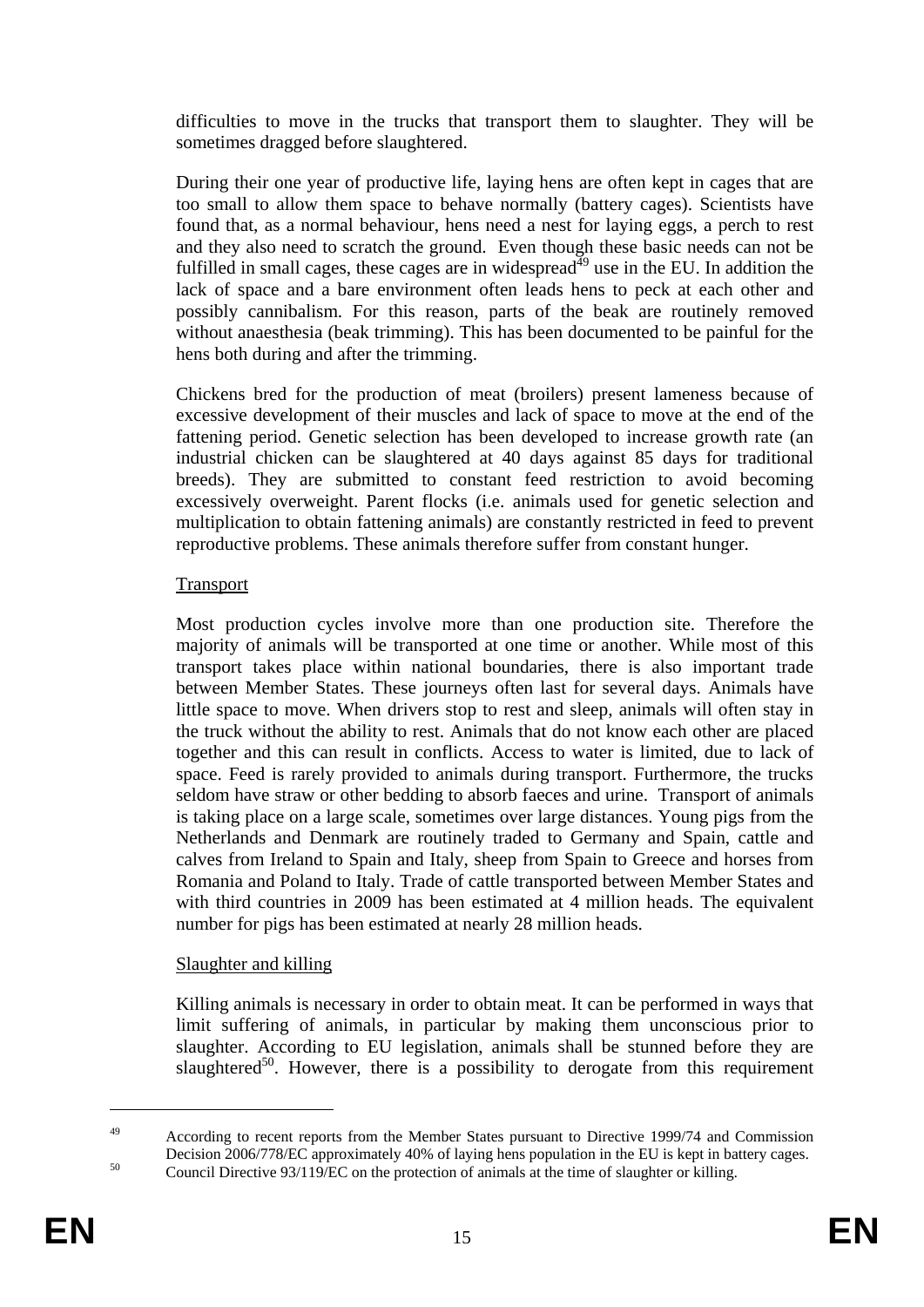difficulties to move in the trucks that transport them to slaughter. They will be sometimes dragged before slaughtered.

During their one year of productive life, laying hens are often kept in cages that are too small to allow them space to behave normally (battery cages). Scientists have found that, as a normal behaviour, hens need a nest for laying eggs, a perch to rest and they also need to scratch the ground. Even though these basic needs can not be fulfilled in small cages, these cages are in widespread[49] use in the EU. In addition the lack of space and a bare environment often leads hens to peck at each other and possibly cannibalism. For this reason, parts of the beak are routinely removed without anaesthesia (beak trimming). This has been documented to be painful for the hens both during and after the trimming.

Chickens bred for the production of meat (broilers) present lameness because of excessive development of their muscles and lack of space to move at the end of the fattening period. Genetic selection has been developed to increase growth rate (an industrial chicken can be slaughtered at 40 days against 85 days for traditional breeds). They are submitted to constant feed restriction to avoid becoming excessively overweight. Parent flocks (i.e. animals used for genetic selection and multiplication to obtain fattening animals) are constantly restricted in feed to prevent reproductive problems. These animals therefore suffer from constant hunger.

<u>Transport</u>

Most production cycles involve more than one production site. Therefore the majority of animals will be transported at one time or another. While most of this transport takes place within national boundaries, there is also important trade between Member States. These journeys often last for several days. Animals have little space to move. When drivers stop to rest and sleep, animals will often stay in the truck without the ability to rest. Animals that do not know each other are placed together and this can result in conflicts. Access to water is limited, due to lack of space. Feed is rarely provided to animals during transport. Furthermore, the trucks seldom have straw or other bedding to absorb faeces and urine. Transport of animals is taking place on a large scale, sometimes over large distances. Young pigs from the Netherlands and Denmark are routinely traded to Germany and Spain, cattle and calves from Ireland to Spain and Italy, sheep from Spain to Greece and horses from Romania and Poland to Italy. Trade of cattle transported between Member States and with third countries in 2009 has been estimated at 4 million heads. The equivalent number for pigs has been estimated at nearly 28 million heads.

<u>Slaughter and killing</u>

Killing animals is necessary in order to obtain meat. It can be performed in ways that limit suffering of animals, in particular by making them unconscious prior to slaughter. According to EU legislation, animals shall be stunned before they are slaughtered[50]. However, there is a possibility to derogate from this requirement

---

[49] According to recent reports from the Member States pursuant to Directive 1999/74 and Commission Decision 2006/778/EC approximately 40% of laying hens population in the EU is kept in battery cages.

[50] Council Directive 93/119/EC on the protection of animals at the time of slaughter or killing.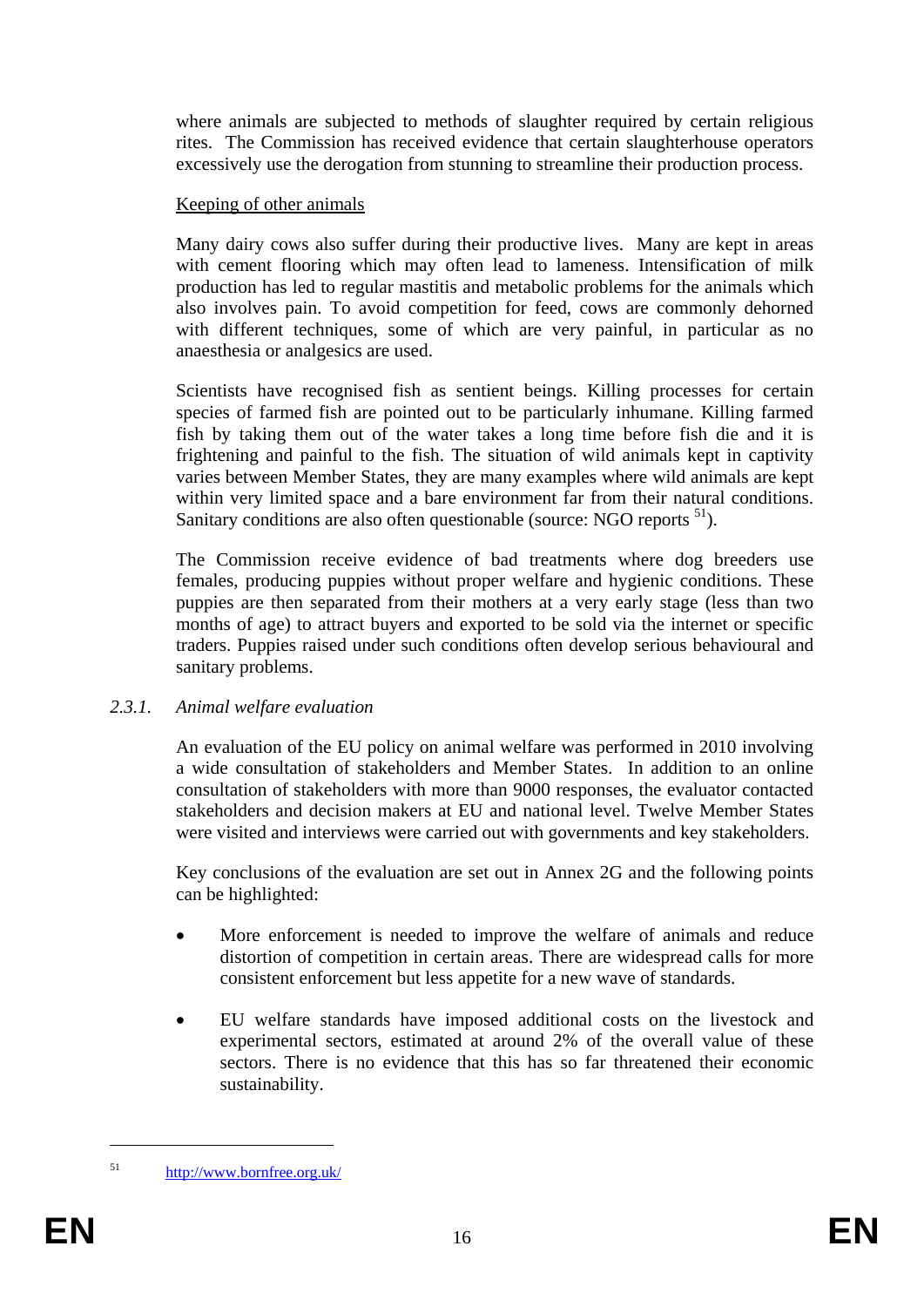where animals are subjected to methods of slaughter required by certain religious rites. The Commission has received evidence that certain slaughterhouse operators excessively use the derogation from stunning to streamline their production process.

Keeping of other animals

Many dairy cows also suffer during their productive lives. Many are kept in areas with cement flooring which may often lead to lameness. Intensification of milk production has led to regular mastitis and metabolic problems for the animals which also involves pain. To avoid competition for feed, cows are commonly dehorned with different techniques, some of which are very painful, in particular as no anaesthesia or analgesics are used.

Scientists have recognised fish as sentient beings. Killing processes for certain species of farmed fish are pointed out to be particularly inhumane. Killing farmed fish by taking them out of the water takes a long time before fish die and it is frightening and painful to the fish. The situation of wild animals kept in captivity varies between Member States, they are many examples where wild animals are kept within very limited space and a bare environment far from their natural conditions. Sanitary conditions are also often questionable (source: NGO reports [51]).

The Commission receive evidence of bad treatments where dog breeders use females, producing puppies without proper welfare and hygienic conditions. These puppies are then separated from their mothers at a very early stage (less than two months of age) to attract buyers and exported to be sold via the internet or specific traders. Puppies raised under such conditions often develop serious behavioural and sanitary problems.

### *2.3.1. Animal welfare evaluation*

An evaluation of the EU policy on animal welfare was performed in 2010 involving a wide consultation of stakeholders and Member States. In addition to an online consultation of stakeholders with more than 9000 responses, the evaluator contacted stakeholders and decision makers at EU and national level. Twelve Member States were visited and interviews were carried out with governments and key stakeholders.

Key conclusions of the evaluation are set out in Annex 2G and the following points can be highlighted:

- More enforcement is needed to improve the welfare of animals and reduce distortion of competition in certain areas. There are widespread calls for more consistent enforcement but less appetite for a new wave of standards.

- EU welfare standards have imposed additional costs on the livestock and experimental sectors, estimated at around 2% of the overall value of these sectors. There is no evidence that this has so far threatened their economic sustainability.

---

[51] http://www.bornfree.org.uk/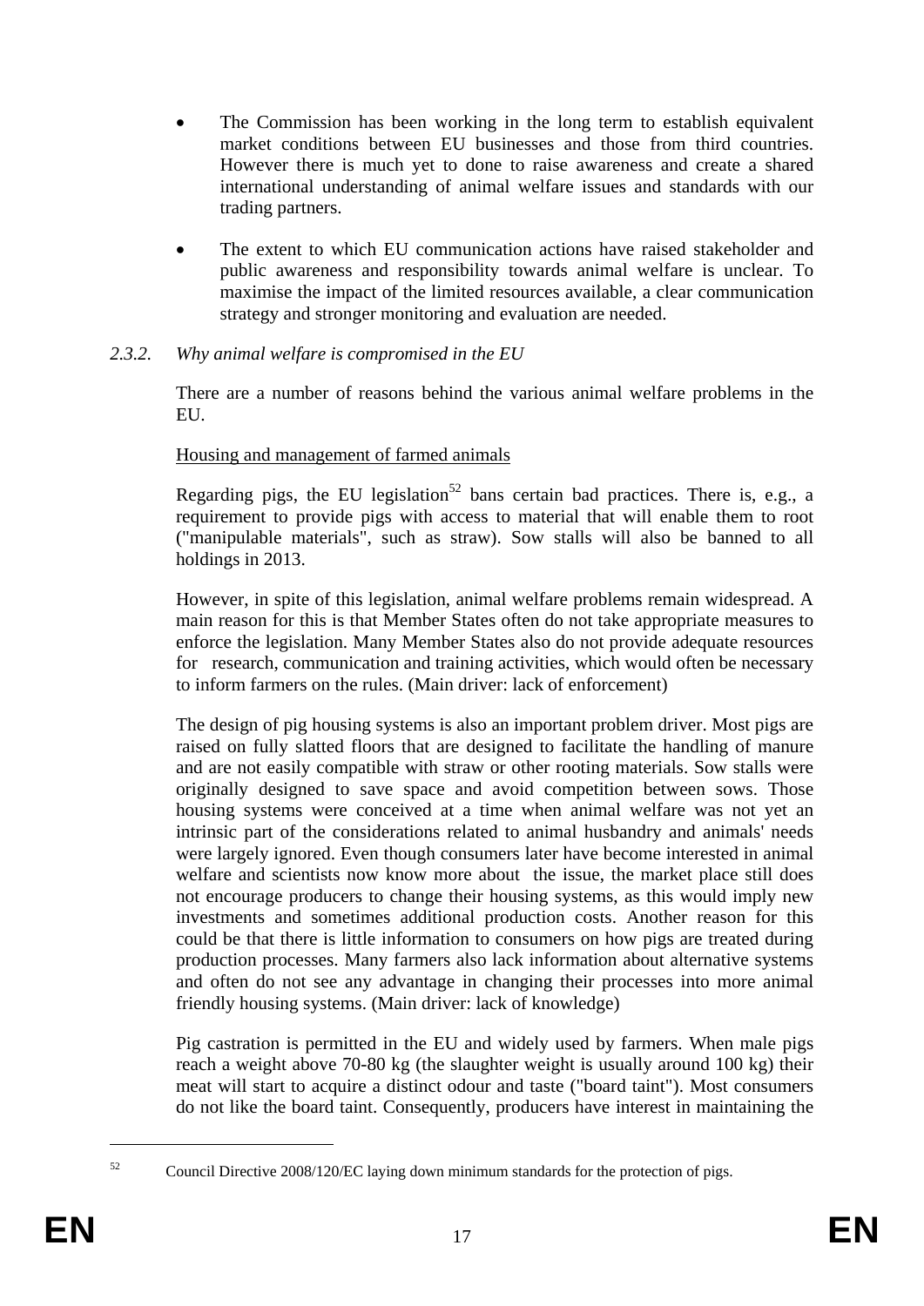- The Commission has been working in the long term to establish equivalent market conditions between EU businesses and those from third countries. However there is much yet to done to raise awareness and create a shared international understanding of animal welfare issues and standards with our trading partners.
- The extent to which EU communication actions have raised stakeholder and public awareness and responsibility towards animal welfare is unclear. To maximise the impact of the limited resources available, a clear communication strategy and stronger monitoring and evaluation are needed.

### 2.3.2. *Why animal welfare is compromised in the EU*

There are a number of reasons behind the various animal welfare problems in the EU.

Housing and management of farmed animals

Regarding pigs, the EU legislation[52] bans certain bad practices. There is, e.g., a requirement to provide pigs with access to material that will enable them to root ("manipulable materials", such as straw). Sow stalls will also be banned to all holdings in 2013.

However, in spite of this legislation, animal welfare problems remain widespread. A main reason for this is that Member States often do not take appropriate measures to enforce the legislation. Many Member States also do not provide adequate resources for research, communication and training activities, which would often be necessary to inform farmers on the rules. (Main driver: lack of enforcement)

The design of pig housing systems is also an important problem driver. Most pigs are raised on fully slatted floors that are designed to facilitate the handling of manure and are not easily compatible with straw or other rooting materials. Sow stalls were originally designed to save space and avoid competition between sows. Those housing systems were conceived at a time when animal welfare was not yet an intrinsic part of the considerations related to animal husbandry and animals' needs were largely ignored. Even though consumers later have become interested in animal welfare and scientists now know more about the issue, the market place still does not encourage producers to change their housing systems, as this would imply new investments and sometimes additional production costs. Another reason for this could be that there is little information to consumers on how pigs are treated during production processes. Many farmers also lack information about alternative systems and often do not see any advantage in changing their processes into more animal friendly housing systems. (Main driver: lack of knowledge)

Pig castration is permitted in the EU and widely used by farmers. When male pigs reach a weight above 70-80 kg (the slaughter weight is usually around 100 kg) their meat will start to acquire a distinct odour and taste ("board taint"). Most consumers do not like the board taint. Consequently, producers have interest in maintaining the

---

[52] Council Directive 2008/120/EC laying down minimum standards for the protection of pigs.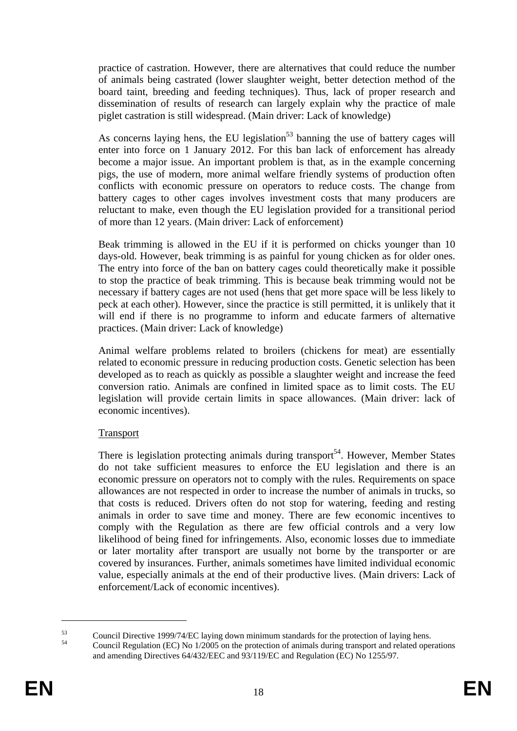practice of castration. However, there are alternatives that could reduce the number of animals being castrated (lower slaughter weight, better detection method of the board taint, breeding and feeding techniques). Thus, lack of proper research and dissemination of results of research can largely explain why the practice of male piglet castration is still widespread. (Main driver: Lack of knowledge)

As concerns laying hens, the EU legislation[53] banning the use of battery cages will enter into force on 1 January 2012. For this ban lack of enforcement has already become a major issue. An important problem is that, as in the example concerning pigs, the use of modern, more animal welfare friendly systems of production often conflicts with economic pressure on operators to reduce costs. The change from battery cages to other cages involves investment costs that many producers are reluctant to make, even though the EU legislation provided for a transitional period of more than 12 years. (Main driver: Lack of enforcement)

Beak trimming is allowed in the EU if it is performed on chicks younger than 10 days-old. However, beak trimming is as painful for young chicken as for older ones. The entry into force of the ban on battery cages could theoretically make it possible to stop the practice of beak trimming. This is because beak trimming would not be necessary if battery cages are not used (hens that get more space will be less likely to peck at each other). However, since the practice is still permitted, it is unlikely that it will end if there is no programme to inform and educate farmers of alternative practices. (Main driver: Lack of knowledge)

Animal welfare problems related to broilers (chickens for meat) are essentially related to economic pressure in reducing production costs. Genetic selection has been developed as to reach as quickly as possible a slaughter weight and increase the feed conversion ratio. Animals are confined in limited space as to limit costs. The EU legislation will provide certain limits in space allowances. (Main driver: lack of economic incentives).

Transport

There is legislation protecting animals during transport[54]. However, Member States do not take sufficient measures to enforce the EU legislation and there is an economic pressure on operators not to comply with the rules. Requirements on space allowances are not respected in order to increase the number of animals in trucks, so that costs is reduced. Drivers often do not stop for watering, feeding and resting animals in order to save time and money. There are few economic incentives to comply with the Regulation as there are few official controls and a very low likelihood of being fined for infringements. Also, economic losses due to immediate or later mortality after transport are usually not borne by the transporter or are covered by insurances. Further, animals sometimes have limited individual economic value, especially animals at the end of their productive lives. (Main drivers: Lack of enforcement/Lack of economic incentives).

---

[53] Council Directive 1999/74/EC laying down minimum standards for the protection of laying hens.

[54] Council Regulation (EC) No 1/2005 on the protection of animals during transport and related operations and amending Directives 64/432/EEC and 93/119/EC and Regulation (EC) No 1255/97.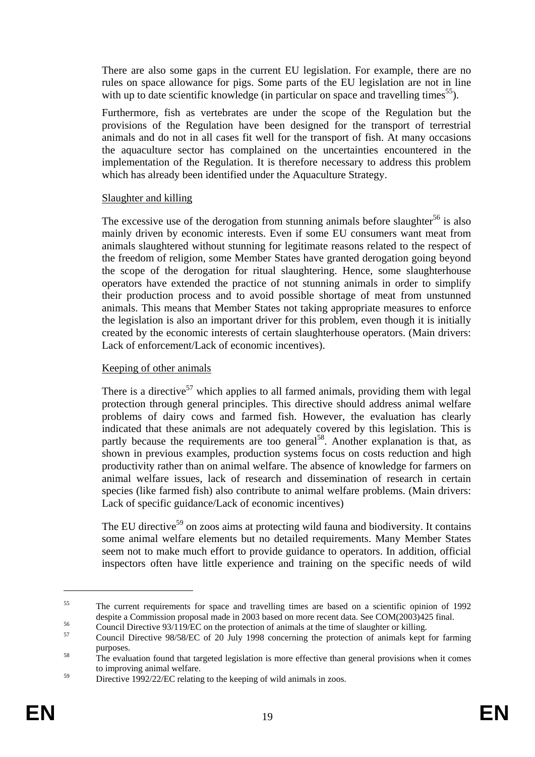There are also some gaps in the current EU legislation. For example, there are no rules on space allowance for pigs. Some parts of the EU legislation are not in line with up to date scientific knowledge (in particular on space and travelling times[55]).

Furthermore, fish as vertebrates are under the scope of the Regulation but the provisions of the Regulation have been designed for the transport of terrestrial animals and do not in all cases fit well for the transport of fish. At many occasions the aquaculture sector has complained on the uncertainties encountered in the implementation of the Regulation. It is therefore necessary to address this problem which has already been identified under the Aquaculture Strategy.

<u>Slaughter and killing</u>

The excessive use of the derogation from stunning animals before slaughter[56] is also mainly driven by economic interests. Even if some EU consumers want meat from animals slaughtered without stunning for legitimate reasons related to the respect of the freedom of religion, some Member States have granted derogation going beyond the scope of the derogation for ritual slaughtering. Hence, some slaughterhouse operators have extended the practice of not stunning animals in order to simplify their production process and to avoid possible shortage of meat from unstunned animals. This means that Member States not taking appropriate measures to enforce the legislation is also an important driver for this problem, even though it is initially created by the economic interests of certain slaughterhouse operators. (Main drivers: Lack of enforcement/Lack of economic incentives).

<u>Keeping of other animals</u>

There is a directive[57] which applies to all farmed animals, providing them with legal protection through general principles. This directive should address animal welfare problems of dairy cows and farmed fish. However, the evaluation has clearly indicated that these animals are not adequately covered by this legislation. This is partly because the requirements are too general[58]. Another explanation is that, as shown in previous examples, production systems focus on costs reduction and high productivity rather than on animal welfare. The absence of knowledge for farmers on animal welfare issues, lack of research and dissemination of research in certain species (like farmed fish) also contribute to animal welfare problems. (Main drivers: Lack of specific guidance/Lack of economic incentives)

The EU directive[59] on zoos aims at protecting wild fauna and biodiversity. It contains some animal welfare elements but no detailed requirements. Many Member States seem not to make much effort to provide guidance to operators. In addition, official inspectors often have little experience and training on the specific needs of wild

---

[55] The current requirements for space and travelling times are based on a scientific opinion of 1992 despite a Commission proposal made in 2003 based on more recent data. See COM(2003)425 final.

[56] Council Directive 93/119/EC on the protection of animals at the time of slaughter or killing.

[57] Council Directive 98/58/EC of 20 July 1998 concerning the protection of animals kept for farming purposes.

[58] The evaluation found that targeted legislation is more effective than general provisions when it comes to improving animal welfare.

[59] Directive 1992/22/EC relating to the keeping of wild animals in zoos.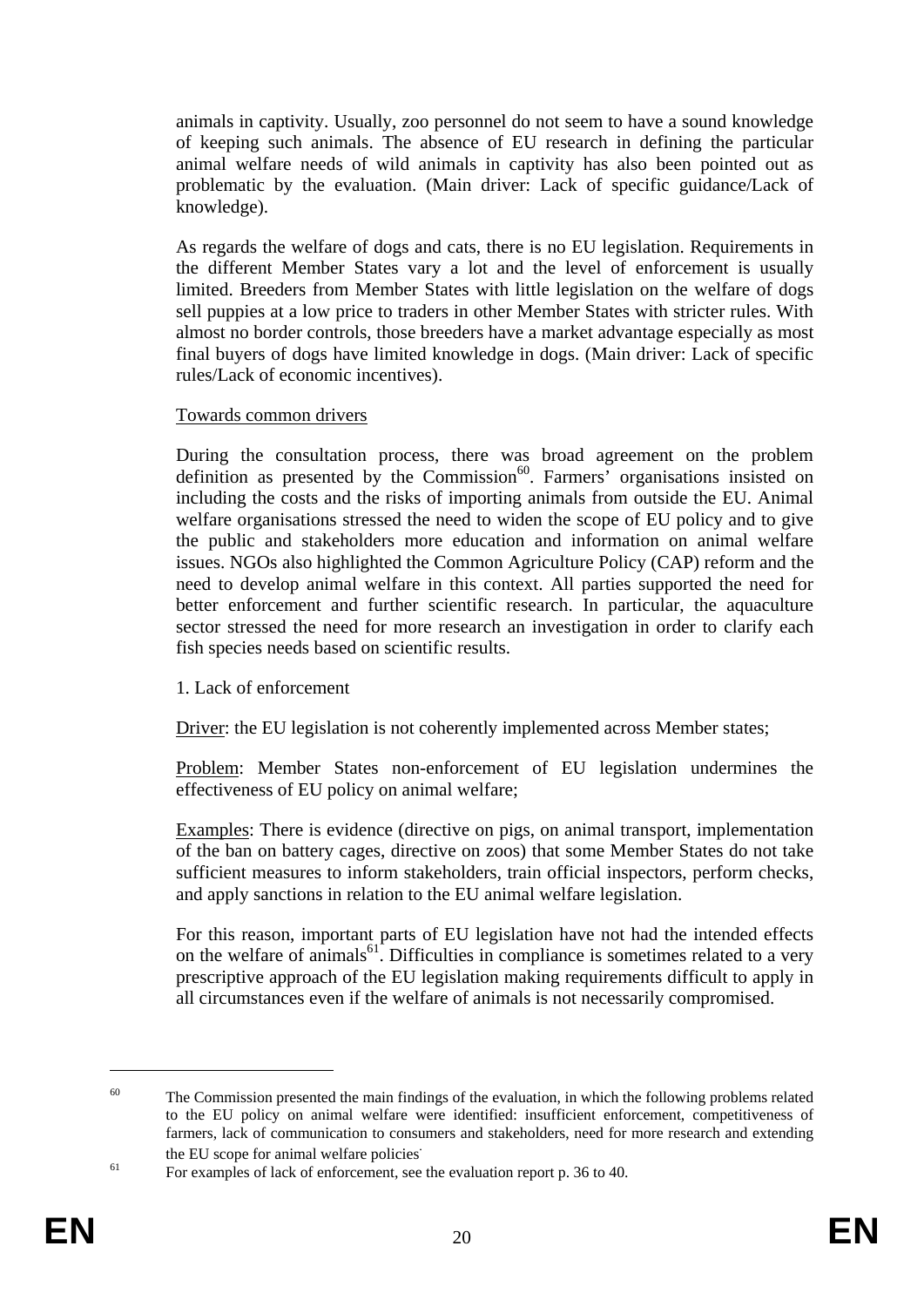animals in captivity. Usually, zoo personnel do not seem to have a sound knowledge of keeping such animals. The absence of EU research in defining the particular animal welfare needs of wild animals in captivity has also been pointed out as problematic by the evaluation. (Main driver: Lack of specific guidance/Lack of knowledge).

As regards the welfare of dogs and cats, there is no EU legislation. Requirements in the different Member States vary a lot and the level of enforcement is usually limited. Breeders from Member States with little legislation on the welfare of dogs sell puppies at a low price to traders in other Member States with stricter rules. With almost no border controls, those breeders have a market advantage especially as most final buyers of dogs have limited knowledge in dogs. (Main driver: Lack of specific rules/Lack of economic incentives).

Towards common drivers

During the consultation process, there was broad agreement on the problem definition as presented by the Commission[60]. Farmers' organisations insisted on including the costs and the risks of importing animals from outside the EU. Animal welfare organisations stressed the need to widen the scope of EU policy and to give the public and stakeholders more education and information on animal welfare issues. NGOs also highlighted the Common Agriculture Policy (CAP) reform and the need to develop animal welfare in this context. All parties supported the need for better enforcement and further scientific research. In particular, the aquaculture sector stressed the need for more research an investigation in order to clarify each fish species needs based on scientific results.

1. Lack of enforcement

Driver: the EU legislation is not coherently implemented across Member states;

Problem: Member States non-enforcement of EU legislation undermines the effectiveness of EU policy on animal welfare;

Examples: There is evidence (directive on pigs, on animal transport, implementation of the ban on battery cages, directive on zoos) that some Member States do not take sufficient measures to inform stakeholders, train official inspectors, perform checks, and apply sanctions in relation to the EU animal welfare legislation.

For this reason, important parts of EU legislation have not had the intended effects on the welfare of animals[61]. Difficulties in compliance is sometimes related to a very prescriptive approach of the EU legislation making requirements difficult to apply in all circumstances even if the welfare of animals is not necessarily compromised.

---

[60] The Commission presented the main findings of the evaluation, in which the following problems related to the EU policy on animal welfare were identified: insufficient enforcement, competitiveness of farmers, lack of communication to consumers and stakeholders, need for more research and extending the EU scope for animal welfare policies.

[61] For examples of lack of enforcement, see the evaluation report p. 36 to 40.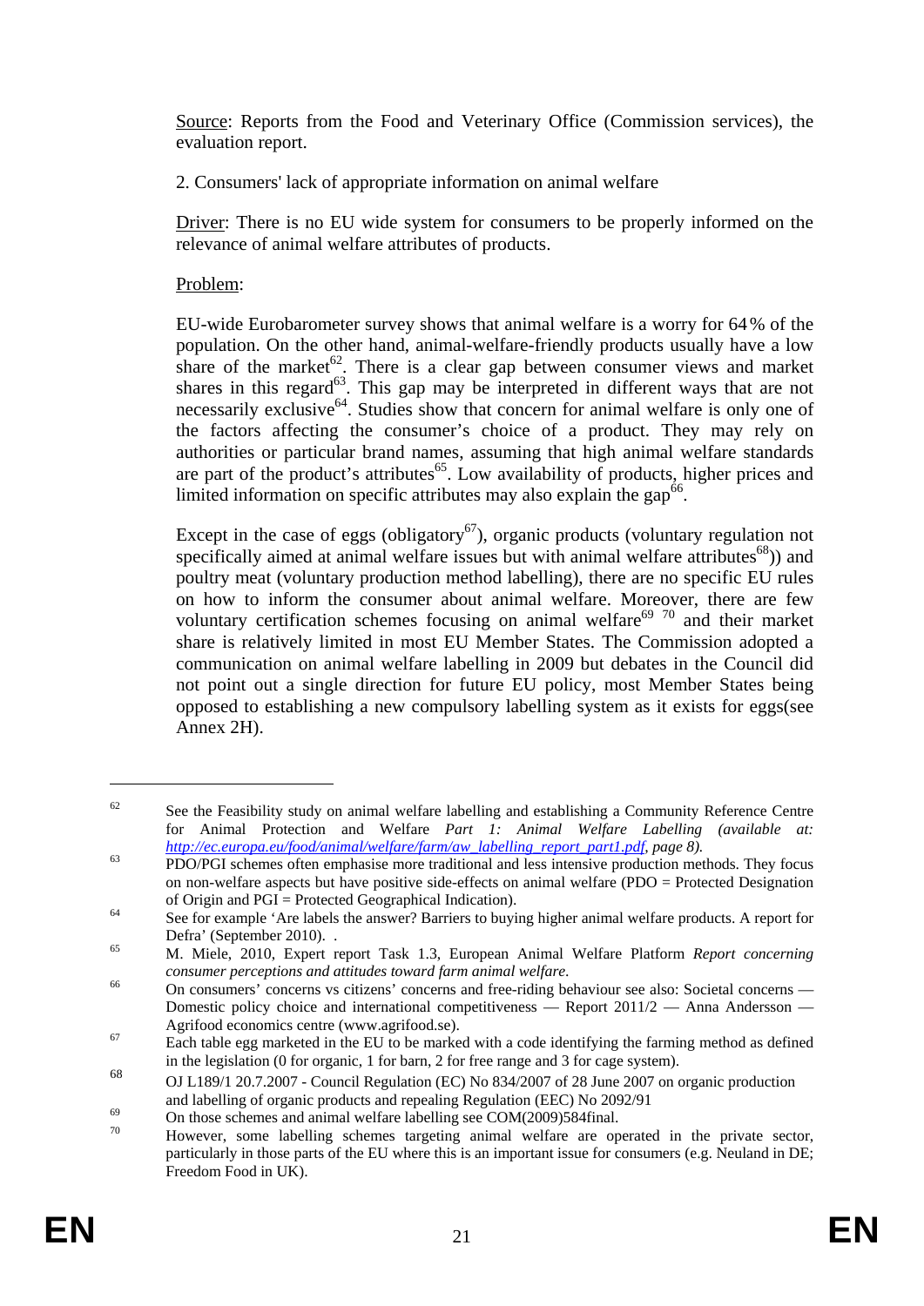Source: Reports from the Food and Veterinary Office (Commission services), the evaluation report.

2. Consumers' lack of appropriate information on animal welfare

Driver: There is no EU wide system for consumers to be properly informed on the relevance of animal welfare attributes of products.

Problem:

EU-wide Eurobarometer survey shows that animal welfare is a worry for 64 % of the population. On the other hand, animal-welfare-friendly products usually have a low share of the market[62]. There is a clear gap between consumer views and market shares in this regard[63]. This gap may be interpreted in different ways that are not necessarily exclusive[64]. Studies show that concern for animal welfare is only one of the factors affecting the consumer's choice of a product. They may rely on authorities or particular brand names, assuming that high animal welfare standards are part of the product's attributes[65]. Low availability of products, higher prices and limited information on specific attributes may also explain the gap[66].

Except in the case of eggs (obligatory[67]), organic products (voluntary regulation not specifically aimed at animal welfare issues but with animal welfare attributes[68])) and poultry meat (voluntary production method labelling), there are no specific EU rules on how to inform the consumer about animal welfare. Moreover, there are few voluntary certification schemes focusing on animal welfare[69] [70] and their market share is relatively limited in most EU Member States. The Commission adopted a communication on animal welfare labelling in 2009 but debates in the Council did not point out a single direction for future EU policy, most Member States being opposed to establishing a new compulsory labelling system as it exists for eggs(see Annex 2H).

---

[62] See the Feasibility study on animal welfare labelling and establishing a Community Reference Centre for Animal Protection and Welfare *Part 1: Animal Welfare Labelling (available at: http://ec.europa.eu/food/animal/welfare/farm/aw_labelling_report_part1.pdf, page 8).*

[63] PDO/PGI schemes often emphasise more traditional and less intensive production methods. They focus on non-welfare aspects but have positive side-effects on animal welfare (PDO = Protected Designation of Origin and PGI = Protected Geographical Indication).

[64] See for example 'Are labels the answer? Barriers to buying higher animal welfare products. A report for Defra' (September 2010). .

[65] M. Miele, 2010, Expert report Task 1.3, European Animal Welfare Platform *Report concerning consumer perceptions and attitudes toward farm animal welfare.*

[66] On consumers' concerns vs citizens' concerns and free-riding behaviour see also: Societal concerns — Domestic policy choice and international competitiveness — Report 2011/2 — Anna Andersson — Agrifood economics centre (www.agrifood.se).

[67] Each table egg marketed in the EU to be marked with a code identifying the farming method as defined in the legislation (0 for organic, 1 for barn, 2 for free range and 3 for cage system).

[68] OJ L189/1 20.7.2007 - Council Regulation (EC) No 834/2007 of 28 June 2007 on organic production and labelling of organic products and repealing Regulation (EEC) No 2092/91

[69] On those schemes and animal welfare labelling see COM(2009)584final.

[70] However, some labelling schemes targeting animal welfare are operated in the private sector, particularly in those parts of the EU where this is an important issue for consumers (e.g. Neuland in DE; Freedom Food in UK).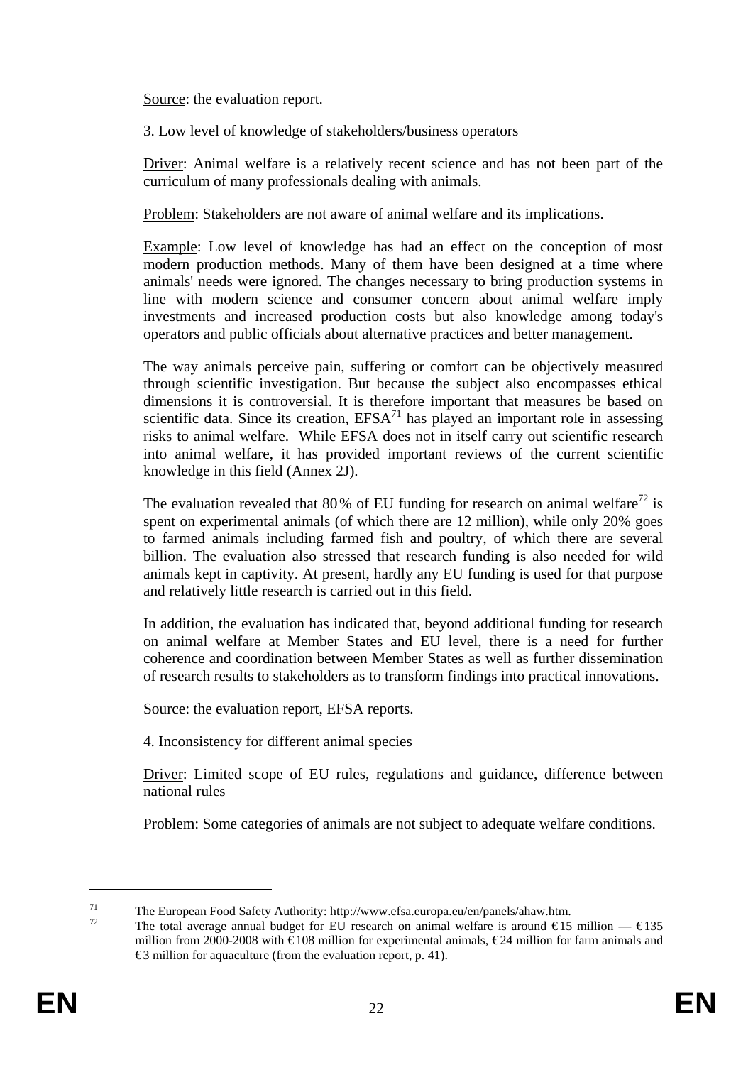Source: the evaluation report.

3. Low level of knowledge of stakeholders/business operators

Driver: Animal welfare is a relatively recent science and has not been part of the curriculum of many professionals dealing with animals.

Problem: Stakeholders are not aware of animal welfare and its implications.

Example: Low level of knowledge has had an effect on the conception of most modern production methods. Many of them have been designed at a time where animals' needs were ignored. The changes necessary to bring production systems in line with modern science and consumer concern about animal welfare imply investments and increased production costs but also knowledge among today's operators and public officials about alternative practices and better management.

The way animals perceive pain, suffering or comfort can be objectively measured through scientific investigation. But because the subject also encompasses ethical dimensions it is controversial. It is therefore important that measures be based on scientific data. Since its creation, EFSA[71] has played an important role in assessing risks to animal welfare. While EFSA does not in itself carry out scientific research into animal welfare, it has provided important reviews of the current scientific knowledge in this field (Annex 2J).

The evaluation revealed that 80% of EU funding for research on animal welfare[72] is spent on experimental animals (of which there are 12 million), while only 20% goes to farmed animals including farmed fish and poultry, of which there are several billion. The evaluation also stressed that research funding is also needed for wild animals kept in captivity. At present, hardly any EU funding is used for that purpose and relatively little research is carried out in this field.

In addition, the evaluation has indicated that, beyond additional funding for research on animal welfare at Member States and EU level, there is a need for further coherence and coordination between Member States as well as further dissemination of research results to stakeholders as to transform findings into practical innovations.

Source: the evaluation report, EFSA reports.

4. Inconsistency for different animal species

Driver: Limited scope of EU rules, regulations and guidance, difference between national rules

Problem: Some categories of animals are not subject to adequate welfare conditions.

[71] The European Food Safety Authority: http://www.efsa.europa.eu/en/panels/ahaw.htm.

[72] The total average annual budget for EU research on animal welfare is around €15 million — €135 million from 2000-2008 with €108 million for experimental animals, €24 million for farm animals and €3 million for aquaculture (from the evaluation report, p. 41).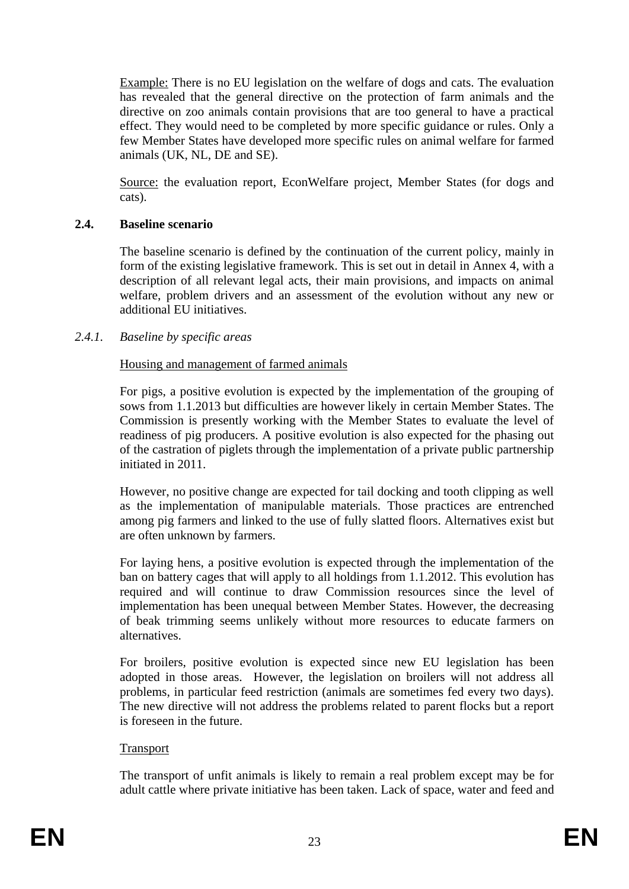Example: There is no EU legislation on the welfare of dogs and cats. The evaluation has revealed that the general directive on the protection of farm animals and the directive on zoo animals contain provisions that are too general to have a practical effect. They would need to be completed by more specific guidance or rules. Only a few Member States have developed more specific rules on animal welfare for farmed animals (UK, NL, DE and SE).

Source: the evaluation report, EconWelfare project, Member States (for dogs and cats).

### 2.4. Baseline scenario

The baseline scenario is defined by the continuation of the current policy, mainly in form of the existing legislative framework. This is set out in detail in Annex 4, with a description of all relevant legal acts, their main provisions, and impacts on animal welfare, problem drivers and an assessment of the evolution without any new or additional EU initiatives.

#### *2.4.1. Baseline by specific areas*

Housing and management of farmed animals

For pigs, a positive evolution is expected by the implementation of the grouping of sows from 1.1.2013 but difficulties are however likely in certain Member States. The Commission is presently working with the Member States to evaluate the level of readiness of pig producers. A positive evolution is also expected for the phasing out of the castration of piglets through the implementation of a private public partnership initiated in 2011.

However, no positive change are expected for tail docking and tooth clipping as well as the implementation of manipulable materials. Those practices are entrenched among pig farmers and linked to the use of fully slatted floors. Alternatives exist but are often unknown by farmers.

For laying hens, a positive evolution is expected through the implementation of the ban on battery cages that will apply to all holdings from 1.1.2012. This evolution has required and will continue to draw Commission resources since the level of implementation has been unequal between Member States. However, the decreasing of beak trimming seems unlikely without more resources to educate farmers on alternatives.

For broilers, positive evolution is expected since new EU legislation has been adopted in those areas. However, the legislation on broilers will not address all problems, in particular feed restriction (animals are sometimes fed every two days). The new directive will not address the problems related to parent flocks but a report is foreseen in the future.

Transport

The transport of unfit animals is likely to remain a real problem except may be for adult cattle where private initiative has been taken. Lack of space, water and feed and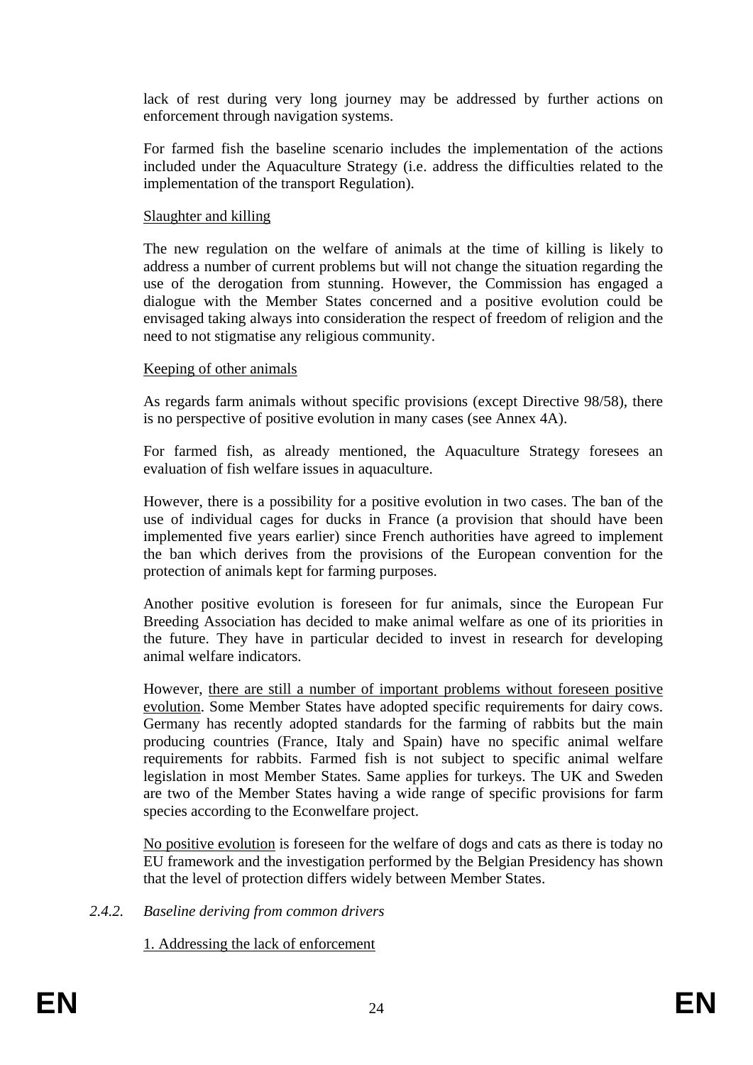lack of rest during very long journey may be addressed by further actions on enforcement through navigation systems.

For farmed fish the baseline scenario includes the implementation of the actions included under the Aquaculture Strategy (i.e. address the difficulties related to the implementation of the transport Regulation).

<u>Slaughter and killing</u>

The new regulation on the welfare of animals at the time of killing is likely to address a number of current problems but will not change the situation regarding the use of the derogation from stunning. However, the Commission has engaged a dialogue with the Member States concerned and a positive evolution could be envisaged taking always into consideration the respect of freedom of religion and the need to not stigmatise any religious community.

<u>Keeping of other animals</u>

As regards farm animals without specific provisions (except Directive 98/58), there is no perspective of positive evolution in many cases (see Annex 4A).

For farmed fish, as already mentioned, the Aquaculture Strategy foresees an evaluation of fish welfare issues in aquaculture.

However, there is a possibility for a positive evolution in two cases. The ban of the use of individual cages for ducks in France (a provision that should have been implemented five years earlier) since French authorities have agreed to implement the ban which derives from the provisions of the European convention for the protection of animals kept for farming purposes.

Another positive evolution is foreseen for fur animals, since the European Fur Breeding Association has decided to make animal welfare as one of its priorities in the future. They have in particular decided to invest in research for developing animal welfare indicators.

However, <u>there are still a number of important problems without foreseen positive evolution</u>. Some Member States have adopted specific requirements for dairy cows. Germany has recently adopted standards for the farming of rabbits but the main producing countries (France, Italy and Spain) have no specific animal welfare requirements for rabbits. Farmed fish is not subject to specific animal welfare legislation in most Member States. Same applies for turkeys. The UK and Sweden are two of the Member States having a wide range of specific provisions for farm species according to the Econwelfare project.

<u>No positive evolution</u> is foreseen for the welfare of dogs and cats as there is today no EU framework and the investigation performed by the Belgian Presidency has shown that the level of protection differs widely between Member States.

### *2.4.2. Baseline deriving from common drivers*

<u>1. Addressing the lack of enforcement</u>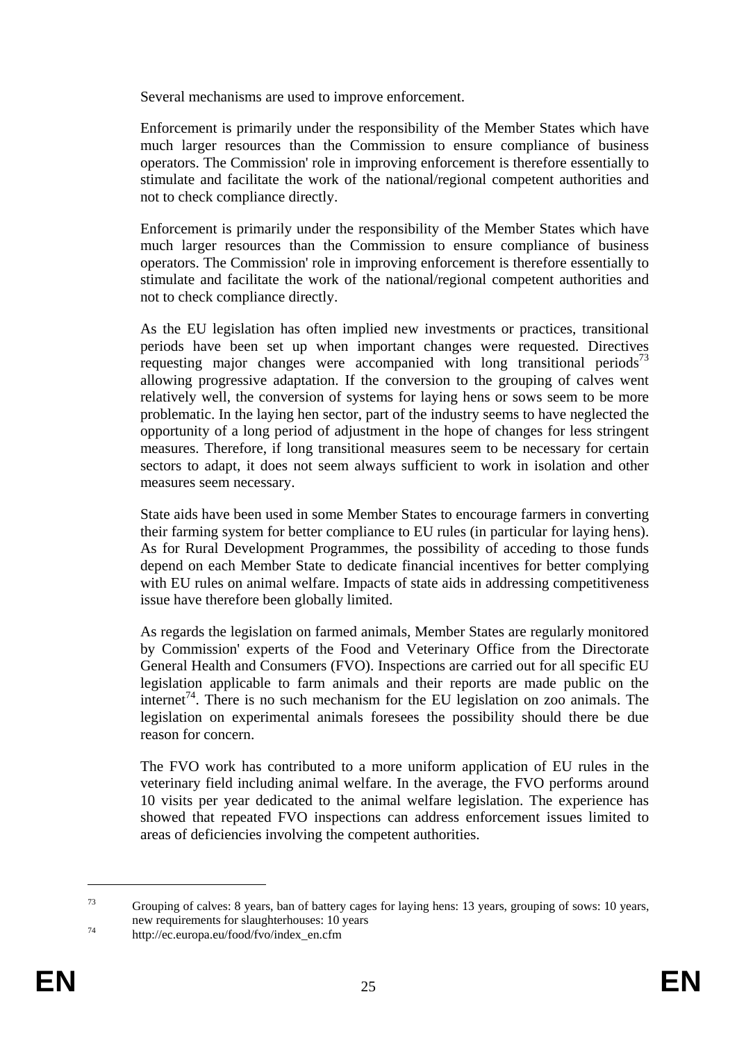Several mechanisms are used to improve enforcement.

Enforcement is primarily under the responsibility of the Member States which have much larger resources than the Commission to ensure compliance of business operators. The Commission' role in improving enforcement is therefore essentially to stimulate and facilitate the work of the national/regional competent authorities and not to check compliance directly.

Enforcement is primarily under the responsibility of the Member States which have much larger resources than the Commission to ensure compliance of business operators. The Commission' role in improving enforcement is therefore essentially to stimulate and facilitate the work of the national/regional competent authorities and not to check compliance directly.

As the EU legislation has often implied new investments or practices, transitional periods have been set up when important changes were requested. Directives requesting major changes were accompanied with long transitional periods[73] allowing progressive adaptation. If the conversion to the grouping of calves went relatively well, the conversion of systems for laying hens or sows seem to be more problematic. In the laying hen sector, part of the industry seems to have neglected the opportunity of a long period of adjustment in the hope of changes for less stringent measures. Therefore, if long transitional measures seem to be necessary for certain sectors to adapt, it does not seem always sufficient to work in isolation and other measures seem necessary.

State aids have been used in some Member States to encourage farmers in converting their farming system for better compliance to EU rules (in particular for laying hens). As for Rural Development Programmes, the possibility of acceding to those funds depend on each Member State to dedicate financial incentives for better complying with EU rules on animal welfare. Impacts of state aids in addressing competitiveness issue have therefore been globally limited.

As regards the legislation on farmed animals, Member States are regularly monitored by Commission' experts of the Food and Veterinary Office from the Directorate General Health and Consumers (FVO). Inspections are carried out for all specific EU legislation applicable to farm animals and their reports are made public on the internet[74]. There is no such mechanism for the EU legislation on zoo animals. The legislation on experimental animals foresees the possibility should there be due reason for concern.

The FVO work has contributed to a more uniform application of EU rules in the veterinary field including animal welfare. In the average, the FVO performs around 10 visits per year dedicated to the animal welfare legislation. The experience has showed that repeated FVO inspections can address enforcement issues limited to areas of deficiencies involving the competent authorities.

---

[73] Grouping of calves: 8 years, ban of battery cages for laying hens: 13 years, grouping of sows: 10 years, new requirements for slaughterhouses: 10 years

[74] http://ec.europa.eu/food/fvo/index_en.cfm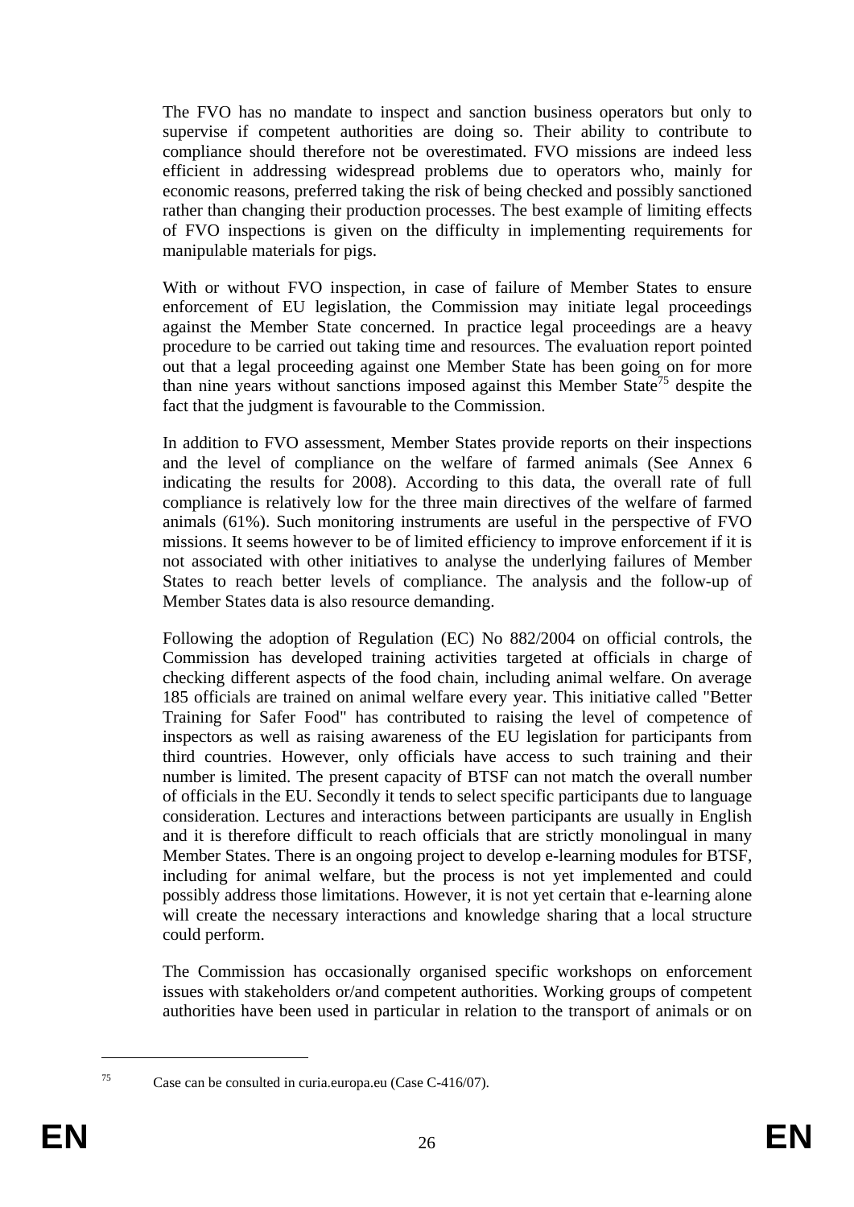The FVO has no mandate to inspect and sanction business operators but only to supervise if competent authorities are doing so. Their ability to contribute to compliance should therefore not be overestimated. FVO missions are indeed less efficient in addressing widespread problems due to operators who, mainly for economic reasons, preferred taking the risk of being checked and possibly sanctioned rather than changing their production processes. The best example of limiting effects of FVO inspections is given on the difficulty in implementing requirements for manipulable materials for pigs.

With or without FVO inspection, in case of failure of Member States to ensure enforcement of EU legislation, the Commission may initiate legal proceedings against the Member State concerned. In practice legal proceedings are a heavy procedure to be carried out taking time and resources. The evaluation report pointed out that a legal proceeding against one Member State has been going on for more than nine years without sanctions imposed against this Member State[75] despite the fact that the judgment is favourable to the Commission.

In addition to FVO assessment, Member States provide reports on their inspections and the level of compliance on the welfare of farmed animals (See Annex 6 indicating the results for 2008). According to this data, the overall rate of full compliance is relatively low for the three main directives of the welfare of farmed animals (61%). Such monitoring instruments are useful in the perspective of FVO missions. It seems however to be of limited efficiency to improve enforcement if it is not associated with other initiatives to analyse the underlying failures of Member States to reach better levels of compliance. The analysis and the follow-up of Member States data is also resource demanding.

Following the adoption of Regulation (EC) No 882/2004 on official controls, the Commission has developed training activities targeted at officials in charge of checking different aspects of the food chain, including animal welfare. On average 185 officials are trained on animal welfare every year. This initiative called "Better Training for Safer Food" has contributed to raising the level of competence of inspectors as well as raising awareness of the EU legislation for participants from third countries. However, only officials have access to such training and their number is limited. The present capacity of BTSF can not match the overall number of officials in the EU. Secondly it tends to select specific participants due to language consideration. Lectures and interactions between participants are usually in English and it is therefore difficult to reach officials that are strictly monolingual in many Member States. There is an ongoing project to develop e-learning modules for BTSF, including for animal welfare, but the process is not yet implemented and could possibly address those limitations. However, it is not yet certain that e-learning alone will create the necessary interactions and knowledge sharing that a local structure could perform.

The Commission has occasionally organised specific workshops on enforcement issues with stakeholders or/and competent authorities. Working groups of competent authorities have been used in particular in relation to the transport of animals or on

[75] Case can be consulted in curia.europa.eu (Case C-416/07).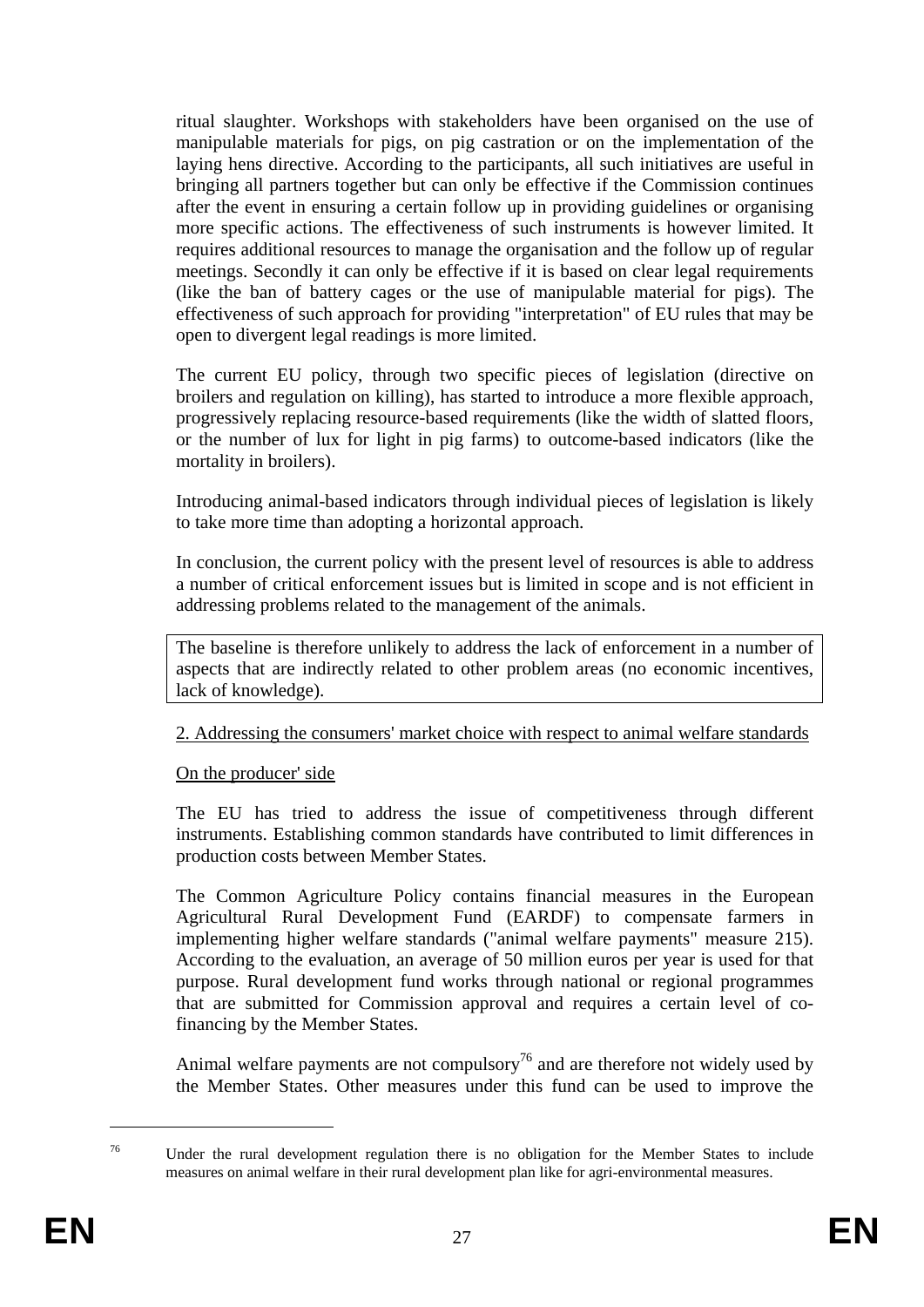ritual slaughter. Workshops with stakeholders have been organised on the use of manipulable materials for pigs, on pig castration or on the implementation of the laying hens directive. According to the participants, all such initiatives are useful in bringing all partners together but can only be effective if the Commission continues after the event in ensuring a certain follow up in providing guidelines or organising more specific actions. The effectiveness of such instruments is however limited. It requires additional resources to manage the organisation and the follow up of regular meetings. Secondly it can only be effective if it is based on clear legal requirements (like the ban of battery cages or the use of manipulable material for pigs). The effectiveness of such approach for providing "interpretation" of EU rules that may be open to divergent legal readings is more limited.

The current EU policy, through two specific pieces of legislation (directive on broilers and regulation on killing), has started to introduce a more flexible approach, progressively replacing resource-based requirements (like the width of slatted floors, or the number of lux for light in pig farms) to outcome-based indicators (like the mortality in broilers).

Introducing animal-based indicators through individual pieces of legislation is likely to take more time than adopting a horizontal approach.

In conclusion, the current policy with the present level of resources is able to address a number of critical enforcement issues but is limited in scope and is not efficient in addressing problems related to the management of the animals.

| The baseline is therefore unlikely to address the lack of enforcement in a number of aspects that are indirectly related to other problem areas (no economic incentives, lack of knowledge). |
|---|

2. Addressing the consumers' market choice with respect to animal welfare standards

On the producer' side

The EU has tried to address the issue of competitiveness through different instruments. Establishing common standards have contributed to limit differences in production costs between Member States.

The Common Agriculture Policy contains financial measures in the European Agricultural Rural Development Fund (EARDF) to compensate farmers in implementing higher welfare standards ("animal welfare payments" measure 215). According to the evaluation, an average of 50 million euros per year is used for that purpose. Rural development fund works through national or regional programmes that are submitted for Commission approval and requires a certain level of co-financing by the Member States.

Animal welfare payments are not compulsory[76] and are therefore not widely used by the Member States. Other measures under this fund can be used to improve the

[76] Under the rural development regulation there is no obligation for the Member States to include measures on animal welfare in their rural development plan like for agri-environmental measures.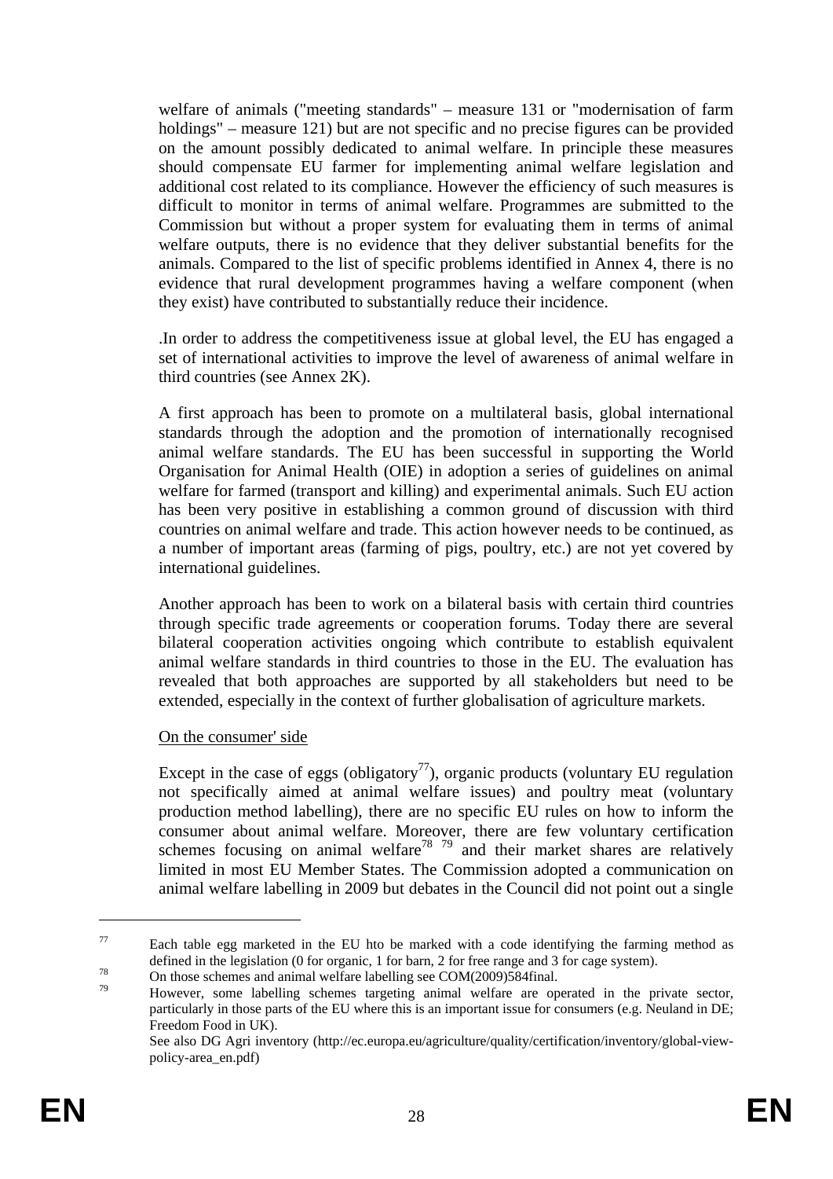welfare of animals ("meeting standards" – measure 131 or "modernisation of farm holdings" – measure 121) but are not specific and no precise figures can be provided on the amount possibly dedicated to animal welfare. In principle these measures should compensate EU farmer for implementing animal welfare legislation and additional cost related to its compliance. However the efficiency of such measures is difficult to monitor in terms of animal welfare. Programmes are submitted to the Commission but without a proper system for evaluating them in terms of animal welfare outputs, there is no evidence that they deliver substantial benefits for the animals. Compared to the list of specific problems identified in Annex 4, there is no evidence that rural development programmes having a welfare component (when they exist) have contributed to substantially reduce their incidence.

.In order to address the competitiveness issue at global level, the EU has engaged a set of international activities to improve the level of awareness of animal welfare in third countries (see Annex 2K).

A first approach has been to promote on a multilateral basis, global international standards through the adoption and the promotion of internationally recognised animal welfare standards. The EU has been successful in supporting the World Organisation for Animal Health (OIE) in adoption a series of guidelines on animal welfare for farmed (transport and killing) and experimental animals. Such EU action has been very positive in establishing a common ground of discussion with third countries on animal welfare and trade. This action however needs to be continued, as a number of important areas (farming of pigs, poultry, etc.) are not yet covered by international guidelines.

Another approach has been to work on a bilateral basis with certain third countries through specific trade agreements or cooperation forums. Today there are several bilateral cooperation activities ongoing which contribute to establish equivalent animal welfare standards in third countries to those in the EU. The evaluation has revealed that both approaches are supported by all stakeholders but need to be extended, especially in the context of further globalisation of agriculture markets.

On the consumer' side

Except in the case of eggs (obligatory[77]), organic products (voluntary EU regulation not specifically aimed at animal welfare issues) and poultry meat (voluntary production method labelling), there are no specific EU rules on how to inform the consumer about animal welfare. Moreover, there are few voluntary certification schemes focusing on animal welfare[78] [79] and their market shares are relatively limited in most EU Member States. The Commission adopted a communication on animal welfare labelling in 2009 but debates in the Council did not point out a single

---

[77] Each table egg marketed in the EU hto be marked with a code identifying the farming method as defined in the legislation (0 for organic, 1 for barn, 2 for free range and 3 for cage system).

[78] On those schemes and animal welfare labelling see COM(2009)584final.

[79] However, some labelling schemes targeting animal welfare are operated in the private sector, particularly in those parts of the EU where this is an important issue for consumers (e.g. Neuland in DE; Freedom Food in UK).
See also DG Agri inventory (http://ec.europa.eu/agriculture/quality/certification/inventory/global-view-policy-area_en.pdf)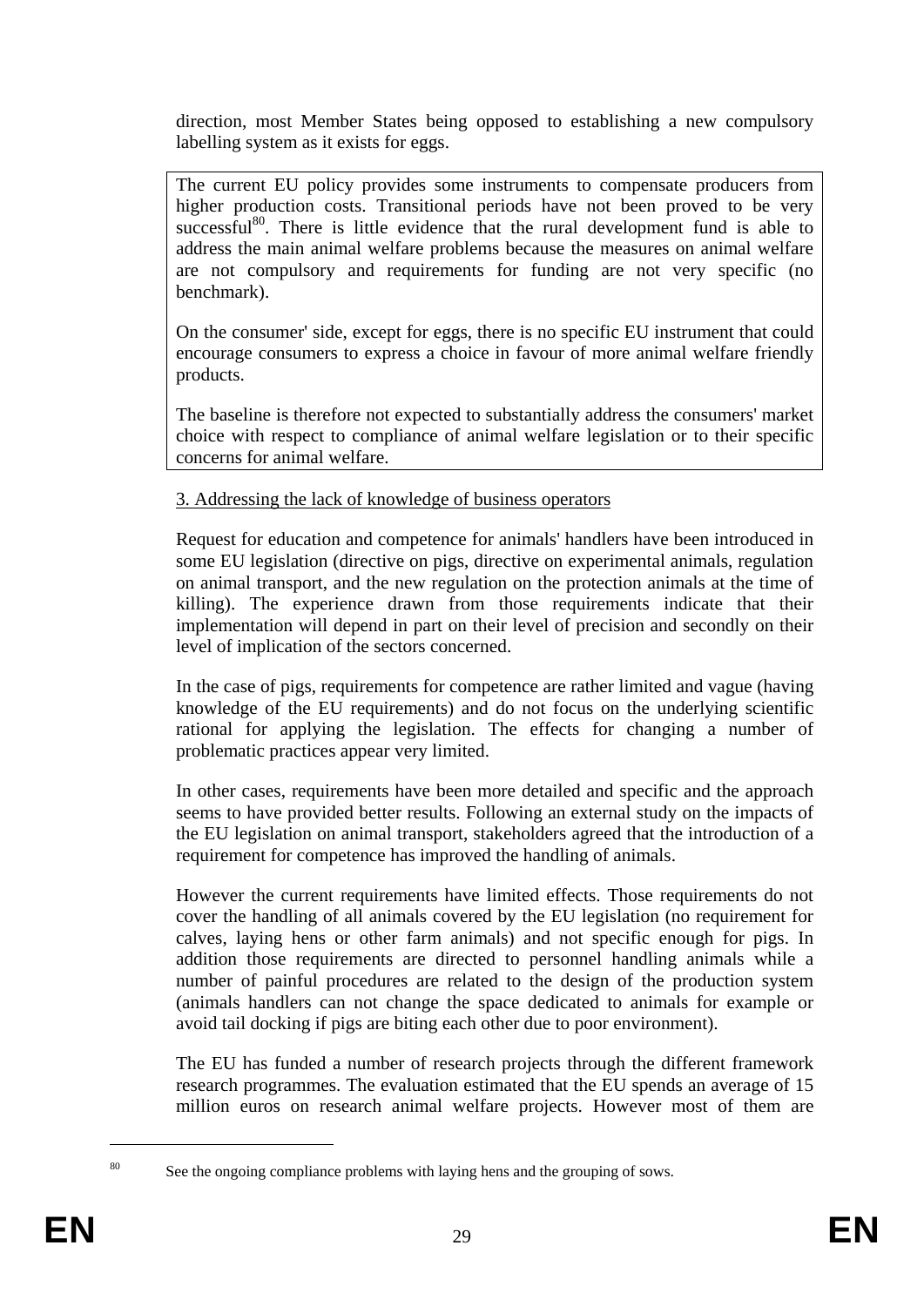direction, most Member States being opposed to establishing a new compulsory labelling system as it exists for eggs.

The current EU policy provides some instruments to compensate producers from higher production costs. Transitional periods have not been proved to be very successful[80]. There is little evidence that the rural development fund is able to address the main animal welfare problems because the measures on animal welfare are not compulsory and requirements for funding are not very specific (no benchmark).

On the consumer' side, except for eggs, there is no specific EU instrument that could encourage consumers to express a choice in favour of more animal welfare friendly products.

The baseline is therefore not expected to substantially address the consumers' market choice with respect to compliance of animal welfare legislation or to their specific concerns for animal welfare.

3. Addressing the lack of knowledge of business operators

Request for education and competence for animals' handlers have been introduced in some EU legislation (directive on pigs, directive on experimental animals, regulation on animal transport, and the new regulation on the protection animals at the time of killing). The experience drawn from those requirements indicate that their implementation will depend in part on their level of precision and secondly on their level of implication of the sectors concerned.

In the case of pigs, requirements for competence are rather limited and vague (having knowledge of the EU requirements) and do not focus on the underlying scientific rational for applying the legislation. The effects for changing a number of problematic practices appear very limited.

In other cases, requirements have been more detailed and specific and the approach seems to have provided better results. Following an external study on the impacts of the EU legislation on animal transport, stakeholders agreed that the introduction of a requirement for competence has improved the handling of animals.

However the current requirements have limited effects. Those requirements do not cover the handling of all animals covered by the EU legislation (no requirement for calves, laying hens or other farm animals) and not specific enough for pigs. In addition those requirements are directed to personnel handling animals while a number of painful procedures are related to the design of the production system (animals handlers can not change the space dedicated to animals for example or avoid tail docking if pigs are biting each other due to poor environment).

The EU has funded a number of research projects through the different framework research programmes. The evaluation estimated that the EU spends an average of 15 million euros on research animal welfare projects. However most of them are

[80] See the ongoing compliance problems with laying hens and the grouping of sows.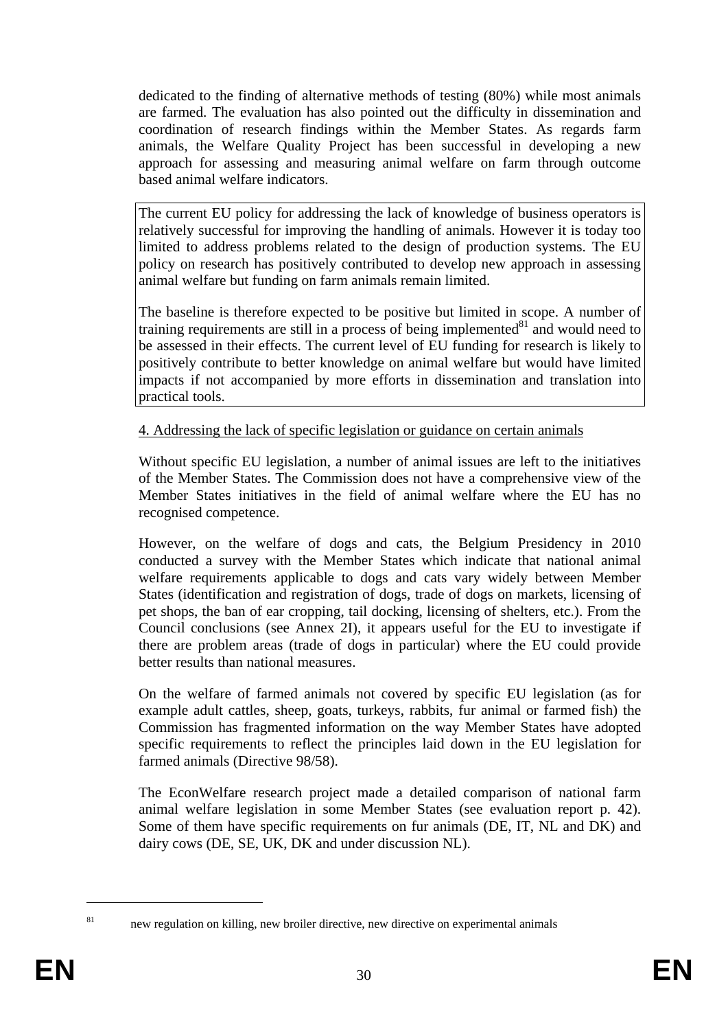dedicated to the finding of alternative methods of testing (80%) while most animals are farmed. The evaluation has also pointed out the difficulty in dissemination and coordination of research findings within the Member States. As regards farm animals, the Welfare Quality Project has been successful in developing a new approach for assessing and measuring animal welfare on farm through outcome based animal welfare indicators.

The current EU policy for addressing the lack of knowledge of business operators is relatively successful for improving the handling of animals. However it is today too limited to address problems related to the design of production systems. The EU policy on research has positively contributed to develop new approach in assessing animal welfare but funding on farm animals remain limited.

The baseline is therefore expected to be positive but limited in scope. A number of training requirements are still in a process of being implemented[81] and would need to be assessed in their effects. The current level of EU funding for research is likely to positively contribute to better knowledge on animal welfare but would have limited impacts if not accompanied by more efforts in dissemination and translation into practical tools.

4. Addressing the lack of specific legislation or guidance on certain animals

Without specific EU legislation, a number of animal issues are left to the initiatives of the Member States. The Commission does not have a comprehensive view of the Member States initiatives in the field of animal welfare where the EU has no recognised competence.

However, on the welfare of dogs and cats, the Belgium Presidency in 2010 conducted a survey with the Member States which indicate that national animal welfare requirements applicable to dogs and cats vary widely between Member States (identification and registration of dogs, trade of dogs on markets, licensing of pet shops, the ban of ear cropping, tail docking, licensing of shelters, etc.). From the Council conclusions (see Annex 2I), it appears useful for the EU to investigate if there are problem areas (trade of dogs in particular) where the EU could provide better results than national measures.

On the welfare of farmed animals not covered by specific EU legislation (as for example adult cattles, sheep, goats, turkeys, rabbits, fur animal or farmed fish) the Commission has fragmented information on the way Member States have adopted specific requirements to reflect the principles laid down in the EU legislation for farmed animals (Directive 98/58).

The EconWelfare research project made a detailed comparison of national farm animal welfare legislation in some Member States (see evaluation report p. 42). Some of them have specific requirements on fur animals (DE, IT, NL and DK) and dairy cows (DE, SE, UK, DK and under discussion NL).

[81] new regulation on killing, new broiler directive, new directive on experimental animals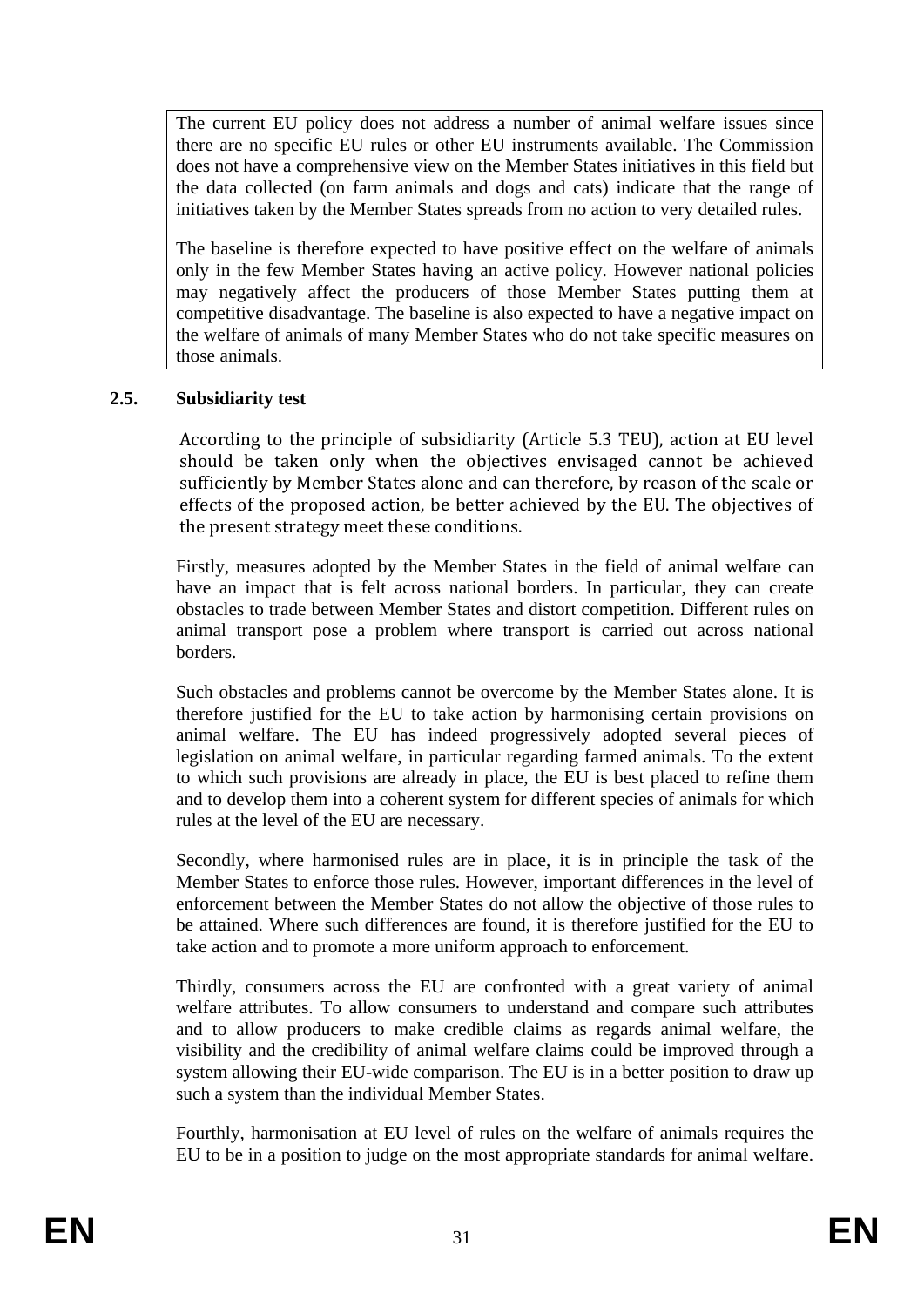The current EU policy does not address a number of animal welfare issues since there are no specific EU rules or other EU instruments available. The Commission does not have a comprehensive view on the Member States initiatives in this field but the data collected (on farm animals and dogs and cats) indicate that the range of initiatives taken by the Member States spreads from no action to very detailed rules.

The baseline is therefore expected to have positive effect on the welfare of animals only in the few Member States having an active policy. However national policies may negatively affect the producers of those Member States putting them at competitive disadvantage. The baseline is also expected to have a negative impact on the welfare of animals of many Member States who do not take specific measures on those animals.

### 2.5. Subsidiarity test

According to the principle of subsidiarity (Article 5.3 TEU), action at EU level should be taken only when the objectives envisaged cannot be achieved sufficiently by Member States alone and can therefore, by reason of the scale or effects of the proposed action, be better achieved by the EU. The objectives of the present strategy meet these conditions.

Firstly, measures adopted by the Member States in the field of animal welfare can have an impact that is felt across national borders. In particular, they can create obstacles to trade between Member States and distort competition. Different rules on animal transport pose a problem where transport is carried out across national borders.

Such obstacles and problems cannot be overcome by the Member States alone. It is therefore justified for the EU to take action by harmonising certain provisions on animal welfare. The EU has indeed progressively adopted several pieces of legislation on animal welfare, in particular regarding farmed animals. To the extent to which such provisions are already in place, the EU is best placed to refine them and to develop them into a coherent system for different species of animals for which rules at the level of the EU are necessary.

Secondly, where harmonised rules are in place, it is in principle the task of the Member States to enforce those rules. However, important differences in the level of enforcement between the Member States do not allow the objective of those rules to be attained. Where such differences are found, it is therefore justified for the EU to take action and to promote a more uniform approach to enforcement.

Thirdly, consumers across the EU are confronted with a great variety of animal welfare attributes. To allow consumers to understand and compare such attributes and to allow producers to make credible claims as regards animal welfare, the visibility and the credibility of animal welfare claims could be improved through a system allowing their EU-wide comparison. The EU is in a better position to draw up such a system than the individual Member States.

Fourthly, harmonisation at EU level of rules on the welfare of animals requires the EU to be in a position to judge on the most appropriate standards for animal welfare.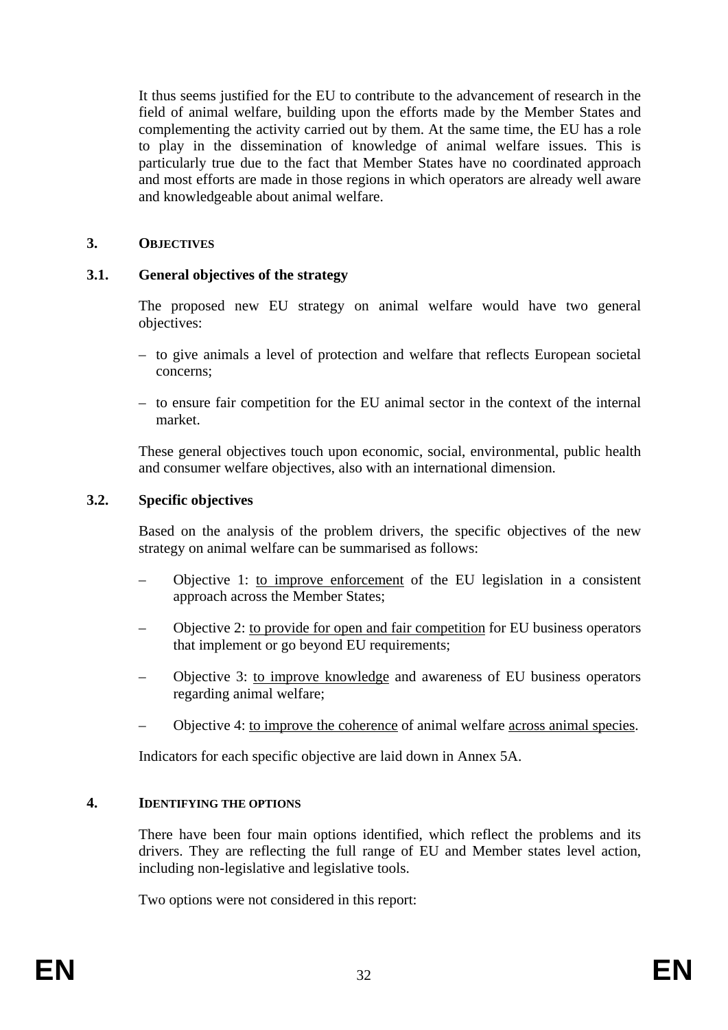It thus seems justified for the EU to contribute to the advancement of research in the field of animal welfare, building upon the efforts made by the Member States and complementing the activity carried out by them. At the same time, the EU has a role to play in the dissemination of knowledge of animal welfare issues. This is particularly true due to the fact that Member States have no coordinated approach and most efforts are made in those regions in which operators are already well aware and knowledgeable about animal welfare.

## 3. OBJECTIVES

### 3.1. General objectives of the strategy

The proposed new EU strategy on animal welfare would have two general objectives:

- to give animals a level of protection and welfare that reflects European societal concerns;
- to ensure fair competition for the EU animal sector in the context of the internal market.

These general objectives touch upon economic, social, environmental, public health and consumer welfare objectives, also with an international dimension.

### 3.2. Specific objectives

Based on the analysis of the problem drivers, the specific objectives of the new strategy on animal welfare can be summarised as follows:

- Objective 1: <u>to improve enforcement</u> of the EU legislation in a consistent approach across the Member States;
- Objective 2: <u>to provide for open and fair competition</u> for EU business operators that implement or go beyond EU requirements;
- Objective 3: <u>to improve knowledge</u> and awareness of EU business operators regarding animal welfare;
- Objective 4: <u>to improve the coherence</u> of animal welfare <u>across animal species</u>.

Indicators for each specific objective are laid down in Annex 5A.

## 4. IDENTIFYING THE OPTIONS

There have been four main options identified, which reflect the problems and its drivers. They are reflecting the full range of EU and Member states level action, including non-legislative and legislative tools.

Two options were not considered in this report: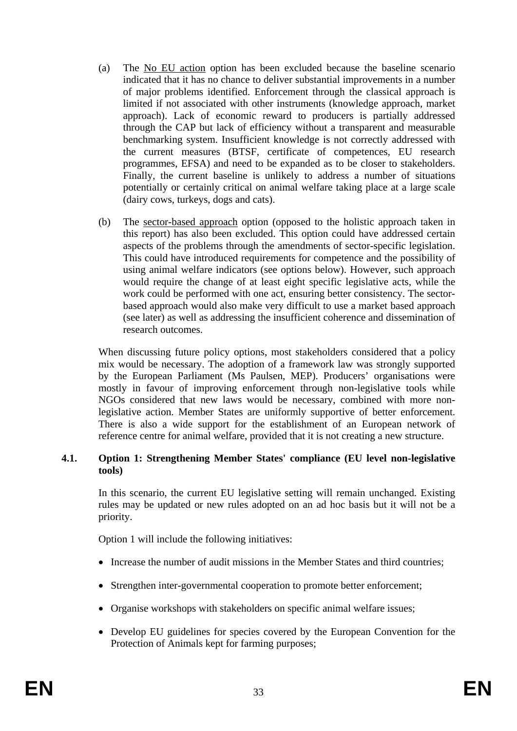(a) The No EU action option has been excluded because the baseline scenario indicated that it has no chance to deliver substantial improvements in a number of major problems identified. Enforcement through the classical approach is limited if not associated with other instruments (knowledge approach, market approach). Lack of economic reward to producers is partially addressed through the CAP but lack of efficiency without a transparent and measurable benchmarking system. Insufficient knowledge is not correctly addressed with the current measures (BTSF, certificate of competences, EU research programmes, EFSA) and need to be expanded as to be closer to stakeholders. Finally, the current baseline is unlikely to address a number of situations potentially or certainly critical on animal welfare taking place at a large scale (dairy cows, turkeys, dogs and cats).

(b) The sector-based approach option (opposed to the holistic approach taken in this report) has also been excluded. This option could have addressed certain aspects of the problems through the amendments of sector-specific legislation. This could have introduced requirements for competence and the possibility of using animal welfare indicators (see options below). However, such approach would require the change of at least eight specific legislative acts, while the work could be performed with one act, ensuring better consistency. The sector-based approach would also make very difficult to use a market based approach (see later) as well as addressing the insufficient coherence and dissemination of research outcomes.

When discussing future policy options, most stakeholders considered that a policy mix would be necessary. The adoption of a framework law was strongly supported by the European Parliament (Ms Paulsen, MEP). Producers' organisations were mostly in favour of improving enforcement through non-legislative tools while NGOs considered that new laws would be necessary, combined with more non-legislative action. Member States are uniformly supportive of better enforcement. There is also a wide support for the establishment of an European network of reference centre for animal welfare, provided that it is not creating a new structure.

### 4.1. Option 1: Strengthening Member States' compliance (EU level non-legislative tools)

In this scenario, the current EU legislative setting will remain unchanged. Existing rules may be updated or new rules adopted on an ad hoc basis but it will not be a priority.

Option 1 will include the following initiatives:

- Increase the number of audit missions in the Member States and third countries;
- Strengthen inter-governmental cooperation to promote better enforcement;
- Organise workshops with stakeholders on specific animal welfare issues;
- Develop EU guidelines for species covered by the European Convention for the Protection of Animals kept for farming purposes;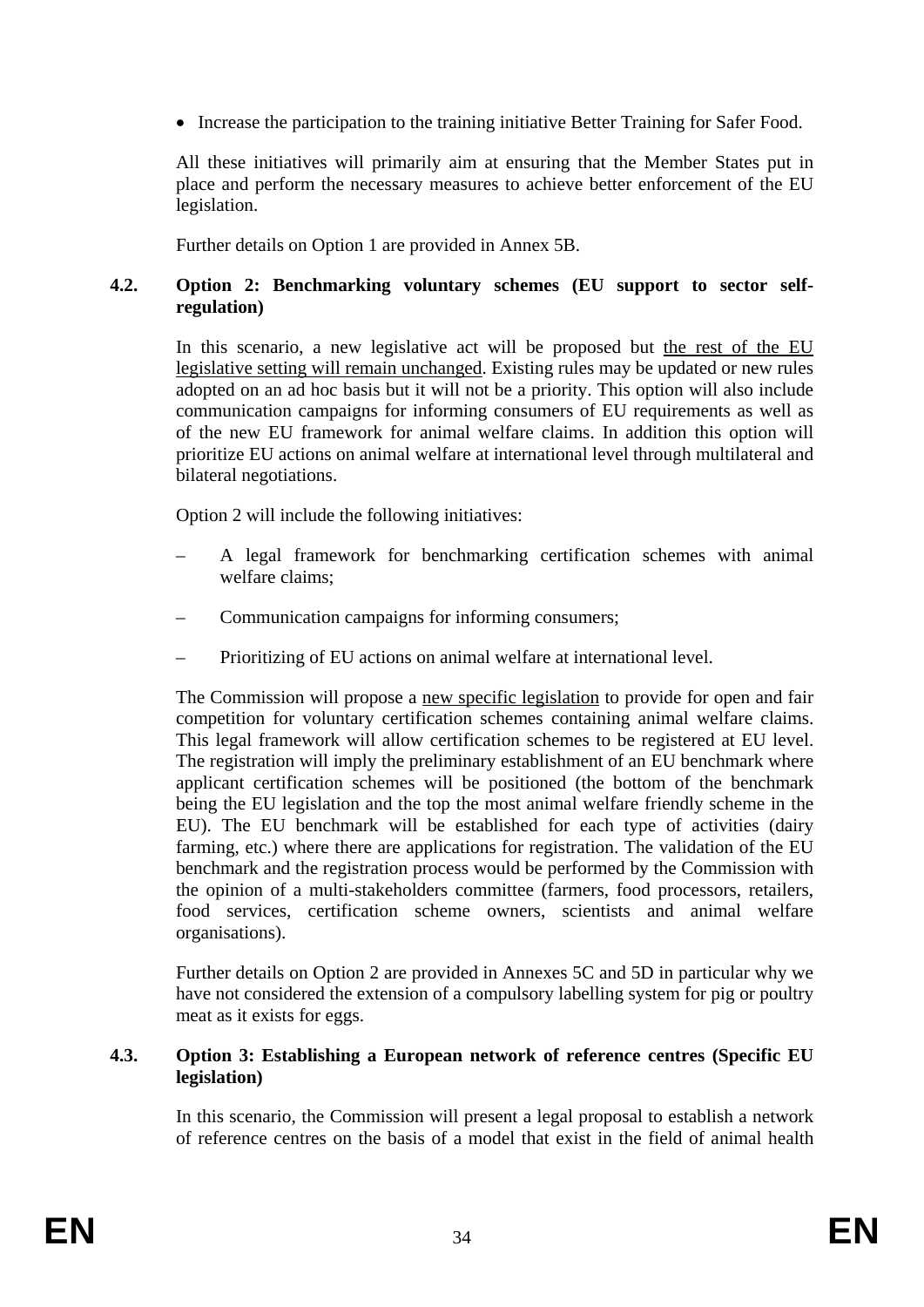- Increase the participation to the training initiative Better Training for Safer Food.

All these initiatives will primarily aim at ensuring that the Member States put in place and perform the necessary measures to achieve better enforcement of the EU legislation.

Further details on Option 1 are provided in Annex 5B.

### 4.2. Option 2: Benchmarking voluntary schemes (EU support to sector self-regulation)

In this scenario, a new legislative act will be proposed but the rest of the EU legislative setting will remain unchanged. Existing rules may be updated or new rules adopted on an ad hoc basis but it will not be a priority. This option will also include communication campaigns for informing consumers of EU requirements as well as of the new EU framework for animal welfare claims. In addition this option will prioritize EU actions on animal welfare at international level through multilateral and bilateral negotiations.

Option 2 will include the following initiatives:

- A legal framework for benchmarking certification schemes with animal welfare claims;
- Communication campaigns for informing consumers;
- Prioritizing of EU actions on animal welfare at international level.

The Commission will propose a new specific legislation to provide for open and fair competition for voluntary certification schemes containing animal welfare claims. This legal framework will allow certification schemes to be registered at EU level. The registration will imply the preliminary establishment of an EU benchmark where applicant certification schemes will be positioned (the bottom of the benchmark being the EU legislation and the top the most animal welfare friendly scheme in the EU). The EU benchmark will be established for each type of activities (dairy farming, etc.) where there are applications for registration. The validation of the EU benchmark and the registration process would be performed by the Commission with the opinion of a multi-stakeholders committee (farmers, food processors, retailers, food services, certification scheme owners, scientists and animal welfare organisations).

Further details on Option 2 are provided in Annexes 5C and 5D in particular why we have not considered the extension of a compulsory labelling system for pig or poultry meat as it exists for eggs.

### 4.3. Option 3: Establishing a European network of reference centres (Specific EU legislation)

In this scenario, the Commission will present a legal proposal to establish a network of reference centres on the basis of a model that exist in the field of animal health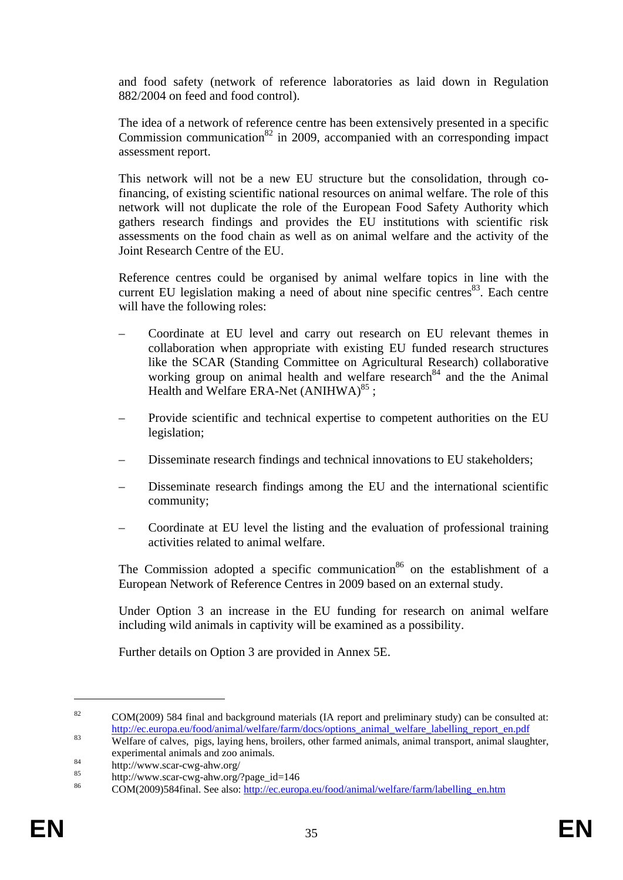and food safety (network of reference laboratories as laid down in Regulation 882/2004 on feed and food control).

The idea of a network of reference centre has been extensively presented in a specific Commission communication[82] in 2009, accompanied with an corresponding impact assessment report.

This network will not be a new EU structure but the consolidation, through co-financing, of existing scientific national resources on animal welfare. The role of this network will not duplicate the role of the European Food Safety Authority which gathers research findings and provides the EU institutions with scientific risk assessments on the food chain as well as on animal welfare and the activity of the Joint Research Centre of the EU.

Reference centres could be organised by animal welfare topics in line with the current EU legislation making a need of about nine specific centres[83]. Each centre will have the following roles:

– Coordinate at EU level and carry out research on EU relevant themes in collaboration when appropriate with existing EU funded research structures like the SCAR (Standing Committee on Agricultural Research) collaborative working group on animal health and welfare research[84] and the the Animal Health and Welfare ERA-Net (ANIHWA)[85] ;

– Provide scientific and technical expertise to competent authorities on the EU legislation;

– Disseminate research findings and technical innovations to EU stakeholders;

– Disseminate research findings among the EU and the international scientific community;

– Coordinate at EU level the listing and the evaluation of professional training activities related to animal welfare.

The Commission adopted a specific communication[86] on the establishment of a European Network of Reference Centres in 2009 based on an external study.

Under Option 3 an increase in the EU funding for research on animal welfare including wild animals in captivity will be examined as a possibility.

Further details on Option 3 are provided in Annex 5E.

---

[82] COM(2009) 584 final and background materials (IA report and preliminary study) can be consulted at: http://ec.europa.eu/food/animal/welfare/farm/docs/options_animal_welfare_labelling_report_en.pdf

[83] Welfare of calves, pigs, laying hens, broilers, other farmed animals, animal transport, animal slaughter, experimental animals and zoo animals.

[84] http://www.scar-cwg-ahw.org/

[85] http://www.scar-cwg-ahw.org/?page_id=146

[86] COM(2009)584final. See also: http://ec.europa.eu/food/animal/welfare/farm/labelling_en.htm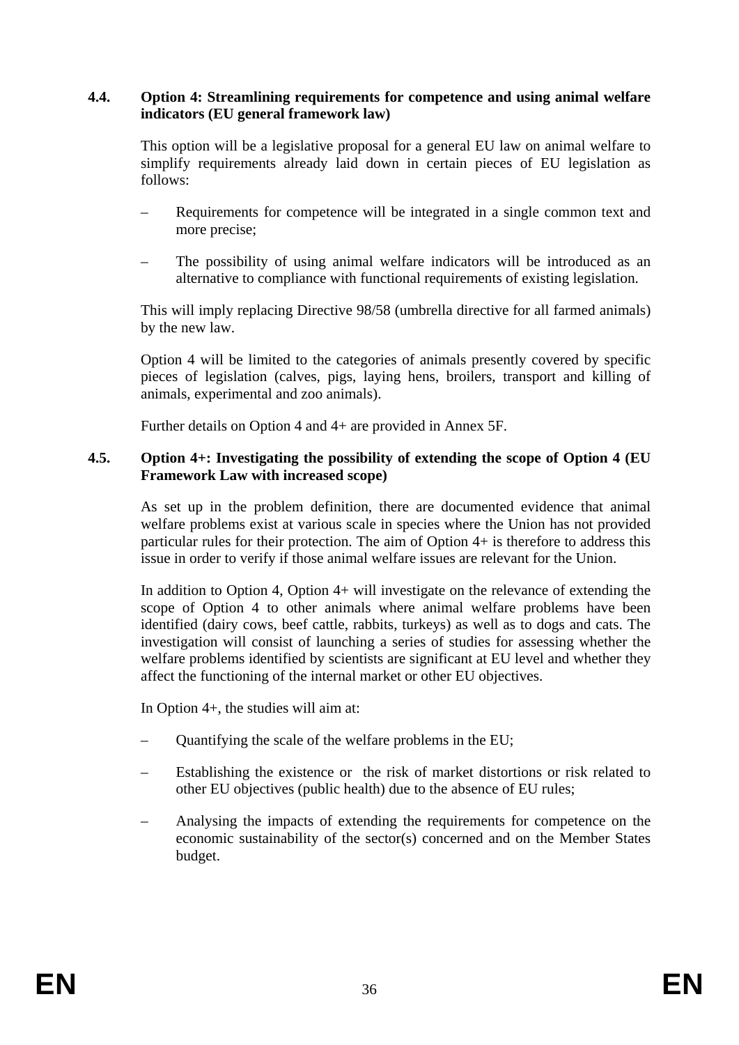### 4.4. Option 4: Streamlining requirements for competence and using animal welfare indicators (EU general framework law)

This option will be a legislative proposal for a general EU law on animal welfare to simplify requirements already laid down in certain pieces of EU legislation as follows:

- Requirements for competence will be integrated in a single common text and more precise;
- The possibility of using animal welfare indicators will be introduced as an alternative to compliance with functional requirements of existing legislation.

This will imply replacing Directive 98/58 (umbrella directive for all farmed animals) by the new law.

Option 4 will be limited to the categories of animals presently covered by specific pieces of legislation (calves, pigs, laying hens, broilers, transport and killing of animals, experimental and zoo animals).

Further details on Option 4 and 4+ are provided in Annex 5F.

### 4.5. Option 4+: Investigating the possibility of extending the scope of Option 4 (EU Framework Law with increased scope)

As set up in the problem definition, there are documented evidence that animal welfare problems exist at various scale in species where the Union has not provided particular rules for their protection. The aim of Option 4+ is therefore to address this issue in order to verify if those animal welfare issues are relevant for the Union.

In addition to Option 4, Option 4+ will investigate on the relevance of extending the scope of Option 4 to other animals where animal welfare problems have been identified (dairy cows, beef cattle, rabbits, turkeys) as well as to dogs and cats. The investigation will consist of launching a series of studies for assessing whether the welfare problems identified by scientists are significant at EU level and whether they affect the functioning of the internal market or other EU objectives.

In Option 4+, the studies will aim at:

- Quantifying the scale of the welfare problems in the EU;
- Establishing the existence or the risk of market distortions or risk related to other EU objectives (public health) due to the absence of EU rules;
- Analysing the impacts of extending the requirements for competence on the economic sustainability of the sector(s) concerned and on the Member States budget.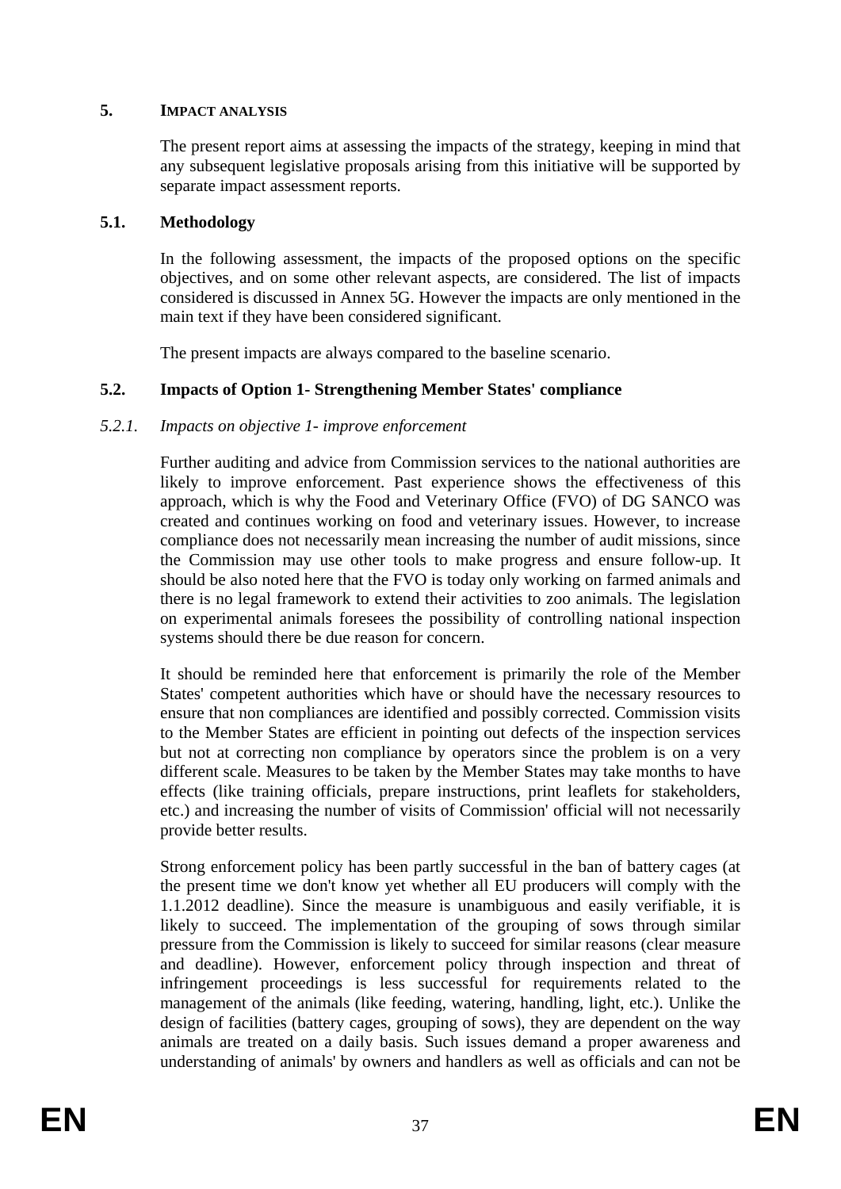## 5. IMPACT ANALYSIS

The present report aims at assessing the impacts of the strategy, keeping in mind that any subsequent legislative proposals arising from this initiative will be supported by separate impact assessment reports.

### 5.1. Methodology

In the following assessment, the impacts of the proposed options on the specific objectives, and on some other relevant aspects, are considered. The list of impacts considered is discussed in Annex 5G. However the impacts are only mentioned in the main text if they have been considered significant.

The present impacts are always compared to the baseline scenario.

### 5.2. Impacts of Option 1- Strengthening Member States' compliance

#### *5.2.1. Impacts on objective 1- improve enforcement*

Further auditing and advice from Commission services to the national authorities are likely to improve enforcement. Past experience shows the effectiveness of this approach, which is why the Food and Veterinary Office (FVO) of DG SANCO was created and continues working on food and veterinary issues. However, to increase compliance does not necessarily mean increasing the number of audit missions, since the Commission may use other tools to make progress and ensure follow-up. It should be also noted here that the FVO is today only working on farmed animals and there is no legal framework to extend their activities to zoo animals. The legislation on experimental animals foresees the possibility of controlling national inspection systems should there be due reason for concern.

It should be reminded here that enforcement is primarily the role of the Member States' competent authorities which have or should have the necessary resources to ensure that non compliances are identified and possibly corrected. Commission visits to the Member States are efficient in pointing out defects of the inspection services but not at correcting non compliance by operators since the problem is on a very different scale. Measures to be taken by the Member States may take months to have effects (like training officials, prepare instructions, print leaflets for stakeholders, etc.) and increasing the number of visits of Commission' official will not necessarily provide better results.

Strong enforcement policy has been partly successful in the ban of battery cages (at the present time we don't know yet whether all EU producers will comply with the 1.1.2012 deadline). Since the measure is unambiguous and easily verifiable, it is likely to succeed. The implementation of the grouping of sows through similar pressure from the Commission is likely to succeed for similar reasons (clear measure and deadline). However, enforcement policy through inspection and threat of infringement proceedings is less successful for requirements related to the management of the animals (like feeding, watering, handling, light, etc.). Unlike the design of facilities (battery cages, grouping of sows), they are dependent on the way animals are treated on a daily basis. Such issues demand a proper awareness and understanding of animals' by owners and handlers as well as officials and can not be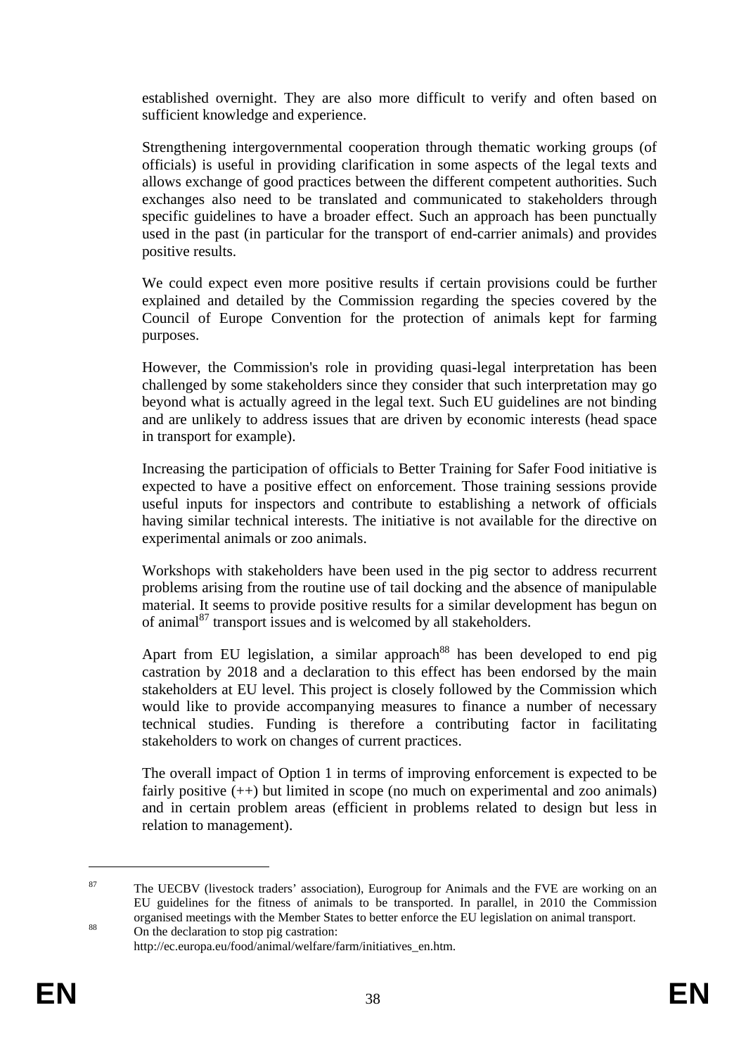established overnight. They are also more difficult to verify and often based on sufficient knowledge and experience.

Strengthening intergovernmental cooperation through thematic working groups (of officials) is useful in providing clarification in some aspects of the legal texts and allows exchange of good practices between the different competent authorities. Such exchanges also need to be translated and communicated to stakeholders through specific guidelines to have a broader effect. Such an approach has been punctually used in the past (in particular for the transport of end-carrier animals) and provides positive results.

We could expect even more positive results if certain provisions could be further explained and detailed by the Commission regarding the species covered by the Council of Europe Convention for the protection of animals kept for farming purposes.

However, the Commission's role in providing quasi-legal interpretation has been challenged by some stakeholders since they consider that such interpretation may go beyond what is actually agreed in the legal text. Such EU guidelines are not binding and are unlikely to address issues that are driven by economic interests (head space in transport for example).

Increasing the participation of officials to Better Training for Safer Food initiative is expected to have a positive effect on enforcement. Those training sessions provide useful inputs for inspectors and contribute to establishing a network of officials having similar technical interests. The initiative is not available for the directive on experimental animals or zoo animals.

Workshops with stakeholders have been used in the pig sector to address recurrent problems arising from the routine use of tail docking and the absence of manipulable material. It seems to provide positive results for a similar development has begun on of animal[87] transport issues and is welcomed by all stakeholders.

Apart from EU legislation, a similar approach[88] has been developed to end pig castration by 2018 and a declaration to this effect has been endorsed by the main stakeholders at EU level. This project is closely followed by the Commission which would like to provide accompanying measures to finance a number of necessary technical studies. Funding is therefore a contributing factor in facilitating stakeholders to work on changes of current practices.

The overall impact of Option 1 in terms of improving enforcement is expected to be fairly positive (++) but limited in scope (no much on experimental and zoo animals) and in certain problem areas (efficient in problems related to design but less in relation to management).

---

[87] The UECBV (livestock traders' association), Eurogroup for Animals and the FVE are working on an EU guidelines for the fitness of animals to be transported. In parallel, in 2010 the Commission organised meetings with the Member States to better enforce the EU legislation on animal transport.

[88] On the declaration to stop pig castration: http://ec.europa.eu/food/animal/welfare/farm/initiatives_en.htm.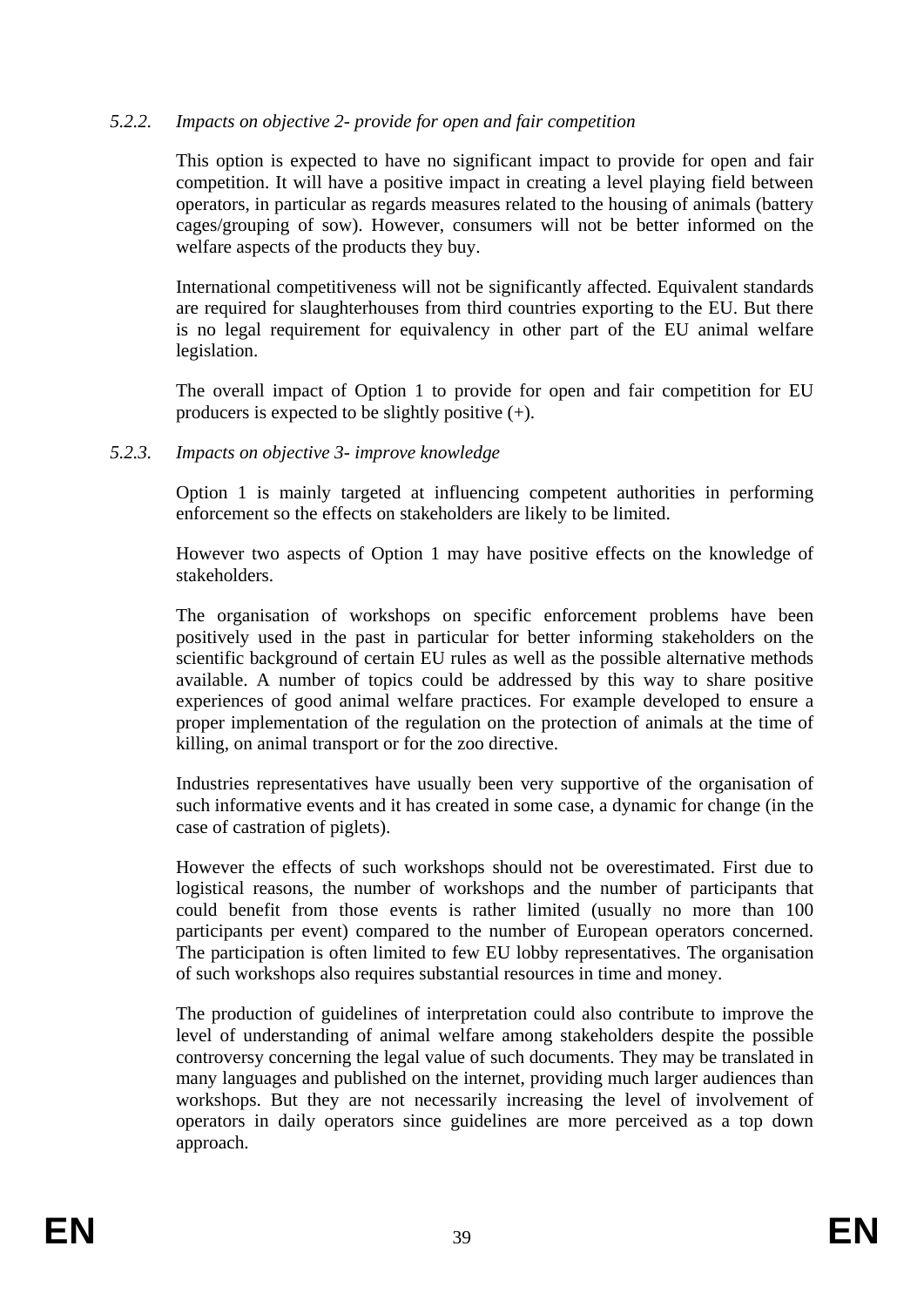#### *5.2.2. Impacts on objective 2- provide for open and fair competition*

This option is expected to have no significant impact to provide for open and fair competition. It will have a positive impact in creating a level playing field between operators, in particular as regards measures related to the housing of animals (battery cages/grouping of sow). However, consumers will not be better informed on the welfare aspects of the products they buy.

International competitiveness will not be significantly affected. Equivalent standards are required for slaughterhouses from third countries exporting to the EU. But there is no legal requirement for equivalency in other part of the EU animal welfare legislation.

The overall impact of Option 1 to provide for open and fair competition for EU producers is expected to be slightly positive (+).

#### *5.2.3. Impacts on objective 3- improve knowledge*

Option 1 is mainly targeted at influencing competent authorities in performing enforcement so the effects on stakeholders are likely to be limited.

However two aspects of Option 1 may have positive effects on the knowledge of stakeholders.

The organisation of workshops on specific enforcement problems have been positively used in the past in particular for better informing stakeholders on the scientific background of certain EU rules as well as the possible alternative methods available. A number of topics could be addressed by this way to share positive experiences of good animal welfare practices. For example developed to ensure a proper implementation of the regulation on the protection of animals at the time of killing, on animal transport or for the zoo directive.

Industries representatives have usually been very supportive of the organisation of such informative events and it has created in some case, a dynamic for change (in the case of castration of piglets).

However the effects of such workshops should not be overestimated. First due to logistical reasons, the number of workshops and the number of participants that could benefit from those events is rather limited (usually no more than 100 participants per event) compared to the number of European operators concerned. The participation is often limited to few EU lobby representatives. The organisation of such workshops also requires substantial resources in time and money.

The production of guidelines of interpretation could also contribute to improve the level of understanding of animal welfare among stakeholders despite the possible controversy concerning the legal value of such documents. They may be translated in many languages and published on the internet, providing much larger audiences than workshops. But they are not necessarily increasing the level of involvement of operators in daily operators since guidelines are more perceived as a top down approach.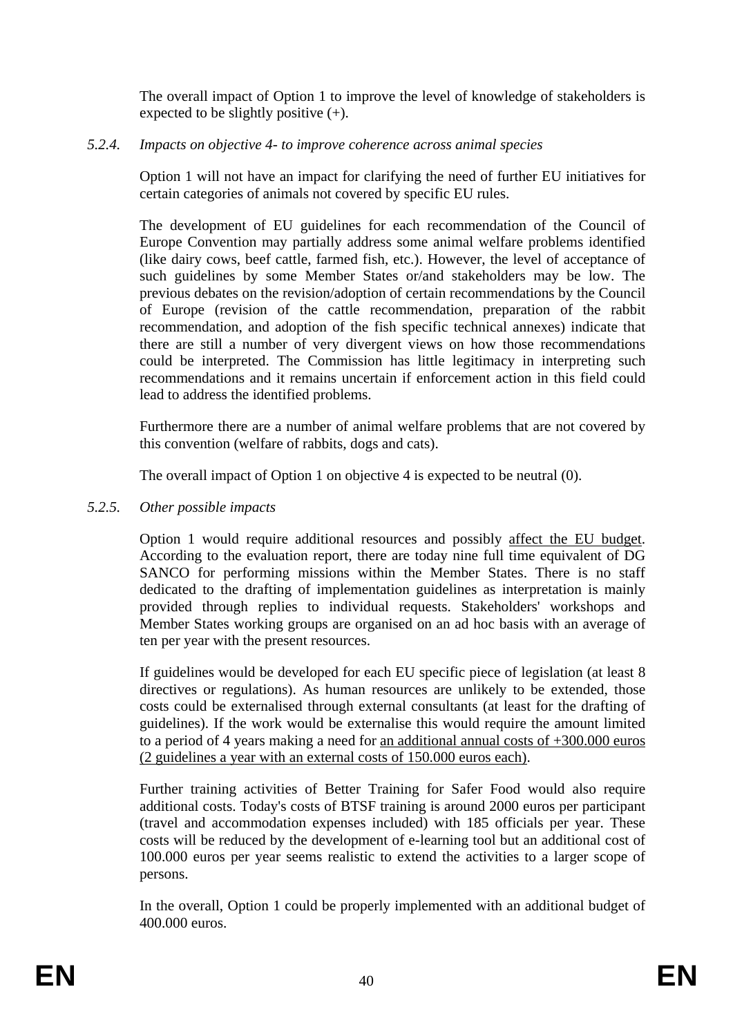The overall impact of Option 1 to improve the level of knowledge of stakeholders is expected to be slightly positive (+).

#### *5.2.4. Impacts on objective 4- to improve coherence across animal species*

Option 1 will not have an impact for clarifying the need of further EU initiatives for certain categories of animals not covered by specific EU rules.

The development of EU guidelines for each recommendation of the Council of Europe Convention may partially address some animal welfare problems identified (like dairy cows, beef cattle, farmed fish, etc.). However, the level of acceptance of such guidelines by some Member States or/and stakeholders may be low. The previous debates on the revision/adoption of certain recommendations by the Council of Europe (revision of the cattle recommendation, preparation of the rabbit recommendation, and adoption of the fish specific technical annexes) indicate that there are still a number of very divergent views on how those recommendations could be interpreted. The Commission has little legitimacy in interpreting such recommendations and it remains uncertain if enforcement action in this field could lead to address the identified problems.

Furthermore there are a number of animal welfare problems that are not covered by this convention (welfare of rabbits, dogs and cats).

The overall impact of Option 1 on objective 4 is expected to be neutral (0).

#### *5.2.5. Other possible impacts*

Option 1 would require additional resources and possibly affect the EU budget. According to the evaluation report, there are today nine full time equivalent of DG SANCO for performing missions within the Member States. There is no staff dedicated to the drafting of implementation guidelines as interpretation is mainly provided through replies to individual requests. Stakeholders' workshops and Member States working groups are organised on an ad hoc basis with an average of ten per year with the present resources.

If guidelines would be developed for each EU specific piece of legislation (at least 8 directives or regulations). As human resources are unlikely to be extended, those costs could be externalised through external consultants (at least for the drafting of guidelines). If the work would be externalise this would require the amount limited to a period of 4 years making a need for an additional annual costs of +300.000 euros (2 guidelines a year with an external costs of 150.000 euros each).

Further training activities of Better Training for Safer Food would also require additional costs. Today's costs of BTSF training is around 2000 euros per participant (travel and accommodation expenses included) with 185 officials per year. These costs will be reduced by the development of e-learning tool but an additional cost of 100.000 euros per year seems realistic to extend the activities to a larger scope of persons.

In the overall, Option 1 could be properly implemented with an additional budget of 400.000 euros.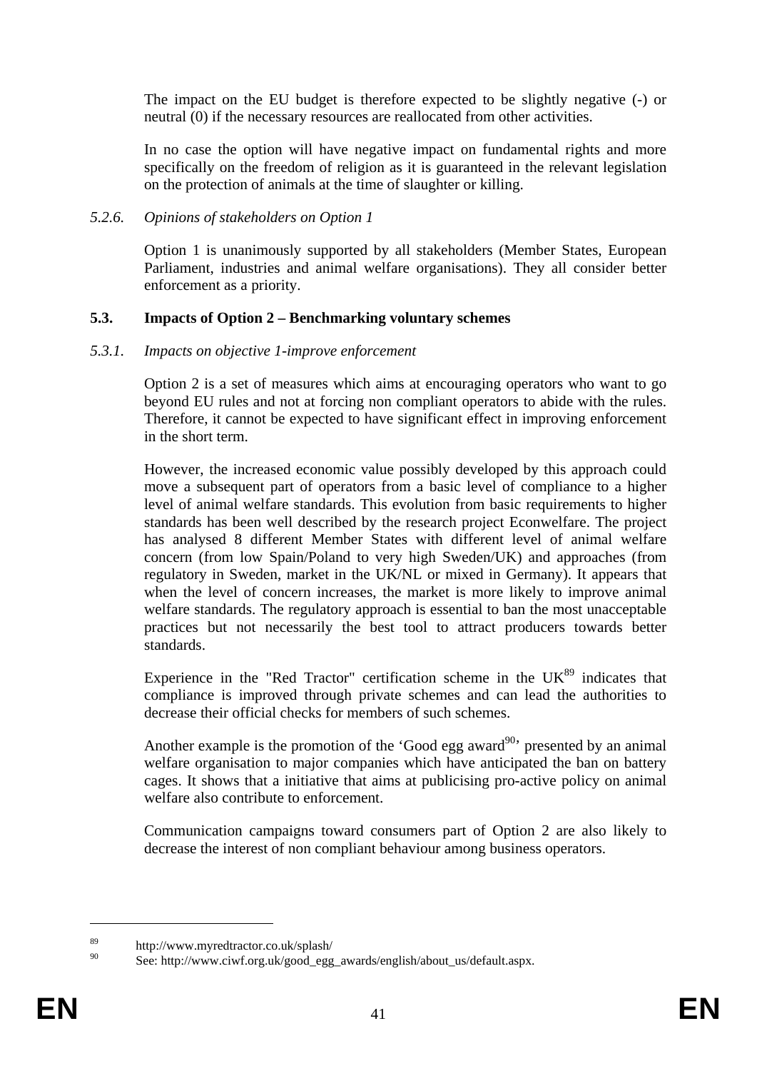The impact on the EU budget is therefore expected to be slightly negative (-) or neutral (0) if the necessary resources are reallocated from other activities.

In no case the option will have negative impact on fundamental rights and more specifically on the freedom of religion as it is guaranteed in the relevant legislation on the protection of animals at the time of slaughter or killing.

#### *5.2.6. Opinions of stakeholders on Option 1*

Option 1 is unanimously supported by all stakeholders (Member States, European Parliament, industries and animal welfare organisations). They all consider better enforcement as a priority.

### **5.3. Impacts of Option 2 – Benchmarking voluntary schemes**

#### *5.3.1. Impacts on objective 1-improve enforcement*

Option 2 is a set of measures which aims at encouraging operators who want to go beyond EU rules and not at forcing non compliant operators to abide with the rules. Therefore, it cannot be expected to have significant effect in improving enforcement in the short term.

However, the increased economic value possibly developed by this approach could move a subsequent part of operators from a basic level of compliance to a higher level of animal welfare standards. This evolution from basic requirements to higher standards has been well described by the research project Econwelfare. The project has analysed 8 different Member States with different level of animal welfare concern (from low Spain/Poland to very high Sweden/UK) and approaches (from regulatory in Sweden, market in the UK/NL or mixed in Germany). It appears that when the level of concern increases, the market is more likely to improve animal welfare standards. The regulatory approach is essential to ban the most unacceptable practices but not necessarily the best tool to attract producers towards better standards.

Experience in the "Red Tractor" certification scheme in the UK[89] indicates that compliance is improved through private schemes and can lead the authorities to decrease their official checks for members of such schemes.

Another example is the promotion of the 'Good egg award[90]' presented by an animal welfare organisation to major companies which have anticipated the ban on battery cages. It shows that a initiative that aims at publicising pro-active policy on animal welfare also contribute to enforcement.

Communication campaigns toward consumers part of Option 2 are also likely to decrease the interest of non compliant behaviour among business operators.

---

[89] http://www.myredtractor.co.uk/splash/

[90] See: http://www.ciwf.org.uk/good_egg_awards/english/about_us/default.aspx.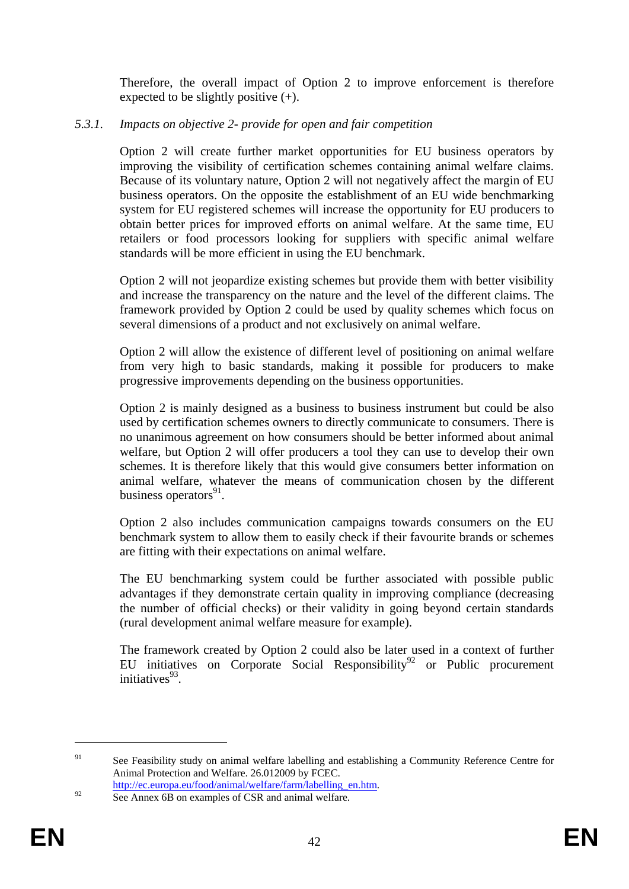Therefore, the overall impact of Option 2 to improve enforcement is therefore expected to be slightly positive (+).

### *5.3.1. Impacts on objective 2- provide for open and fair competition*

Option 2 will create further market opportunities for EU business operators by improving the visibility of certification schemes containing animal welfare claims. Because of its voluntary nature, Option 2 will not negatively affect the margin of EU business operators. On the opposite the establishment of an EU wide benchmarking system for EU registered schemes will increase the opportunity for EU producers to obtain better prices for improved efforts on animal welfare. At the same time, EU retailers or food processors looking for suppliers with specific animal welfare standards will be more efficient in using the EU benchmark.

Option 2 will not jeopardize existing schemes but provide them with better visibility and increase the transparency on the nature and the level of the different claims. The framework provided by Option 2 could be used by quality schemes which focus on several dimensions of a product and not exclusively on animal welfare.

Option 2 will allow the existence of different level of positioning on animal welfare from very high to basic standards, making it possible for producers to make progressive improvements depending on the business opportunities.

Option 2 is mainly designed as a business to business instrument but could be also used by certification schemes owners to directly communicate to consumers. There is no unanimous agreement on how consumers should be better informed about animal welfare, but Option 2 will offer producers a tool they can use to develop their own schemes. It is therefore likely that this would give consumers better information on animal welfare, whatever the means of communication chosen by the different business operators[91].

Option 2 also includes communication campaigns towards consumers on the EU benchmark system to allow them to easily check if their favourite brands or schemes are fitting with their expectations on animal welfare.

The EU benchmarking system could be further associated with possible public advantages if they demonstrate certain quality in improving compliance (decreasing the number of official checks) or their validity in going beyond certain standards (rural development animal welfare measure for example).

The framework created by Option 2 could also be later used in a context of further EU initiatives on Corporate Social Responsibility[92] or Public procurement initiatives[93].

---

[91] See Feasibility study on animal welfare labelling and establishing a Community Reference Centre for Animal Protection and Welfare. 26.012009 by FCEC. http://ec.europa.eu/food/animal/welfare/farm/labelling_en.htm.

[92] See Annex 6B on examples of CSR and animal welfare.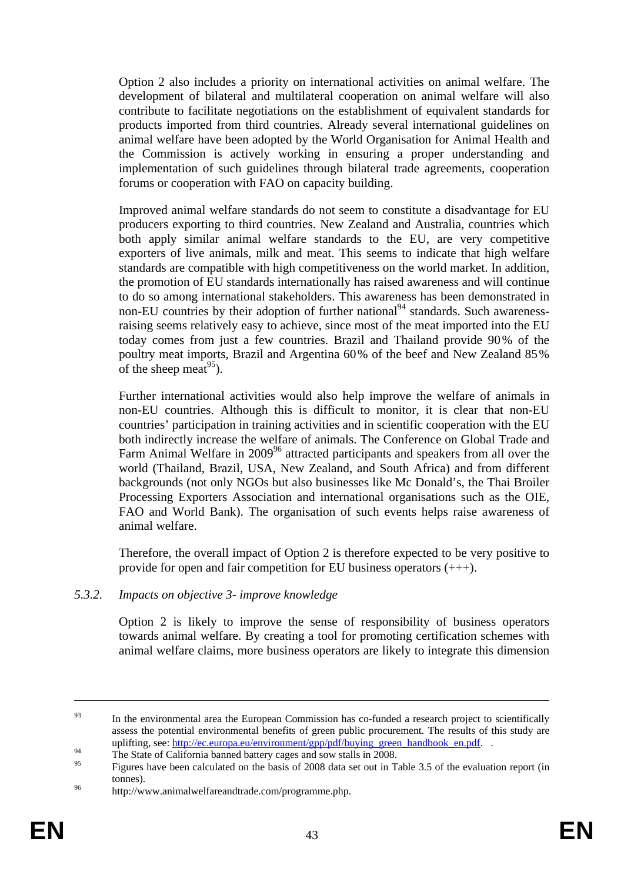Option 2 also includes a priority on international activities on animal welfare. The development of bilateral and multilateral cooperation on animal welfare will also contribute to facilitate negotiations on the establishment of equivalent standards for products imported from third countries. Already several international guidelines on animal welfare have been adopted by the World Organisation for Animal Health and the Commission is actively working in ensuring a proper understanding and implementation of such guidelines through bilateral trade agreements, cooperation forums or cooperation with FAO on capacity building.

Improved animal welfare standards do not seem to constitute a disadvantage for EU producers exporting to third countries. New Zealand and Australia, countries which both apply similar animal welfare standards to the EU, are very competitive exporters of live animals, milk and meat. This seems to indicate that high welfare standards are compatible with high competitiveness on the world market. In addition, the promotion of EU standards internationally has raised awareness and will continue to do so among international stakeholders. This awareness has been demonstrated in non-EU countries by their adoption of further national[94] standards. Such awareness-raising seems relatively easy to achieve, since most of the meat imported into the EU today comes from just a few countries. Brazil and Thailand provide 90% of the poultry meat imports, Brazil and Argentina 60% of the beef and New Zealand 85% of the sheep meat[95]).

Further international activities would also help improve the welfare of animals in non-EU countries. Although this is difficult to monitor, it is clear that non-EU countries' participation in training activities and in scientific cooperation with the EU both indirectly increase the welfare of animals. The Conference on Global Trade and Farm Animal Welfare in 2009[96] attracted participants and speakers from all over the world (Thailand, Brazil, USA, New Zealand, and South Africa) and from different backgrounds (not only NGOs but also businesses like Mc Donald's, the Thai Broiler Processing Exporters Association and international organisations such as the OIE, FAO and World Bank). The organisation of such events helps raise awareness of animal welfare.

Therefore, the overall impact of Option 2 is therefore expected to be very positive to provide for open and fair competition for EU business operators (+++).

#### *5.3.2. Impacts on objective 3- improve knowledge*

Option 2 is likely to improve the sense of responsibility of business operators towards animal welfare. By creating a tool for promoting certification schemes with animal welfare claims, more business operators are likely to integrate this dimension

---

[93] In the environmental area the European Commission has co-funded a research project to scientifically assess the potential environmental benefits of green public procurement. The results of this study are uplifting, see: http://ec.europa.eu/environment/gpp/pdf/buying_green_handbook_en.pdf. .

[94] The State of California banned battery cages and sow stalls in 2008.

[95] Figures have been calculated on the basis of 2008 data set out in Table 3.5 of the evaluation report (in tonnes).

[96] http://www.animalwelfareandtrade.com/programme.php.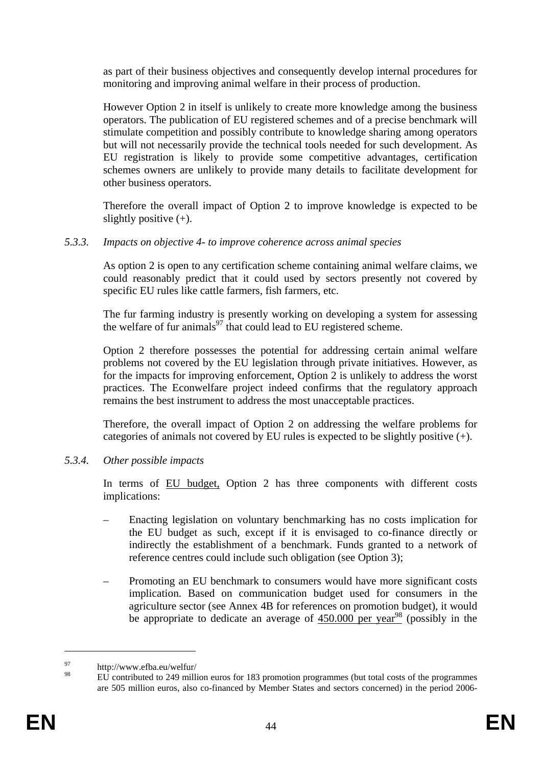as part of their business objectives and consequently develop internal procedures for monitoring and improving animal welfare in their process of production.

However Option 2 in itself is unlikely to create more knowledge among the business operators. The publication of EU registered schemes and of a precise benchmark will stimulate competition and possibly contribute to knowledge sharing among operators but will not necessarily provide the technical tools needed for such development. As EU registration is likely to provide some competitive advantages, certification schemes owners are unlikely to provide many details to facilitate development for other business operators.

Therefore the overall impact of Option 2 to improve knowledge is expected to be slightly positive (+).

#### *5.3.3. Impacts on objective 4- to improve coherence across animal species*

As option 2 is open to any certification scheme containing animal welfare claims, we could reasonably predict that it could used by sectors presently not covered by specific EU rules like cattle farmers, fish farmers, etc.

The fur farming industry is presently working on developing a system for assessing the welfare of fur animals[97] that could lead to EU registered scheme.

Option 2 therefore possesses the potential for addressing certain animal welfare problems not covered by the EU legislation through private initiatives. However, as for the impacts for improving enforcement, Option 2 is unlikely to address the worst practices. The Econwelfare project indeed confirms that the regulatory approach remains the best instrument to address the most unacceptable practices.

Therefore, the overall impact of Option 2 on addressing the welfare problems for categories of animals not covered by EU rules is expected to be slightly positive (+).

#### *5.3.4. Other possible impacts*

In terms of EU budget, Option 2 has three components with different costs implications:

– Enacting legislation on voluntary benchmarking has no costs implication for the EU budget as such, except if it is envisaged to co-finance directly or indirectly the establishment of a benchmark. Funds granted to a network of reference centres could include such obligation (see Option 3);

– Promoting an EU benchmark to consumers would have more significant costs implication. Based on communication budget used for consumers in the agriculture sector (see Annex 4B for references on promotion budget), it would be appropriate to dedicate an average of 450.000 per year[98] (possibly in the

---

[97] http://www.efba.eu/welfur/

[98] EU contributed to 249 million euros for 183 promotion programmes (but total costs of the programmes are 505 million euros, also co-financed by Member States and sectors concerned) in the period 2006-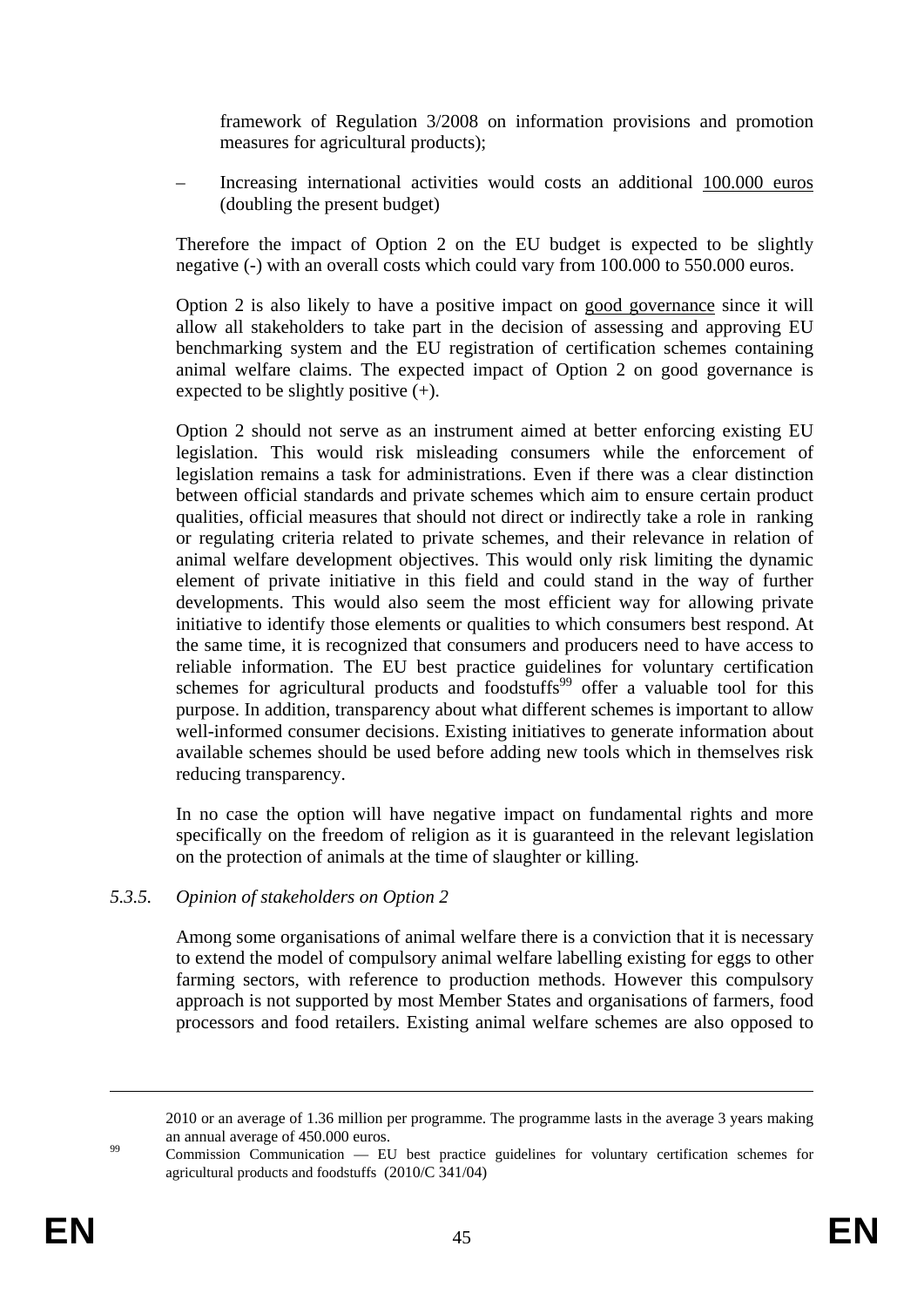framework of Regulation 3/2008 on information provisions and promotion measures for agricultural products);

– Increasing international activities would costs an additional <u>100.000 euros</u> (doubling the present budget)

Therefore the impact of Option 2 on the EU budget is expected to be slightly negative (-) with an overall costs which could vary from 100.000 to 550.000 euros.

Option 2 is also likely to have a positive impact on <u>good governance</u> since it will allow all stakeholders to take part in the decision of assessing and approving EU benchmarking system and the EU registration of certification schemes containing animal welfare claims. The expected impact of Option 2 on good governance is expected to be slightly positive (+).

Option 2 should not serve as an instrument aimed at better enforcing existing EU legislation. This would risk misleading consumers while the enforcement of legislation remains a task for administrations. Even if there was a clear distinction between official standards and private schemes which aim to ensure certain product qualities, official measures that should not direct or indirectly take a role in ranking or regulating criteria related to private schemes, and their relevance in relation of animal welfare development objectives. This would only risk limiting the dynamic element of private initiative in this field and could stand in the way of further developments. This would also seem the most efficient way for allowing private initiative to identify those elements or qualities to which consumers best respond. At the same time, it is recognized that consumers and producers need to have access to reliable information. The EU best practice guidelines for voluntary certification schemes for agricultural products and foodstuffs[99] offer a valuable tool for this purpose. In addition, transparency about what different schemes is important to allow well-informed consumer decisions. Existing initiatives to generate information about available schemes should be used before adding new tools which in themselves risk reducing transparency.

In no case the option will have negative impact on fundamental rights and more specifically on the freedom of religion as it is guaranteed in the relevant legislation on the protection of animals at the time of slaughter or killing.

### *5.3.5. Opinion of stakeholders on Option 2*

Among some organisations of animal welfare there is a conviction that it is necessary to extend the model of compulsory animal welfare labelling existing for eggs to other farming sectors, with reference to production methods. However this compulsory approach is not supported by most Member States and organisations of farmers, food processors and food retailers. Existing animal welfare schemes are also opposed to

---

2010 or an average of 1.36 million per programme. The programme lasts in the average 3 years making an annual average of 450.000 euros.

[99] Commission Communication — EU best practice guidelines for voluntary certification schemes for agricultural products and foodstuffs (2010/C 341/04)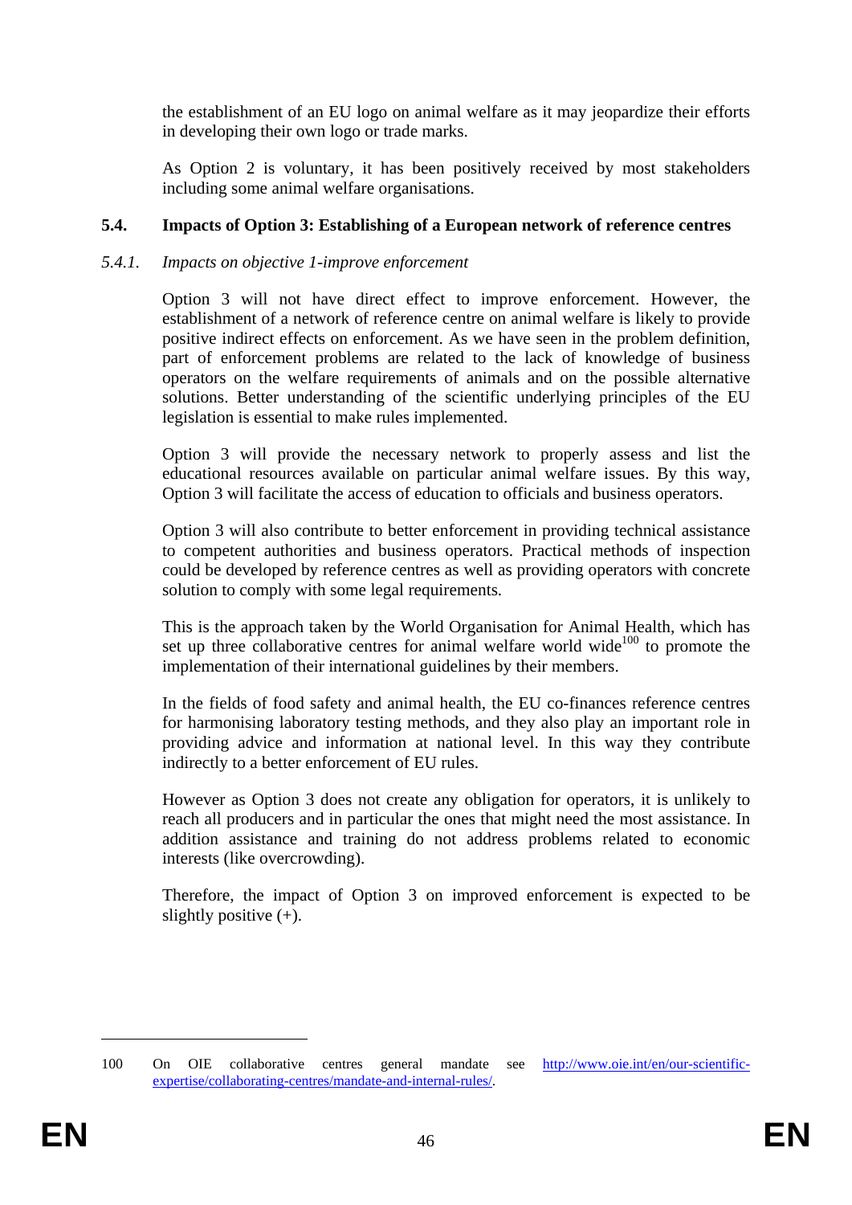the establishment of an EU logo on animal welfare as it may jeopardize their efforts in developing their own logo or trade marks.

As Option 2 is voluntary, it has been positively received by most stakeholders including some animal welfare organisations.

### 5.4. Impacts of Option 3: Establishing of a European network of reference centres

#### *5.4.1. Impacts on objective 1-improve enforcement*

Option 3 will not have direct effect to improve enforcement. However, the establishment of a network of reference centre on animal welfare is likely to provide positive indirect effects on enforcement. As we have seen in the problem definition, part of enforcement problems are related to the lack of knowledge of business operators on the welfare requirements of animals and on the possible alternative solutions. Better understanding of the scientific underlying principles of the EU legislation is essential to make rules implemented.

Option 3 will provide the necessary network to properly assess and list the educational resources available on particular animal welfare issues. By this way, Option 3 will facilitate the access of education to officials and business operators.

Option 3 will also contribute to better enforcement in providing technical assistance to competent authorities and business operators. Practical methods of inspection could be developed by reference centres as well as providing operators with concrete solution to comply with some legal requirements.

This is the approach taken by the World Organisation for Animal Health, which has set up three collaborative centres for animal welfare world wide[100] to promote the implementation of their international guidelines by their members.

In the fields of food safety and animal health, the EU co-finances reference centres for harmonising laboratory testing methods, and they also play an important role in providing advice and information at national level. In this way they contribute indirectly to a better enforcement of EU rules.

However as Option 3 does not create any obligation for operators, it is unlikely to reach all producers and in particular the ones that might need the most assistance. In addition assistance and training do not address problems related to economic interests (like overcrowding).

Therefore, the impact of Option 3 on improved enforcement is expected to be slightly positive (+).

---

100 On OIE collaborative centres general mandate see http://www.oie.int/en/our-scientific-expertise/collaborating-centres/mandate-and-internal-rules/.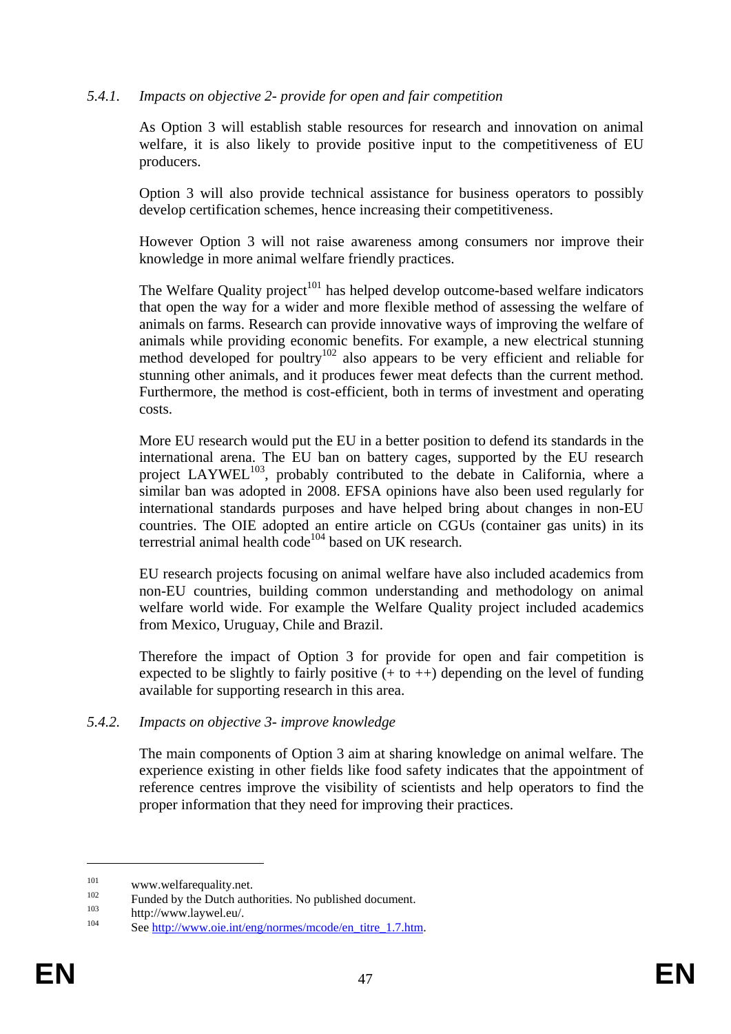#### 5.4.1. *Impacts on objective 2- provide for open and fair competition*

As Option 3 will establish stable resources for research and innovation on animal welfare, it is also likely to provide positive input to the competitiveness of EU producers.

Option 3 will also provide technical assistance for business operators to possibly develop certification schemes, hence increasing their competitiveness.

However Option 3 will not raise awareness among consumers nor improve their knowledge in more animal welfare friendly practices.

The Welfare Quality project[101] has helped develop outcome-based welfare indicators that open the way for a wider and more flexible method of assessing the welfare of animals on farms. Research can provide innovative ways of improving the welfare of animals while providing economic benefits. For example, a new electrical stunning method developed for poultry[102] also appears to be very efficient and reliable for stunning other animals, and it produces fewer meat defects than the current method. Furthermore, the method is cost-efficient, both in terms of investment and operating costs.

More EU research would put the EU in a better position to defend its standards in the international arena. The EU ban on battery cages, supported by the EU research project LAYWEL[103], probably contributed to the debate in California, where a similar ban was adopted in 2008. EFSA opinions have also been used regularly for international standards purposes and have helped bring about changes in non-EU countries. The OIE adopted an entire article on CGUs (container gas units) in its terrestrial animal health code[104] based on UK research.

EU research projects focusing on animal welfare have also included academics from non-EU countries, building common understanding and methodology on animal welfare world wide. For example the Welfare Quality project included academics from Mexico, Uruguay, Chile and Brazil.

Therefore the impact of Option 3 for provide for open and fair competition is expected to be slightly to fairly positive (+ to ++) depending on the level of funding available for supporting research in this area.

#### 5.4.2. *Impacts on objective 3- improve knowledge*

The main components of Option 3 aim at sharing knowledge on animal welfare. The experience existing in other fields like food safety indicates that the appointment of reference centres improve the visibility of scientists and help operators to find the proper information that they need for improving their practices.

---

[101] www.welfarequality.net.

[102] Funded by the Dutch authorities. No published document.

[103] http://www.laywel.eu/.

[104] See http://www.oie.int/eng/normes/mcode/en_titre_1.7.htm.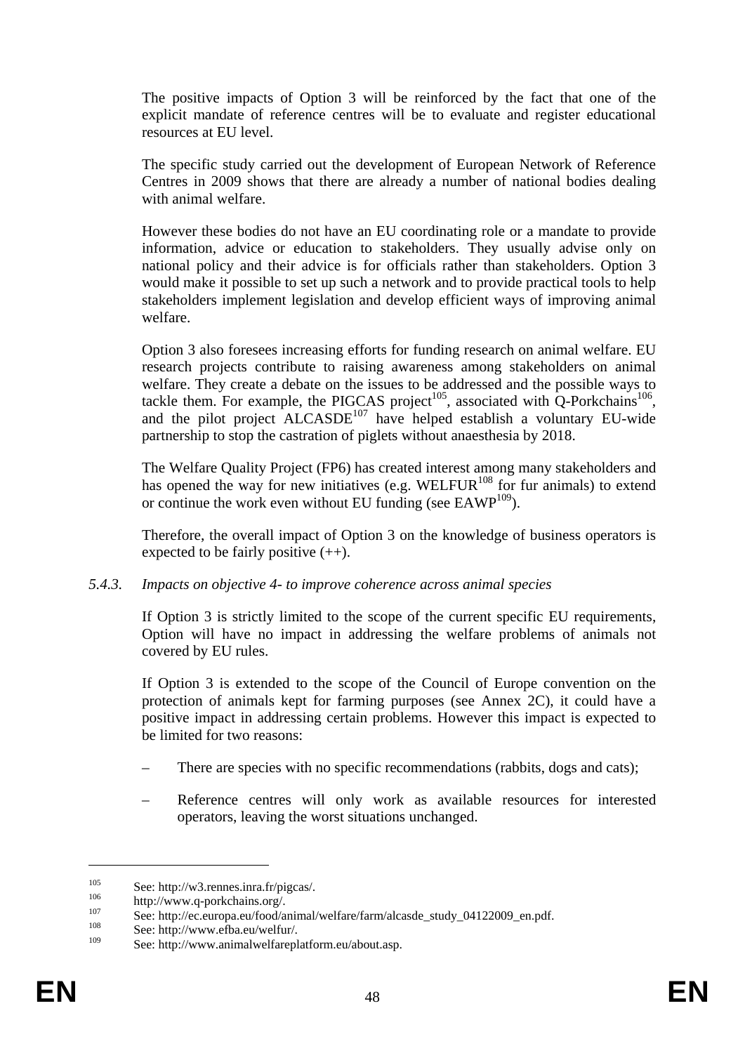The positive impacts of Option 3 will be reinforced by the fact that one of the explicit mandate of reference centres will be to evaluate and register educational resources at EU level.

The specific study carried out the development of European Network of Reference Centres in 2009 shows that there are already a number of national bodies dealing with animal welfare.

However these bodies do not have an EU coordinating role or a mandate to provide information, advice or education to stakeholders. They usually advise only on national policy and their advice is for officials rather than stakeholders. Option 3 would make it possible to set up such a network and to provide practical tools to help stakeholders implement legislation and develop efficient ways of improving animal welfare.

Option 3 also foresees increasing efforts for funding research on animal welfare. EU research projects contribute to raising awareness among stakeholders on animal welfare. They create a debate on the issues to be addressed and the possible ways to tackle them. For example, the PIGCAS project[105], associated with Q-Porkchains[106], and the pilot project ALCASDE[107] have helped establish a voluntary EU-wide partnership to stop the castration of piglets without anaesthesia by 2018.

The Welfare Quality Project (FP6) has created interest among many stakeholders and has opened the way for new initiatives (e.g. WELFUR[108] for fur animals) to extend or continue the work even without EU funding (see EAWP[109]).

Therefore, the overall impact of Option 3 on the knowledge of business operators is expected to be fairly positive (++).

### 5.4.3. *Impacts on objective 4- to improve coherence across animal species*

If Option 3 is strictly limited to the scope of the current specific EU requirements, Option will have no impact in addressing the welfare problems of animals not covered by EU rules.

If Option 3 is extended to the scope of the Council of Europe convention on the protection of animals kept for farming purposes (see Annex 2C), it could have a positive impact in addressing certain problems. However this impact is expected to be limited for two reasons:

– There are species with no specific recommendations (rabbits, dogs and cats);

– Reference centres will only work as available resources for interested operators, leaving the worst situations unchanged.

---

[105] See: http://w3.rennes.inra.fr/pigcas/.

[106] http://www.q-porkchains.org/.

[107] See: http://ec.europa.eu/food/animal/welfare/farm/alcasde_study_04122009_en.pdf.

[108] See: http://www.efba.eu/welfur/.

[109] See: http://www.animalwelfareplatform.eu/about.asp.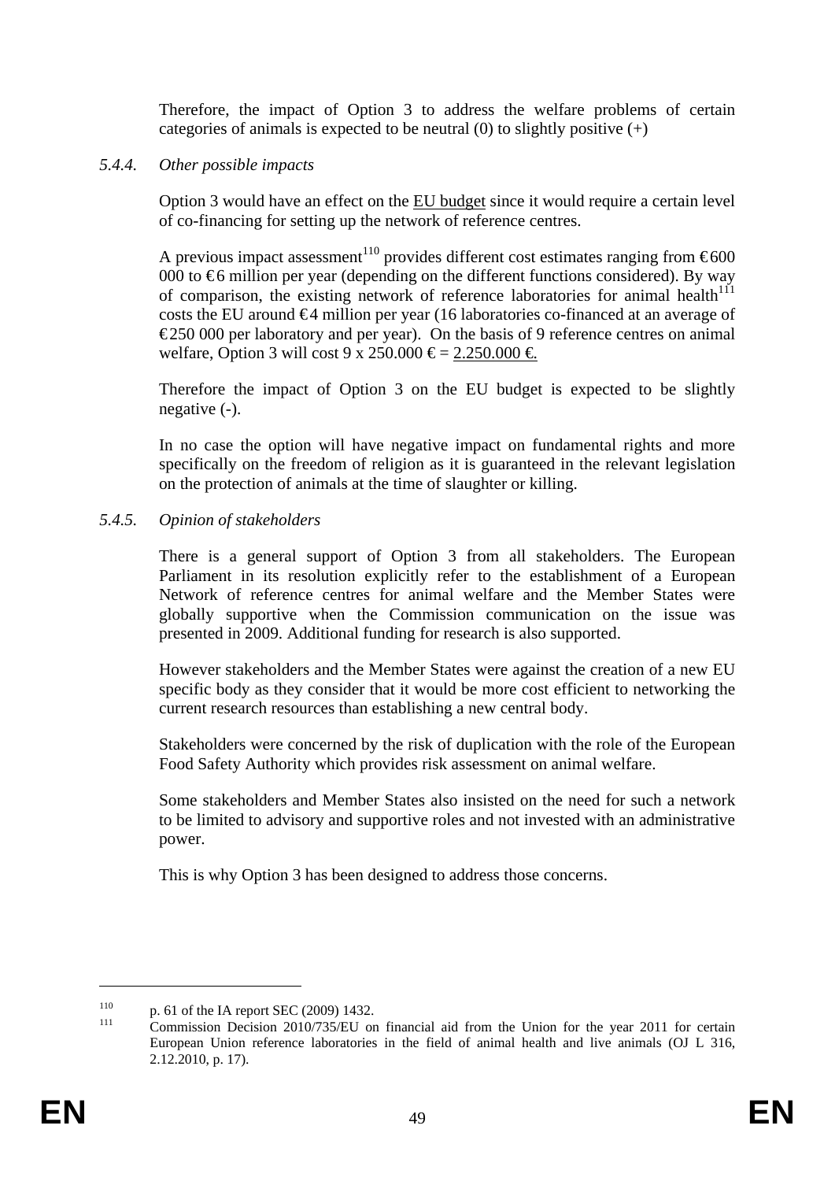Therefore, the impact of Option 3 to address the welfare problems of certain categories of animals is expected to be neutral (0) to slightly positive (+)

### *5.4.4. Other possible impacts*

Option 3 would have an effect on the EU budget since it would require a certain level of co-financing for setting up the network of reference centres.

A previous impact assessment[110] provides different cost estimates ranging from €600 000 to €6 million per year (depending on the different functions considered). By way of comparison, the existing network of reference laboratories for animal health[111] costs the EU around €4 million per year (16 laboratories co-financed at an average of €250 000 per laboratory and per year). On the basis of 9 reference centres on animal welfare, Option 3 will cost 9 x 250.000 € = 2.250.000 €.

Therefore the impact of Option 3 on the EU budget is expected to be slightly negative (-).

In no case the option will have negative impact on fundamental rights and more specifically on the freedom of religion as it is guaranteed in the relevant legislation on the protection of animals at the time of slaughter or killing.

### *5.4.5. Opinion of stakeholders*

There is a general support of Option 3 from all stakeholders. The European Parliament in its resolution explicitly refer to the establishment of a European Network of reference centres for animal welfare and the Member States were globally supportive when the Commission communication on the issue was presented in 2009. Additional funding for research is also supported.

However stakeholders and the Member States were against the creation of a new EU specific body as they consider that it would be more cost efficient to networking the current research resources than establishing a new central body.

Stakeholders were concerned by the risk of duplication with the role of the European Food Safety Authority which provides risk assessment on animal welfare.

Some stakeholders and Member States also insisted on the need for such a network to be limited to advisory and supportive roles and not invested with an administrative power.

This is why Option 3 has been designed to address those concerns.

---

[110] p. 61 of the IA report SEC (2009) 1432.

[111] Commission Decision 2010/735/EU on financial aid from the Union for the year 2011 for certain European Union reference laboratories in the field of animal health and live animals (OJ L 316, 2.12.2010, p. 17).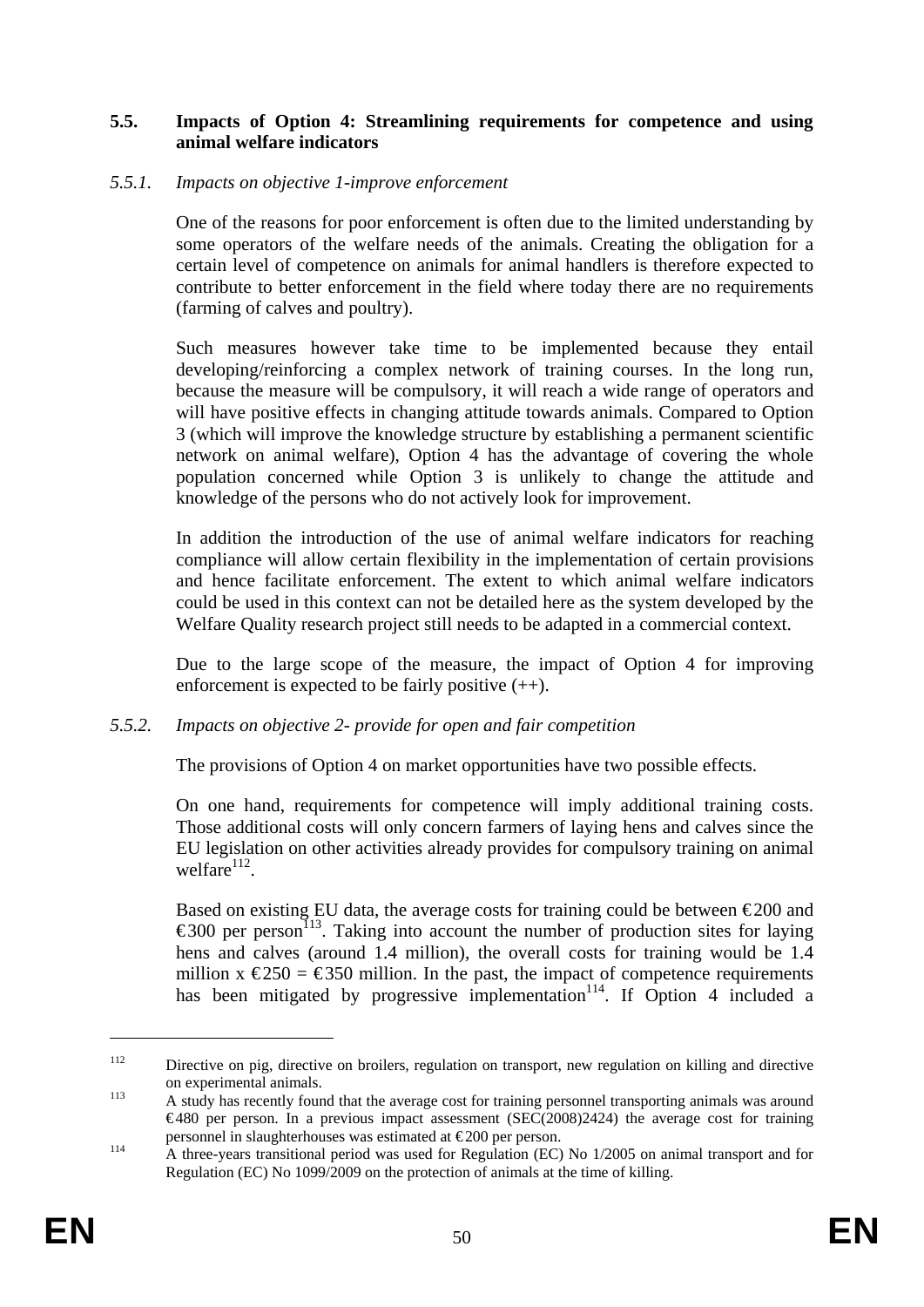### 5.5. Impacts of Option 4: Streamlining requirements for competence and using animal welfare indicators

#### *5.5.1. Impacts on objective 1-improve enforcement*

One of the reasons for poor enforcement is often due to the limited understanding by some operators of the welfare needs of the animals. Creating the obligation for a certain level of competence on animals for animal handlers is therefore expected to contribute to better enforcement in the field where today there are no requirements (farming of calves and poultry).

Such measures however take time to be implemented because they entail developing/reinforcing a complex network of training courses. In the long run, because the measure will be compulsory, it will reach a wide range of operators and will have positive effects in changing attitude towards animals. Compared to Option 3 (which will improve the knowledge structure by establishing a permanent scientific network on animal welfare), Option 4 has the advantage of covering the whole population concerned while Option 3 is unlikely to change the attitude and knowledge of the persons who do not actively look for improvement.

In addition the introduction of the use of animal welfare indicators for reaching compliance will allow certain flexibility in the implementation of certain provisions and hence facilitate enforcement. The extent to which animal welfare indicators could be used in this context can not be detailed here as the system developed by the Welfare Quality research project still needs to be adapted in a commercial context.

Due to the large scope of the measure, the impact of Option 4 for improving enforcement is expected to be fairly positive (++).

#### *5.5.2. Impacts on objective 2- provide for open and fair competition*

The provisions of Option 4 on market opportunities have two possible effects.

On one hand, requirements for competence will imply additional training costs. Those additional costs will only concern farmers of laying hens and calves since the EU legislation on other activities already provides for compulsory training on animal welfare[112].

Based on existing EU data, the average costs for training could be between €200 and €300 per person[113]. Taking into account the number of production sites for laying hens and calves (around 1.4 million), the overall costs for training would be 1.4 million x €250 = €350 million. In the past, the impact of competence requirements has been mitigated by progressive implementation[114]. If Option 4 included a

---

[112] Directive on pig, directive on broilers, regulation on transport, new regulation on killing and directive on experimental animals.

[113] A study has recently found that the average cost for training personnel transporting animals was around €480 per person. In a previous impact assessment (SEC(2008)2424) the average cost for training personnel in slaughterhouses was estimated at €200 per person.

[114] A three-years transitional period was used for Regulation (EC) No 1/2005 on animal transport and for Regulation (EC) No 1099/2009 on the protection of animals at the time of killing.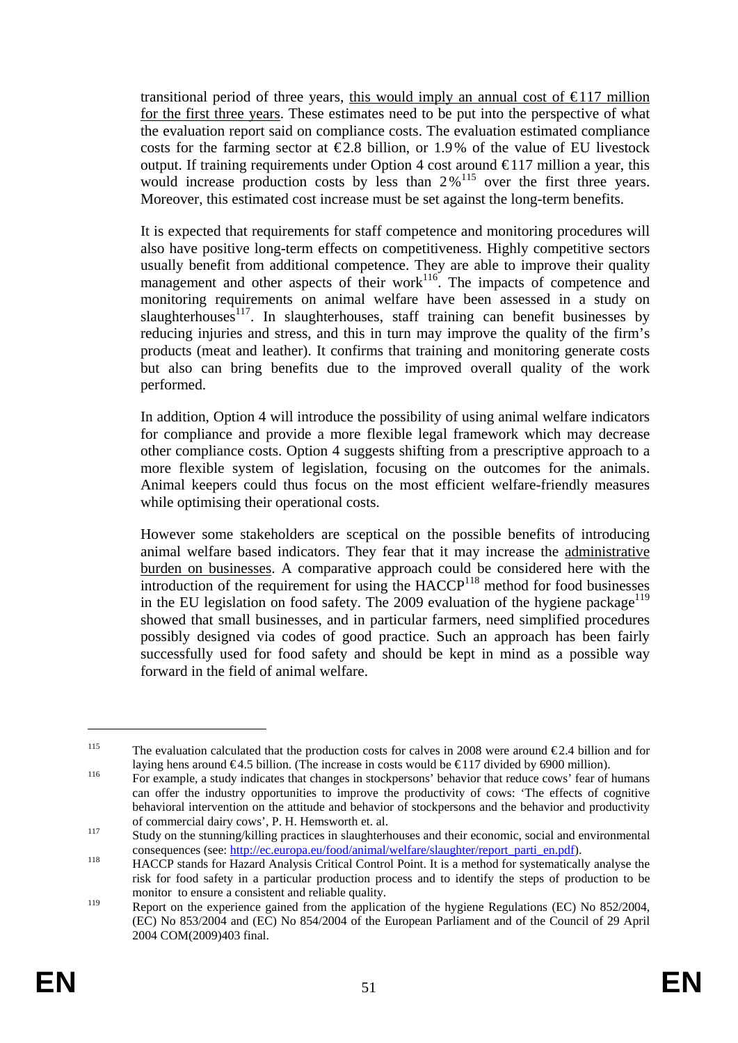transitional period of three years, <u>this would imply an annual cost of €117 million for the first three years</u>. These estimates need to be put into the perspective of what the evaluation report said on compliance costs. The evaluation estimated compliance costs for the farming sector at €2.8 billion, or 1.9% of the value of EU livestock output. If training requirements under Option 4 cost around €117 million a year, this would increase production costs by less than 2%[115] over the first three years. Moreover, this estimated cost increase must be set against the long-term benefits.

It is expected that requirements for staff competence and monitoring procedures will also have positive long-term effects on competitiveness. Highly competitive sectors usually benefit from additional competence. They are able to improve their quality management and other aspects of their work[116]. The impacts of competence and monitoring requirements on animal welfare have been assessed in a study on slaughterhouses[117]. In slaughterhouses, staff training can benefit businesses by reducing injuries and stress, and this in turn may improve the quality of the firm's products (meat and leather). It confirms that training and monitoring generate costs but also can bring benefits due to the improved overall quality of the work performed.

In addition, Option 4 will introduce the possibility of using animal welfare indicators for compliance and provide a more flexible legal framework which may decrease other compliance costs. Option 4 suggests shifting from a prescriptive approach to a more flexible system of legislation, focusing on the outcomes for the animals. Animal keepers could thus focus on the most efficient welfare-friendly measures while optimising their operational costs.

However some stakeholders are sceptical on the possible benefits of introducing animal welfare based indicators. They fear that it may increase the <u>administrative burden on businesses</u>. A comparative approach could be considered here with the introduction of the requirement for using the HACCP[118] method for food businesses in the EU legislation on food safety. The 2009 evaluation of the hygiene package[119] showed that small businesses, and in particular farmers, need simplified procedures possibly designed via codes of good practice. Such an approach has been fairly successfully used for food safety and should be kept in mind as a possible way forward in the field of animal welfare.

---

[115] The evaluation calculated that the production costs for calves in 2008 were around €2.4 billion and for laying hens around €4.5 billion. (The increase in costs would be €117 divided by 6900 million).

[116] For example, a study indicates that changes in stockpersons' behavior that reduce cows' fear of humans can offer the industry opportunities to improve the productivity of cows: 'The effects of cognitive behavioral intervention on the attitude and behavior of stockpersons and the behavior and productivity of commercial dairy cows', P. H. Hemsworth et. al.

[117] Study on the stunning/killing practices in slaughterhouses and their economic, social and environmental consequences (see: http://ec.europa.eu/food/animal/welfare/slaughter/report_parti_en.pdf).

[118] HACCP stands for Hazard Analysis Critical Control Point. It is a method for systematically analyse the risk for food safety in a particular production process and to identify the steps of production to be monitor to ensure a consistent and reliable quality.

[119] Report on the experience gained from the application of the hygiene Regulations (EC) No 852/2004, (EC) No 853/2004 and (EC) No 854/2004 of the European Parliament and of the Council of 29 April 2004 COM(2009)403 final.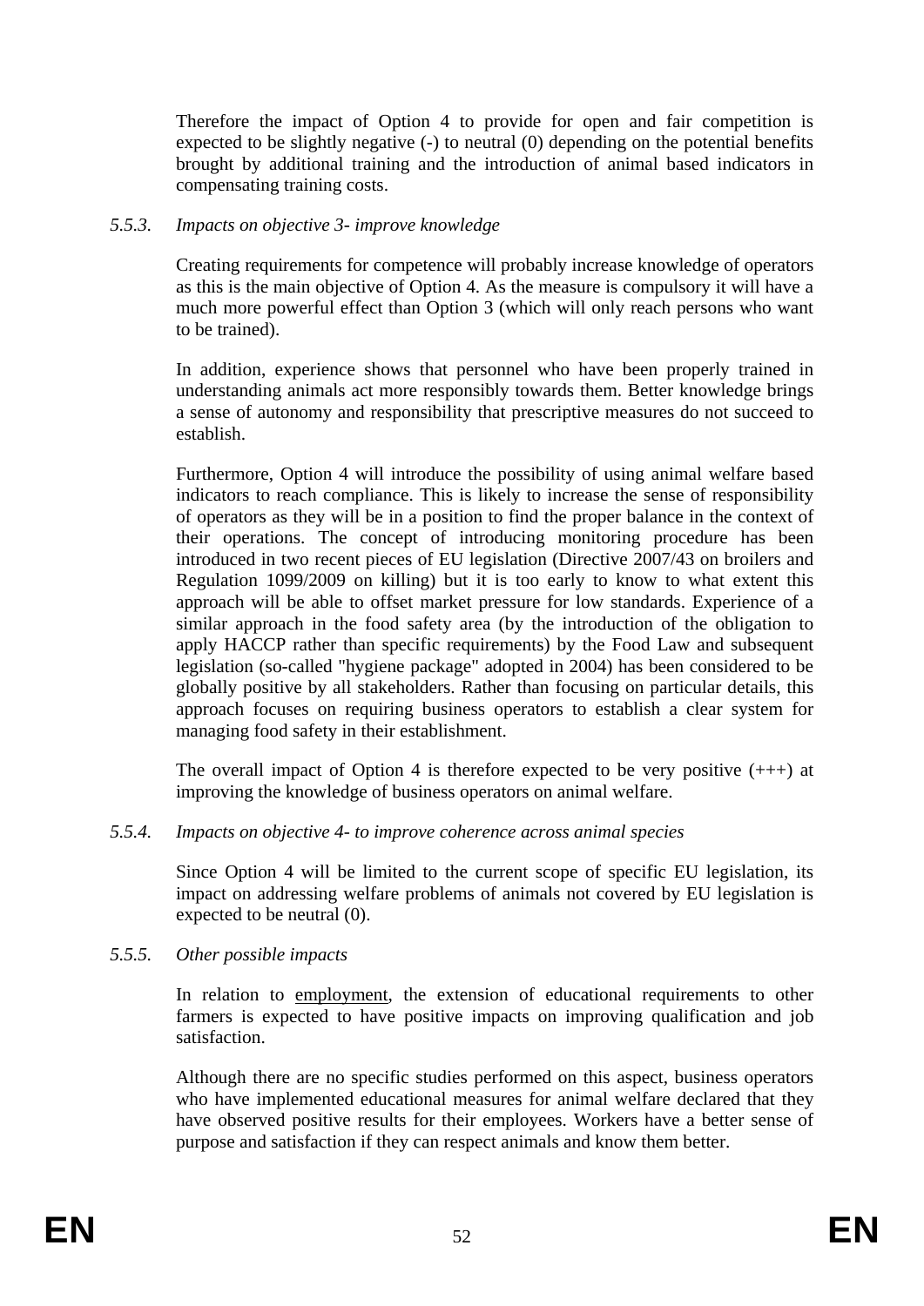Therefore the impact of Option 4 to provide for open and fair competition is expected to be slightly negative (-) to neutral (0) depending on the potential benefits brought by additional training and the introduction of animal based indicators in compensating training costs.

#### *5.5.3. Impacts on objective 3- improve knowledge*

Creating requirements for competence will probably increase knowledge of operators as this is the main objective of Option 4. As the measure is compulsory it will have a much more powerful effect than Option 3 (which will only reach persons who want to be trained).

In addition, experience shows that personnel who have been properly trained in understanding animals act more responsibly towards them. Better knowledge brings a sense of autonomy and responsibility that prescriptive measures do not succeed to establish.

Furthermore, Option 4 will introduce the possibility of using animal welfare based indicators to reach compliance. This is likely to increase the sense of responsibility of operators as they will be in a position to find the proper balance in the context of their operations. The concept of introducing monitoring procedure has been introduced in two recent pieces of EU legislation (Directive 2007/43 on broilers and Regulation 1099/2009 on killing) but it is too early to know to what extent this approach will be able to offset market pressure for low standards. Experience of a similar approach in the food safety area (by the introduction of the obligation to apply HACCP rather than specific requirements) by the Food Law and subsequent legislation (so-called "hygiene package" adopted in 2004) has been considered to be globally positive by all stakeholders. Rather than focusing on particular details, this approach focuses on requiring business operators to establish a clear system for managing food safety in their establishment.

The overall impact of Option 4 is therefore expected to be very positive (+++) at improving the knowledge of business operators on animal welfare.

#### *5.5.4. Impacts on objective 4- to improve coherence across animal species*

Since Option 4 will be limited to the current scope of specific EU legislation, its impact on addressing welfare problems of animals not covered by EU legislation is expected to be neutral (0).

#### *5.5.5. Other possible impacts*

In relation to employment, the extension of educational requirements to other farmers is expected to have positive impacts on improving qualification and job satisfaction.

Although there are no specific studies performed on this aspect, business operators who have implemented educational measures for animal welfare declared that they have observed positive results for their employees. Workers have a better sense of purpose and satisfaction if they can respect animals and know them better.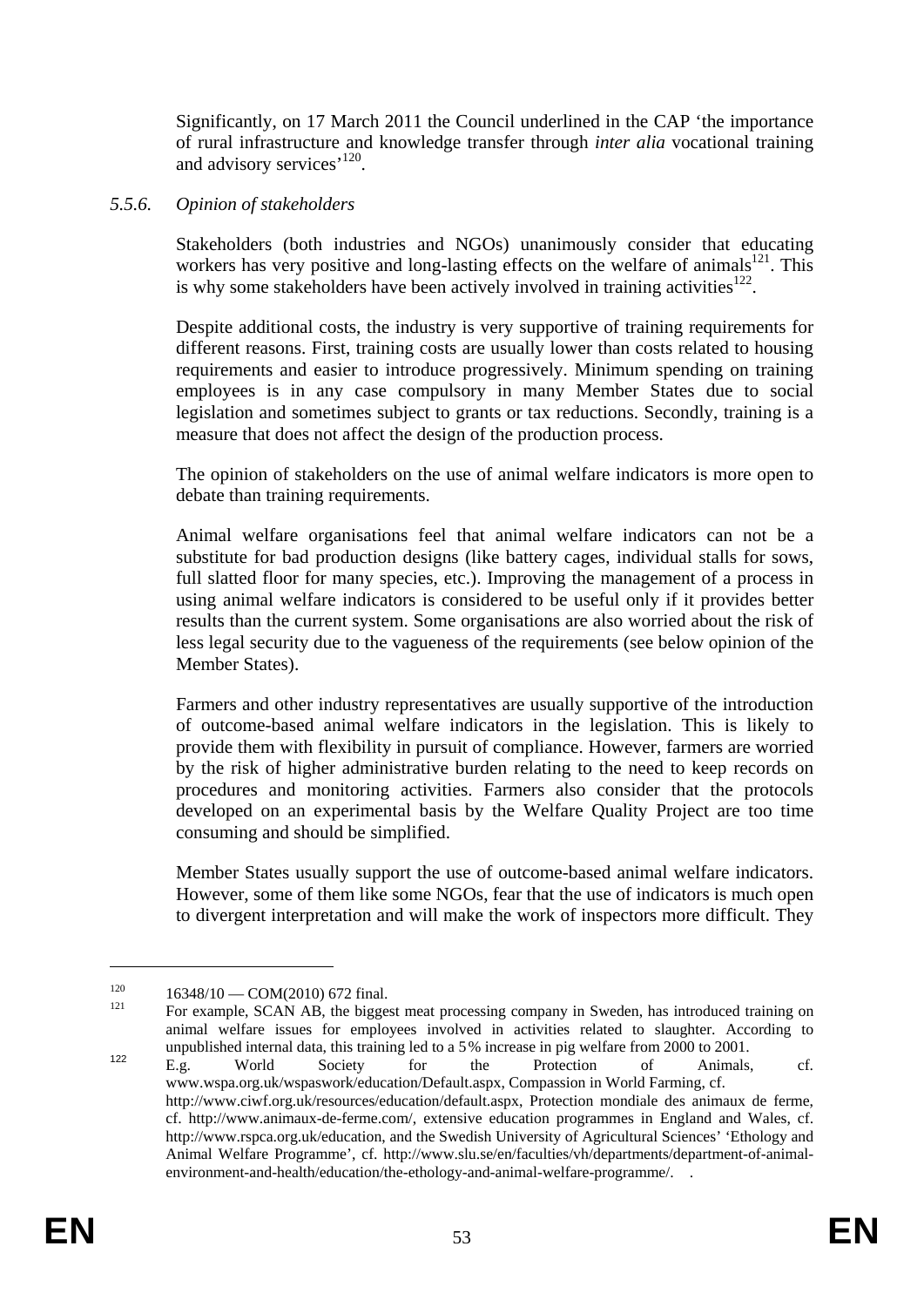Significantly, on 17 March 2011 the Council underlined in the CAP 'the importance of rural infrastructure and knowledge transfer through *inter alia* vocational training and advisory services'[120].

### *5.5.6. Opinion of stakeholders*

Stakeholders (both industries and NGOs) unanimously consider that educating workers has very positive and long-lasting effects on the welfare of animals[121]. This is why some stakeholders have been actively involved in training activities[122].

Despite additional costs, the industry is very supportive of training requirements for different reasons. First, training costs are usually lower than costs related to housing requirements and easier to introduce progressively. Minimum spending on training employees is in any case compulsory in many Member States due to social legislation and sometimes subject to grants or tax reductions. Secondly, training is a measure that does not affect the design of the production process.

The opinion of stakeholders on the use of animal welfare indicators is more open to debate than training requirements.

Animal welfare organisations feel that animal welfare indicators can not be a substitute for bad production designs (like battery cages, individual stalls for sows, full slatted floor for many species, etc.). Improving the management of a process in using animal welfare indicators is considered to be useful only if it provides better results than the current system. Some organisations are also worried about the risk of less legal security due to the vagueness of the requirements (see below opinion of the Member States).

Farmers and other industry representatives are usually supportive of the introduction of outcome-based animal welfare indicators in the legislation. This is likely to provide them with flexibility in pursuit of compliance. However, farmers are worried by the risk of higher administrative burden relating to the need to keep records on procedures and monitoring activities. Farmers also consider that the protocols developed on an experimental basis by the Welfare Quality Project are too time consuming and should be simplified.

Member States usually support the use of outcome-based animal welfare indicators. However, some of them like some NGOs, fear that the use of indicators is much open to divergent interpretation and will make the work of inspectors more difficult. They

---

[120] 16348/10 — COM(2010) 672 final.

[121] For example, SCAN AB, the biggest meat processing company in Sweden, has introduced training on animal welfare issues for employees involved in activities related to slaughter. According to unpublished internal data, this training led to a 5% increase in pig welfare from 2000 to 2001.

[122] E.g. World Society for the Protection of Animals, cf. www.wspa.org.uk/wspaswork/education/Default.aspx, Compassion in World Farming, cf. http://www.ciwf.org.uk/resources/education/default.aspx, Protection mondiale des animaux de ferme, cf. http://www.animaux-de-ferme.com/, extensive education programmes in England and Wales, cf. http://www.rspca.org.uk/education, and the Swedish University of Agricultural Sciences' 'Ethology and Animal Welfare Programme', cf. http://www.slu.se/en/faculties/vh/departments/department-of-animal-environment-and-health/education/the-ethology-and-animal-welfare-programme/.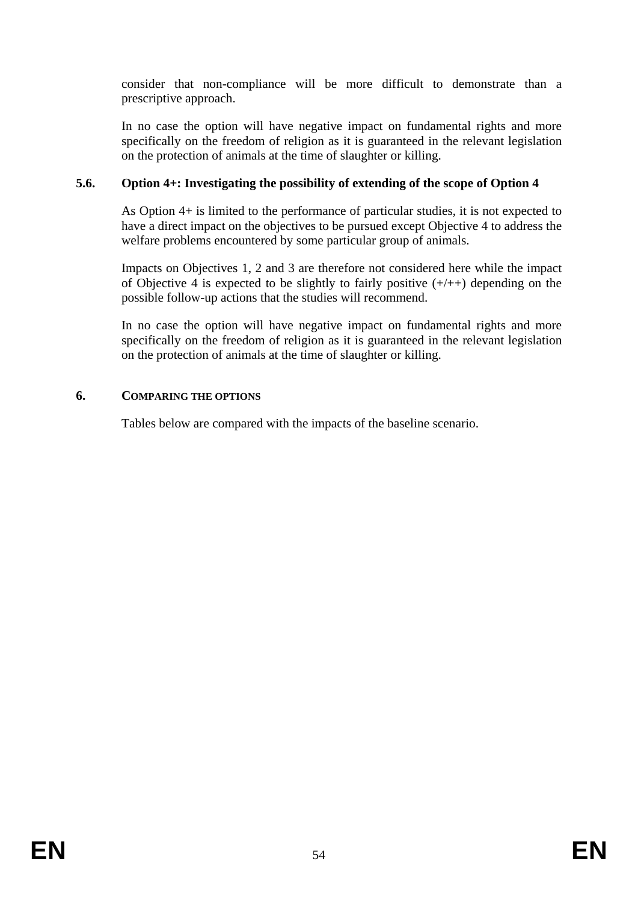consider that non-compliance will be more difficult to demonstrate than a prescriptive approach.

In no case the option will have negative impact on fundamental rights and more specifically on the freedom of religion as it is guaranteed in the relevant legislation on the protection of animals at the time of slaughter or killing.

### 5.6. Option 4+: Investigating the possibility of extending of the scope of Option 4

As Option 4+ is limited to the performance of particular studies, it is not expected to have a direct impact on the objectives to be pursued except Objective 4 to address the welfare problems encountered by some particular group of animals.

Impacts on Objectives 1, 2 and 3 are therefore not considered here while the impact of Objective 4 is expected to be slightly to fairly positive (+/++) depending on the possible follow-up actions that the studies will recommend.

In no case the option will have negative impact on fundamental rights and more specifically on the freedom of religion as it is guaranteed in the relevant legislation on the protection of animals at the time of slaughter or killing.

## 6. COMPARING THE OPTIONS

Tables below are compared with the impacts of the baseline scenario.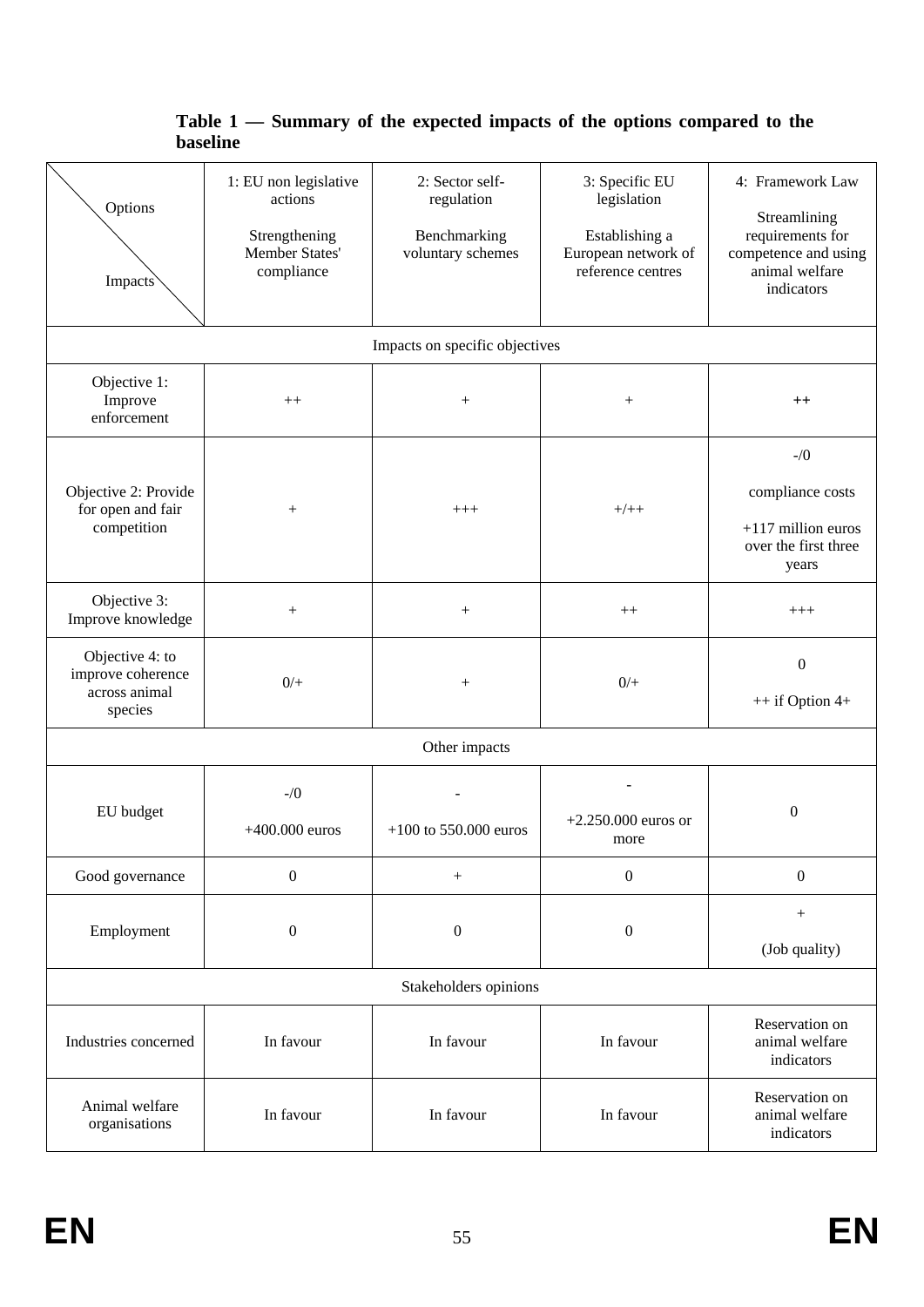**Table 1 — Summary of the expected impacts of the options compared to the baseline**

| Options / Impacts | 1: EU non legislative actions<br><br>Strengthening Member States' compliance | 2: Sector self-regulation<br><br>Benchmarking voluntary schemes | 3: Specific EU legislation<br><br>Establishing a European network of reference centres | 4: Framework Law<br><br>Streamlining requirements for competence and using animal welfare indicators |
|---|---|---|---|---|
| Impacts on specific objectives | | | | |
| Objective 1: Improve enforcement | ++ | + | + | ++ |
| Objective 2: Provide for open and fair competition | + | +++ | +/++ | -/0<br><br>compliance costs<br><br>+117 million euros over the first three years |
| Objective 3: Improve knowledge | + | + | ++ | +++ |
| Objective 4: to improve coherence across animal species | 0/+ | + | 0/+ | 0<br><br>++ if Option 4+ |
| Other impacts | | | | |
| EU budget | -/0<br><br>+400.000 euros | -<br><br>+100 to 550.000 euros | -<br><br>+2.250.000 euros or more | 0 |
| Good governance | 0 | + | 0 | 0 |
| Employment | 0 | 0 | 0 | +<br><br>(Job quality) |
| Stakeholders opinions | | | | |
| Industries concerned | In favour | In favour | In favour | Reservation on animal welfare indicators |
| Animal welfare organisations | In favour | In favour | In favour | Reservation on animal welfare indicators |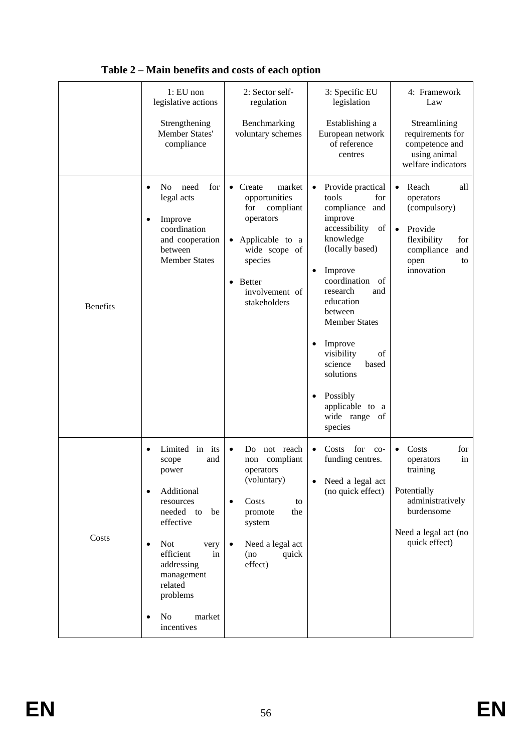**Table 2 – Main benefits and costs of each option**

| | 1: EU non legislative actions<br><br>Strengthening Member States' compliance | 2: Sector self-regulation<br><br>Benchmarking voluntary schemes | 3: Specific EU legislation<br><br>Establishing a European network of reference centres | 4: Framework Law<br><br>Streamlining requirements for competence and using animal welfare indicators |
|---|---|---|---|---|
| Benefits | • No need for legal acts<br>• Improve coordination and cooperation between Member States | • Create market opportunities for compliant operators<br>• Applicable to a wide scope of species<br>• Better involvement of stakeholders | • Provide practical tools for compliance and improve accessibility of knowledge (locally based)<br>• Improve coordination of research and education between Member States<br>• Improve visibility of science based solutions<br>• Possibly applicable to a wide range of species | • Reach all operators (compulsory)<br>• Provide flexibility for compliance and open to innovation |
| Costs | • Limited in its scope and power<br>• Additional resources needed to be effective<br>• Not very efficient in addressing management related problems<br>• No market incentives | • Do not reach non compliant operators (voluntary)<br>• Costs to promote the system<br>• Need a legal act (no quick effect) | • Costs for co-funding centres.<br>• Need a legal act (no quick effect) | • Costs for operators in training<br>Potentially administratively burdensome<br>Need a legal act (no quick effect) |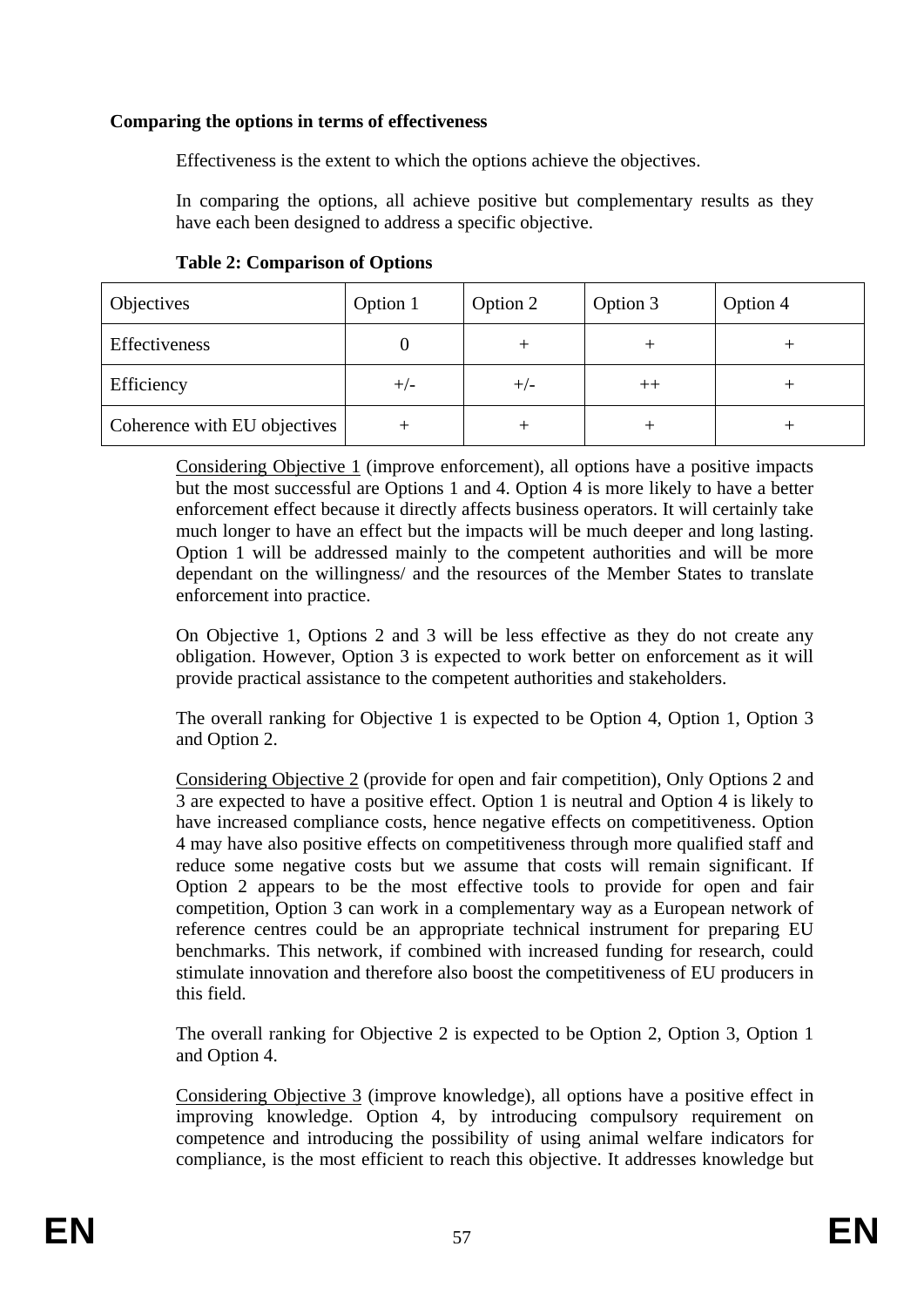**Comparing the options in terms of effectiveness**

Effectiveness is the extent to which the options achieve the objectives.

In comparing the options, all achieve positive but complementary results as they have each been designed to address a specific objective.

**Table 2: Comparison of Options**

| Objectives | Option 1 | Option 2 | Option 3 | Option 4 |
|---|---|---|---|---|
| Effectiveness | 0 | + | + | + |
| Efficiency | +/- | +/- | ++ | + |
| Coherence with EU objectives | + | + | + | + |

Considering Objective 1 (improve enforcement), all options have a positive impacts but the most successful are Options 1 and 4. Option 4 is more likely to have a better enforcement effect because it directly affects business operators. It will certainly take much longer to have an effect but the impacts will be much deeper and long lasting. Option 1 will be addressed mainly to the competent authorities and will be more dependant on the willingness/ and the resources of the Member States to translate enforcement into practice.

On Objective 1, Options 2 and 3 will be less effective as they do not create any obligation. However, Option 3 is expected to work better on enforcement as it will provide practical assistance to the competent authorities and stakeholders.

The overall ranking for Objective 1 is expected to be Option 4, Option 1, Option 3 and Option 2.

Considering Objective 2 (provide for open and fair competition), Only Options 2 and 3 are expected to have a positive effect. Option 1 is neutral and Option 4 is likely to have increased compliance costs, hence negative effects on competitiveness. Option 4 may have also positive effects on competitiveness through more qualified staff and reduce some negative costs but we assume that costs will remain significant. If Option 2 appears to be the most effective tools to provide for open and fair competition, Option 3 can work in a complementary way as a European network of reference centres could be an appropriate technical instrument for preparing EU benchmarks. This network, if combined with increased funding for research, could stimulate innovation and therefore also boost the competitiveness of EU producers in this field.

The overall ranking for Objective 2 is expected to be Option 2, Option 3, Option 1 and Option 4.

Considering Objective 3 (improve knowledge), all options have a positive effect in improving knowledge. Option 4, by introducing compulsory requirement on competence and introducing the possibility of using animal welfare indicators for compliance, is the most efficient to reach this objective. It addresses knowledge but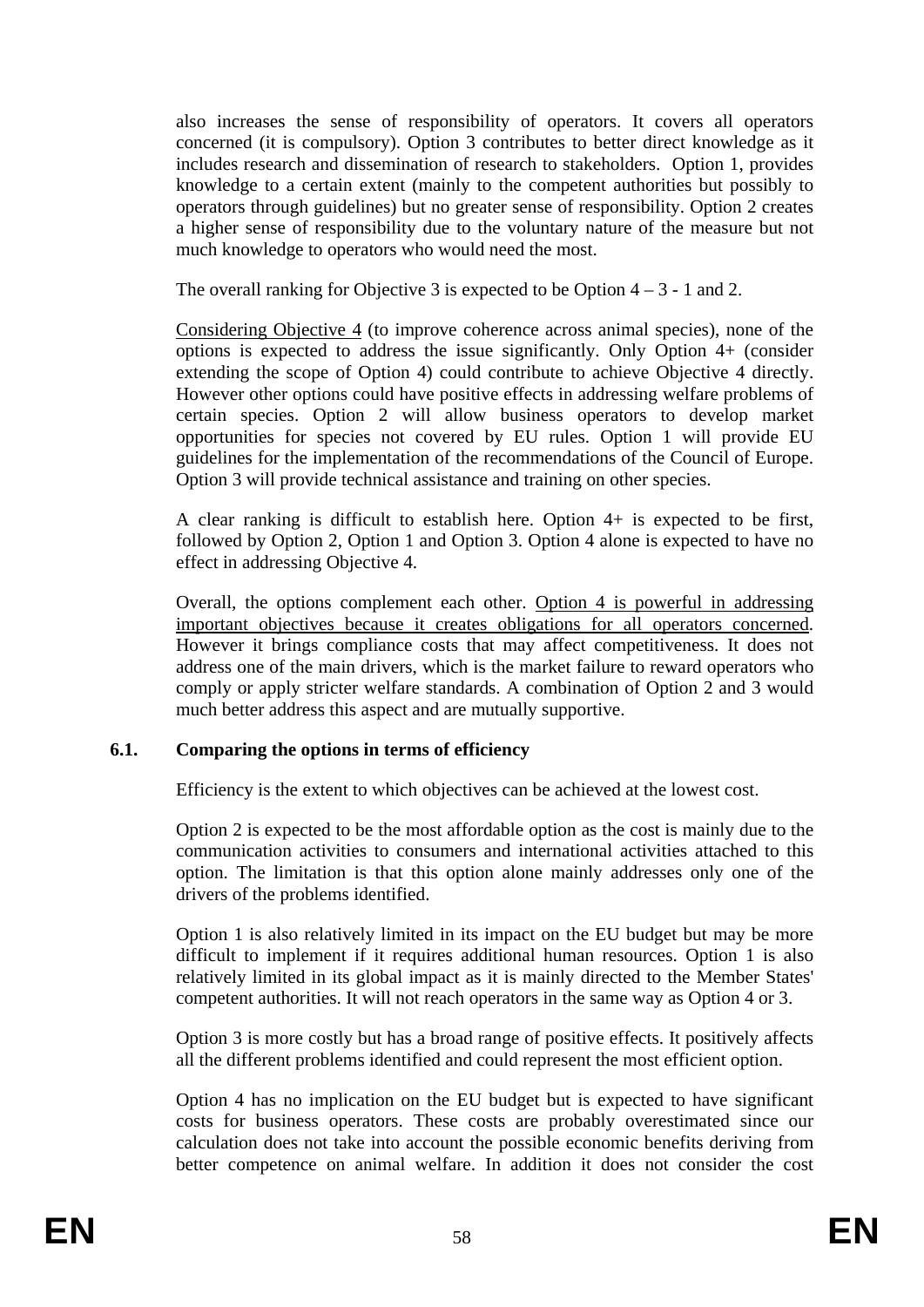also increases the sense of responsibility of operators. It covers all operators concerned (it is compulsory). Option 3 contributes to better direct knowledge as it includes research and dissemination of research to stakeholders. Option 1, provides knowledge to a certain extent (mainly to the competent authorities but possibly to operators through guidelines) but no greater sense of responsibility. Option 2 creates a higher sense of responsibility due to the voluntary nature of the measure but not much knowledge to operators who would need the most.

The overall ranking for Objective 3 is expected to be Option 4 – 3 - 1 and 2.

Considering Objective 4 (to improve coherence across animal species), none of the options is expected to address the issue significantly. Only Option 4+ (consider extending the scope of Option 4) could contribute to achieve Objective 4 directly. However other options could have positive effects in addressing welfare problems of certain species. Option 2 will allow business operators to develop market opportunities for species not covered by EU rules. Option 1 will provide EU guidelines for the implementation of the recommendations of the Council of Europe. Option 3 will provide technical assistance and training on other species.

A clear ranking is difficult to establish here. Option 4+ is expected to be first, followed by Option 2, Option 1 and Option 3. Option 4 alone is expected to have no effect in addressing Objective 4.

Overall, the options complement each other. Option 4 is powerful in addressing important objectives because it creates obligations for all operators concerned. However it brings compliance costs that may affect competitiveness. It does not address one of the main drivers, which is the market failure to reward operators who comply or apply stricter welfare standards. A combination of Option 2 and 3 would much better address this aspect and are mutually supportive.

### 6.1. Comparing the options in terms of efficiency

Efficiency is the extent to which objectives can be achieved at the lowest cost.

Option 2 is expected to be the most affordable option as the cost is mainly due to the communication activities to consumers and international activities attached to this option. The limitation is that this option alone mainly addresses only one of the drivers of the problems identified.

Option 1 is also relatively limited in its impact on the EU budget but may be more difficult to implement if it requires additional human resources. Option 1 is also relatively limited in its global impact as it is mainly directed to the Member States' competent authorities. It will not reach operators in the same way as Option 4 or 3.

Option 3 is more costly but has a broad range of positive effects. It positively affects all the different problems identified and could represent the most efficient option.

Option 4 has no implication on the EU budget but is expected to have significant costs for business operators. These costs are probably overestimated since our calculation does not take into account the possible economic benefits deriving from better competence on animal welfare. In addition it does not consider the cost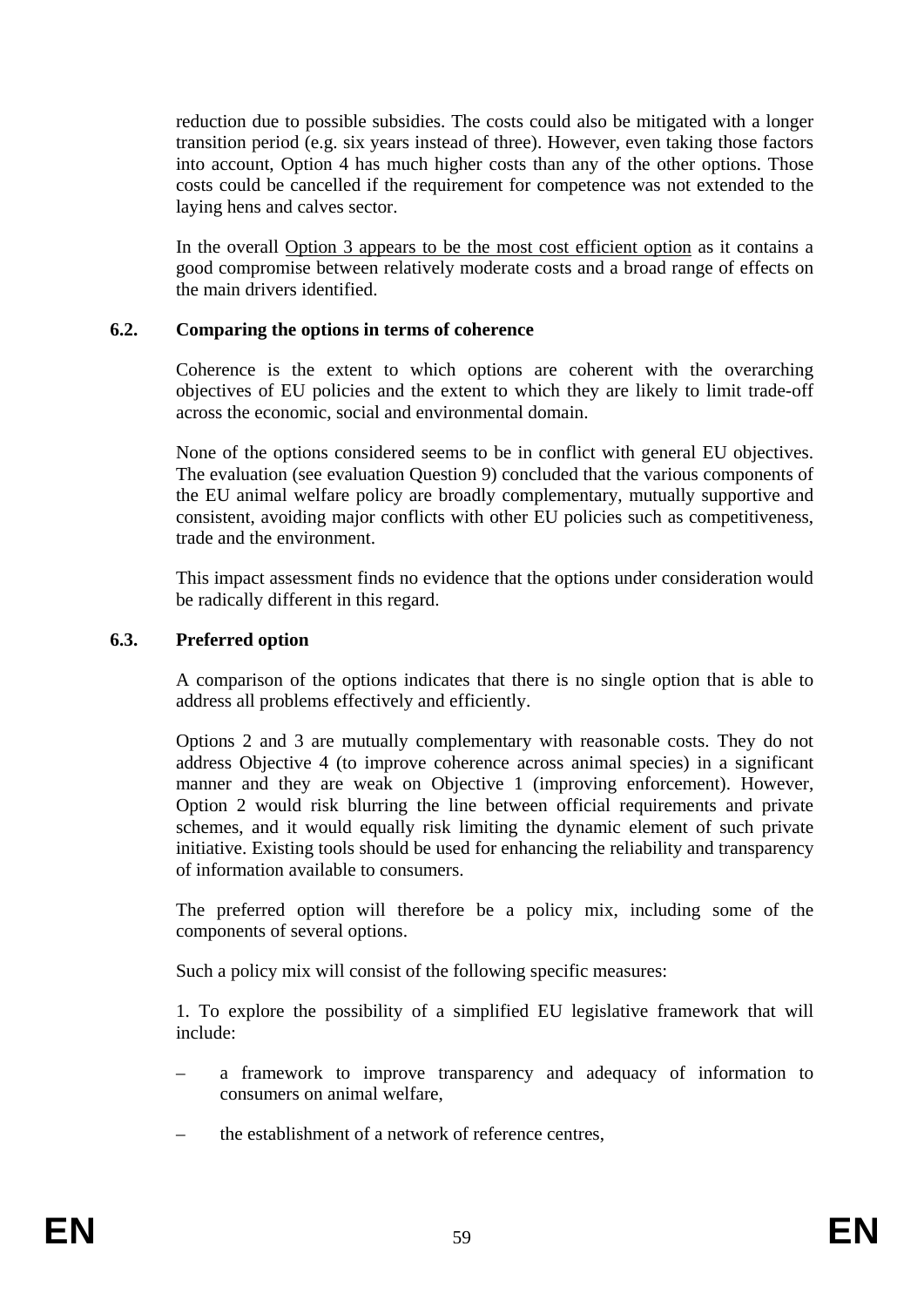reduction due to possible subsidies. The costs could also be mitigated with a longer transition period (e.g. six years instead of three). However, even taking those factors into account, Option 4 has much higher costs than any of the other options. Those costs could be cancelled if the requirement for competence was not extended to the laying hens and calves sector.

In the overall Option 3 appears to be the most cost efficient option as it contains a good compromise between relatively moderate costs and a broad range of effects on the main drivers identified.

### 6.2. Comparing the options in terms of coherence

Coherence is the extent to which options are coherent with the overarching objectives of EU policies and the extent to which they are likely to limit trade-off across the economic, social and environmental domain.

None of the options considered seems to be in conflict with general EU objectives. The evaluation (see evaluation Question 9) concluded that the various components of the EU animal welfare policy are broadly complementary, mutually supportive and consistent, avoiding major conflicts with other EU policies such as competitiveness, trade and the environment.

This impact assessment finds no evidence that the options under consideration would be radically different in this regard.

### 6.3. Preferred option

A comparison of the options indicates that there is no single option that is able to address all problems effectively and efficiently.

Options 2 and 3 are mutually complementary with reasonable costs. They do not address Objective 4 (to improve coherence across animal species) in a significant manner and they are weak on Objective 1 (improving enforcement). However, Option 2 would risk blurring the line between official requirements and private schemes, and it would equally risk limiting the dynamic element of such private initiative. Existing tools should be used for enhancing the reliability and transparency of information available to consumers.

The preferred option will therefore be a policy mix, including some of the components of several options.

Such a policy mix will consist of the following specific measures:

1. To explore the possibility of a simplified EU legislative framework that will include:

- a framework to improve transparency and adequacy of information to consumers on animal welfare,
- the establishment of a network of reference centres,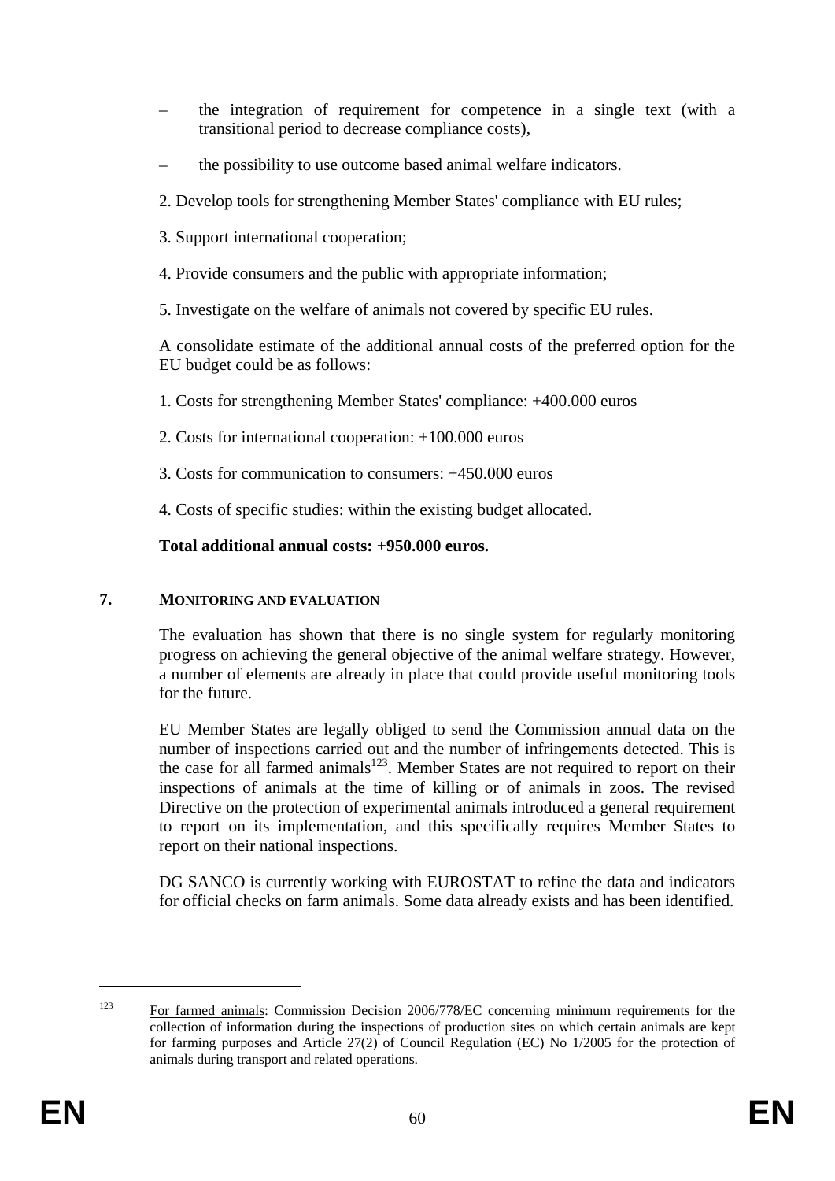– the integration of requirement for competence in a single text (with a transitional period to decrease compliance costs),

– the possibility to use outcome based animal welfare indicators.

2. Develop tools for strengthening Member States' compliance with EU rules;

3. Support international cooperation;

4. Provide consumers and the public with appropriate information;

5. Investigate on the welfare of animals not covered by specific EU rules.

A consolidate estimate of the additional annual costs of the preferred option for the EU budget could be as follows:

1. Costs for strengthening Member States' compliance: +400.000 euros

2. Costs for international cooperation: +100.000 euros

3. Costs for communication to consumers: +450.000 euros

4. Costs of specific studies: within the existing budget allocated.

**Total additional annual costs: +950.000 euros.**

## 7. MONITORING AND EVALUATION

The evaluation has shown that there is no single system for regularly monitoring progress on achieving the general objective of the animal welfare strategy. However, a number of elements are already in place that could provide useful monitoring tools for the future.

EU Member States are legally obliged to send the Commission annual data on the number of inspections carried out and the number of infringements detected. This is the case for all farmed animals[123]. Member States are not required to report on their inspections of animals at the time of killing or of animals in zoos. The revised Directive on the protection of experimental animals introduced a general requirement to report on its implementation, and this specifically requires Member States to report on their national inspections.

DG SANCO is currently working with EUROSTAT to refine the data and indicators for official checks on farm animals. Some data already exists and has been identified.

---

[123] For farmed animals: Commission Decision 2006/778/EC concerning minimum requirements for the collection of information during the inspections of production sites on which certain animals are kept for farming purposes and Article 27(2) of Council Regulation (EC) No 1/2005 for the protection of animals during transport and related operations.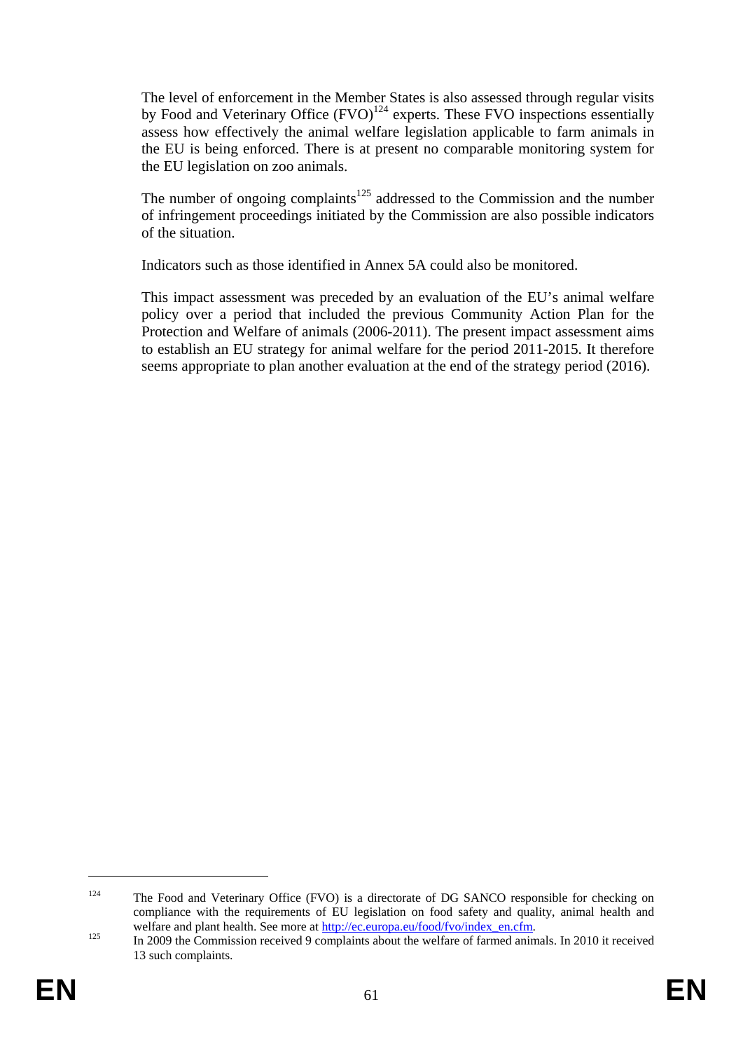The level of enforcement in the Member States is also assessed through regular visits by Food and Veterinary Office (FVO)[124] experts. These FVO inspections essentially assess how effectively the animal welfare legislation applicable to farm animals in the EU is being enforced. There is at present no comparable monitoring system for the EU legislation on zoo animals.

The number of ongoing complaints[125] addressed to the Commission and the number of infringement proceedings initiated by the Commission are also possible indicators of the situation.

Indicators such as those identified in Annex 5A could also be monitored.

This impact assessment was preceded by an evaluation of the EU's animal welfare policy over a period that included the previous Community Action Plan for the Protection and Welfare of animals (2006-2011). The present impact assessment aims to establish an EU strategy for animal welfare for the period 2011-2015. It therefore seems appropriate to plan another evaluation at the end of the strategy period (2016).

---

[124] The Food and Veterinary Office (FVO) is a directorate of DG SANCO responsible for checking on compliance with the requirements of EU legislation on food safety and quality, animal health and welfare and plant health. See more at http://ec.europa.eu/food/fvo/index_en.cfm.

[125] In 2009 the Commission received 9 complaints about the welfare of farmed animals. In 2010 it received 13 such complaints.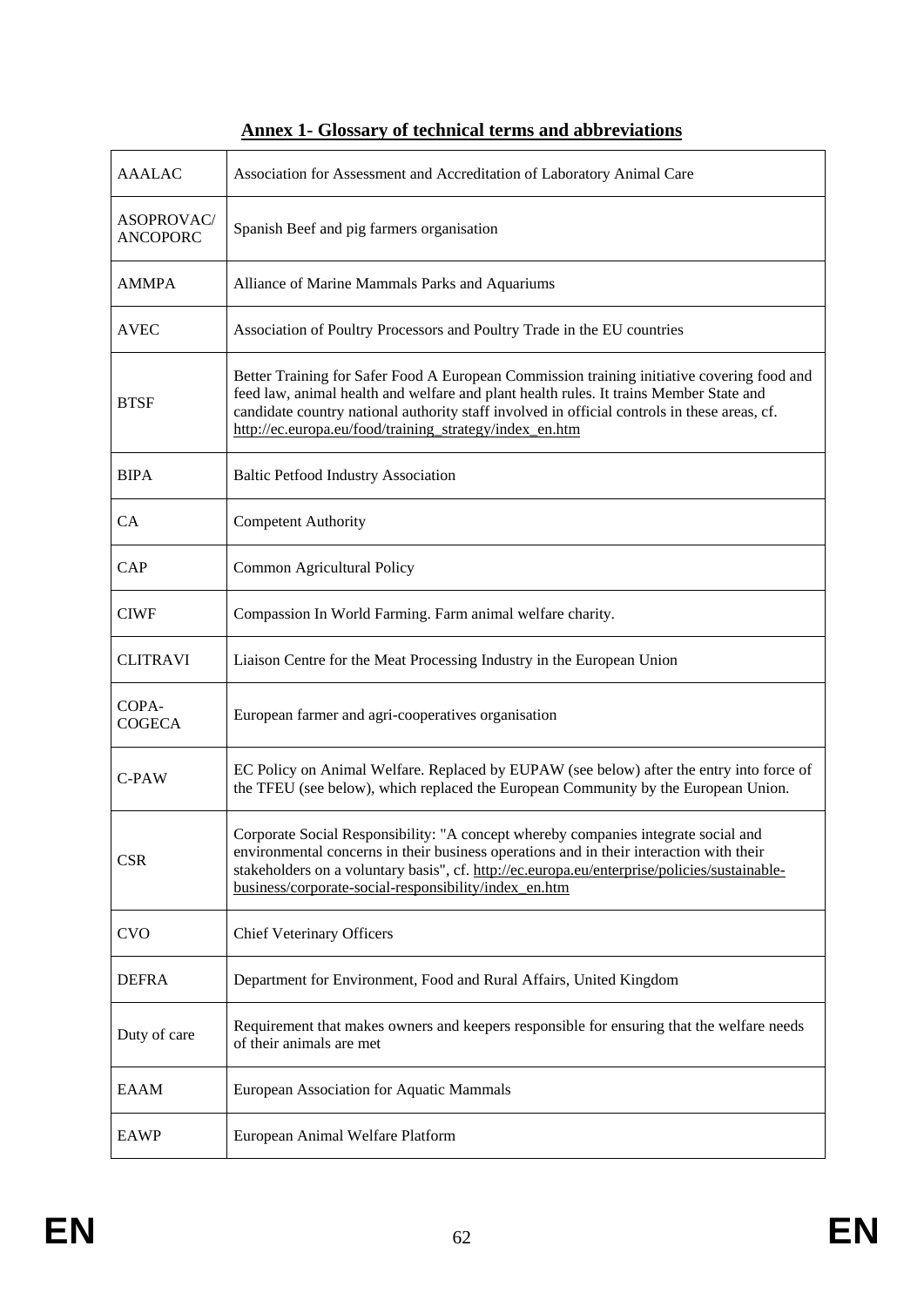## Annex 1- Glossary of technical terms and abbreviations

| | |
|---|---|
| AAALAC | Association for Assessment and Accreditation of Laboratory Animal Care |
| ASOPROVAC/ ANCOPORC | Spanish Beef and pig farmers organisation |
| AMMPA | Alliance of Marine Mammals Parks and Aquariums |
| AVEC | Association of Poultry Processors and Poultry Trade in the EU countries |
| BTSF | Better Training for Safer Food A European Commission training initiative covering food and feed law, animal health and welfare and plant health rules. It trains Member State and candidate country national authority staff involved in official controls in these areas, cf. http://ec.europa.eu/food/training_strategy/index_en.htm |
| BIPA | Baltic Petfood Industry Association |
| CA | Competent Authority |
| CAP | Common Agricultural Policy |
| CIWF | Compassion In World Farming. Farm animal welfare charity. |
| CLITRAVI | Liaison Centre for the Meat Processing Industry in the European Union |
| COPA-COGECA | European farmer and agri-cooperatives organisation |
| C-PAW | EC Policy on Animal Welfare. Replaced by EUPAW (see below) after the entry into force of the TFEU (see below), which replaced the European Community by the European Union. |
| CSR | Corporate Social Responsibility: "A concept whereby companies integrate social and environmental concerns in their business operations and in their interaction with their stakeholders on a voluntary basis", cf. http://ec.europa.eu/enterprise/policies/sustainable-business/corporate-social-responsibility/index_en.htm |
| CVO | Chief Veterinary Officers |
| DEFRA | Department for Environment, Food and Rural Affairs, United Kingdom |
| Duty of care | Requirement that makes owners and keepers responsible for ensuring that the welfare needs of their animals are met |
| EAAM | European Association for Aquatic Mammals |
| EAWP | European Animal Welfare Platform |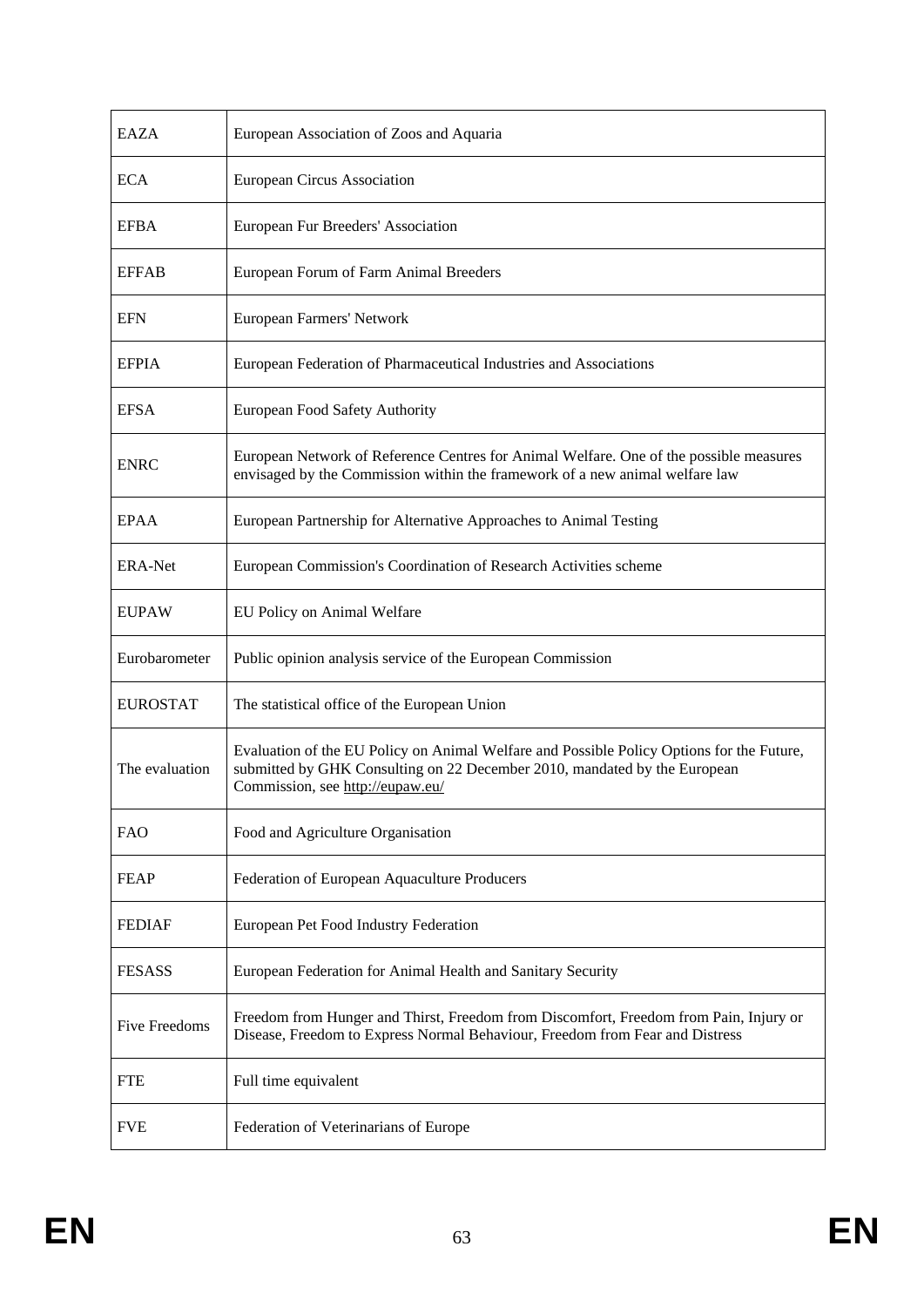| | |
|---|---|
| EAZA | European Association of Zoos and Aquaria |
| ECA | European Circus Association |
| EFBA | European Fur Breeders' Association |
| EFFAB | European Forum of Farm Animal Breeders |
| EFN | European Farmers' Network |
| EFPIA | European Federation of Pharmaceutical Industries and Associations |
| EFSA | European Food Safety Authority |
| ENRC | European Network of Reference Centres for Animal Welfare. One of the possible measures envisaged by the Commission within the framework of a new animal welfare law |
| EPAA | European Partnership for Alternative Approaches to Animal Testing |
| ERA-Net | European Commission's Coordination of Research Activities scheme |
| EUPAW | EU Policy on Animal Welfare |
| Eurobarometer | Public opinion analysis service of the European Commission |
| EUROSTAT | The statistical office of the European Union |
| The evaluation | Evaluation of the EU Policy on Animal Welfare and Possible Policy Options for the Future, submitted by GHK Consulting on 22 December 2010, mandated by the European Commission, see http://eupaw.eu/ |
| FAO | Food and Agriculture Organisation |
| FEAP | Federation of European Aquaculture Producers |
| FEDIAF | European Pet Food Industry Federation |
| FESASS | European Federation for Animal Health and Sanitary Security |
| Five Freedoms | Freedom from Hunger and Thirst, Freedom from Discomfort, Freedom from Pain, Injury or Disease, Freedom to Express Normal Behaviour, Freedom from Fear and Distress |
| FTE | Full time equivalent |
| FVE | Federation of Veterinarians of Europe |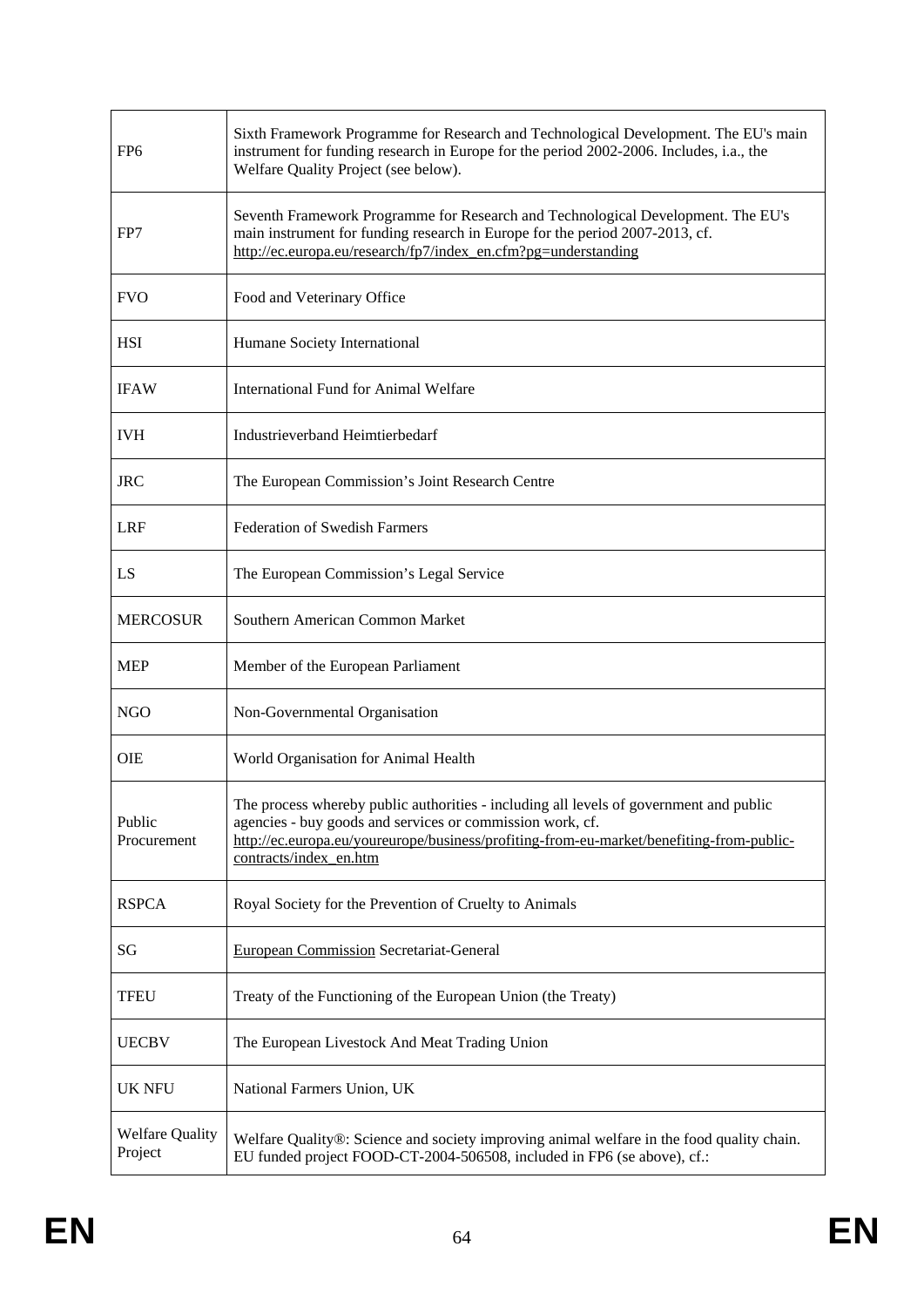| | |
|---|---|
| FP6 | Sixth Framework Programme for Research and Technological Development. The EU's main instrument for funding research in Europe for the period 2002-2006. Includes, i.a., the Welfare Quality Project (see below). |
| FP7 | Seventh Framework Programme for Research and Technological Development. The EU's main instrument for funding research in Europe for the period 2007-2013, cf. http://ec.europa.eu/research/fp7/index_en.cfm?pg=understanding |
| FVO | Food and Veterinary Office |
| HSI | Humane Society International |
| IFAW | International Fund for Animal Welfare |
| IVH | Industrieverband Heimtierbedarf |
| JRC | The European Commission's Joint Research Centre |
| LRF | Federation of Swedish Farmers |
| LS | The European Commission's Legal Service |
| MERCOSUR | Southern American Common Market |
| MEP | Member of the European Parliament |
| NGO | Non-Governmental Organisation |
| OIE | World Organisation for Animal Health |
| Public Procurement | The process whereby public authorities - including all levels of government and public agencies - buy goods and services or commission work, cf. http://ec.europa.eu/youreurope/business/profiting-from-eu-market/benefiting-from-public-contracts/index_en.htm |
| RSPCA | Royal Society for the Prevention of Cruelty to Animals |
| SG | European Commission Secretariat-General |
| TFEU | Treaty of the Functioning of the European Union (the Treaty) |
| UECBV | The European Livestock And Meat Trading Union |
| UK NFU | National Farmers Union, UK |
| Welfare Quality Project | Welfare Quality®: Science and society improving animal welfare in the food quality chain. EU funded project FOOD-CT-2004-506508, included in FP6 (se above), cf.: |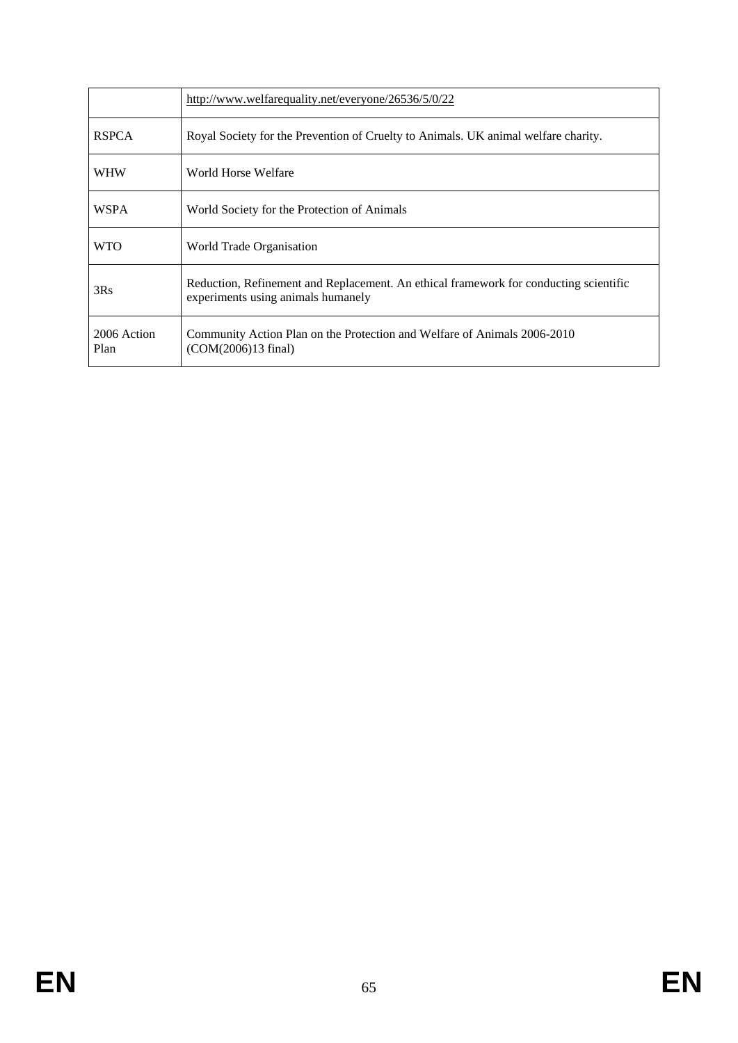| | |
|---|---|
| | http://www.welfarequality.net/everyone/26536/5/0/22 |
| RSPCA | Royal Society for the Prevention of Cruelty to Animals. UK animal welfare charity. |
| WHW | World Horse Welfare |
| WSPA | World Society for the Protection of Animals |
| WTO | World Trade Organisation |
| 3Rs | Reduction, Refinement and Replacement. An ethical framework for conducting scientific experiments using animals humanely |
| 2006 Action Plan | Community Action Plan on the Protection and Welfare of Animals 2006-2010 (COM(2006)13 final) |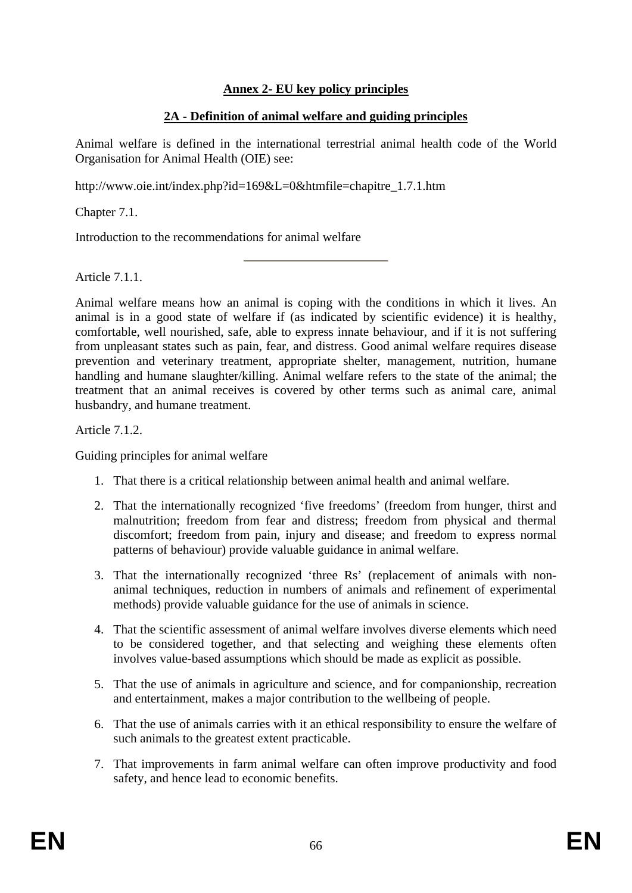# **Annex 2- EU key policy principles**

## **2A - Definition of animal welfare and guiding principles**

Animal welfare is defined in the international terrestrial animal health code of the World Organisation for Animal Health (OIE) see:

http://www.oie.int/index.php?id=169&L=0&htmfile=chapitre_1.7.1.htm

Chapter 7.1.

Introduction to the recommendations for animal welfare

---

Article 7.1.1.

Animal welfare means how an animal is coping with the conditions in which it lives. An animal is in a good state of welfare if (as indicated by scientific evidence) it is healthy, comfortable, well nourished, safe, able to express innate behaviour, and if it is not suffering from unpleasant states such as pain, fear, and distress. Good animal welfare requires disease prevention and veterinary treatment, appropriate shelter, management, nutrition, humane handling and humane slaughter/killing. Animal welfare refers to the state of the animal; the treatment that an animal receives is covered by other terms such as animal care, animal husbandry, and humane treatment.

Article 7.1.2.

Guiding principles for animal welfare

1. That there is a critical relationship between animal health and animal welfare.
2. That the internationally recognized 'five freedoms' (freedom from hunger, thirst and malnutrition; freedom from fear and distress; freedom from physical and thermal discomfort; freedom from pain, injury and disease; and freedom to express normal patterns of behaviour) provide valuable guidance in animal welfare.
3. That the internationally recognized 'three Rs' (replacement of animals with non-animal techniques, reduction in numbers of animals and refinement of experimental methods) provide valuable guidance for the use of animals in science.
4. That the scientific assessment of animal welfare involves diverse elements which need to be considered together, and that selecting and weighing these elements often involves value-based assumptions which should be made as explicit as possible.
5. That the use of animals in agriculture and science, and for companionship, recreation and entertainment, makes a major contribution to the wellbeing of people.
6. That the use of animals carries with it an ethical responsibility to ensure the welfare of such animals to the greatest extent practicable.
7. That improvements in farm animal welfare can often improve productivity and food safety, and hence lead to economic benefits.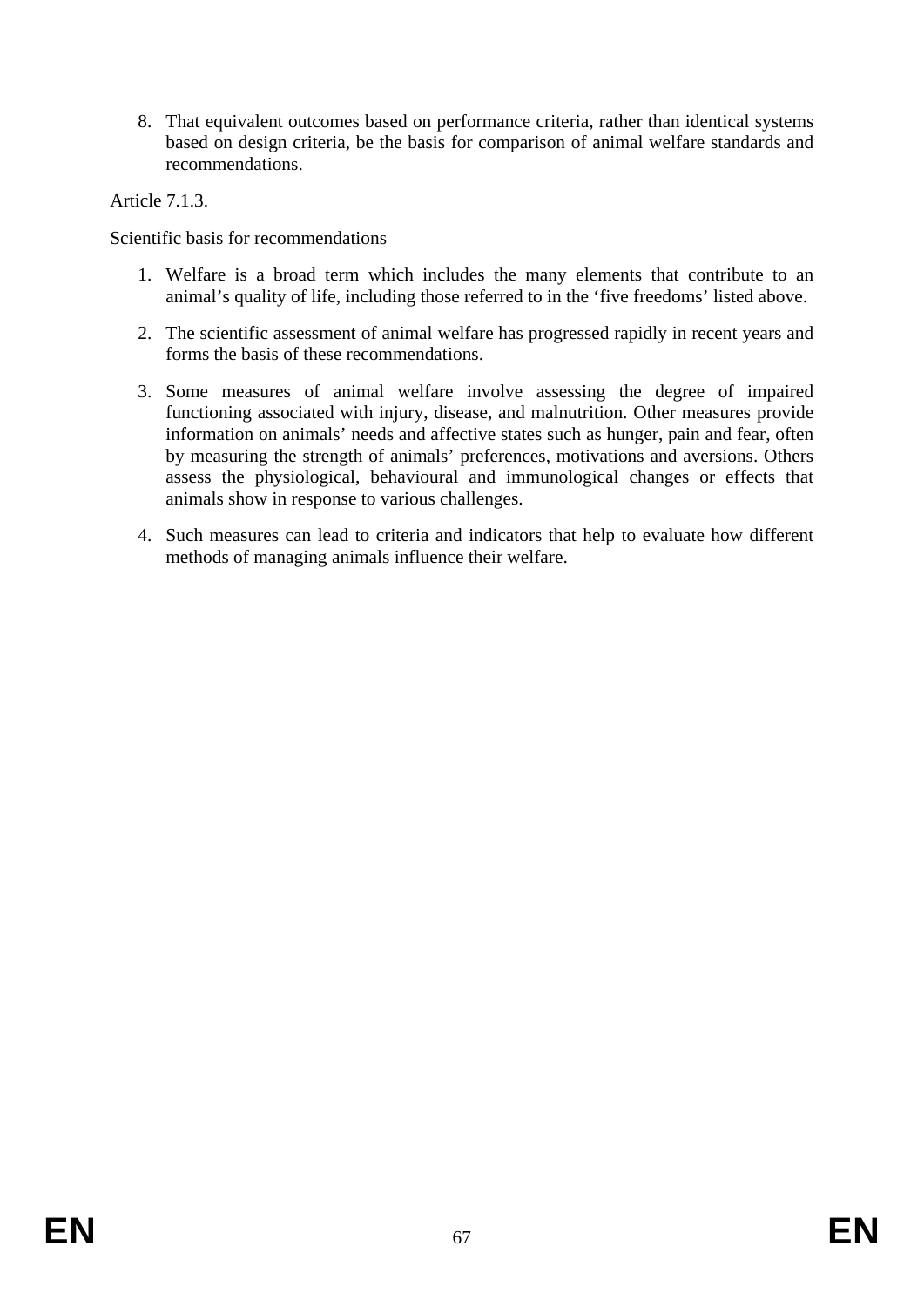8. That equivalent outcomes based on performance criteria, rather than identical systems based on design criteria, be the basis for comparison of animal welfare standards and recommendations.

Article 7.1.3.

Scientific basis for recommendations

1. Welfare is a broad term which includes the many elements that contribute to an animal's quality of life, including those referred to in the 'five freedoms' listed above.

2. The scientific assessment of animal welfare has progressed rapidly in recent years and forms the basis of these recommendations.

3. Some measures of animal welfare involve assessing the degree of impaired functioning associated with injury, disease, and malnutrition. Other measures provide information on animals' needs and affective states such as hunger, pain and fear, often by measuring the strength of animals' preferences, motivations and aversions. Others assess the physiological, behavioural and immunological changes or effects that animals show in response to various challenges.

4. Such measures can lead to criteria and indicators that help to evaluate how different methods of managing animals influence their welfare.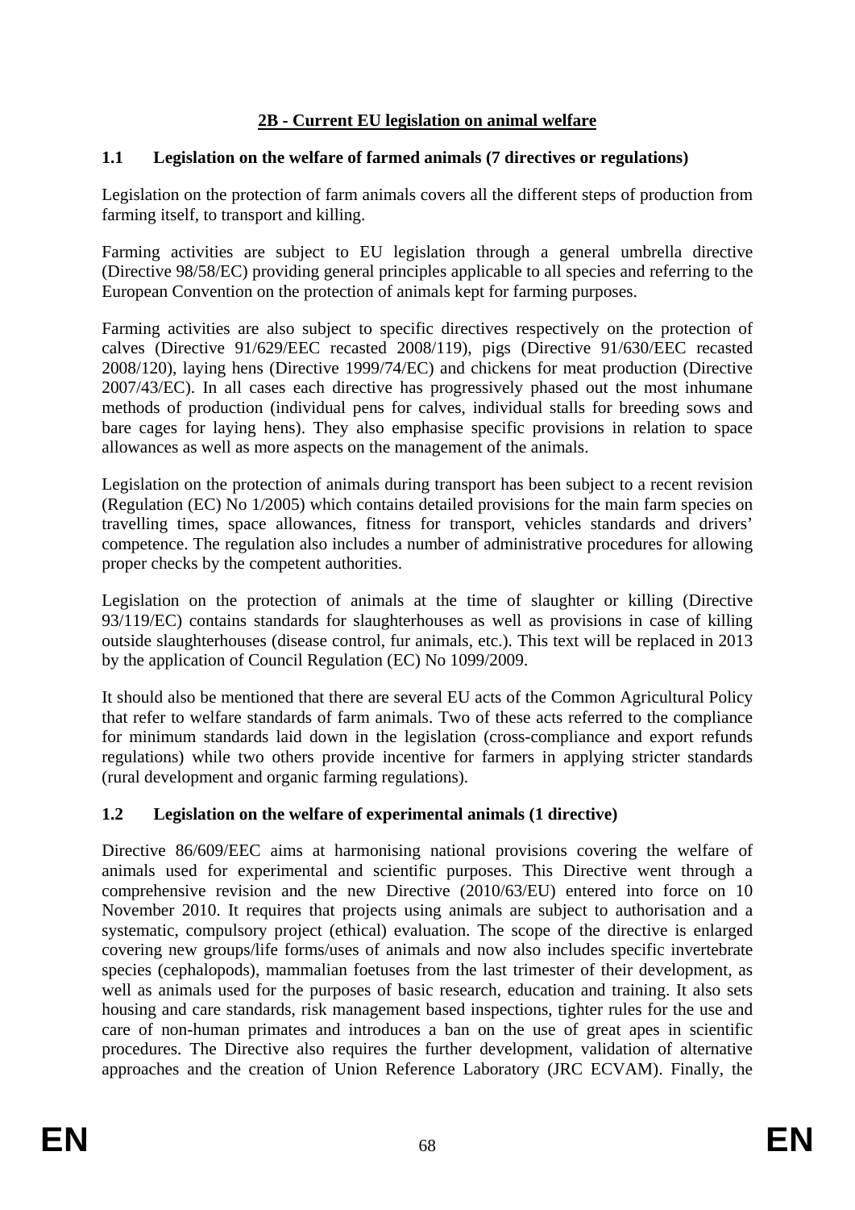## 2B - Current EU legislation on animal welfare

### 1.1 Legislation on the welfare of farmed animals (7 directives or regulations)

Legislation on the protection of farm animals covers all the different steps of production from farming itself, to transport and killing.

Farming activities are subject to EU legislation through a general umbrella directive (Directive 98/58/EC) providing general principles applicable to all species and referring to the European Convention on the protection of animals kept for farming purposes.

Farming activities are also subject to specific directives respectively on the protection of calves (Directive 91/629/EEC recasted 2008/119), pigs (Directive 91/630/EEC recasted 2008/120), laying hens (Directive 1999/74/EC) and chickens for meat production (Directive 2007/43/EC). In all cases each directive has progressively phased out the most inhumane methods of production (individual pens for calves, individual stalls for breeding sows and bare cages for laying hens). They also emphasise specific provisions in relation to space allowances as well as more aspects on the management of the animals.

Legislation on the protection of animals during transport has been subject to a recent revision (Regulation (EC) No 1/2005) which contains detailed provisions for the main farm species on travelling times, space allowances, fitness for transport, vehicles standards and drivers' competence. The regulation also includes a number of administrative procedures for allowing proper checks by the competent authorities.

Legislation on the protection of animals at the time of slaughter or killing (Directive 93/119/EC) contains standards for slaughterhouses as well as provisions in case of killing outside slaughterhouses (disease control, fur animals, etc.). This text will be replaced in 2013 by the application of Council Regulation (EC) No 1099/2009.

It should also be mentioned that there are several EU acts of the Common Agricultural Policy that refer to welfare standards of farm animals. Two of these acts referred to the compliance for minimum standards laid down in the legislation (cross-compliance and export refunds regulations) while two others provide incentive for farmers in applying stricter standards (rural development and organic farming regulations).

### 1.2 Legislation on the welfare of experimental animals (1 directive)

Directive 86/609/EEC aims at harmonising national provisions covering the welfare of animals used for experimental and scientific purposes. This Directive went through a comprehensive revision and the new Directive (2010/63/EU) entered into force on 10 November 2010. It requires that projects using animals are subject to authorisation and a systematic, compulsory project (ethical) evaluation. The scope of the directive is enlarged covering new groups/life forms/uses of animals and now also includes specific invertebrate species (cephalopods), mammalian foetuses from the last trimester of their development, as well as animals used for the purposes of basic research, education and training. It also sets housing and care standards, risk management based inspections, tighter rules for the use and care of non-human primates and introduces a ban on the use of great apes in scientific procedures. The Directive also requires the further development, validation of alternative approaches and the creation of Union Reference Laboratory (JRC ECVAM). Finally, the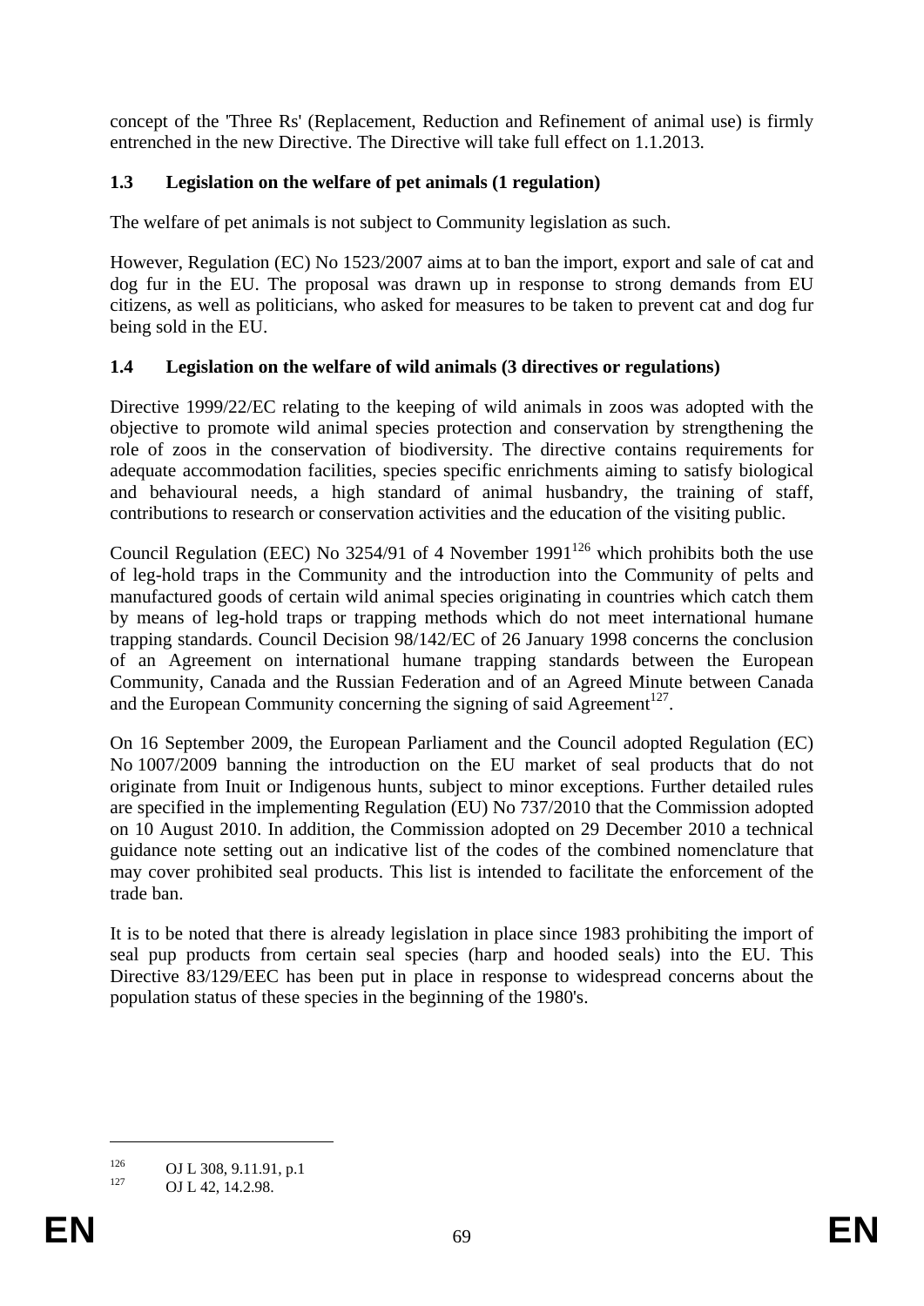concept of the 'Three Rs' (Replacement, Reduction and Refinement of animal use) is firmly entrenched in the new Directive. The Directive will take full effect on 1.1.2013.

### 1.3 Legislation on the welfare of pet animals (1 regulation)

The welfare of pet animals is not subject to Community legislation as such.

However, Regulation (EC) No 1523/2007 aims at to ban the import, export and sale of cat and dog fur in the EU. The proposal was drawn up in response to strong demands from EU citizens, as well as politicians, who asked for measures to be taken to prevent cat and dog fur being sold in the EU.

### 1.4 Legislation on the welfare of wild animals (3 directives or regulations)

Directive 1999/22/EC relating to the keeping of wild animals in zoos was adopted with the objective to promote wild animal species protection and conservation by strengthening the role of zoos in the conservation of biodiversity. The directive contains requirements for adequate accommodation facilities, species specific enrichments aiming to satisfy biological and behavioural needs, a high standard of animal husbandry, the training of staff, contributions to research or conservation activities and the education of the visiting public.

Council Regulation (EEC) No 3254/91 of 4 November 1991[126] which prohibits both the use of leg-hold traps in the Community and the introduction into the Community of pelts and manufactured goods of certain wild animal species originating in countries which catch them by means of leg-hold traps or trapping methods which do not meet international humane trapping standards. Council Decision 98/142/EC of 26 January 1998 concerns the conclusion of an Agreement on international humane trapping standards between the European Community, Canada and the Russian Federation and of an Agreed Minute between Canada and the European Community concerning the signing of said Agreement[127].

On 16 September 2009, the European Parliament and the Council adopted Regulation (EC) No 1007/2009 banning the introduction on the EU market of seal products that do not originate from Inuit or Indigenous hunts, subject to minor exceptions. Further detailed rules are specified in the implementing Regulation (EU) No 737/2010 that the Commission adopted on 10 August 2010. In addition, the Commission adopted on 29 December 2010 a technical guidance note setting out an indicative list of the codes of the combined nomenclature that may cover prohibited seal products. This list is intended to facilitate the enforcement of the trade ban.

It is to be noted that there is already legislation in place since 1983 prohibiting the import of seal pup products from certain seal species (harp and hooded seals) into the EU. This Directive 83/129/EEC has been put in place in response to widespread concerns about the population status of these species in the beginning of the 1980's.

---

[126] OJ L 308, 9.11.91, p.1

[127] OJ L 42, 14.2.98.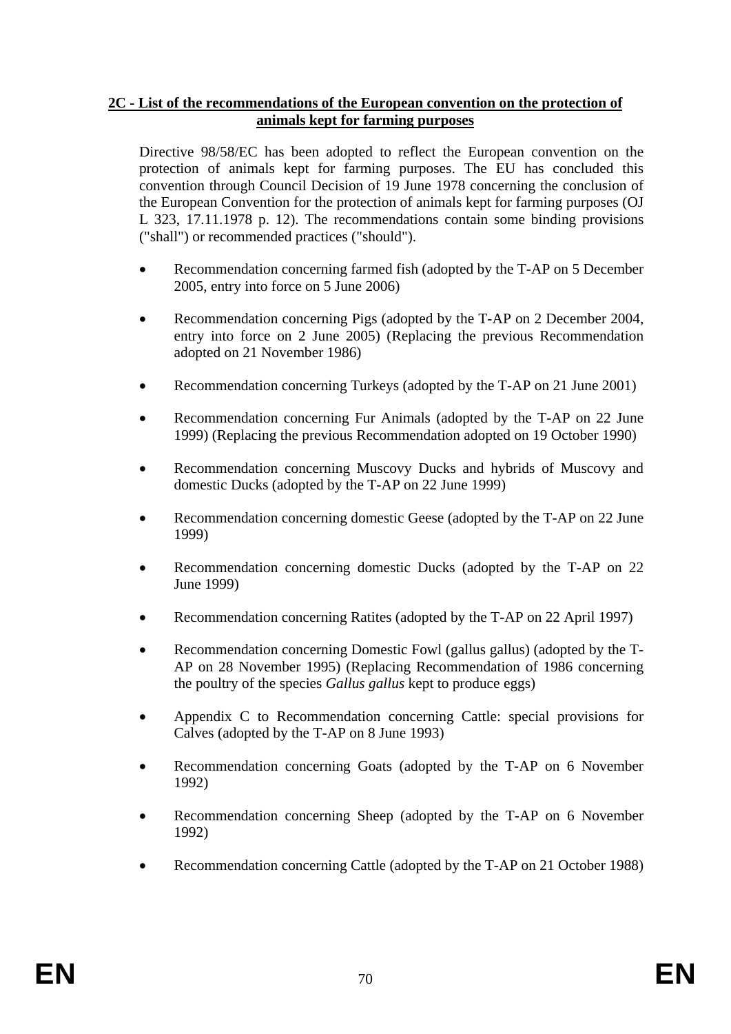## 2C - List of the recommendations of the European convention on the protection of animals kept for farming purposes

Directive 98/58/EC has been adopted to reflect the European convention on the protection of animals kept for farming purposes. The EU has concluded this convention through Council Decision of 19 June 1978 concerning the conclusion of the European Convention for the protection of animals kept for farming purposes (OJ L 323, 17.11.1978 p. 12). The recommendations contain some binding provisions ("shall") or recommended practices ("should").

- Recommendation concerning farmed fish (adopted by the T-AP on 5 December 2005, entry into force on 5 June 2006)
- Recommendation concerning Pigs (adopted by the T-AP on 2 December 2004, entry into force on 2 June 2005) (Replacing the previous Recommendation adopted on 21 November 1986)
- Recommendation concerning Turkeys (adopted by the T-AP on 21 June 2001)
- Recommendation concerning Fur Animals (adopted by the T-AP on 22 June 1999) (Replacing the previous Recommendation adopted on 19 October 1990)
- Recommendation concerning Muscovy Ducks and hybrids of Muscovy and domestic Ducks (adopted by the T-AP on 22 June 1999)
- Recommendation concerning domestic Geese (adopted by the T-AP on 22 June 1999)
- Recommendation concerning domestic Ducks (adopted by the T-AP on 22 June 1999)
- Recommendation concerning Ratites (adopted by the T-AP on 22 April 1997)
- Recommendation concerning Domestic Fowl (gallus gallus) (adopted by the T-AP on 28 November 1995) (Replacing Recommendation of 1986 concerning the poultry of the species *Gallus gallus* kept to produce eggs)
- Appendix C to Recommendation concerning Cattle: special provisions for Calves (adopted by the T-AP on 8 June 1993)
- Recommendation concerning Goats (adopted by the T-AP on 6 November 1992)
- Recommendation concerning Sheep (adopted by the T-AP on 6 November 1992)
- Recommendation concerning Cattle (adopted by the T-AP on 21 October 1988)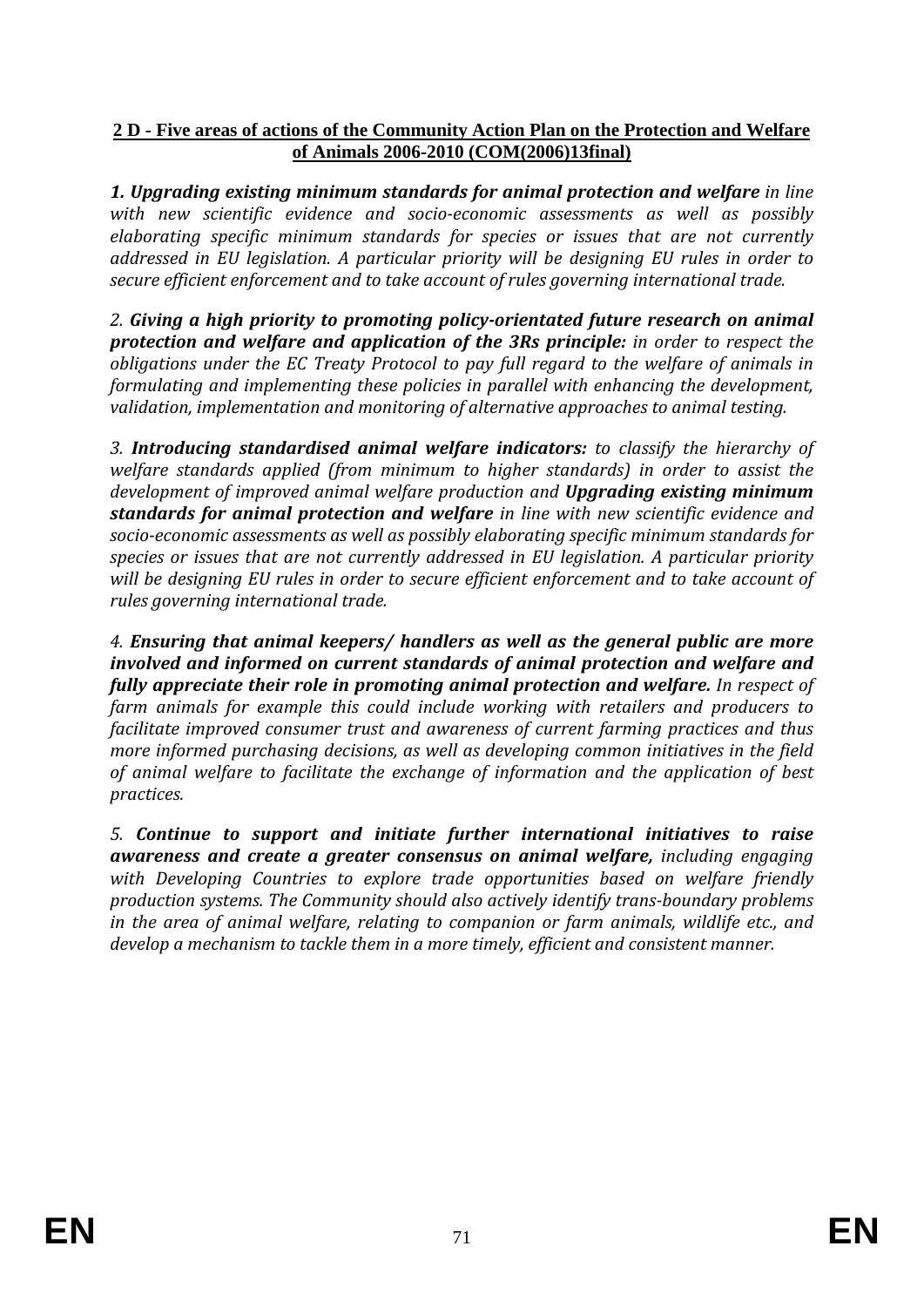**2 D - Five areas of actions of the Community Action Plan on the Protection and Welfare of Animals 2006-2010 (COM(2006)13final)**

***1. Upgrading existing minimum standards for animal protection and welfare*** *in line with new scientific evidence and socio-economic assessments as well as possibly elaborating specific minimum standards for species or issues that are not currently addressed in EU legislation. A particular priority will be designing EU rules in order to secure efficient enforcement and to take account of rules governing international trade.*

*2.* ***Giving a high priority to promoting policy-orientated future research on animal protection and welfare and application of the 3Rs principle:*** *in order to respect the obligations under the EC Treaty Protocol to pay full regard to the welfare of animals in formulating and implementing these policies in parallel with enhancing the development, validation, implementation and monitoring of alternative approaches to animal testing.*

*3.* ***Introducing standardised animal welfare indicators:*** *to classify the hierarchy of welfare standards applied (from minimum to higher standards) in order to assist the development of improved animal welfare production and* ***Upgrading existing minimum standards for animal protection and welfare*** *in line with new scientific evidence and socio-economic assessments as well as possibly elaborating specific minimum standards for species or issues that are not currently addressed in EU legislation. A particular priority will be designing EU rules in order to secure efficient enforcement and to take account of rules governing international trade.*

*4.* ***Ensuring that animal keepers/ handlers as well as the general public are more involved and informed on current standards of animal protection and welfare and fully appreciate their role in promoting animal protection and welfare.*** *In respect of farm animals for example this could include working with retailers and producers to facilitate improved consumer trust and awareness of current farming practices and thus more informed purchasing decisions, as well as developing common initiatives in the field of animal welfare to facilitate the exchange of information and the application of best practices.*

*5.* ***Continue to support and initiate further international initiatives to raise awareness and create a greater consensus on animal welfare,*** *including engaging with Developing Countries to explore trade opportunities based on welfare friendly production systems. The Community should also actively identify trans-boundary problems in the area of animal welfare, relating to companion or farm animals, wildlife etc., and develop a mechanism to tackle them in a more timely, efficient and consistent manner.*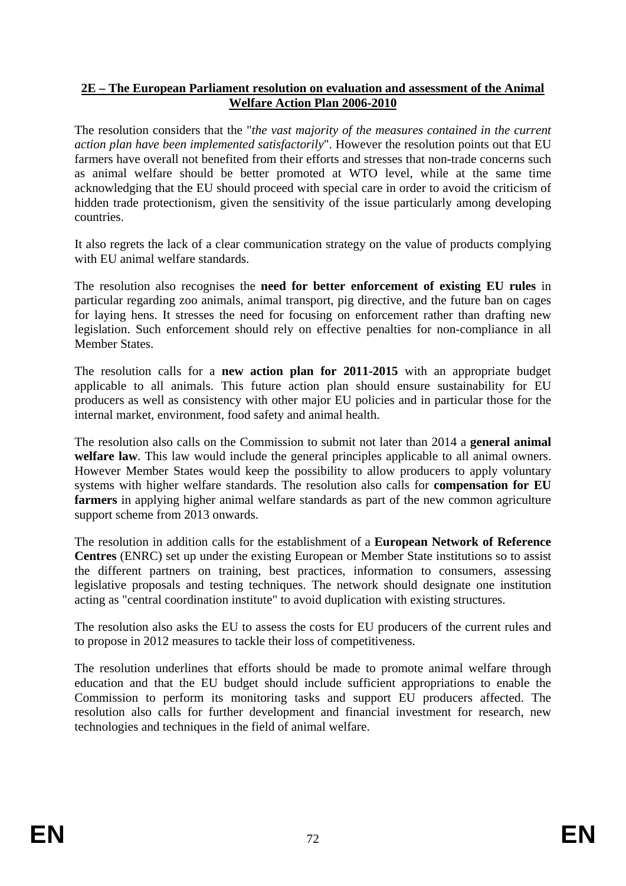## 2E – The European Parliament resolution on evaluation and assessment of the Animal Welfare Action Plan 2006-2010

The resolution considers that the "*the vast majority of the measures contained in the current action plan have been implemented satisfactorily*". However the resolution points out that EU farmers have overall not benefited from their efforts and stresses that non-trade concerns such as animal welfare should be better promoted at WTO level, while at the same time acknowledging that the EU should proceed with special care in order to avoid the criticism of hidden trade protectionism, given the sensitivity of the issue particularly among developing countries.

It also regrets the lack of a clear communication strategy on the value of products complying with EU animal welfare standards.

The resolution also recognises the **need for better enforcement of existing EU rules** in particular regarding zoo animals, animal transport, pig directive, and the future ban on cages for laying hens. It stresses the need for focusing on enforcement rather than drafting new legislation. Such enforcement should rely on effective penalties for non-compliance in all Member States.

The resolution calls for a **new action plan for 2011-2015** with an appropriate budget applicable to all animals. This future action plan should ensure sustainability for EU producers as well as consistency with other major EU policies and in particular those for the internal market, environment, food safety and animal health.

The resolution also calls on the Commission to submit not later than 2014 a **general animal welfare law**. This law would include the general principles applicable to all animal owners. However Member States would keep the possibility to allow producers to apply voluntary systems with higher welfare standards. The resolution also calls for **compensation for EU farmers** in applying higher animal welfare standards as part of the new common agriculture support scheme from 2013 onwards.

The resolution in addition calls for the establishment of a **European Network of Reference Centres** (ENRC) set up under the existing European or Member State institutions so to assist the different partners on training, best practices, information to consumers, assessing legislative proposals and testing techniques. The network should designate one institution acting as "central coordination institute" to avoid duplication with existing structures.

The resolution also asks the EU to assess the costs for EU producers of the current rules and to propose in 2012 measures to tackle their loss of competitiveness.

The resolution underlines that efforts should be made to promote animal welfare through education and that the EU budget should include sufficient appropriations to enable the Commission to perform its monitoring tasks and support EU producers affected. The resolution also calls for further development and financial investment for research, new technologies and techniques in the field of animal welfare.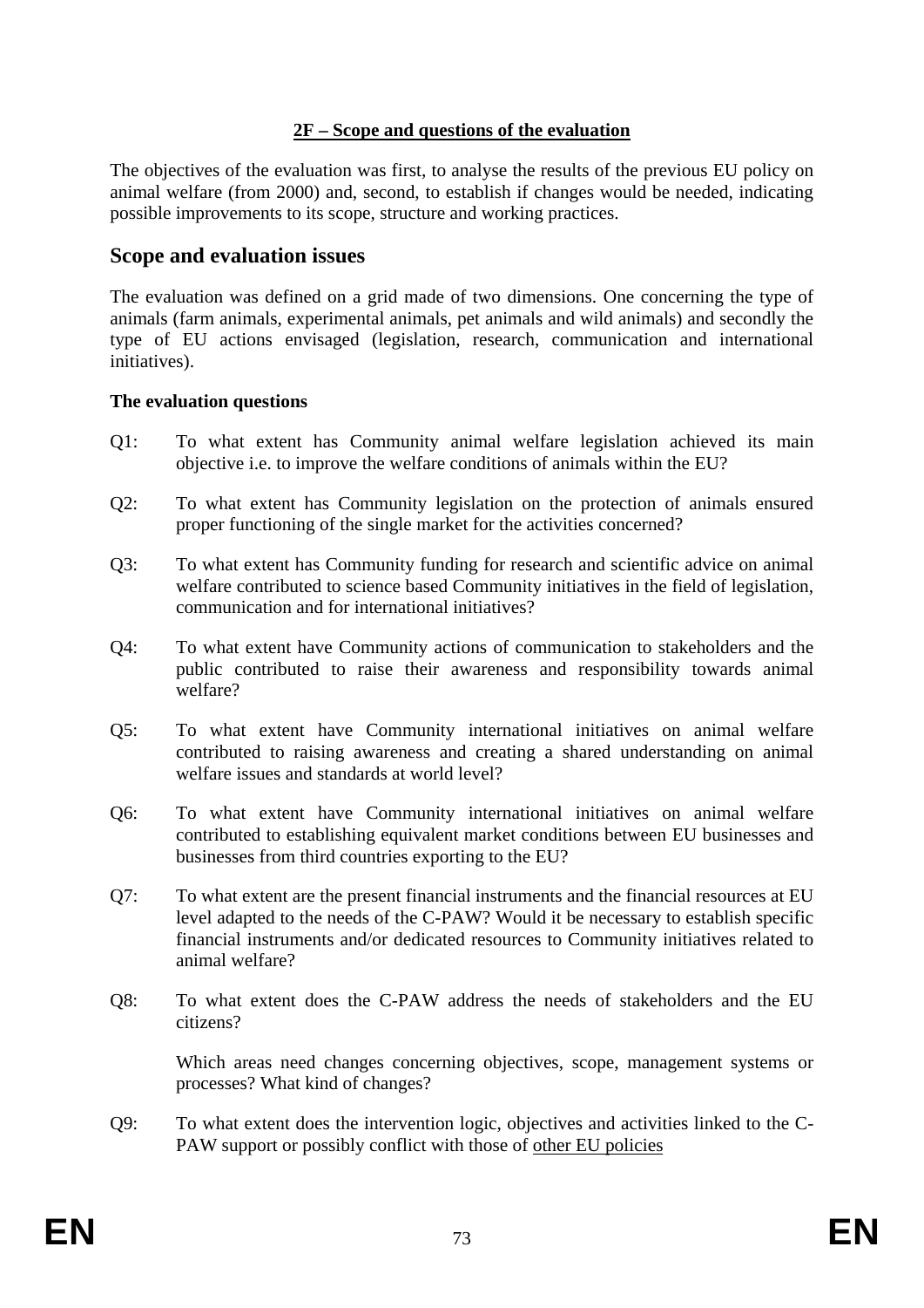## 2F – Scope and questions of the evaluation

The objectives of the evaluation was first, to analyse the results of the previous EU policy on animal welfare (from 2000) and, second, to establish if changes would be needed, indicating possible improvements to its scope, structure and working practices.

## Scope and evaluation issues

The evaluation was defined on a grid made of two dimensions. One concerning the type of animals (farm animals, experimental animals, pet animals and wild animals) and secondly the type of EU actions envisaged (legislation, research, communication and international initiatives).

**The evaluation questions**

Q1: To what extent has Community animal welfare legislation achieved its main objective i.e. to improve the welfare conditions of animals within the EU?

Q2: To what extent has Community legislation on the protection of animals ensured proper functioning of the single market for the activities concerned?

Q3: To what extent has Community funding for research and scientific advice on animal welfare contributed to science based Community initiatives in the field of legislation, communication and for international initiatives?

Q4: To what extent have Community actions of communication to stakeholders and the public contributed to raise their awareness and responsibility towards animal welfare?

Q5: To what extent have Community international initiatives on animal welfare contributed to raising awareness and creating a shared understanding on animal welfare issues and standards at world level?

Q6: To what extent have Community international initiatives on animal welfare contributed to establishing equivalent market conditions between EU businesses and businesses from third countries exporting to the EU?

Q7: To what extent are the present financial instruments and the financial resources at EU level adapted to the needs of the C-PAW? Would it be necessary to establish specific financial instruments and/or dedicated resources to Community initiatives related to animal welfare?

Q8: To what extent does the C-PAW address the needs of stakeholders and the EU citizens?

Which areas need changes concerning objectives, scope, management systems or processes? What kind of changes?

Q9: To what extent does the intervention logic, objectives and activities linked to the C-PAW support or possibly conflict with those of other EU policies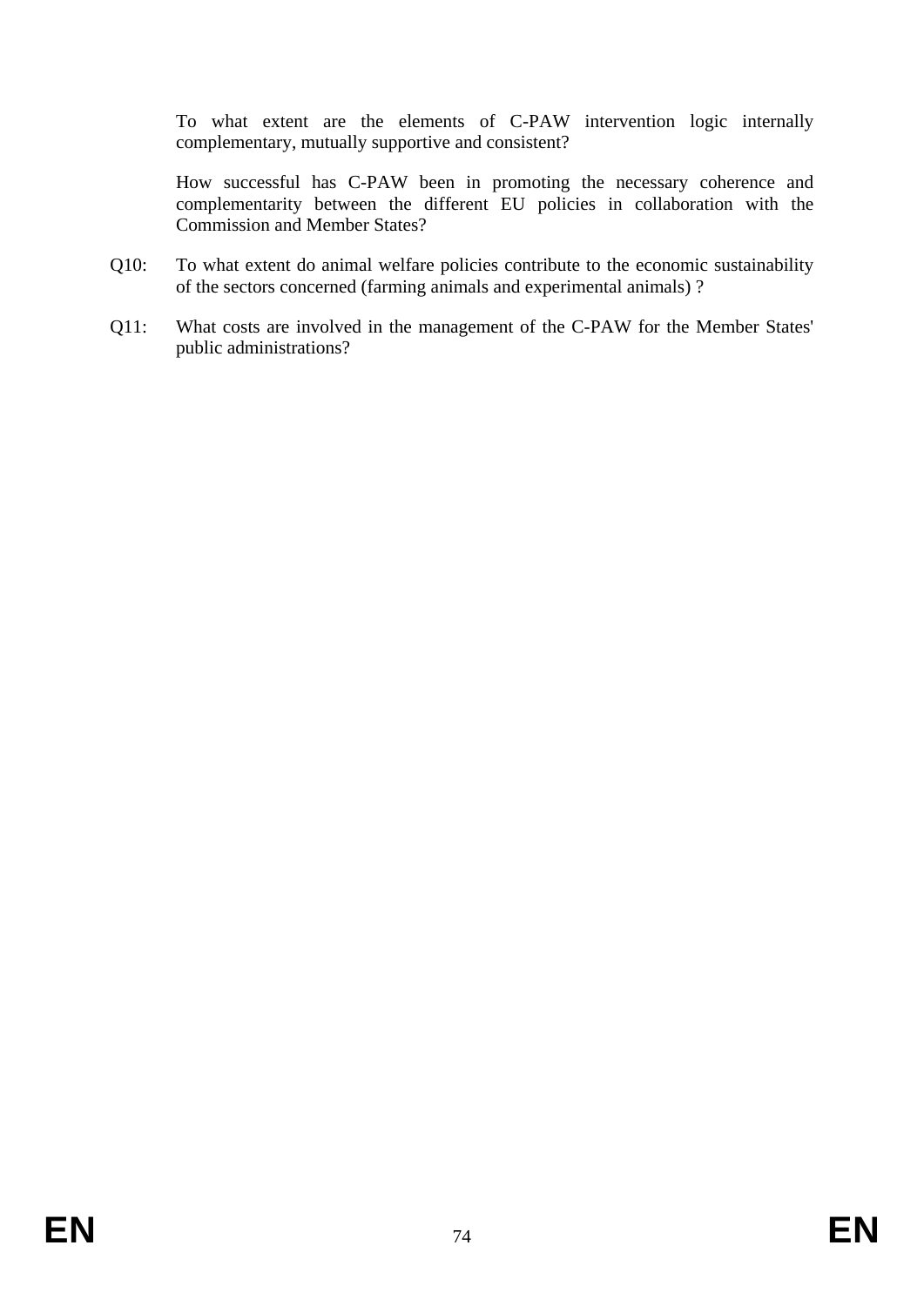To what extent are the elements of C-PAW intervention logic internally complementary, mutually supportive and consistent?

How successful has C-PAW been in promoting the necessary coherence and complementarity between the different EU policies in collaboration with the Commission and Member States?

Q10: To what extent do animal welfare policies contribute to the economic sustainability of the sectors concerned (farming animals and experimental animals) ?

Q11: What costs are involved in the management of the C-PAW for the Member States' public administrations?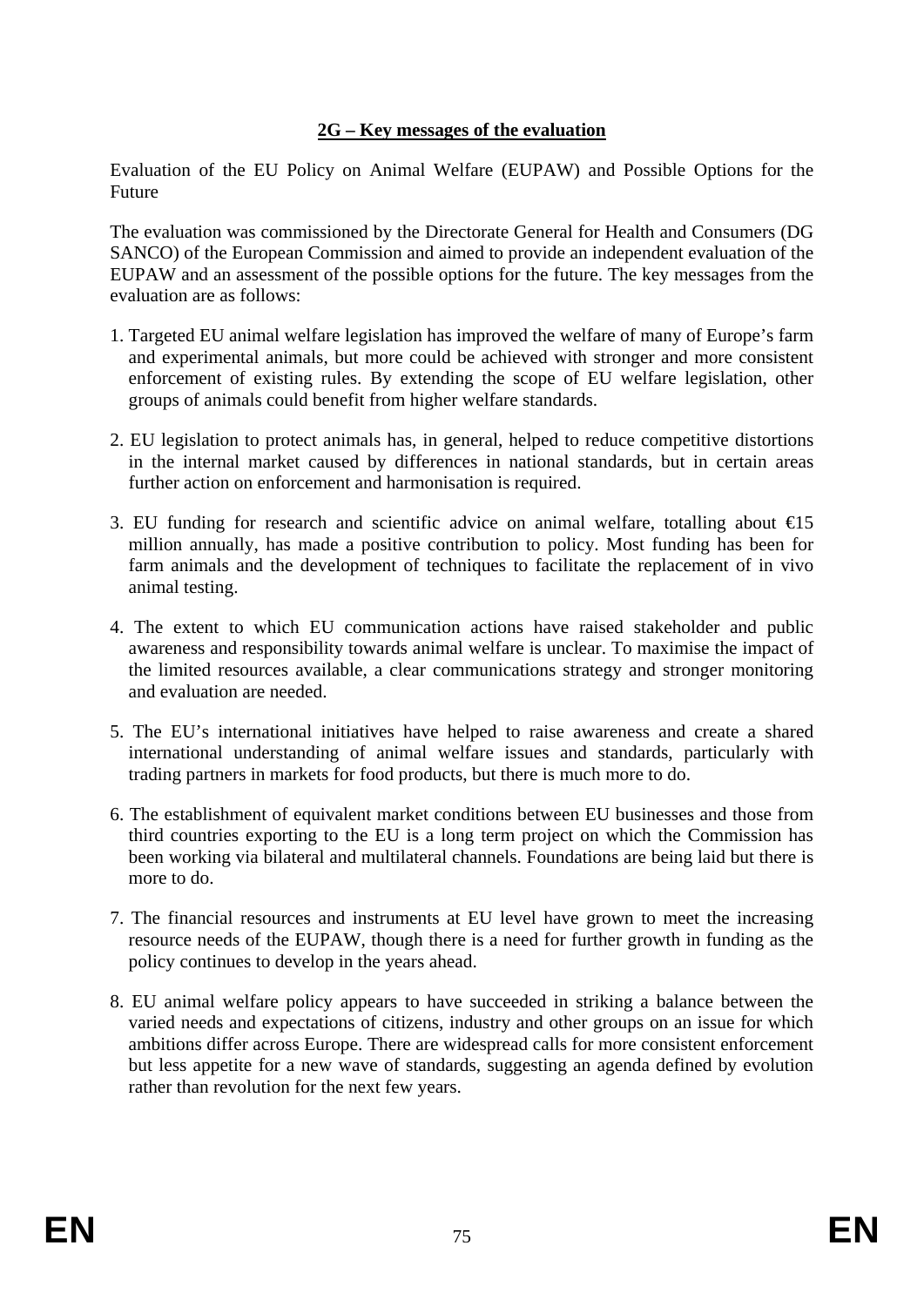## 2G – Key messages of the evaluation

Evaluation of the EU Policy on Animal Welfare (EUPAW) and Possible Options for the Future

The evaluation was commissioned by the Directorate General for Health and Consumers (DG SANCO) of the European Commission and aimed to provide an independent evaluation of the EUPAW and an assessment of the possible options for the future. The key messages from the evaluation are as follows:

1. Targeted EU animal welfare legislation has improved the welfare of many of Europe's farm and experimental animals, but more could be achieved with stronger and more consistent enforcement of existing rules. By extending the scope of EU welfare legislation, other groups of animals could benefit from higher welfare standards.

2. EU legislation to protect animals has, in general, helped to reduce competitive distortions in the internal market caused by differences in national standards, but in certain areas further action on enforcement and harmonisation is required.

3. EU funding for research and scientific advice on animal welfare, totalling about €15 million annually, has made a positive contribution to policy. Most funding has been for farm animals and the development of techniques to facilitate the replacement of in vivo animal testing.

4. The extent to which EU communication actions have raised stakeholder and public awareness and responsibility towards animal welfare is unclear. To maximise the impact of the limited resources available, a clear communications strategy and stronger monitoring and evaluation are needed.

5. The EU's international initiatives have helped to raise awareness and create a shared international understanding of animal welfare issues and standards, particularly with trading partners in markets for food products, but there is much more to do.

6. The establishment of equivalent market conditions between EU businesses and those from third countries exporting to the EU is a long term project on which the Commission has been working via bilateral and multilateral channels. Foundations are being laid but there is more to do.

7. The financial resources and instruments at EU level have grown to meet the increasing resource needs of the EUPAW, though there is a need for further growth in funding as the policy continues to develop in the years ahead.

8. EU animal welfare policy appears to have succeeded in striking a balance between the varied needs and expectations of citizens, industry and other groups on an issue for which ambitions differ across Europe. There are widespread calls for more consistent enforcement but less appetite for a new wave of standards, suggesting an agenda defined by evolution rather than revolution for the next few years.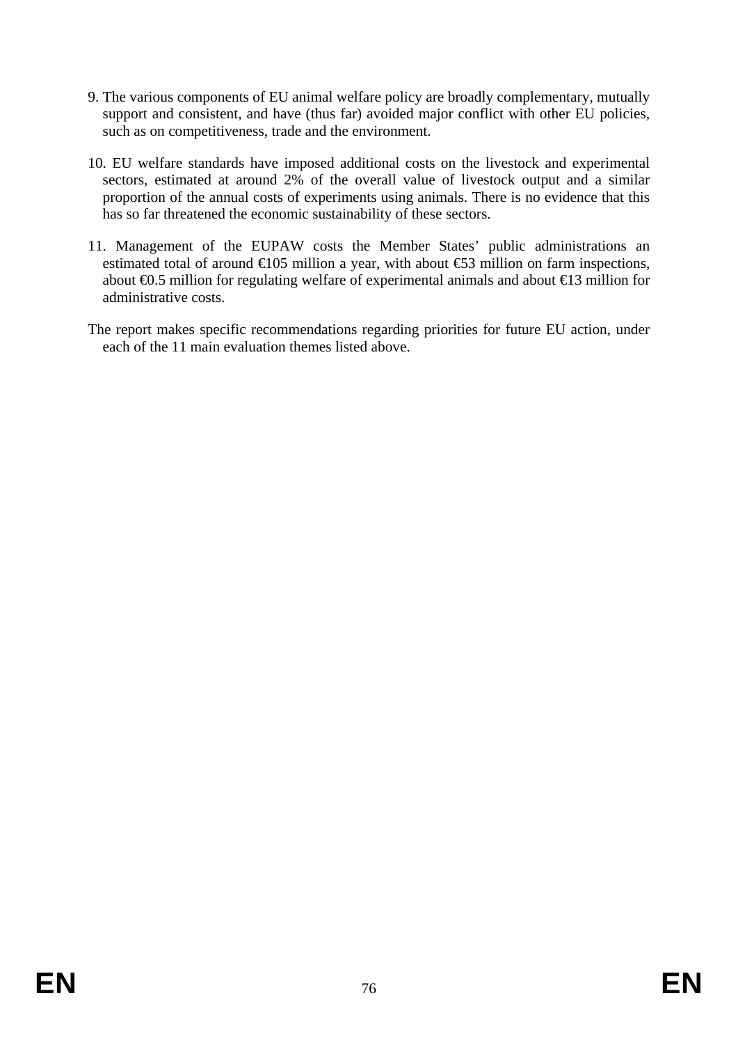9. The various components of EU animal welfare policy are broadly complementary, mutually support and consistent, and have (thus far) avoided major conflict with other EU policies, such as on competitiveness, trade and the environment.

10. EU welfare standards have imposed additional costs on the livestock and experimental sectors, estimated at around 2% of the overall value of livestock output and a similar proportion of the annual costs of experiments using animals. There is no evidence that this has so far threatened the economic sustainability of these sectors.

11. Management of the EUPAW costs the Member States' public administrations an estimated total of around €105 million a year, with about €53 million on farm inspections, about €0.5 million for regulating welfare of experimental animals and about €13 million for administrative costs.

The report makes specific recommendations regarding priorities for future EU action, under each of the 11 main evaluation themes listed above.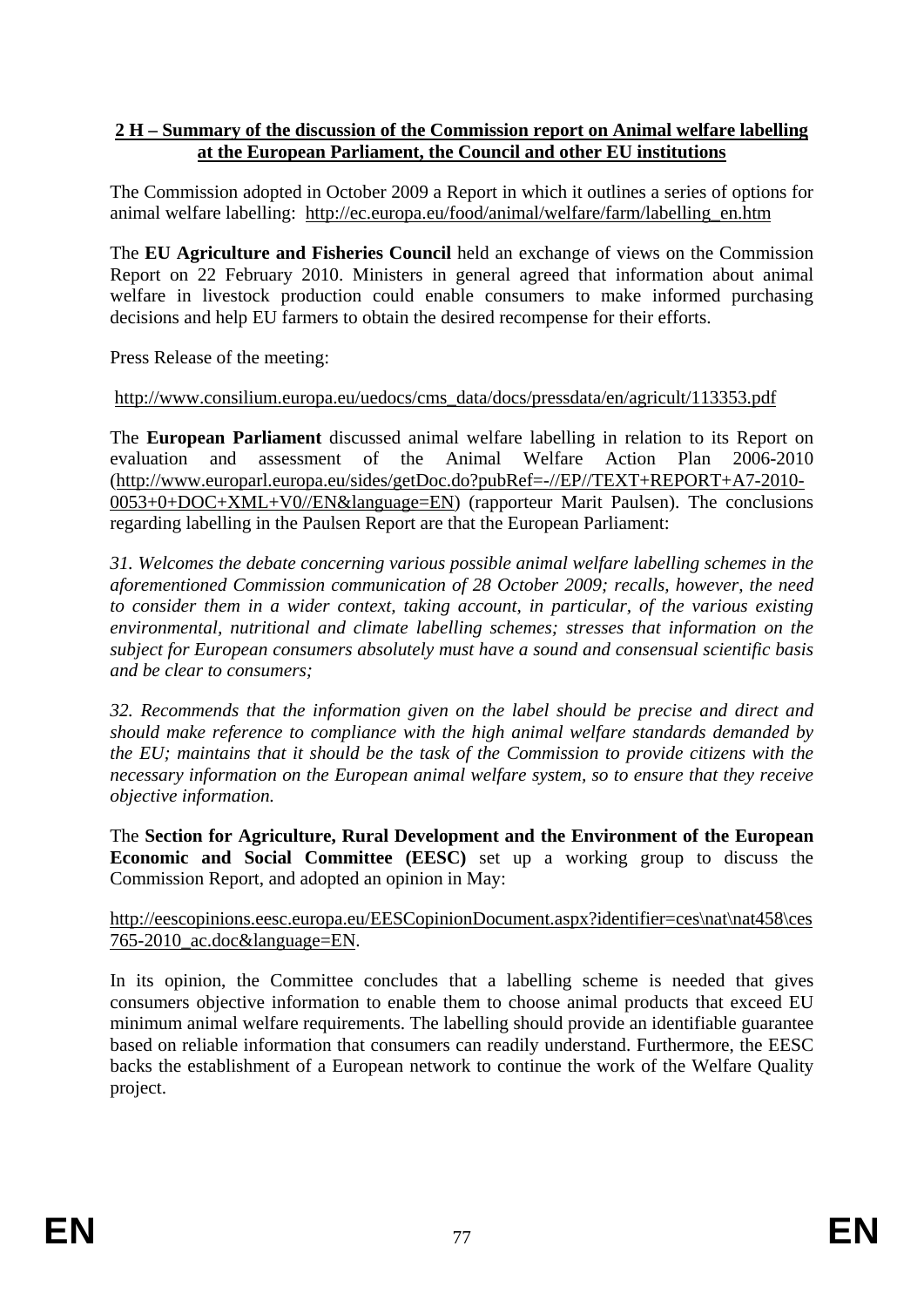## 2 H – Summary of the discussion of the Commission report on Animal welfare labelling at the European Parliament, the Council and other EU institutions

The Commission adopted in October 2009 a Report in which it outlines a series of options for animal welfare labelling: http://ec.europa.eu/food/animal/welfare/farm/labelling_en.htm

The **EU Agriculture and Fisheries Council** held an exchange of views on the Commission Report on 22 February 2010. Ministers in general agreed that information about animal welfare in livestock production could enable consumers to make informed purchasing decisions and help EU farmers to obtain the desired recompense for their efforts.

Press Release of the meeting:

http://www.consilium.europa.eu/uedocs/cms_data/docs/pressdata/en/agricult/113353.pdf

The **European Parliament** discussed animal welfare labelling in relation to its Report on evaluation and assessment of the Animal Welfare Action Plan 2006-2010 (http://www.europarl.europa.eu/sides/getDoc.do?pubRef=-//EP//TEXT+REPORT+A7-2010-0053+0+DOC+XML+V0//EN&language=EN) (rapporteur Marit Paulsen). The conclusions regarding labelling in the Paulsen Report are that the European Parliament:

*31. Welcomes the debate concerning various possible animal welfare labelling schemes in the aforementioned Commission communication of 28 October 2009; recalls, however, the need to consider them in a wider context, taking account, in particular, of the various existing environmental, nutritional and climate labelling schemes; stresses that information on the subject for European consumers absolutely must have a sound and consensual scientific basis and be clear to consumers;*

*32. Recommends that the information given on the label should be precise and direct and should make reference to compliance with the high animal welfare standards demanded by the EU; maintains that it should be the task of the Commission to provide citizens with the necessary information on the European animal welfare system, so to ensure that they receive objective information.*

The **Section for Agriculture, Rural Development and the Environment of the European Economic and Social Committee (EESC)** set up a working group to discuss the Commission Report, and adopted an opinion in May:

http://eescopinions.eesc.europa.eu/EESCopinionDocument.aspx?identifier=ces\nat\nat458\ces765-2010_ac.doc&language=EN.

In its opinion, the Committee concludes that a labelling scheme is needed that gives consumers objective information to enable them to choose animal products that exceed EU minimum animal welfare requirements. The labelling should provide an identifiable guarantee based on reliable information that consumers can readily understand. Furthermore, the EESC backs the establishment of a European network to continue the work of the Welfare Quality project.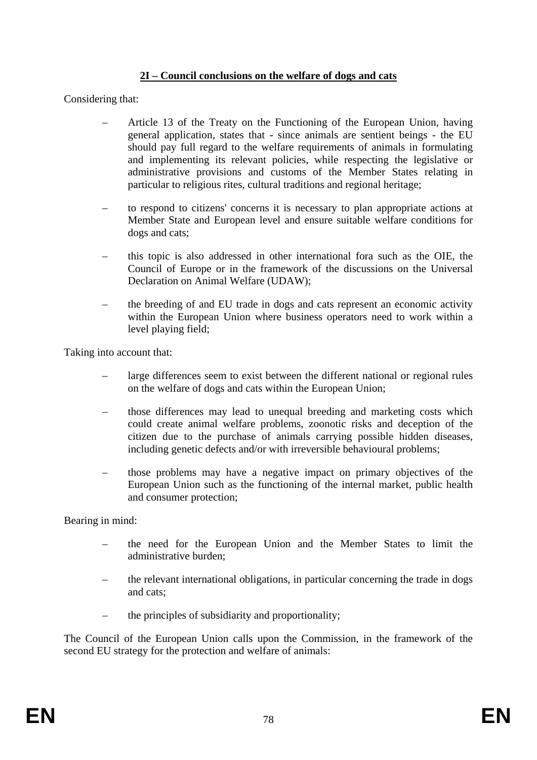## 2I – Council conclusions on the welfare of dogs and cats

Considering that:

- Article 13 of the Treaty on the Functioning of the European Union, having general application, states that - since animals are sentient beings - the EU should pay full regard to the welfare requirements of animals in formulating and implementing its relevant policies, while respecting the legislative or administrative provisions and customs of the Member States relating in particular to religious rites, cultural traditions and regional heritage;
- to respond to citizens' concerns it is necessary to plan appropriate actions at Member State and European level and ensure suitable welfare conditions for dogs and cats;
- this topic is also addressed in other international fora such as the OIE, the Council of Europe or in the framework of the discussions on the Universal Declaration on Animal Welfare (UDAW);
- the breeding of and EU trade in dogs and cats represent an economic activity within the European Union where business operators need to work within a level playing field;

Taking into account that:

- large differences seem to exist between the different national or regional rules on the welfare of dogs and cats within the European Union;
- those differences may lead to unequal breeding and marketing costs which could create animal welfare problems, zoonotic risks and deception of the citizen due to the purchase of animals carrying possible hidden diseases, including genetic defects and/or with irreversible behavioural problems;
- those problems may have a negative impact on primary objectives of the European Union such as the functioning of the internal market, public health and consumer protection;

Bearing in mind:

- the need for the European Union and the Member States to limit the administrative burden;
- the relevant international obligations, in particular concerning the trade in dogs and cats;
- the principles of subsidiarity and proportionality;

The Council of the European Union calls upon the Commission, in the framework of the second EU strategy for the protection and welfare of animals: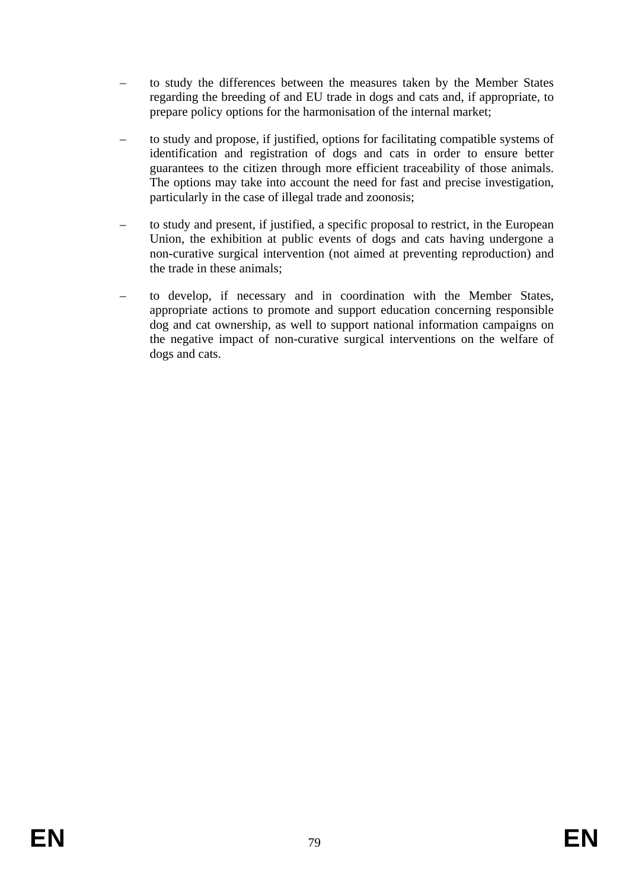- to study the differences between the measures taken by the Member States regarding the breeding of and EU trade in dogs and cats and, if appropriate, to prepare policy options for the harmonisation of the internal market;

- to study and propose, if justified, options for facilitating compatible systems of identification and registration of dogs and cats in order to ensure better guarantees to the citizen through more efficient traceability of those animals. The options may take into account the need for fast and precise investigation, particularly in the case of illegal trade and zoonosis;

- to study and present, if justified, a specific proposal to restrict, in the European Union, the exhibition at public events of dogs and cats having undergone a non-curative surgical intervention (not aimed at preventing reproduction) and the trade in these animals;

- to develop, if necessary and in coordination with the Member States, appropriate actions to promote and support education concerning responsible dog and cat ownership, as well to support national information campaigns on the negative impact of non-curative surgical interventions on the welfare of dogs and cats.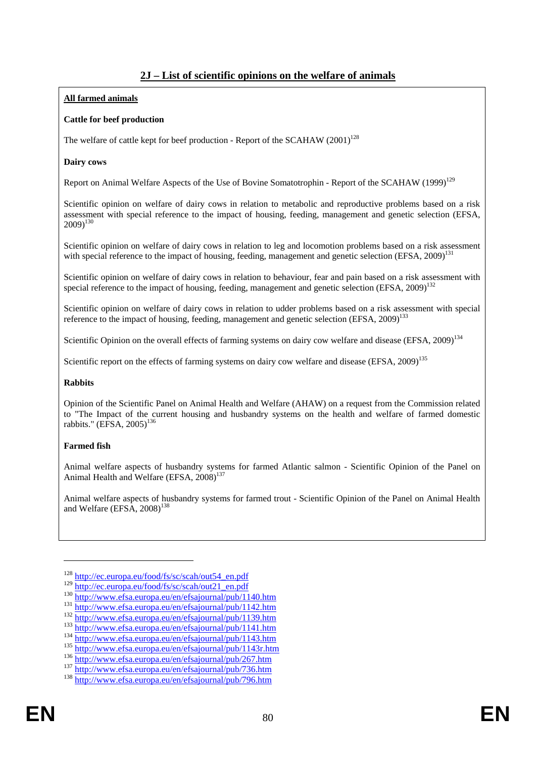## 2J – List of scientific opinions on the welfare of animals

**All farmed animals**

**Cattle for beef production**

The welfare of cattle kept for beef production - Report of the SCAHAW (2001)[128]

**Dairy cows**

Report on Animal Welfare Aspects of the Use of Bovine Somatotrophin - Report of the SCAHAW (1999)[129]

Scientific opinion on welfare of dairy cows in relation to metabolic and reproductive problems based on a risk assessment with special reference to the impact of housing, feeding, management and genetic selection (EFSA, 2009)[130]

Scientific opinion on welfare of dairy cows in relation to leg and locomotion problems based on a risk assessment with special reference to the impact of housing, feeding, management and genetic selection (EFSA, 2009)[131]

Scientific opinion on welfare of dairy cows in relation to behaviour, fear and pain based on a risk assessment with special reference to the impact of housing, feeding, management and genetic selection (EFSA, 2009)[132]

Scientific opinion on welfare of dairy cows in relation to udder problems based on a risk assessment with special reference to the impact of housing, feeding, management and genetic selection (EFSA, 2009)[133]

Scientific Opinion on the overall effects of farming systems on dairy cow welfare and disease (EFSA, 2009)[134]

Scientific report on the effects of farming systems on dairy cow welfare and disease (EFSA, 2009)[135]

**Rabbits**

Opinion of the Scientific Panel on Animal Health and Welfare (AHAW) on a request from the Commission related to "The Impact of the current housing and husbandry systems on the health and welfare of farmed domestic rabbits." (EFSA, 2005)[136]

**Farmed fish**

Animal welfare aspects of husbandry systems for farmed Atlantic salmon - Scientific Opinion of the Panel on Animal Health and Welfare (EFSA, 2008)[137]

Animal welfare aspects of husbandry systems for farmed trout - Scientific Opinion of the Panel on Animal Health and Welfare (EFSA, 2008)[138]

---

[128] http://ec.europa.eu/food/fs/sc/scah/out54_en.pdf
[129] http://ec.europa.eu/food/fs/sc/scah/out21_en.pdf
[130] http://www.efsa.europa.eu/en/efsajournal/pub/1140.htm
[131] http://www.efsa.europa.eu/en/efsajournal/pub/1142.htm
[132] http://www.efsa.europa.eu/en/efsajournal/pub/1139.htm
[133] http://www.efsa.europa.eu/en/efsajournal/pub/1141.htm
[134] http://www.efsa.europa.eu/en/efsajournal/pub/1143.htm
[135] http://www.efsa.europa.eu/en/efsajournal/pub/1143r.htm
[136] http://www.efsa.europa.eu/en/efsajournal/pub/267.htm
[137] http://www.efsa.europa.eu/en/efsajournal/pub/736.htm
[138] http://www.efsa.europa.eu/en/efsajournal/pub/796.htm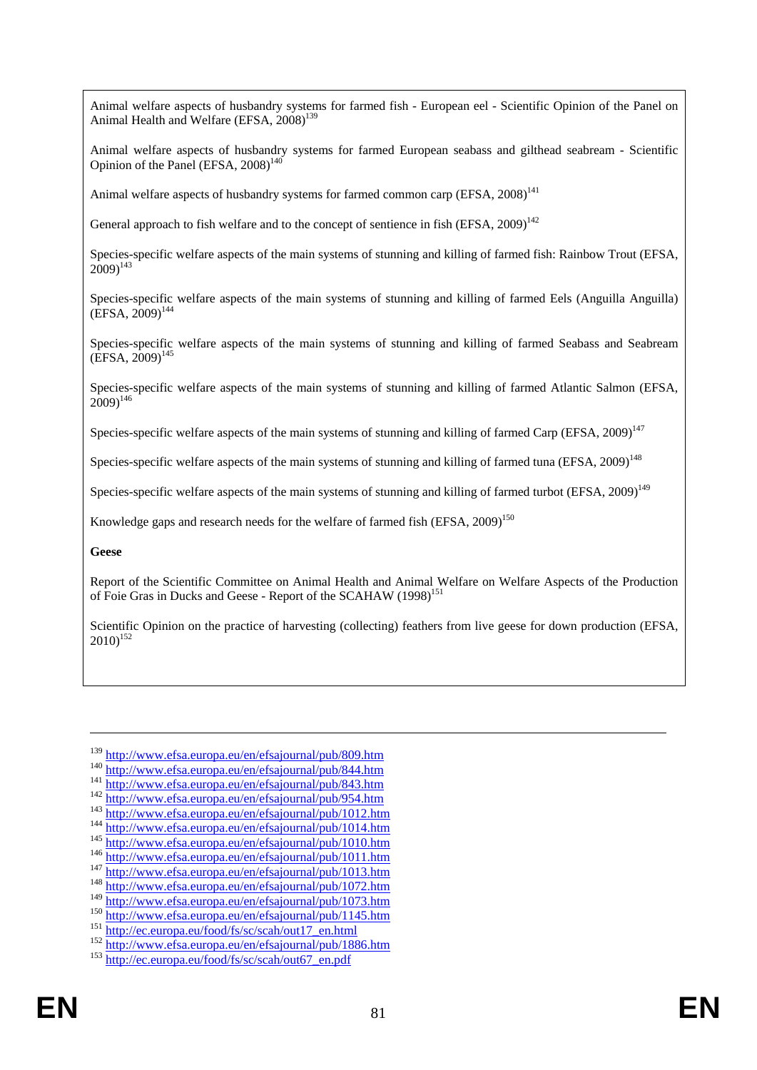Animal welfare aspects of husbandry systems for farmed fish - European eel - Scientific Opinion of the Panel on Animal Health and Welfare (EFSA, 2008)[139]

Animal welfare aspects of husbandry systems for farmed European seabass and gilthead seabream - Scientific Opinion of the Panel (EFSA, 2008)[140]

Animal welfare aspects of husbandry systems for farmed common carp (EFSA, 2008)[141]

General approach to fish welfare and to the concept of sentience in fish (EFSA, 2009)[142]

Species-specific welfare aspects of the main systems of stunning and killing of farmed fish: Rainbow Trout (EFSA, 2009)[143]

Species-specific welfare aspects of the main systems of stunning and killing of farmed Eels (Anguilla Anguilla) (EFSA, 2009)[144]

Species-specific welfare aspects of the main systems of stunning and killing of farmed Seabass and Seabream (EFSA, 2009)[145]

Species-specific welfare aspects of the main systems of stunning and killing of farmed Atlantic Salmon (EFSA, 2009)[146]

Species-specific welfare aspects of the main systems of stunning and killing of farmed Carp (EFSA, 2009)[147]

Species-specific welfare aspects of the main systems of stunning and killing of farmed tuna (EFSA, 2009)[148]

Species-specific welfare aspects of the main systems of stunning and killing of farmed turbot (EFSA, 2009)[149]

Knowledge gaps and research needs for the welfare of farmed fish (EFSA, 2009)[150]

**Geese**

Report of the Scientific Committee on Animal Health and Animal Welfare on Welfare Aspects of the Production of Foie Gras in Ducks and Geese - Report of the SCAHAW (1998)[151]

Scientific Opinion on the practice of harvesting (collecting) feathers from live geese for down production (EFSA, 2010)[152]

---

[139] http://www.efsa.europa.eu/en/efsajournal/pub/809.htm
[140] http://www.efsa.europa.eu/en/efsajournal/pub/844.htm
[141] http://www.efsa.europa.eu/en/efsajournal/pub/843.htm
[142] http://www.efsa.europa.eu/en/efsajournal/pub/954.htm
[143] http://www.efsa.europa.eu/en/efsajournal/pub/1012.htm
[144] http://www.efsa.europa.eu/en/efsajournal/pub/1014.htm
[145] http://www.efsa.europa.eu/en/efsajournal/pub/1010.htm
[146] http://www.efsa.europa.eu/en/efsajournal/pub/1011.htm
[147] http://www.efsa.europa.eu/en/efsajournal/pub/1013.htm
[148] http://www.efsa.europa.eu/en/efsajournal/pub/1072.htm
[149] http://www.efsa.europa.eu/en/efsajournal/pub/1073.htm
[150] http://www.efsa.europa.eu/en/efsajournal/pub/1145.htm
[151] http://ec.europa.eu/food/fs/sc/scah/out17_en.html
[152] http://www.efsa.europa.eu/en/efsajournal/pub/1886.htm
[153] http://ec.europa.eu/food/fs/sc/scah/out67_en.pdf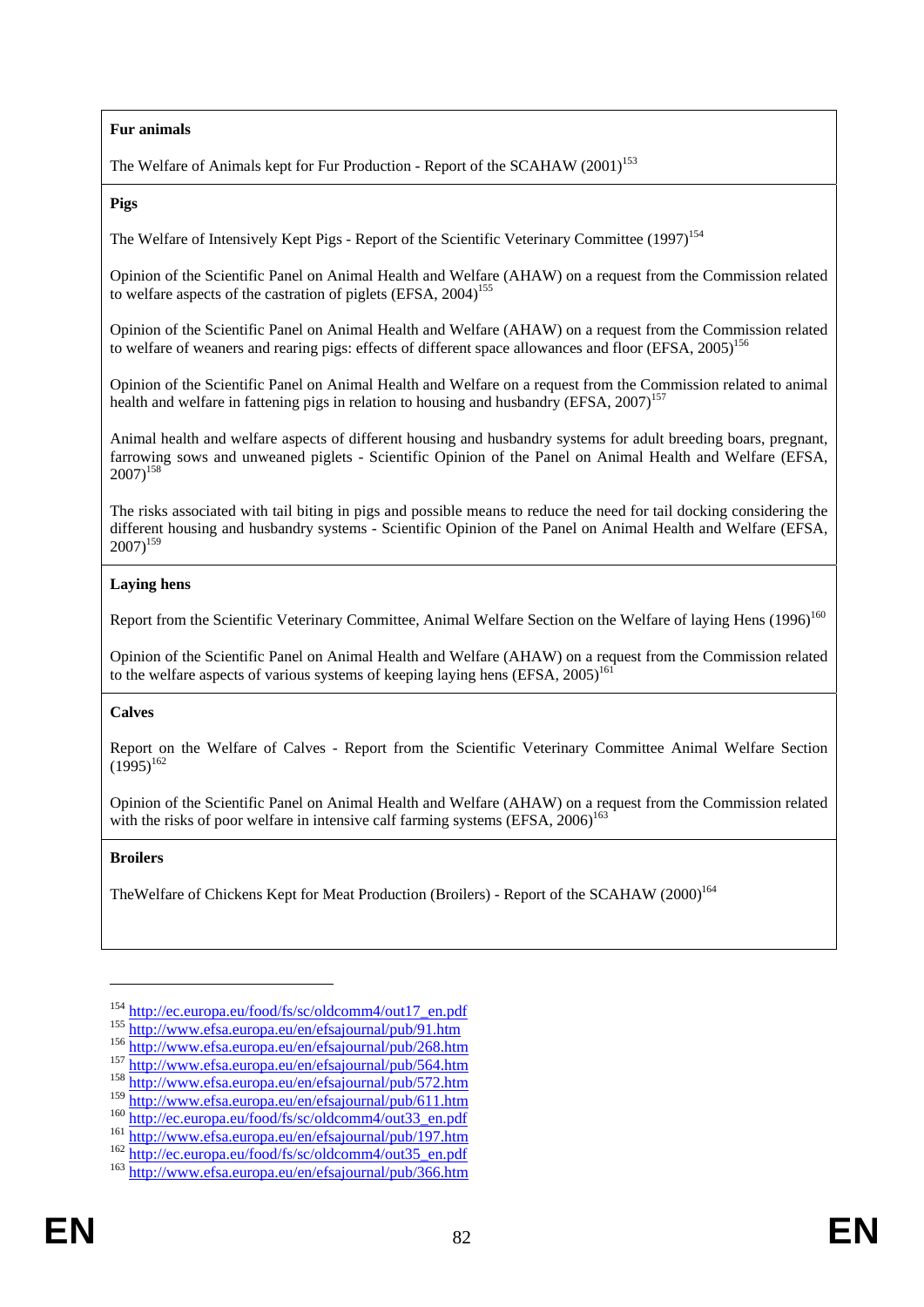**Fur animals**

The Welfare of Animals kept for Fur Production - Report of the SCAHAW (2001)[153]

**Pigs**

The Welfare of Intensively Kept Pigs - Report of the Scientific Veterinary Committee (1997)[154]

Opinion of the Scientific Panel on Animal Health and Welfare (AHAW) on a request from the Commission related to welfare aspects of the castration of piglets (EFSA, 2004)[155]

Opinion of the Scientific Panel on Animal Health and Welfare (AHAW) on a request from the Commission related to welfare of weaners and rearing pigs: effects of different space allowances and floor (EFSA, 2005)[156]

Opinion of the Scientific Panel on Animal Health and Welfare on a request from the Commission related to animal health and welfare in fattening pigs in relation to housing and husbandry (EFSA, 2007)[157]

Animal health and welfare aspects of different housing and husbandry systems for adult breeding boars, pregnant, farrowing sows and unweaned piglets - Scientific Opinion of the Panel on Animal Health and Welfare (EFSA, 2007)[158]

The risks associated with tail biting in pigs and possible means to reduce the need for tail docking considering the different housing and husbandry systems - Scientific Opinion of the Panel on Animal Health and Welfare (EFSA, 2007)[159]

**Laying hens**

Report from the Scientific Veterinary Committee, Animal Welfare Section on the Welfare of laying Hens (1996)[160]

Opinion of the Scientific Panel on Animal Health and Welfare (AHAW) on a request from the Commission related to the welfare aspects of various systems of keeping laying hens (EFSA, 2005)[161]

**Calves**

Report on the Welfare of Calves - Report from the Scientific Veterinary Committee Animal Welfare Section (1995)[162]

Opinion of the Scientific Panel on Animal Health and Welfare (AHAW) on a request from the Commission related with the risks of poor welfare in intensive calf farming systems (EFSA, 2006)[163]

**Broilers**

TheWelfare of Chickens Kept for Meat Production (Broilers) - Report of the SCAHAW (2000)[164]

---

[154] http://ec.europa.eu/food/fs/sc/oldcomm4/out17_en.pdf
[155] http://www.efsa.europa.eu/en/efsajournal/pub/91.htm
[156] http://www.efsa.europa.eu/en/efsajournal/pub/268.htm
[157] http://www.efsa.europa.eu/en/efsajournal/pub/564.htm
[158] http://www.efsa.europa.eu/en/efsajournal/pub/572.htm
[159] http://www.efsa.europa.eu/en/efsajournal/pub/611.htm
[160] http://ec.europa.eu/food/fs/sc/oldcomm4/out33_en.pdf
[161] http://www.efsa.europa.eu/en/efsajournal/pub/197.htm
[162] http://ec.europa.eu/food/fs/sc/oldcomm4/out35_en.pdf
[163] http://www.efsa.europa.eu/en/efsajournal/pub/366.htm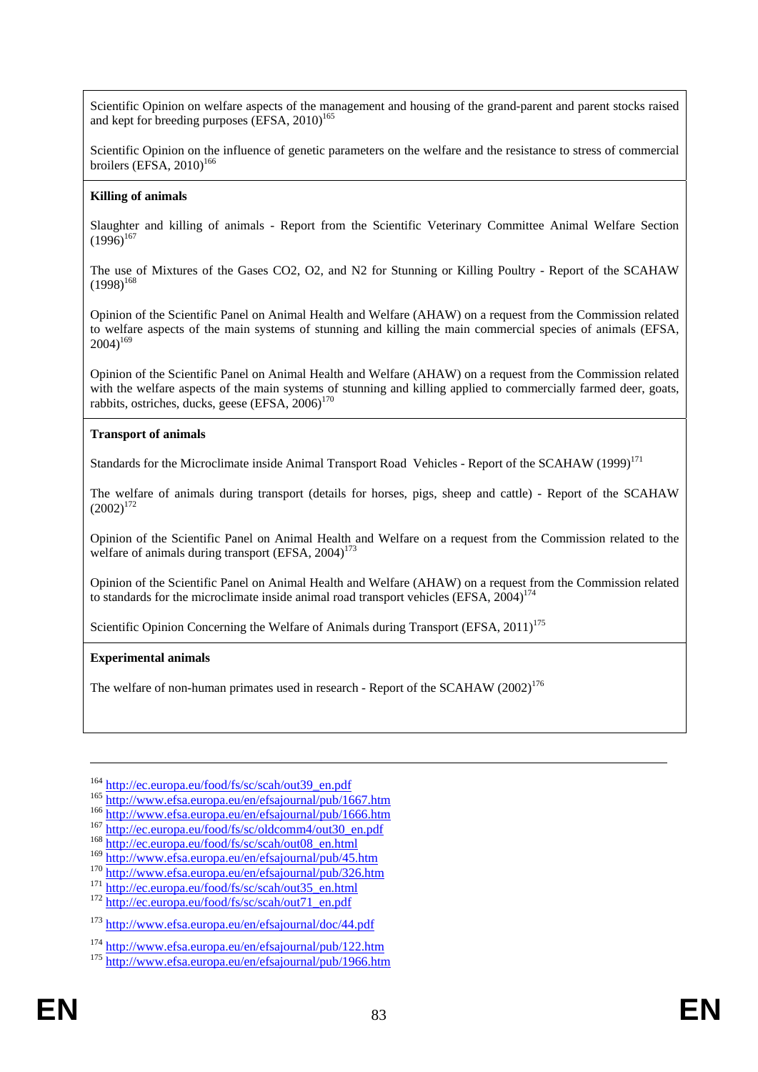Scientific Opinion on welfare aspects of the management and housing of the grand-parent and parent stocks raised and kept for breeding purposes (EFSA, 2010)[165]

Scientific Opinion on the influence of genetic parameters on the welfare and the resistance to stress of commercial broilers (EFSA, 2010)[166]

**Killing of animals**

Slaughter and killing of animals - Report from the Scientific Veterinary Committee Animal Welfare Section (1996)[167]

The use of Mixtures of the Gases CO2, O2, and N2 for Stunning or Killing Poultry - Report of the SCAHAW (1998)[168]

Opinion of the Scientific Panel on Animal Health and Welfare (AHAW) on a request from the Commission related to welfare aspects of the main systems of stunning and killing the main commercial species of animals (EFSA, 2004)[169]

Opinion of the Scientific Panel on Animal Health and Welfare (AHAW) on a request from the Commission related with the welfare aspects of the main systems of stunning and killing applied to commercially farmed deer, goats, rabbits, ostriches, ducks, geese (EFSA, 2006)[170]

**Transport of animals**

Standards for the Microclimate inside Animal Transport Road Vehicles - Report of the SCAHAW (1999)[171]

The welfare of animals during transport (details for horses, pigs, sheep and cattle) - Report of the SCAHAW (2002)[172]

Opinion of the Scientific Panel on Animal Health and Welfare on a request from the Commission related to the welfare of animals during transport (EFSA, 2004)[173]

Opinion of the Scientific Panel on Animal Health and Welfare (AHAW) on a request from the Commission related to standards for the microclimate inside animal road transport vehicles (EFSA, 2004)[174]

Scientific Opinion Concerning the Welfare of Animals during Transport (EFSA, 2011)[175]

**Experimental animals**

The welfare of non-human primates used in research - Report of the SCAHAW (2002)[176]

---

[164] http://ec.europa.eu/food/fs/sc/scah/out39_en.pdf

[165] http://www.efsa.europa.eu/en/efsajournal/pub/1667.htm

[166] http://www.efsa.europa.eu/en/efsajournal/pub/1666.htm

[167] http://ec.europa.eu/food/fs/sc/oldcomm4/out30_en.pdf

[168] http://ec.europa.eu/food/fs/sc/scah/out08_en.html

[169] http://www.efsa.europa.eu/en/efsajournal/pub/45.htm

[170] http://www.efsa.europa.eu/en/efsajournal/pub/326.htm

[171] http://ec.europa.eu/food/fs/sc/scah/out35_en.html

[172] http://ec.europa.eu/food/fs/sc/scah/out71_en.pdf

[173] http://www.efsa.europa.eu/en/efsajournal/doc/44.pdf

[174] http://www.efsa.europa.eu/en/efsajournal/pub/122.htm

[175] http://www.efsa.europa.eu/en/efsajournal/pub/1966.htm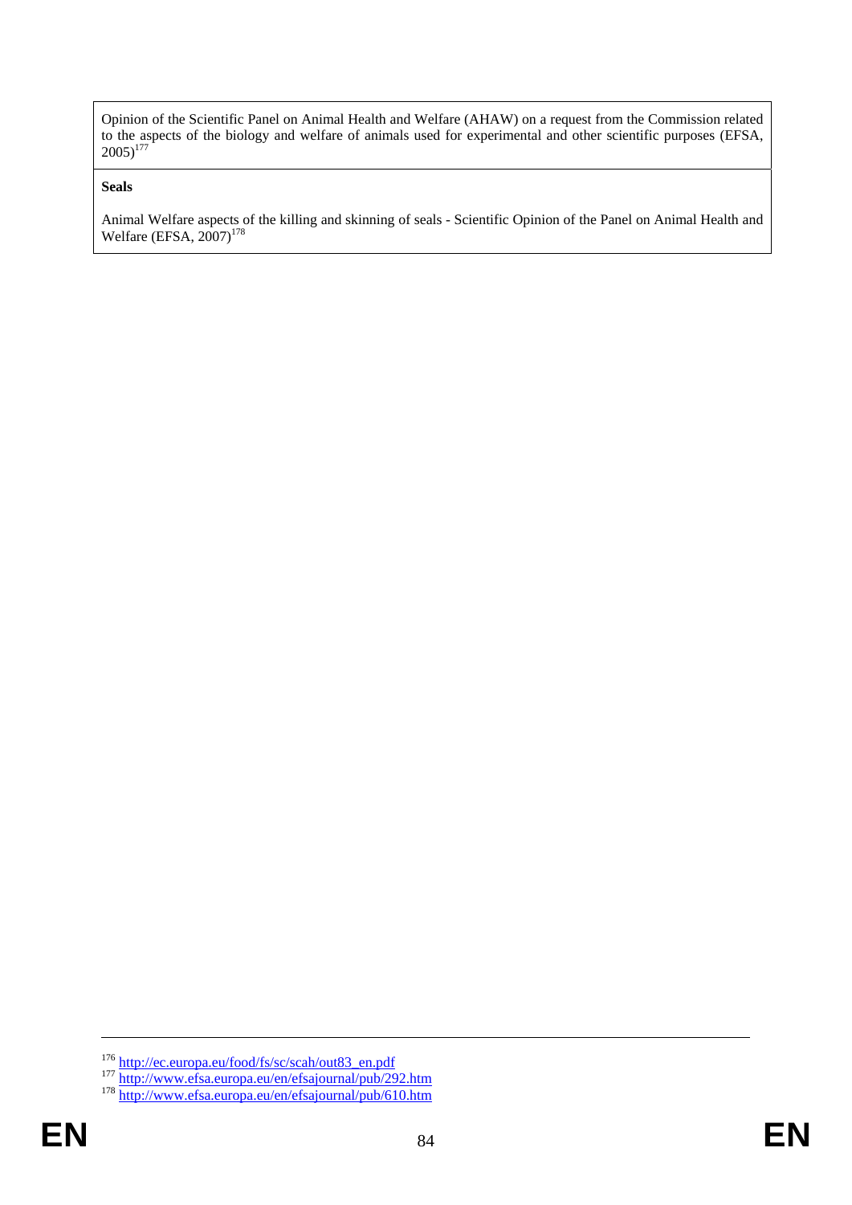| Opinion of the Scientific Panel on Animal Health and Welfare (AHAW) on a request from the Commission related to the aspects of the biology and welfare of animals used for experimental and other scientific purposes (EFSA, 2005)[177] |
| --- |
| **Seals**<br><br>Animal Welfare aspects of the killing and skinning of seals - Scientific Opinion of the Panel on Animal Health and Welfare (EFSA, 2007)[178] |

---

[176] http://ec.europa.eu/food/fs/sc/scah/out83_en.pdf

[177] http://www.efsa.europa.eu/en/efsajournal/pub/292.htm

[178] http://www.efsa.europa.eu/en/efsajournal/pub/610.htm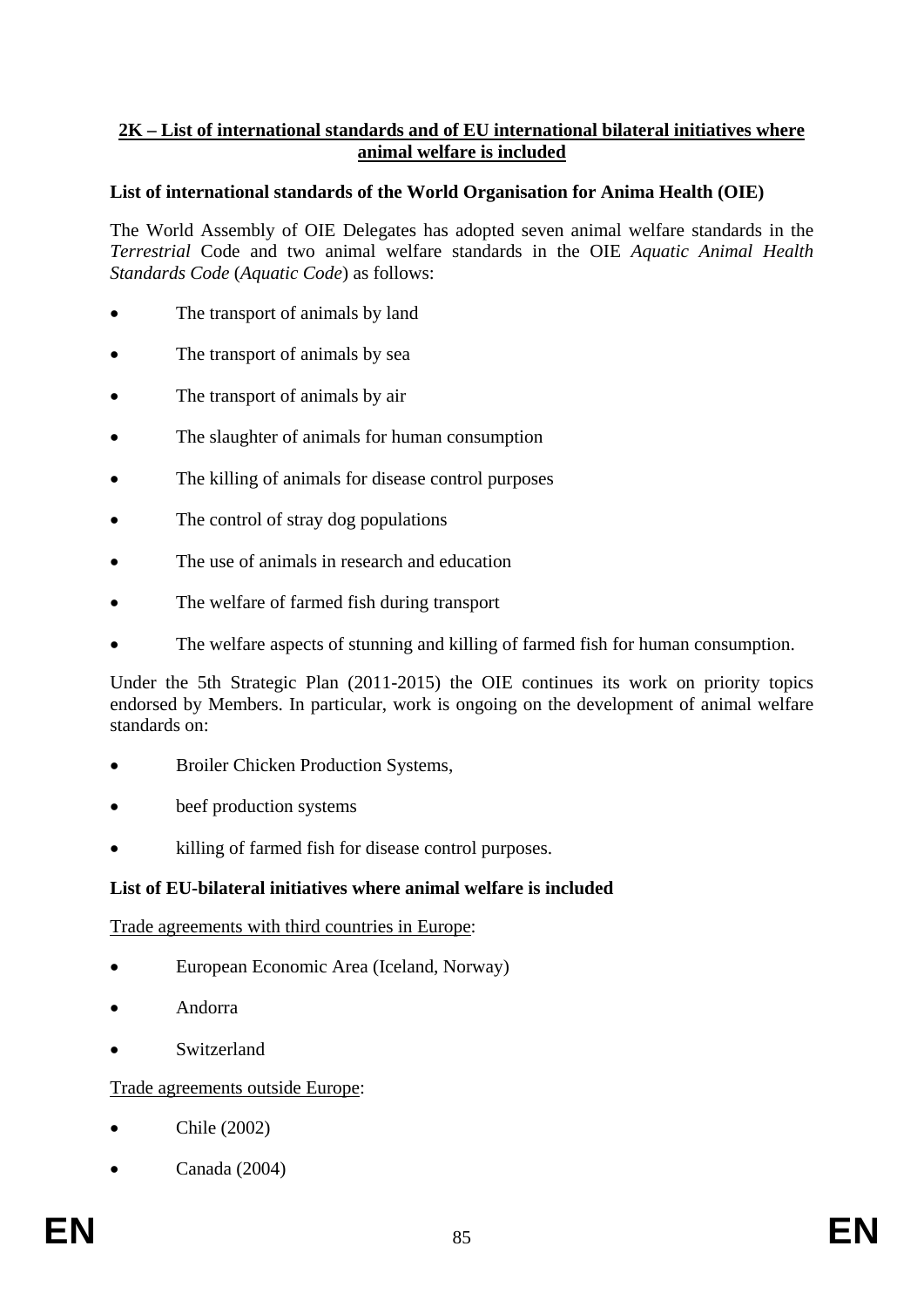## 2K – List of international standards and of EU international bilateral initiatives where animal welfare is included

**List of international standards of the World Organisation for Anima Health (OIE)**

The World Assembly of OIE Delegates has adopted seven animal welfare standards in the *Terrestrial* Code and two animal welfare standards in the OIE *Aquatic Animal Health Standards Code* (*Aquatic Code*) as follows:

- The transport of animals by land
- The transport of animals by sea
- The transport of animals by air
- The slaughter of animals for human consumption
- The killing of animals for disease control purposes
- The control of stray dog populations
- The use of animals in research and education
- The welfare of farmed fish during transport
- The welfare aspects of stunning and killing of farmed fish for human consumption.

Under the 5th Strategic Plan (2011-2015) the OIE continues its work on priority topics endorsed by Members. In particular, work is ongoing on the development of animal welfare standards on:

- Broiler Chicken Production Systems,
- beef production systems
- killing of farmed fish for disease control purposes.

**List of EU-bilateral initiatives where animal welfare is included**

Trade agreements with third countries in Europe:

- European Economic Area (Iceland, Norway)
- Andorra
- Switzerland

Trade agreements outside Europe:

- Chile (2002)
- Canada (2004)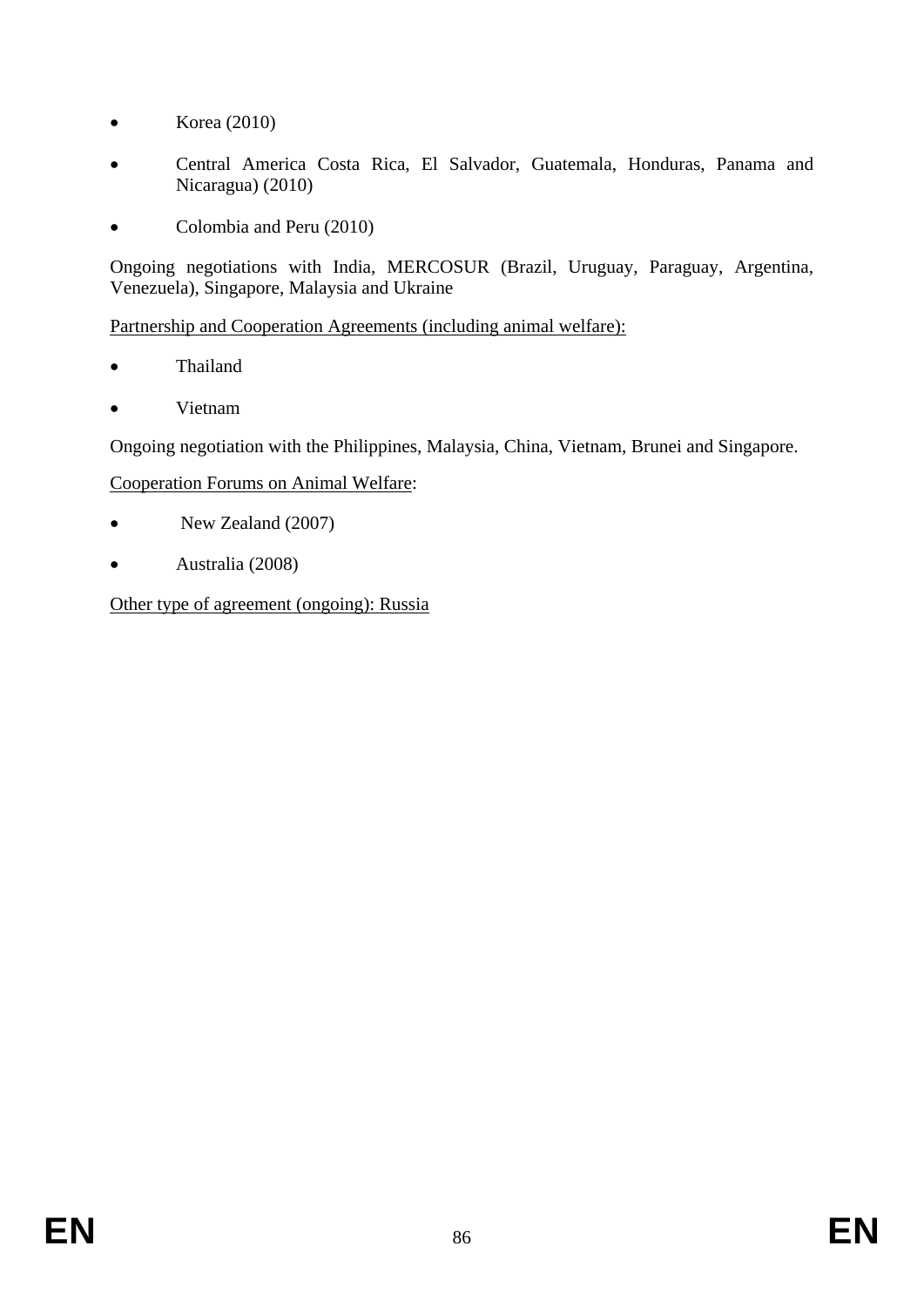- Korea (2010)
- Central America Costa Rica, El Salvador, Guatemala, Honduras, Panama and Nicaragua) (2010)
- Colombia and Peru (2010)

Ongoing negotiations with India, MERCOSUR (Brazil, Uruguay, Paraguay, Argentina, Venezuela), Singapore, Malaysia and Ukraine

<u>Partnership and Cooperation Agreements (including animal welfare):</u>

- Thailand
- Vietnam

Ongoing negotiation with the Philippines, Malaysia, China, Vietnam, Brunei and Singapore.

<u>Cooperation Forums on Animal Welfare</u>:

- New Zealand (2007)
- Australia (2008)

<u>Other type of agreement (ongoing): Russia</u>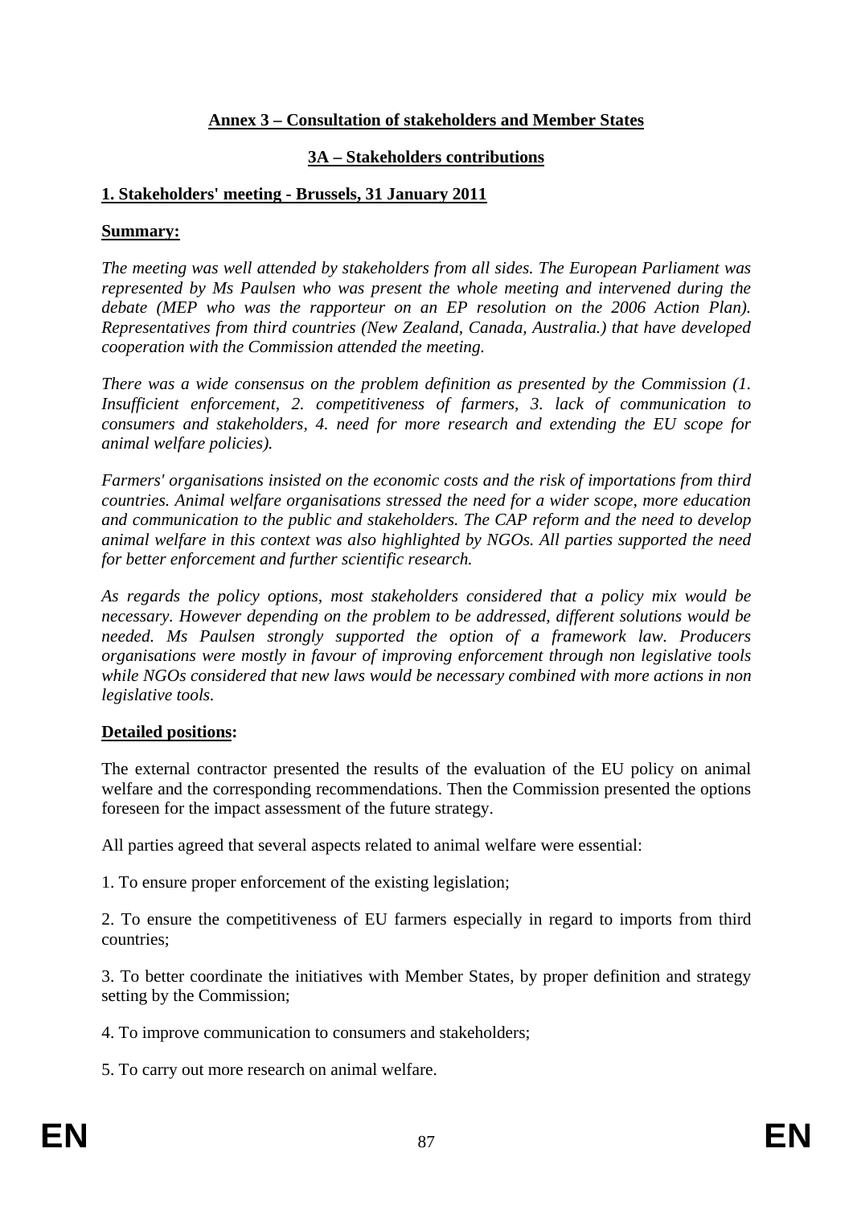# Annex 3 – Consultation of stakeholders and Member States

## 3A – Stakeholders contributions

### 1. Stakeholders' meeting - Brussels, 31 January 2011

**Summary:**

*The meeting was well attended by stakeholders from all sides. The European Parliament was represented by Ms Paulsen who was present the whole meeting and intervened during the debate (MEP who was the rapporteur on an EP resolution on the 2006 Action Plan). Representatives from third countries (New Zealand, Canada, Australia.) that have developed cooperation with the Commission attended the meeting.*

*There was a wide consensus on the problem definition as presented by the Commission (1. Insufficient enforcement, 2. competitiveness of farmers, 3. lack of communication to consumers and stakeholders, 4. need for more research and extending the EU scope for animal welfare policies).*

*Farmers' organisations insisted on the economic costs and the risk of importations from third countries. Animal welfare organisations stressed the need for a wider scope, more education and communication to the public and stakeholders. The CAP reform and the need to develop animal welfare in this context was also highlighted by NGOs. All parties supported the need for better enforcement and further scientific research.*

*As regards the policy options, most stakeholders considered that a policy mix would be necessary. However depending on the problem to be addressed, different solutions would be needed. Ms Paulsen strongly supported the option of a framework law. Producers organisations were mostly in favour of improving enforcement through non legislative tools while NGOs considered that new laws would be necessary combined with more actions in non legislative tools.*

**Detailed positions:**

The external contractor presented the results of the evaluation of the EU policy on animal welfare and the corresponding recommendations. Then the Commission presented the options foreseen for the impact assessment of the future strategy.

All parties agreed that several aspects related to animal welfare were essential:

1. To ensure proper enforcement of the existing legislation;

2. To ensure the competitiveness of EU farmers especially in regard to imports from third countries;

3. To better coordinate the initiatives with Member States, by proper definition and strategy setting by the Commission;

4. To improve communication to consumers and stakeholders;

5. To carry out more research on animal welfare.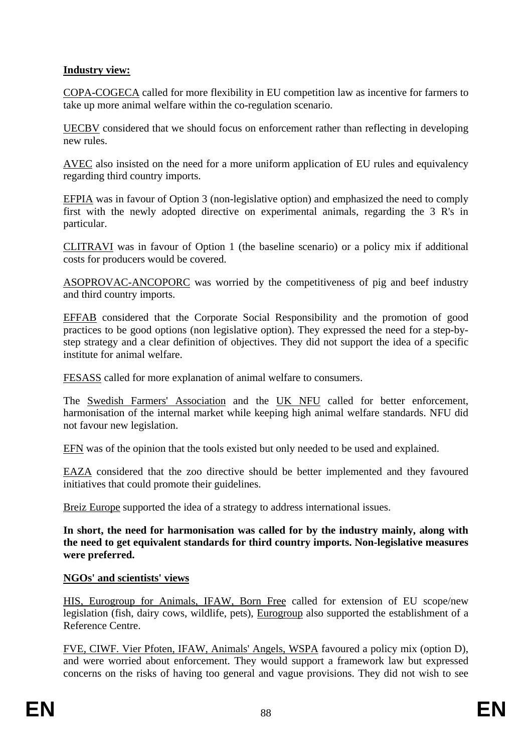**Industry view:**

COPA-COGECA called for more flexibility in EU competition law as incentive for farmers to take up more animal welfare within the co-regulation scenario.

UECBV considered that we should focus on enforcement rather than reflecting in developing new rules.

AVEC also insisted on the need for a more uniform application of EU rules and equivalency regarding third country imports.

EFPIA was in favour of Option 3 (non-legislative option) and emphasized the need to comply first with the newly adopted directive on experimental animals, regarding the 3 R's in particular.

CLITRAVI was in favour of Option 1 (the baseline scenario) or a policy mix if additional costs for producers would be covered.

ASOPROVAC-ANCOPORC was worried by the competitiveness of pig and beef industry and third country imports.

EFFAB considered that the Corporate Social Responsibility and the promotion of good practices to be good options (non legislative option). They expressed the need for a step-by-step strategy and a clear definition of objectives. They did not support the idea of a specific institute for animal welfare.

FESASS called for more explanation of animal welfare to consumers.

The Swedish Farmers' Association and the UK NFU called for better enforcement, harmonisation of the internal market while keeping high animal welfare standards. NFU did not favour new legislation.

EFN was of the opinion that the tools existed but only needed to be used and explained.

EAZA considered that the zoo directive should be better implemented and they favoured initiatives that could promote their guidelines.

Breiz Europe supported the idea of a strategy to address international issues.

**In short, the need for harmonisation was called for by the industry mainly, along with the need to get equivalent standards for third country imports. Non-legislative measures were preferred.**

**NGOs' and scientists' views**

HIS, Eurogroup for Animals, IFAW, Born Free called for extension of EU scope/new legislation (fish, dairy cows, wildlife, pets), Eurogroup also supported the establishment of a Reference Centre.

FVE, CIWF. Vier Pfoten, IFAW, Animals' Angels, WSPA favoured a policy mix (option D), and were worried about enforcement. They would support a framework law but expressed concerns on the risks of having too general and vague provisions. They did not wish to see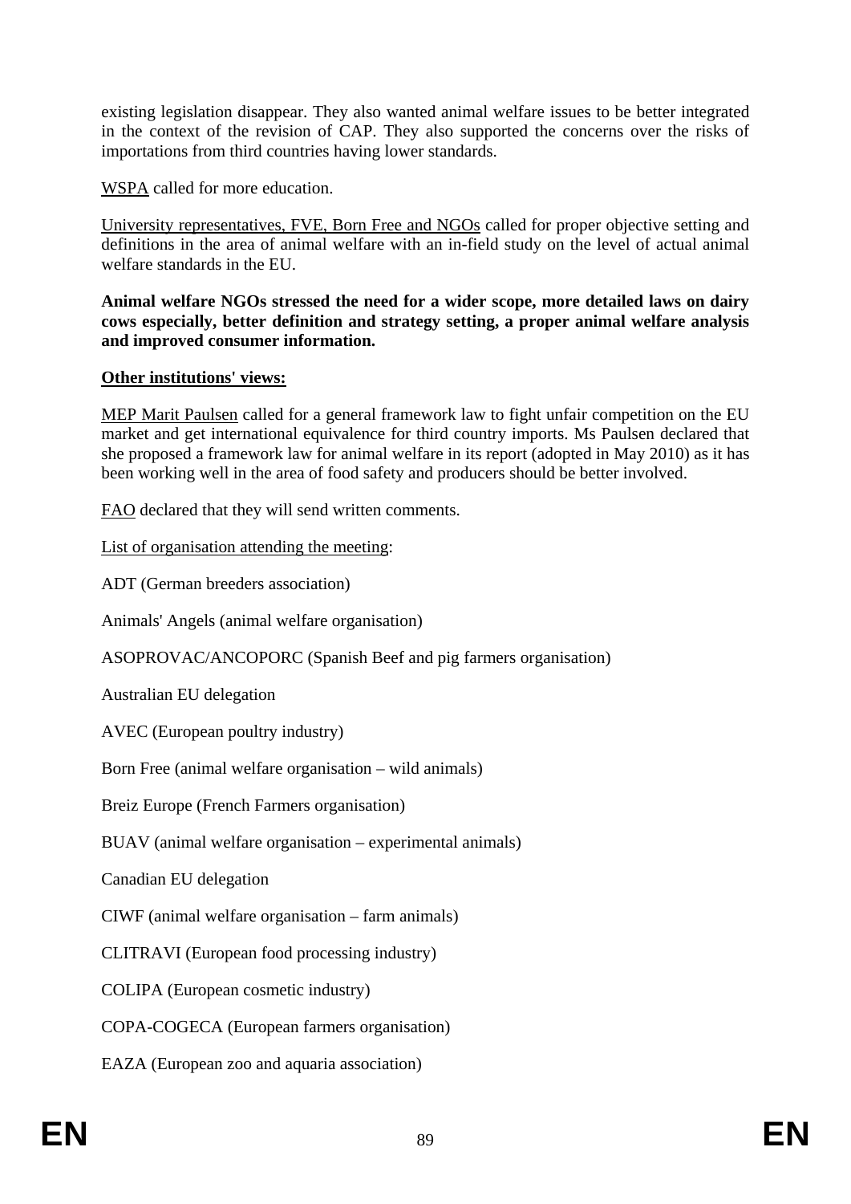existing legislation disappear. They also wanted animal welfare issues to be better integrated in the context of the revision of CAP. They also supported the concerns over the risks of importations from third countries having lower standards.

WSPA called for more education.

University representatives, FVE, Born Free and NGOs called for proper objective setting and definitions in the area of animal welfare with an in-field study on the level of actual animal welfare standards in the EU.

**Animal welfare NGOs stressed the need for a wider scope, more detailed laws on dairy cows especially, better definition and strategy setting, a proper animal welfare analysis and improved consumer information.**

**Other institutions' views:**

MEP Marit Paulsen called for a general framework law to fight unfair competition on the EU market and get international equivalence for third country imports. Ms Paulsen declared that she proposed a framework law for animal welfare in its report (adopted in May 2010) as it has been working well in the area of food safety and producers should be better involved.

FAO declared that they will send written comments.

List of organisation attending the meeting:

ADT (German breeders association)

Animals' Angels (animal welfare organisation)

ASOPROVAC/ANCOPORC (Spanish Beef and pig farmers organisation)

Australian EU delegation

AVEC (European poultry industry)

Born Free (animal welfare organisation – wild animals)

Breiz Europe (French Farmers organisation)

BUAV (animal welfare organisation – experimental animals)

Canadian EU delegation

CIWF (animal welfare organisation – farm animals)

CLITRAVI (European food processing industry)

COLIPA (European cosmetic industry)

COPA-COGECA (European farmers organisation)

EAZA (European zoo and aquaria association)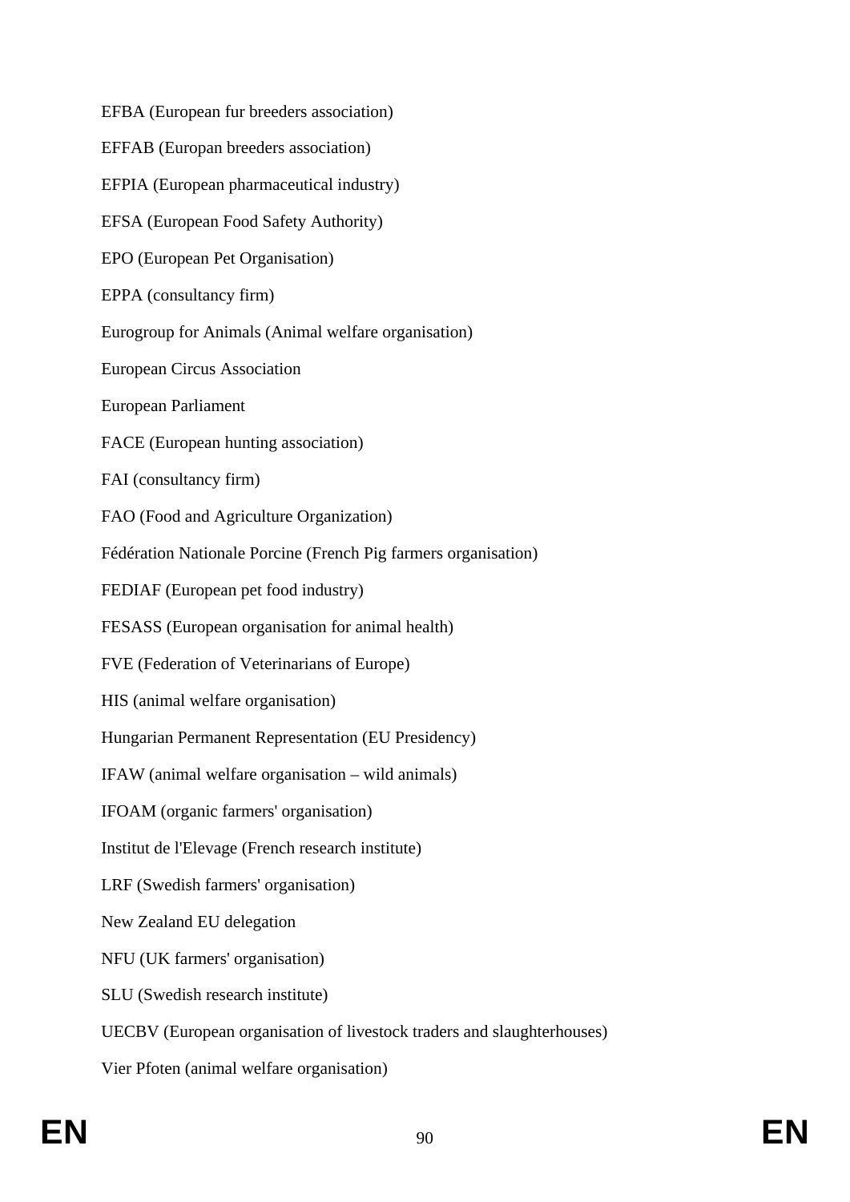EFBA (European fur breeders association)

EFFAB (Europan breeders association)

EFPIA (European pharmaceutical industry)

EFSA (European Food Safety Authority)

EPO (European Pet Organisation)

EPPA (consultancy firm)

Eurogroup for Animals (Animal welfare organisation)

European Circus Association

European Parliament

FACE (European hunting association)

FAI (consultancy firm)

FAO (Food and Agriculture Organization)

Fédération Nationale Porcine (French Pig farmers organisation)

FEDIAF (European pet food industry)

FESASS (European organisation for animal health)

FVE (Federation of Veterinarians of Europe)

HIS (animal welfare organisation)

Hungarian Permanent Representation (EU Presidency)

IFAW (animal welfare organisation – wild animals)

IFOAM (organic farmers' organisation)

Institut de l'Elevage (French research institute)

LRF (Swedish farmers' organisation)

New Zealand EU delegation

NFU (UK farmers' organisation)

SLU (Swedish research institute)

UECBV (European organisation of livestock traders and slaughterhouses)

Vier Pfoten (animal welfare organisation)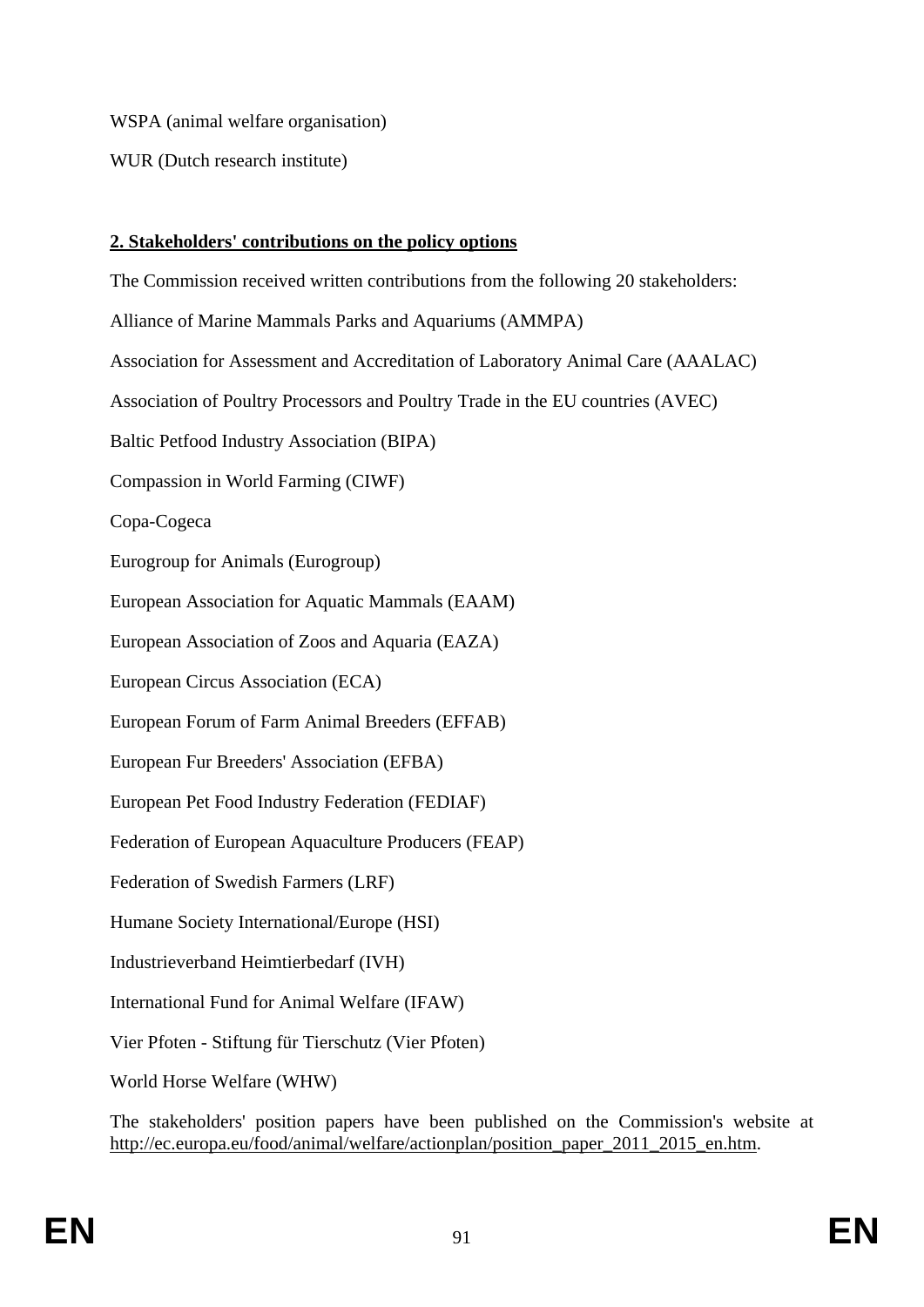WSPA (animal welfare organisation)

WUR (Dutch research institute)

**2. Stakeholders' contributions on the policy options**

The Commission received written contributions from the following 20 stakeholders:

Alliance of Marine Mammals Parks and Aquariums (AMMPA)

Association for Assessment and Accreditation of Laboratory Animal Care (AAALAC)

Association of Poultry Processors and Poultry Trade in the EU countries (AVEC)

Baltic Petfood Industry Association (BIPA)

Compassion in World Farming (CIWF)

Copa-Cogeca

Eurogroup for Animals (Eurogroup)

European Association for Aquatic Mammals (EAAM)

European Association of Zoos and Aquaria (EAZA)

European Circus Association (ECA)

European Forum of Farm Animal Breeders (EFFAB)

European Fur Breeders' Association (EFBA)

European Pet Food Industry Federation (FEDIAF)

Federation of European Aquaculture Producers (FEAP)

Federation of Swedish Farmers (LRF)

Humane Society International/Europe (HSI)

Industrieverband Heimtierbedarf (IVH)

International Fund for Animal Welfare (IFAW)

Vier Pfoten - Stiftung für Tierschutz (Vier Pfoten)

World Horse Welfare (WHW)

The stakeholders' position papers have been published on the Commission's website at http://ec.europa.eu/food/animal/welfare/actionplan/position_paper_2011_2015_en.htm.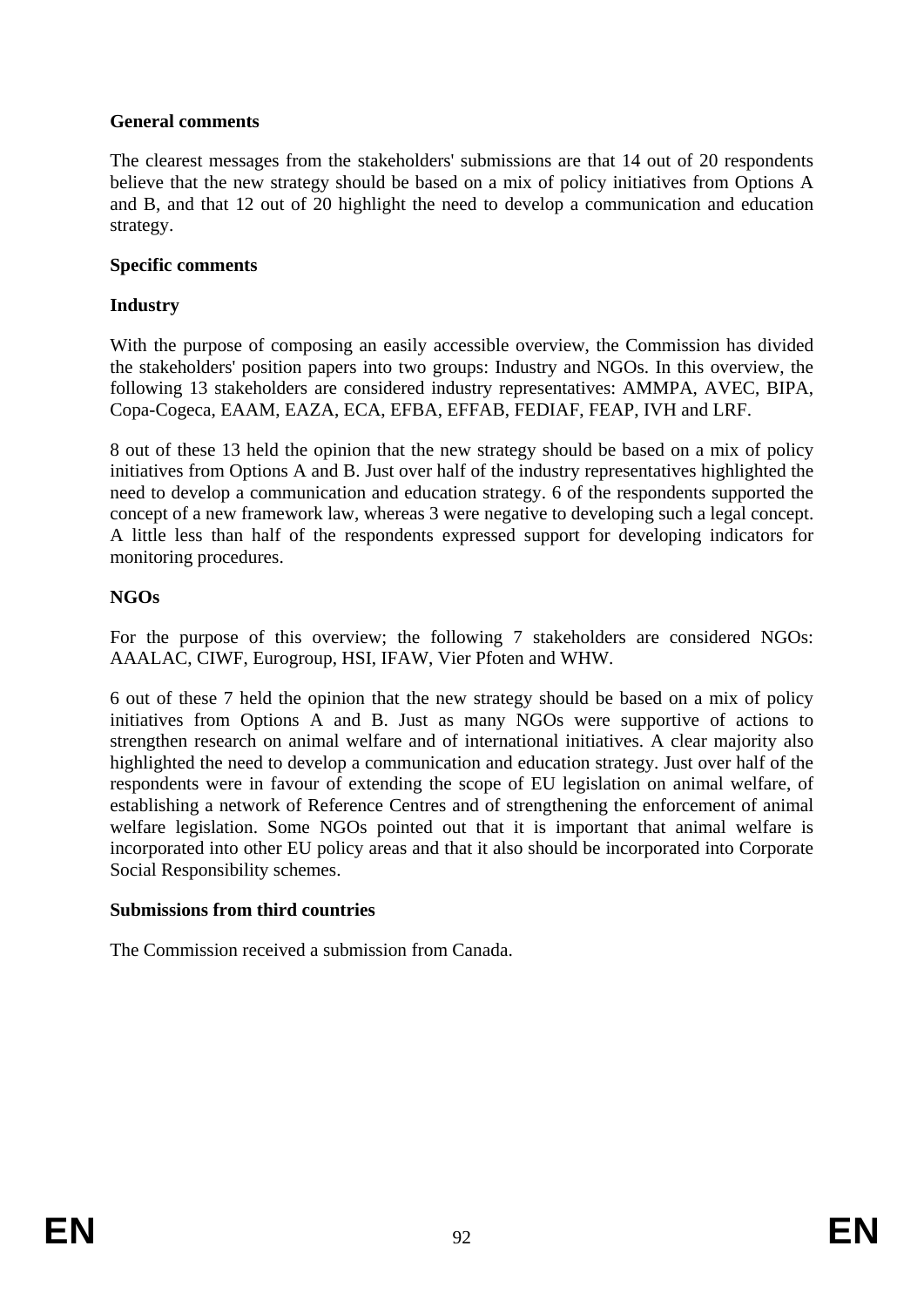**General comments**

The clearest messages from the stakeholders' submissions are that 14 out of 20 respondents believe that the new strategy should be based on a mix of policy initiatives from Options A and B, and that 12 out of 20 highlight the need to develop a communication and education strategy.

**Specific comments**

**Industry**

With the purpose of composing an easily accessible overview, the Commission has divided the stakeholders' position papers into two groups: Industry and NGOs. In this overview, the following 13 stakeholders are considered industry representatives: AMMPA, AVEC, BIPA, Copa-Cogeca, EAAM, EAZA, ECA, EFBA, EFFAB, FEDIAF, FEAP, IVH and LRF.

8 out of these 13 held the opinion that the new strategy should be based on a mix of policy initiatives from Options A and B. Just over half of the industry representatives highlighted the need to develop a communication and education strategy. 6 of the respondents supported the concept of a new framework law, whereas 3 were negative to developing such a legal concept. A little less than half of the respondents expressed support for developing indicators for monitoring procedures.

**NGOs**

For the purpose of this overview; the following 7 stakeholders are considered NGOs: AAALAC, CIWF, Eurogroup, HSI, IFAW, Vier Pfoten and WHW.

6 out of these 7 held the opinion that the new strategy should be based on a mix of policy initiatives from Options A and B. Just as many NGOs were supportive of actions to strengthen research on animal welfare and of international initiatives. A clear majority also highlighted the need to develop a communication and education strategy. Just over half of the respondents were in favour of extending the scope of EU legislation on animal welfare, of establishing a network of Reference Centres and of strengthening the enforcement of animal welfare legislation. Some NGOs pointed out that it is important that animal welfare is incorporated into other EU policy areas and that it also should be incorporated into Corporate Social Responsibility schemes.

**Submissions from third countries**

The Commission received a submission from Canada.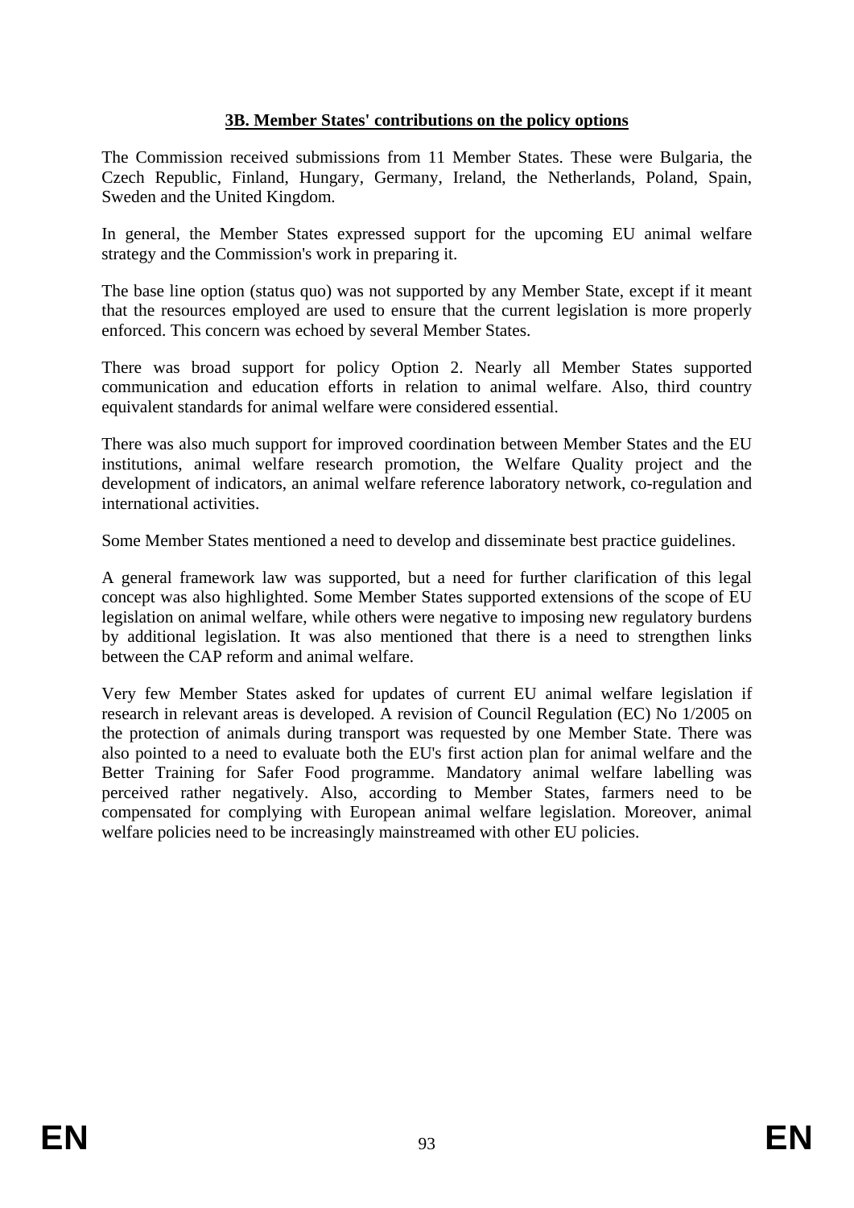## 3B. Member States' contributions on the policy options

The Commission received submissions from 11 Member States. These were Bulgaria, the Czech Republic, Finland, Hungary, Germany, Ireland, the Netherlands, Poland, Spain, Sweden and the United Kingdom.

In general, the Member States expressed support for the upcoming EU animal welfare strategy and the Commission's work in preparing it.

The base line option (status quo) was not supported by any Member State, except if it meant that the resources employed are used to ensure that the current legislation is more properly enforced. This concern was echoed by several Member States.

There was broad support for policy Option 2. Nearly all Member States supported communication and education efforts in relation to animal welfare. Also, third country equivalent standards for animal welfare were considered essential.

There was also much support for improved coordination between Member States and the EU institutions, animal welfare research promotion, the Welfare Quality project and the development of indicators, an animal welfare reference laboratory network, co-regulation and international activities.

Some Member States mentioned a need to develop and disseminate best practice guidelines.

A general framework law was supported, but a need for further clarification of this legal concept was also highlighted. Some Member States supported extensions of the scope of EU legislation on animal welfare, while others were negative to imposing new regulatory burdens by additional legislation. It was also mentioned that there is a need to strengthen links between the CAP reform and animal welfare.

Very few Member States asked for updates of current EU animal welfare legislation if research in relevant areas is developed. A revision of Council Regulation (EC) No 1/2005 on the protection of animals during transport was requested by one Member State. There was also pointed to a need to evaluate both the EU's first action plan for animal welfare and the Better Training for Safer Food programme. Mandatory animal welfare labelling was perceived rather negatively. Also, according to Member States, farmers need to be compensated for complying with European animal welfare legislation. Moreover, animal welfare policies need to be increasingly mainstreamed with other EU policies.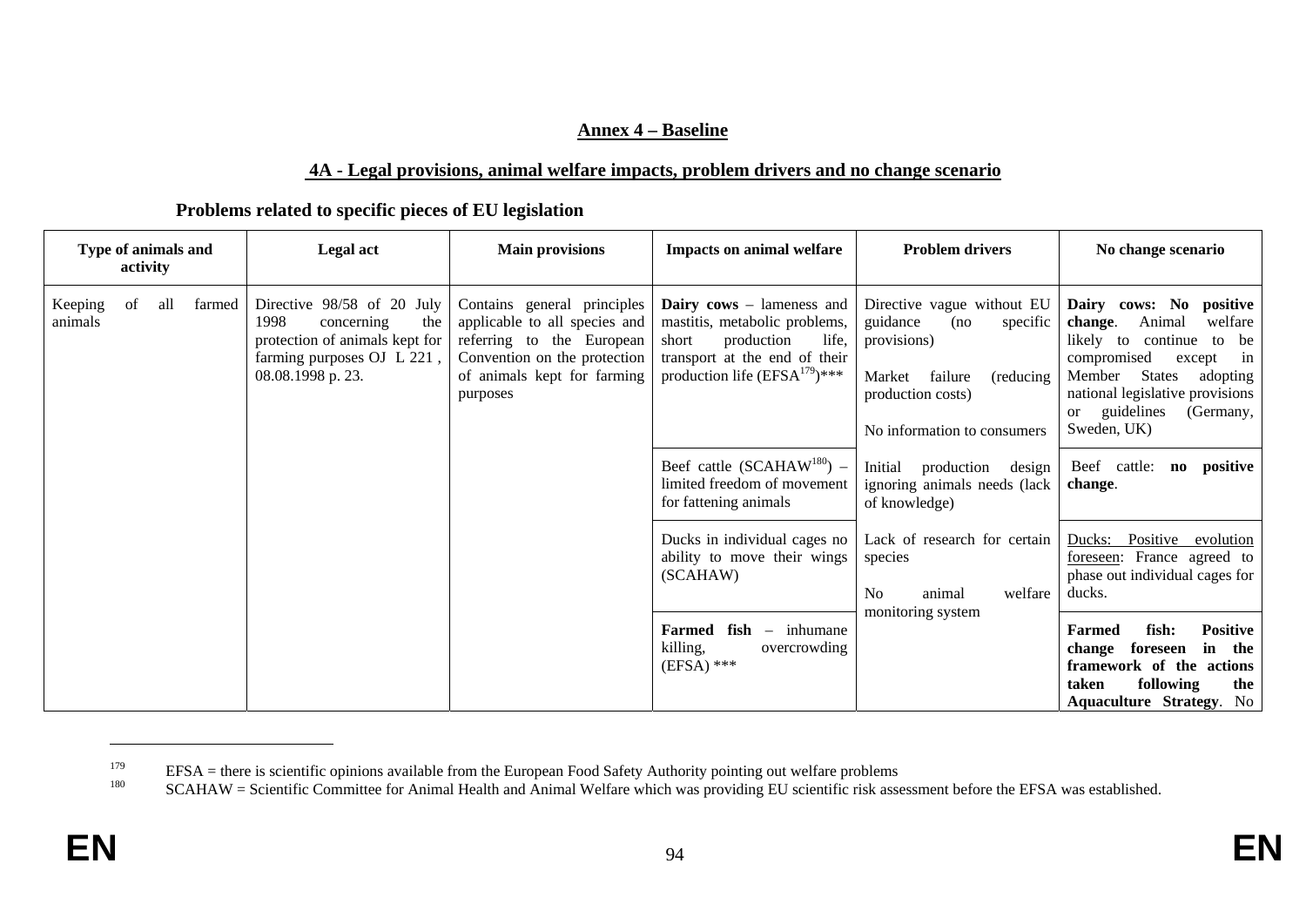## Annex 4 – Baseline

### 4A - Legal provisions, animal welfare impacts, problem drivers and no change scenario

**Problems related to specific pieces of EU legislation**

| Type of animals and activity | Legal act | Main provisions | Impacts on animal welfare | Problem drivers | No change scenario |
|---|---|---|---|---|---|
| Keeping of all farmed animals | Directive 98/58 of 20 July 1998 concerning the protection of animals kept for farming purposes OJ L 221 , 08.08.1998 p. 23. | Contains general principles applicable to all species and referring to the European Convention on the protection of animals kept for farming purposes | **Dairy cows** – lameness and mastitis, metabolic problems, short production life, transport at the end of their production life (EFSA[179])*** | Directive vague without EU guidance (no specific provisions)<br><br>Market failure (reducing production costs)<br><br>No information to consumers<br><br>Initial production design ignoring animals needs (lack of knowledge)<br><br>Lack of research for certain species<br><br>No animal welfare monitoring system | **Dairy cows: No positive change**. Animal welfare likely to continue to be compromised except in Member States adopting national legislative provisions or guidelines (Germany, Sweden, UK) |
| | | | Beef cattle (SCAHAW[180]) – limited freedom of movement for fattening animals | | Beef cattle: **no positive change**. |
| | | | Ducks in individual cages no ability to move their wings (SCAHAW) | | Ducks: Positive evolution foreseen: France agreed to phase out individual cages for ducks. |
| | | | **Farmed fish** – inhumane killing, overcrowding (EFSA) *** | | **Farmed fish: Positive change foreseen in the framework of the actions taken following the Aquaculture Strategy**. No |

[179] EFSA = there is scientific opinions available from the European Food Safety Authority pointing out welfare problems

[180] SCAHAW = Scientific Committee for Animal Health and Animal Welfare which was providing EU scientific risk assessment before the EFSA was established.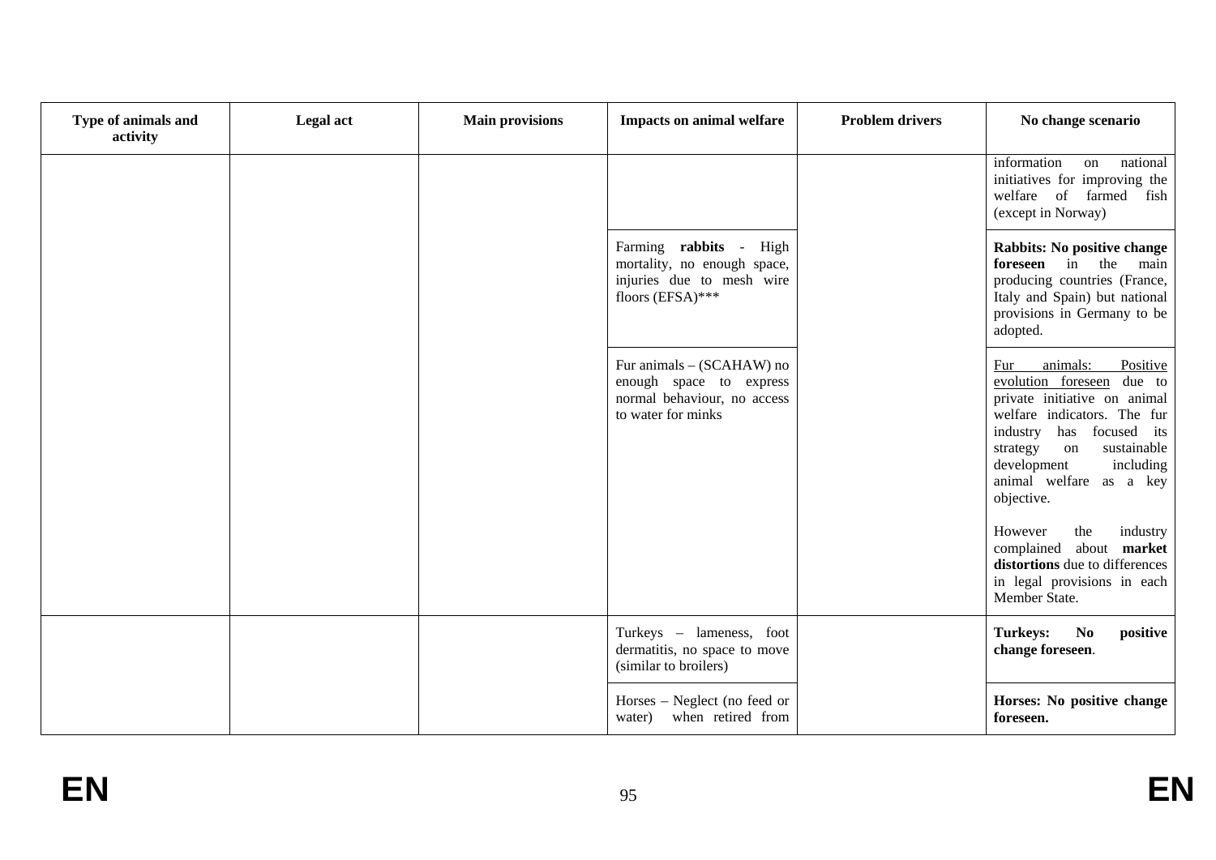| Type of animals and activity | Legal act | Main provisions | Impacts on animal welfare | Problem drivers | No change scenario |
|---|---|---|---|---|---|
| | | | | | information on national initiatives for improving the welfare of farmed fish (except in Norway) |
| | | | Farming **rabbits** - High mortality, no enough space, injuries due to mesh wire floors (EFSA)*** | | **Rabbits: No positive change foreseen** in the main producing countries (France, Italy and Spain) but national provisions in Germany to be adopted. |
| | | | Fur animals – (SCAHAW) no enough space to express normal behaviour, no access to water for minks | | Fur animals: Positive evolution foreseen due to private initiative on animal welfare indicators. The fur industry has focused its strategy on sustainable development including animal welfare as a key objective.<br><br>However the industry complained about **market distortions** due to differences in legal provisions in each Member State. |
| | | | Turkeys – lameness, foot dermatitis, no space to move (similar to broilers) | | **Turkeys: No positive change foreseen**. |
| | | | Horses – Neglect (no feed or water) when retired from | | **Horses: No positive change foreseen.** |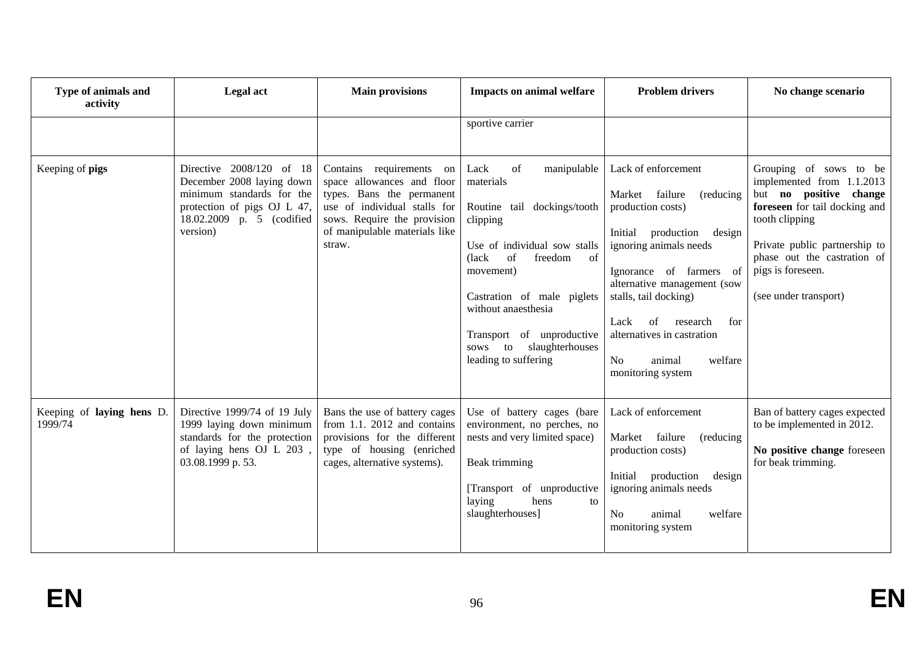| Type of animals and activity | Legal act | Main provisions | Impacts on animal welfare | Problem drivers | No change scenario |
|---|---|---|---|---|---|
| | | | sportive carrier | | |
| Keeping of **pigs** | Directive 2008/120 of 18 December 2008 laying down minimum standards for the protection of pigs OJ L 47, 18.02.2009 p. 5 (codified version) | Contains requirements on space allowances and floor types. Bans the permanent use of individual stalls for sows. Require the provision of manipulable materials like straw. | Lack of manipulable materials<br><br>Routine tail dockings/tooth clipping<br><br>Use of individual sow stalls (lack of freedom of movement)<br><br>Castration of male piglets without anaesthesia<br><br>Transport of unproductive sows to slaughterhouses leading to suffering | Lack of enforcement<br><br>Market failure (reducing production costs)<br><br>Initial production design ignoring animals needs<br><br>Ignorance of farmers of alternative management (sow stalls, tail docking)<br><br>Lack of research for alternatives in castration<br><br>No animal welfare monitoring system | Grouping of sows to be implemented from 1.1.2013 but **no positive change foreseen** for tail docking and tooth clipping<br><br>Private public partnership to phase out the castration of pigs is foreseen.<br><br>(see under transport) |
| Keeping of **laying hens** D. 1999/74 | Directive 1999/74 of 19 July 1999 laying down minimum standards for the protection of laying hens OJ L 203 , 03.08.1999 p. 53. | Bans the use of battery cages from 1.1. 2012 and contains provisions for the different type of housing (enriched cages, alternative systems). | Use of battery cages (bare environment, no perches, no nests and very limited space)<br><br>Beak trimming<br><br>[Transport of unproductive laying hens to slaughterhouses] | Lack of enforcement<br><br>Market failure (reducing production costs)<br><br>Initial production design ignoring animals needs<br><br>No animal welfare monitoring system | Ban of battery cages expected to be implemented in 2012.<br><br>**No positive change** foreseen for beak trimming. |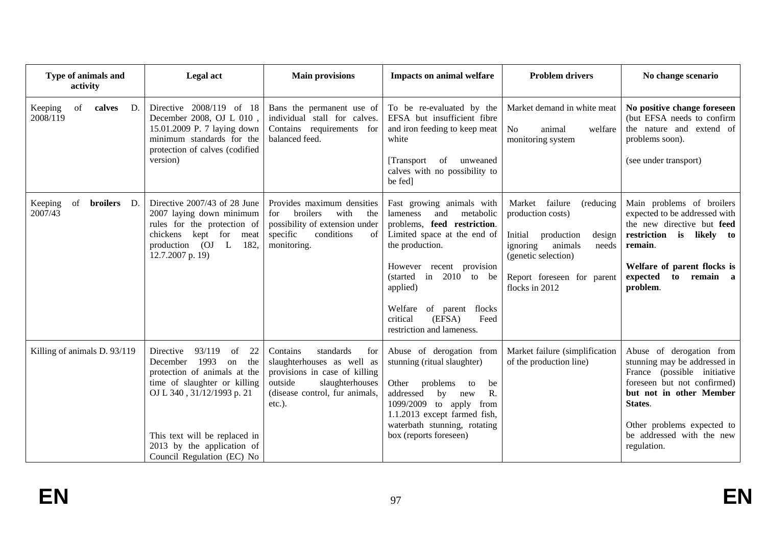| Type of animals and activity | Legal act | Main provisions | Impacts on animal welfare | Problem drivers | No change scenario |
|---|---|---|---|---|---|
| Keeping of **calves** D. 2008/119 | Directive 2008/119 of 18 December 2008, OJ L 010 , 15.01.2009 P. 7 laying down minimum standards for the protection of calves (codified version) | Bans the permanent use of individual stall for calves. Contains requirements for balanced feed. | To be re-evaluated by the EFSA but insufficient fibre and iron feeding to keep meat white<br><br>[Transport of unweaned calves with no possibility to be fed] | Market demand in white meat<br><br>No animal welfare monitoring system | **No positive change foreseen** (but EFSA needs to confirm the nature and extend of problems soon).<br><br>(see under transport) |
| Keeping of **broilers** D. 2007/43 | Directive 2007/43 of 28 June 2007 laying down minimum rules for the protection of chickens kept for meat production (OJ L 182, 12.7.2007 p. 19) | Provides maximum densities for broilers with the possibility of extension under specific conditions of monitoring. | Fast growing animals with lameness and metabolic problems, **feed restriction**. Limited space at the end of the production.<br><br>However recent provision (started in 2010 to be applied)<br><br>Welfare of parent flocks critical (EFSA) Feed restriction and lameness. | Market failure (reducing production costs)<br><br>Initial production design ignoring animals needs (genetic selection)<br><br>Report foreseen for parent flocks in 2012 | Main problems of broilers expected to be addressed with the new directive but **feed restriction is likely to remain**.<br><br>**Welfare of parent flocks is expected to remain a problem**. |
| Killing of animals D. 93/119 | Directive 93/119 of 22 December 1993 on the protection of animals at the time of slaughter or killing OJ L 340 , 31/12/1993 p. 21<br><br>This text will be replaced in 2013 by the application of Council Regulation (EC) No | Contains standards for slaughterhouses as well as provisions in case of killing outside slaughterhouses (disease control, fur animals, etc.). | Abuse of derogation from stunning (ritual slaughter)<br><br>Other problems to be addressed by new R. 1099/2009 to apply from 1.1.2013 except farmed fish, waterbath stunning, rotating box (reports foreseen) | Market failure (simplification of the production line) | Abuse of derogation from stunning may be addressed in France (possible initiative foreseen but not confirmed) **but not in other Member States**.<br><br>Other problems expected to be addressed with the new regulation. |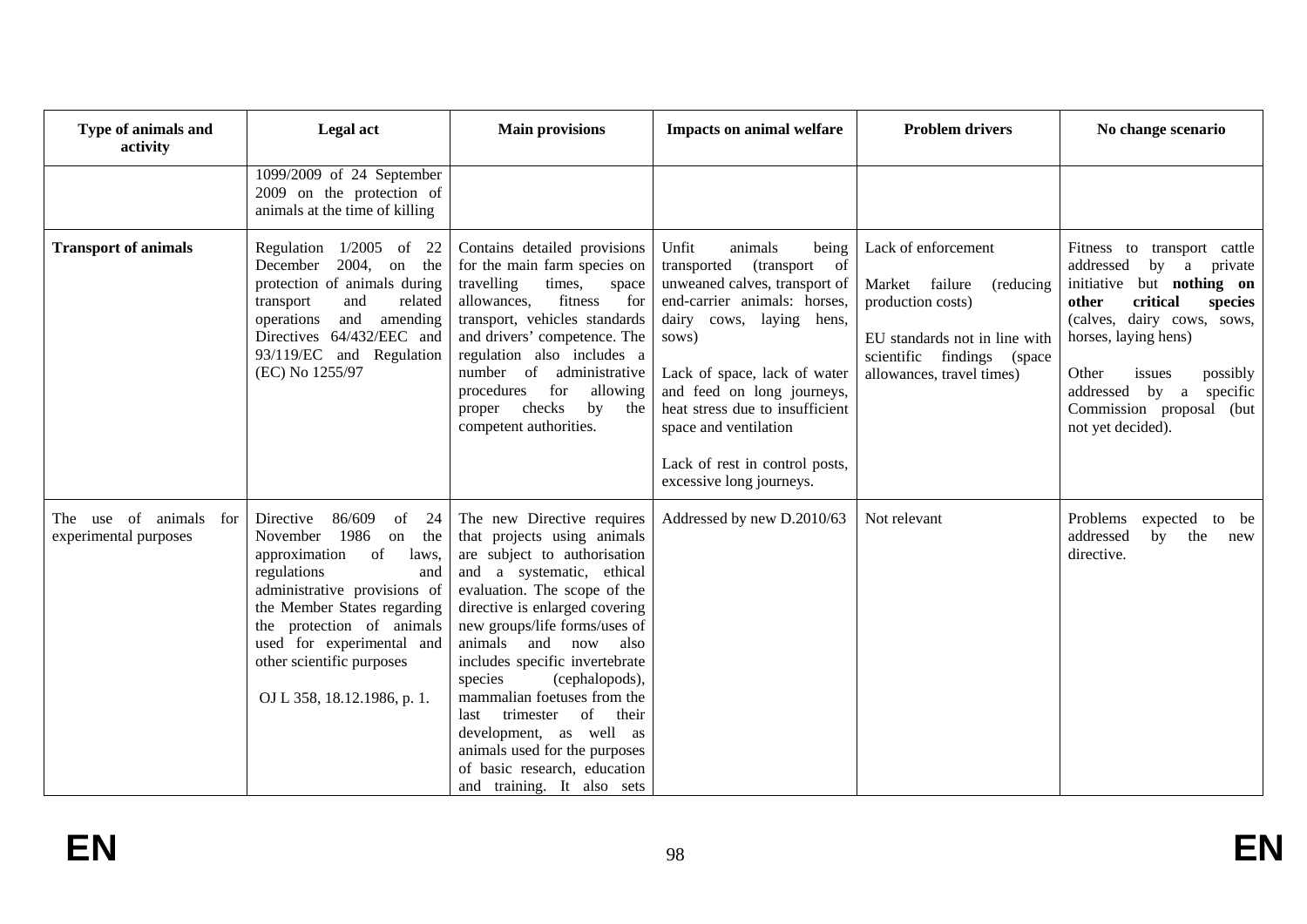| Type of animals and activity | Legal act | Main provisions | Impacts on animal welfare | Problem drivers | No change scenario |
|---|---|---|---|---|---|
| | 1099/2009 of 24 September 2009 on the protection of animals at the time of killing | | | | |
| **Transport of animals** | Regulation 1/2005 of 22 December 2004, on the protection of animals during transport and related operations and amending Directives 64/432/EEC and 93/119/EC and Regulation (EC) No 1255/97 | Contains detailed provisions for the main farm species on travelling times, space allowances, fitness for transport, vehicles standards and drivers' competence. The regulation also includes a number of administrative procedures for allowing proper checks by the competent authorities. | Unfit animals being transported (transport of unweaned calves, transport of end-carrier animals: horses, dairy cows, laying hens, sows)<br><br>Lack of space, lack of water and feed on long journeys, heat stress due to insufficient space and ventilation<br><br>Lack of rest in control posts, excessive long journeys. | Lack of enforcement<br><br>Market failure (reducing production costs)<br><br>EU standards not in line with scientific findings (space allowances, travel times) | Fitness to transport cattle addressed by a private initiative but **nothing on other critical species** (calves, dairy cows, sows, horses, laying hens)<br><br>Other issues possibly addressed by a specific Commission proposal (but not yet decided). |
| The use of animals for experimental purposes | Directive 86/609 of 24 November 1986 on the approximation of laws, regulations and administrative provisions of the Member States regarding the protection of animals used for experimental and other scientific purposes<br><br>OJ L 358, 18.12.1986, p. 1. | The new Directive requires that projects using animals are subject to authorisation and a systematic, ethical evaluation. The scope of the directive is enlarged covering new groups/life forms/uses of animals and now also includes specific invertebrate species (cephalopods), mammalian foetuses from the last trimester of their development, as well as animals used for the purposes of basic research, education and training. It also sets | Addressed by new D.2010/63 | Not relevant | Problems expected to be addressed by the new directive. |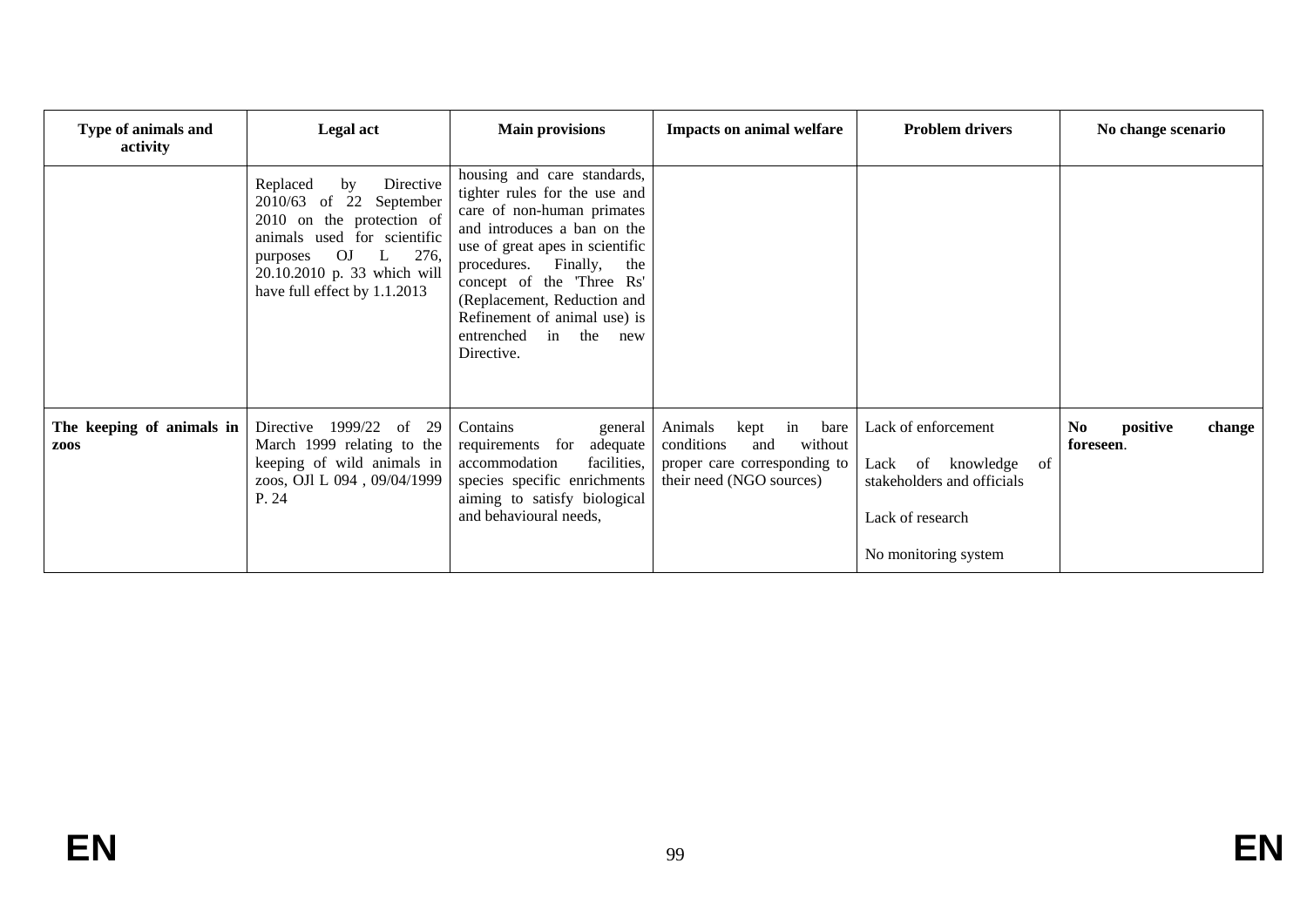| Type of animals and activity | Legal act | Main provisions | Impacts on animal welfare | Problem drivers | No change scenario |
|---|---|---|---|---|---|
| | Replaced by Directive 2010/63 of 22 September 2010 on the protection of animals used for scientific purposes OJ L 276, 20.10.2010 p. 33 which will have full effect by 1.1.2013 | housing and care standards, tighter rules for the use and care of non-human primates and introduces a ban on the use of great apes in scientific procedures. Finally, the concept of the 'Three Rs' (Replacement, Reduction and Refinement of animal use) is entrenched in the new Directive. | | | |
| **The keeping of animals in zoos** | Directive 1999/22 of 29 March 1999 relating to the keeping of wild animals in zoos, OJl L 094 , 09/04/1999 P. 24 | Contains general requirements for adequate accommodation facilities, species specific enrichments aiming to satisfy biological and behavioural needs, | Animals kept in bare conditions and without proper care corresponding to their need (NGO sources) | Lack of enforcement<br><br>Lack of knowledge of stakeholders and officials<br><br>Lack of research<br><br>No monitoring system | **No positive change foreseen**. |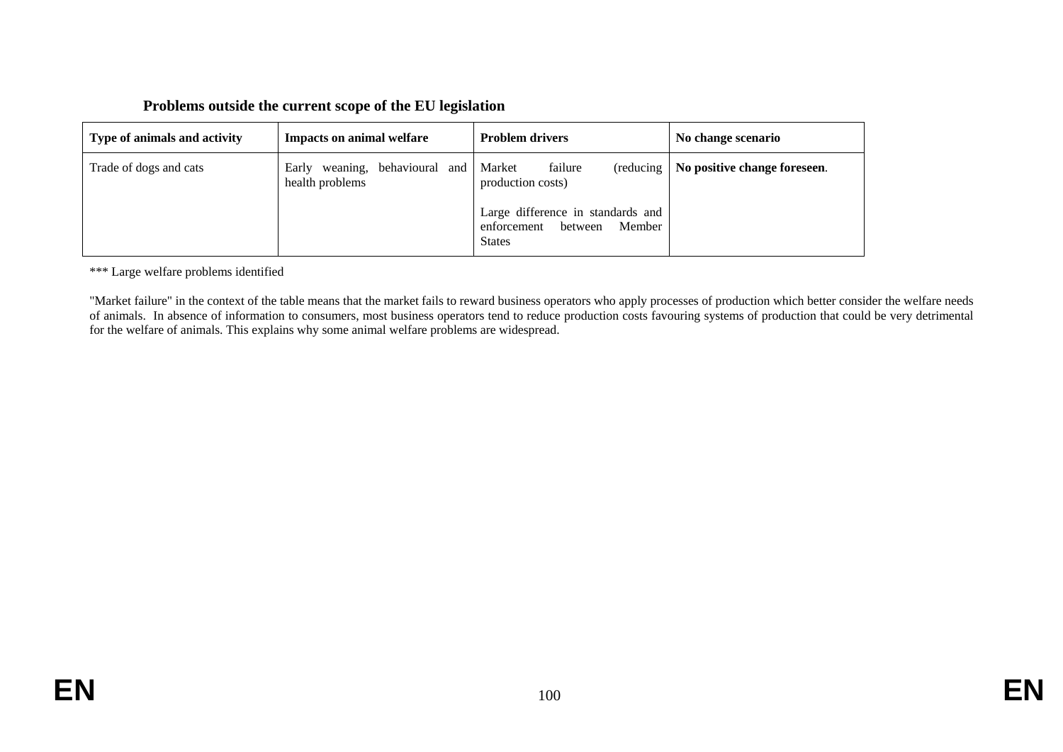**Problems outside the current scope of the EU legislation**

| Type of animals and activity | Impacts on animal welfare | Problem drivers | No change scenario |
|---|---|---|---|
| Trade of dogs and cats | Early weaning, behavioural and health problems | Market failure (reducing production costs)<br><br>Large difference in standards and enforcement between Member States | **No positive change foreseen**. |

*** Large welfare problems identified

"Market failure" in the context of the table means that the market fails to reward business operators who apply processes of production which better consider the welfare needs of animals. In absence of information to consumers, most business operators tend to reduce production costs favouring systems of production that could be very detrimental for the welfare of animals. This explains why some animal welfare problems are widespread.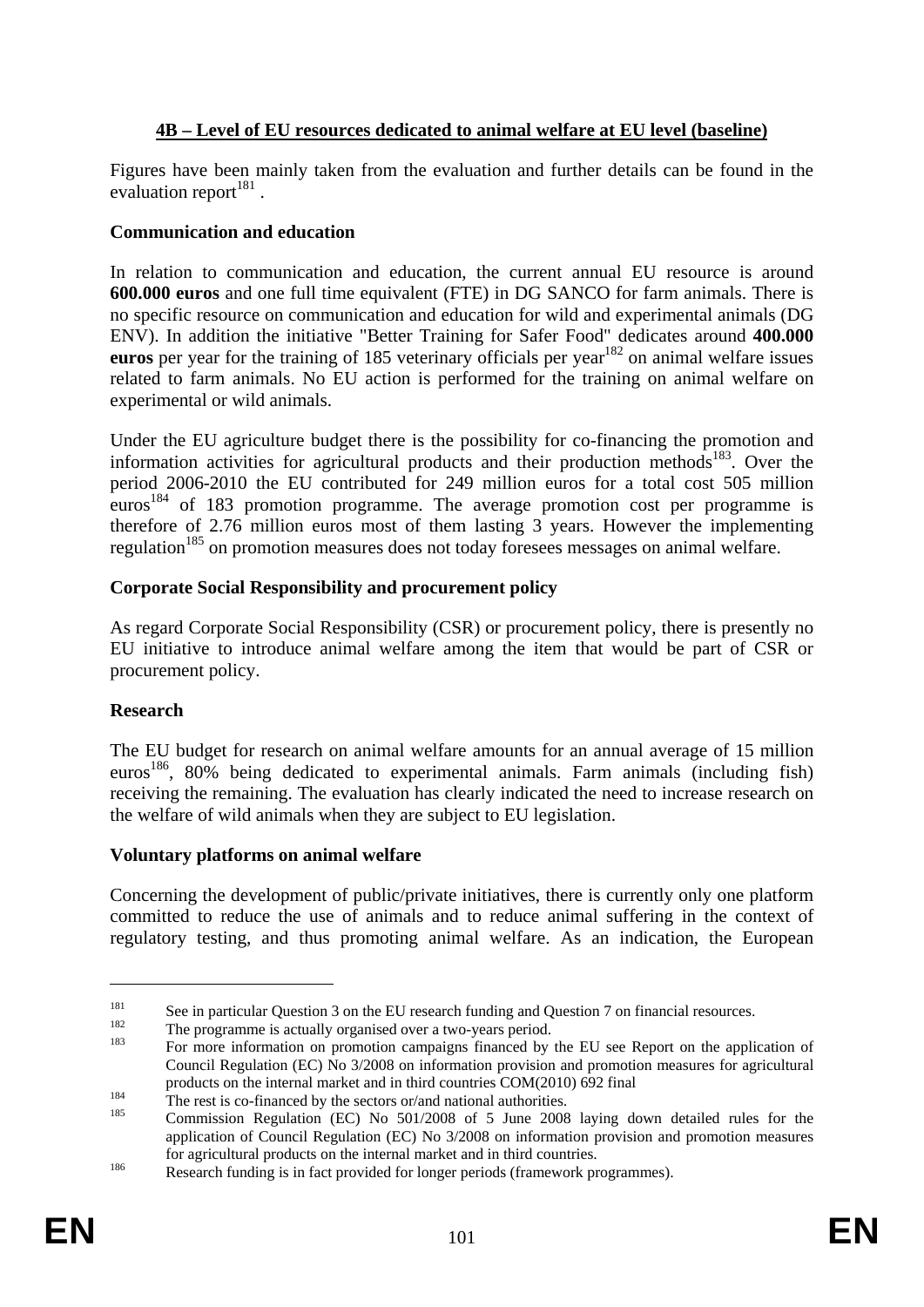## 4B – Level of EU resources dedicated to animal welfare at EU level (baseline)

Figures have been mainly taken from the evaluation and further details can be found in the evaluation report[181] .

### Communication and education

In relation to communication and education, the current annual EU resource is around **600.000 euros** and one full time equivalent (FTE) in DG SANCO for farm animals. There is no specific resource on communication and education for wild and experimental animals (DG ENV). In addition the initiative "Better Training for Safer Food" dedicates around **400.000 euros** per year for the training of 185 veterinary officials per year[182] on animal welfare issues related to farm animals. No EU action is performed for the training on animal welfare on experimental or wild animals.

Under the EU agriculture budget there is the possibility for co-financing the promotion and information activities for agricultural products and their production methods[183]. Over the period 2006-2010 the EU contributed for 249 million euros for a total cost 505 million euros[184] of 183 promotion programme. The average promotion cost per programme is therefore of 2.76 million euros most of them lasting 3 years. However the implementing regulation[185] on promotion measures does not today foresees messages on animal welfare.

### Corporate Social Responsibility and procurement policy

As regard Corporate Social Responsibility (CSR) or procurement policy, there is presently no EU initiative to introduce animal welfare among the item that would be part of CSR or procurement policy.

### Research

The EU budget for research on animal welfare amounts for an annual average of 15 million euros[186], 80% being dedicated to experimental animals. Farm animals (including fish) receiving the remaining. The evaluation has clearly indicated the need to increase research on the welfare of wild animals when they are subject to EU legislation.

### Voluntary platforms on animal welfare

Concerning the development of public/private initiatives, there is currently only one platform committed to reduce the use of animals and to reduce animal suffering in the context of regulatory testing, and thus promoting animal welfare. As an indication, the European

---

[181] See in particular Question 3 on the EU research funding and Question 7 on financial resources.

[182] The programme is actually organised over a two-years period.

[183] For more information on promotion campaigns financed by the EU see Report on the application of Council Regulation (EC) No 3/2008 on information provision and promotion measures for agricultural products on the internal market and in third countries COM(2010) 692 final

[184] The rest is co-financed by the sectors or/and national authorities.

[185] Commission Regulation (EC) No 501/2008 of 5 June 2008 laying down detailed rules for the application of Council Regulation (EC) No 3/2008 on information provision and promotion measures for agricultural products on the internal market and in third countries.

[186] Research funding is in fact provided for longer periods (framework programmes).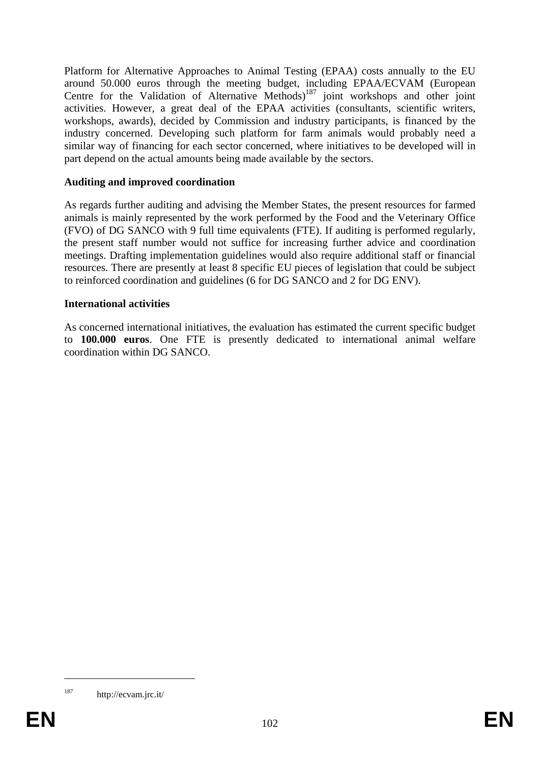Platform for Alternative Approaches to Animal Testing (EPAA) costs annually to the EU around 50.000 euros through the meeting budget, including EPAA/ECVAM (European Centre for the Validation of Alternative Methods)[187] joint workshops and other joint activities. However, a great deal of the EPAA activities (consultants, scientific writers, workshops, awards), decided by Commission and industry participants, is financed by the industry concerned. Developing such platform for farm animals would probably need a similar way of financing for each sector concerned, where initiatives to be developed will in part depend on the actual amounts being made available by the sectors.

**Auditing and improved coordination**

As regards further auditing and advising the Member States, the present resources for farmed animals is mainly represented by the work performed by the Food and the Veterinary Office (FVO) of DG SANCO with 9 full time equivalents (FTE). If auditing is performed regularly, the present staff number would not suffice for increasing further advice and coordination meetings. Drafting implementation guidelines would also require additional staff or financial resources. There are presently at least 8 specific EU pieces of legislation that could be subject to reinforced coordination and guidelines (6 for DG SANCO and 2 for DG ENV).

**International activities**

As concerned international initiatives, the evaluation has estimated the current specific budget to **100.000 euros**. One FTE is presently dedicated to international animal welfare coordination within DG SANCO.

[187] http://ecvam.jrc.it/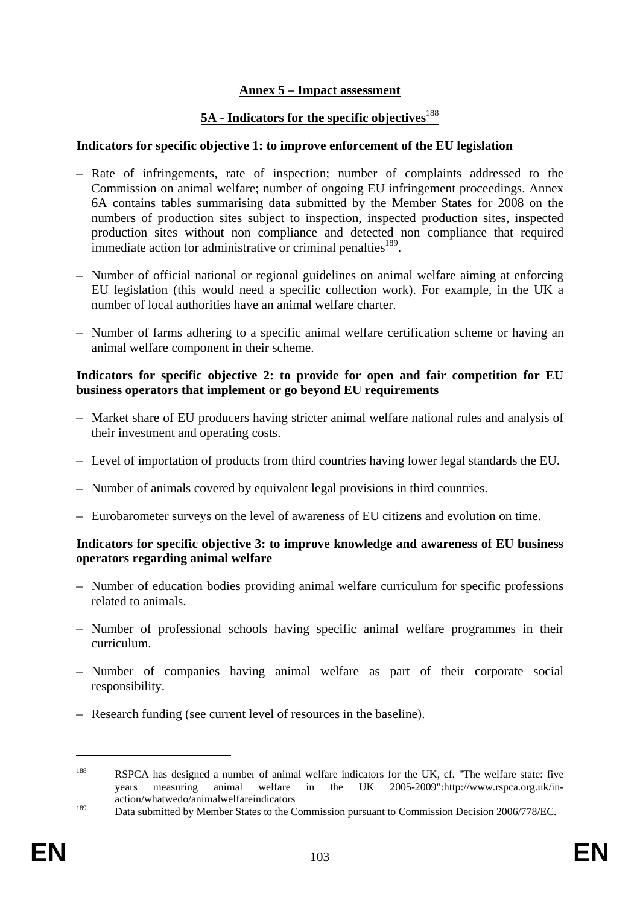## Annex 5 – Impact assessment

### 5A - Indicators for the specific objectives[188]

**Indicators for specific objective 1: to improve enforcement of the EU legislation**

– Rate of infringements, rate of inspection; number of complaints addressed to the Commission on animal welfare; number of ongoing EU infringement proceedings. Annex 6A contains tables summarising data submitted by the Member States for 2008 on the numbers of production sites subject to inspection, inspected production sites, inspected production sites without non compliance and detected non compliance that required immediate action for administrative or criminal penalties[189].

– Number of official national or regional guidelines on animal welfare aiming at enforcing EU legislation (this would need a specific collection work). For example, in the UK a number of local authorities have an animal welfare charter.

– Number of farms adhering to a specific animal welfare certification scheme or having an animal welfare component in their scheme.

**Indicators for specific objective 2: to provide for open and fair competition for EU business operators that implement or go beyond EU requirements**

– Market share of EU producers having stricter animal welfare national rules and analysis of their investment and operating costs.

– Level of importation of products from third countries having lower legal standards the EU.

– Number of animals covered by equivalent legal provisions in third countries.

– Eurobarometer surveys on the level of awareness of EU citizens and evolution on time.

**Indicators for specific objective 3: to improve knowledge and awareness of EU business operators regarding animal welfare**

– Number of education bodies providing animal welfare curriculum for specific professions related to animals.

– Number of professional schools having specific animal welfare programmes in their curriculum.

– Number of companies having animal welfare as part of their corporate social responsibility.

– Research funding (see current level of resources in the baseline).

---

[188] RSPCA has designed a number of animal welfare indicators for the UK, cf. "The welfare state: five years measuring animal welfare in the UK 2005-2009":http://www.rspca.org.uk/in-action/whatwedo/animalwelfareindicators

[189] Data submitted by Member States to the Commission pursuant to Commission Decision 2006/778/EC.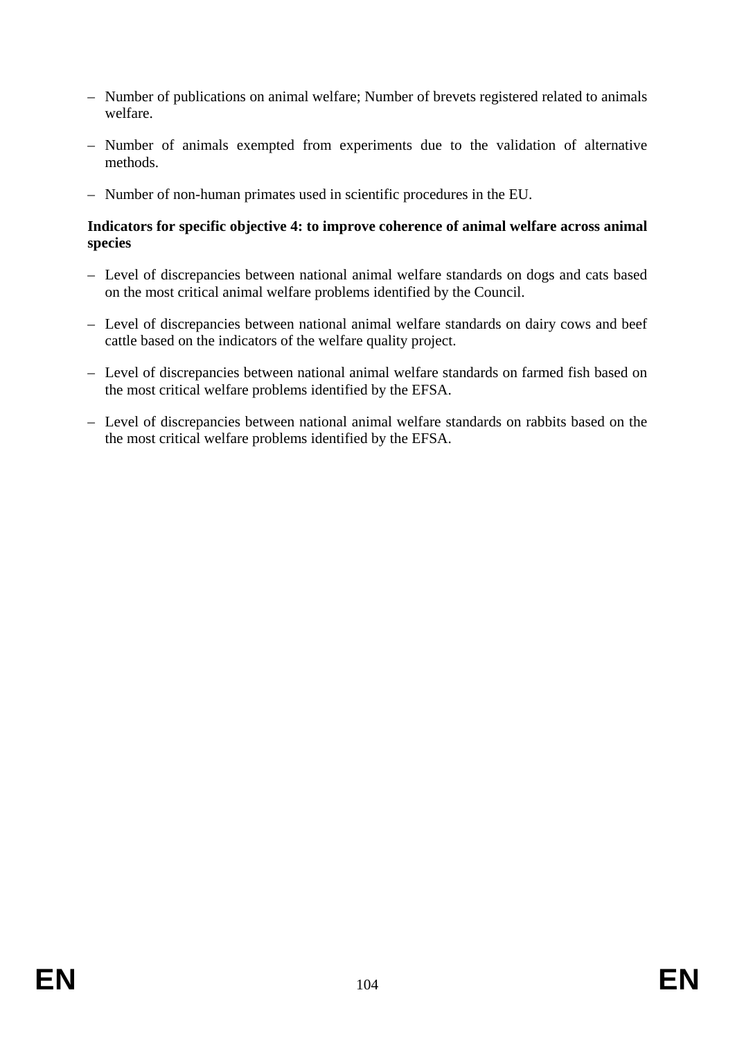– Number of publications on animal welfare; Number of brevets registered related to animals welfare.

– Number of animals exempted from experiments due to the validation of alternative methods.

– Number of non-human primates used in scientific procedures in the EU.

**Indicators for specific objective 4: to improve coherence of animal welfare across animal species**

– Level of discrepancies between national animal welfare standards on dogs and cats based on the most critical animal welfare problems identified by the Council.

– Level of discrepancies between national animal welfare standards on dairy cows and beef cattle based on the indicators of the welfare quality project.

– Level of discrepancies between national animal welfare standards on farmed fish based on the most critical welfare problems identified by the EFSA.

– Level of discrepancies between national animal welfare standards on rabbits based on the the most critical welfare problems identified by the EFSA.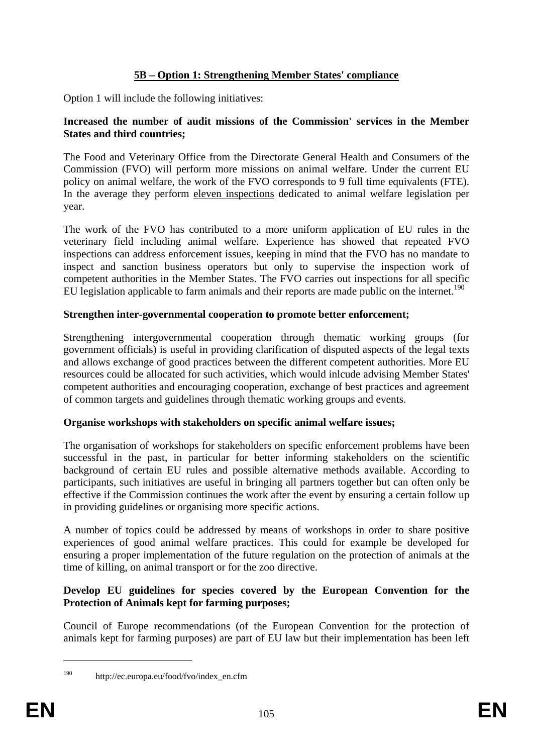## 5B – Option 1: Strengthening Member States' compliance

Option 1 will include the following initiatives:

**Increased the number of audit missions of the Commission' services in the Member States and third countries;**

The Food and Veterinary Office from the Directorate General Health and Consumers of the Commission (FVO) will perform more missions on animal welfare. Under the current EU policy on animal welfare, the work of the FVO corresponds to 9 full time equivalents (FTE). In the average they perform eleven inspections dedicated to animal welfare legislation per year.

The work of the FVO has contributed to a more uniform application of EU rules in the veterinary field including animal welfare. Experience has showed that repeated FVO inspections can address enforcement issues, keeping in mind that the FVO has no mandate to inspect and sanction business operators but only to supervise the inspection work of competent authorities in the Member States. The FVO carries out inspections for all specific EU legislation applicable to farm animals and their reports are made public on the internet.[190]

**Strengthen inter-governmental cooperation to promote better enforcement;**

Strengthening intergovernmental cooperation through thematic working groups (for government officials) is useful in providing clarification of disputed aspects of the legal texts and allows exchange of good practices between the different competent authorities. More EU resources could be allocated for such activities, which would inlcude advising Member States' competent authorities and encouraging cooperation, exchange of best practices and agreement of common targets and guidelines through thematic working groups and events.

**Organise workshops with stakeholders on specific animal welfare issues;**

The organisation of workshops for stakeholders on specific enforcement problems have been successful in the past, in particular for better informing stakeholders on the scientific background of certain EU rules and possible alternative methods available. According to participants, such initiatives are useful in bringing all partners together but can often only be effective if the Commission continues the work after the event by ensuring a certain follow up in providing guidelines or organising more specific actions.

A number of topics could be addressed by means of workshops in order to share positive experiences of good animal welfare practices. This could for example be developed for ensuring a proper implementation of the future regulation on the protection of animals at the time of killing, on animal transport or for the zoo directive.

**Develop EU guidelines for species covered by the European Convention for the Protection of Animals kept for farming purposes;**

Council of Europe recommendations (of the European Convention for the protection of animals kept for farming purposes) are part of EU law but their implementation has been left

---

[190] http://ec.europa.eu/food/fvo/index_en.cfm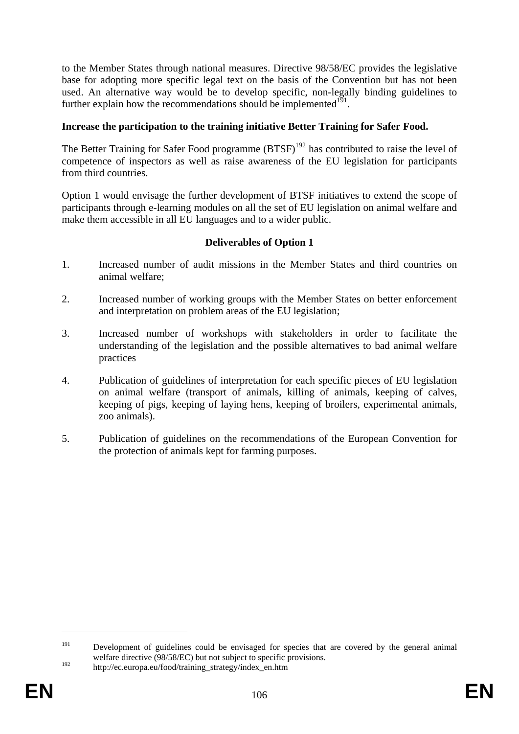to the Member States through national measures. Directive 98/58/EC provides the legislative base for adopting more specific legal text on the basis of the Convention but has not been used. An alternative way would be to develop specific, non-legally binding guidelines to further explain how the recommendations should be implemented[191].

**Increase the participation to the training initiative Better Training for Safer Food.**

The Better Training for Safer Food programme (BTSF)[192] has contributed to raise the level of competence of inspectors as well as raise awareness of the EU legislation for participants from third countries.

Option 1 would envisage the further development of BTSF initiatives to extend the scope of participants through e-learning modules on all the set of EU legislation on animal welfare and make them accessible in all EU languages and to a wider public.

**Deliverables of Option 1**

1. Increased number of audit missions in the Member States and third countries on animal welfare;
2. Increased number of working groups with the Member States on better enforcement and interpretation on problem areas of the EU legislation;
3. Increased number of workshops with stakeholders in order to facilitate the understanding of the legislation and the possible alternatives to bad animal welfare practices
4. Publication of guidelines of interpretation for each specific pieces of EU legislation on animal welfare (transport of animals, killing of animals, keeping of calves, keeping of pigs, keeping of laying hens, keeping of broilers, experimental animals, zoo animals).
5. Publication of guidelines on the recommendations of the European Convention for the protection of animals kept for farming purposes.

---

[191] Development of guidelines could be envisaged for species that are covered by the general animal welfare directive (98/58/EC) but not subject to specific provisions.

[192] http://ec.europa.eu/food/training_strategy/index_en.htm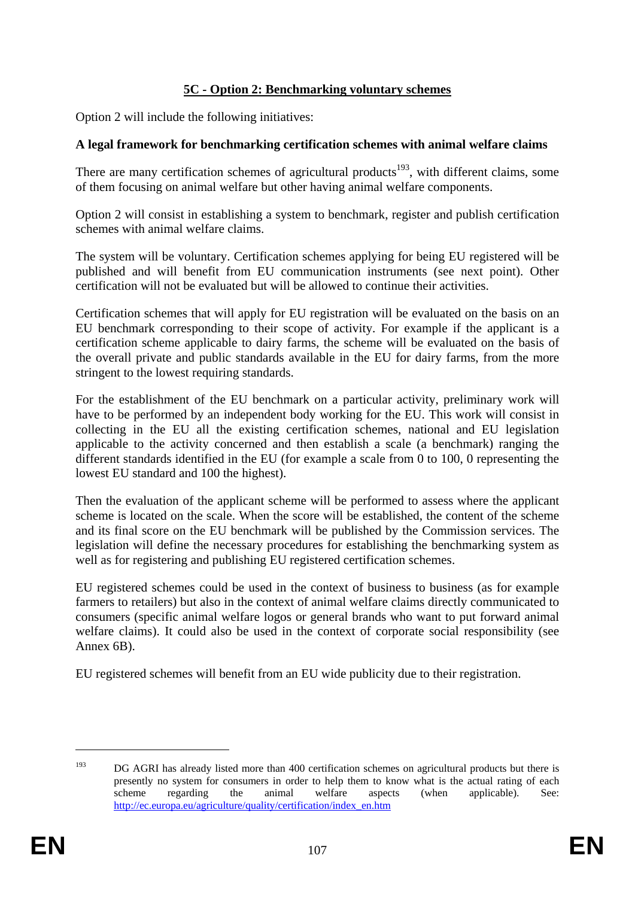## 5C - Option 2: Benchmarking voluntary schemes

Option 2 will include the following initiatives:

**A legal framework for benchmarking certification schemes with animal welfare claims**

There are many certification schemes of agricultural products[193], with different claims, some of them focusing on animal welfare but other having animal welfare components.

Option 2 will consist in establishing a system to benchmark, register and publish certification schemes with animal welfare claims.

The system will be voluntary. Certification schemes applying for being EU registered will be published and will benefit from EU communication instruments (see next point). Other certification will not be evaluated but will be allowed to continue their activities.

Certification schemes that will apply for EU registration will be evaluated on the basis on an EU benchmark corresponding to their scope of activity. For example if the applicant is a certification scheme applicable to dairy farms, the scheme will be evaluated on the basis of the overall private and public standards available in the EU for dairy farms, from the more stringent to the lowest requiring standards.

For the establishment of the EU benchmark on a particular activity, preliminary work will have to be performed by an independent body working for the EU. This work will consist in collecting in the EU all the existing certification schemes, national and EU legislation applicable to the activity concerned and then establish a scale (a benchmark) ranging the different standards identified in the EU (for example a scale from 0 to 100, 0 representing the lowest EU standard and 100 the highest).

Then the evaluation of the applicant scheme will be performed to assess where the applicant scheme is located on the scale. When the score will be established, the content of the scheme and its final score on the EU benchmark will be published by the Commission services. The legislation will define the necessary procedures for establishing the benchmarking system as well as for registering and publishing EU registered certification schemes.

EU registered schemes could be used in the context of business to business (as for example farmers to retailers) but also in the context of animal welfare claims directly communicated to consumers (specific animal welfare logos or general brands who want to put forward animal welfare claims). It could also be used in the context of corporate social responsibility (see Annex 6B).

EU registered schemes will benefit from an EU wide publicity due to their registration.

---

[193] DG AGRI has already listed more than 400 certification schemes on agricultural products but there is presently no system for consumers in order to help them to know what is the actual rating of each scheme regarding the animal welfare aspects (when applicable). See: http://ec.europa.eu/agriculture/quality/certification/index_en.htm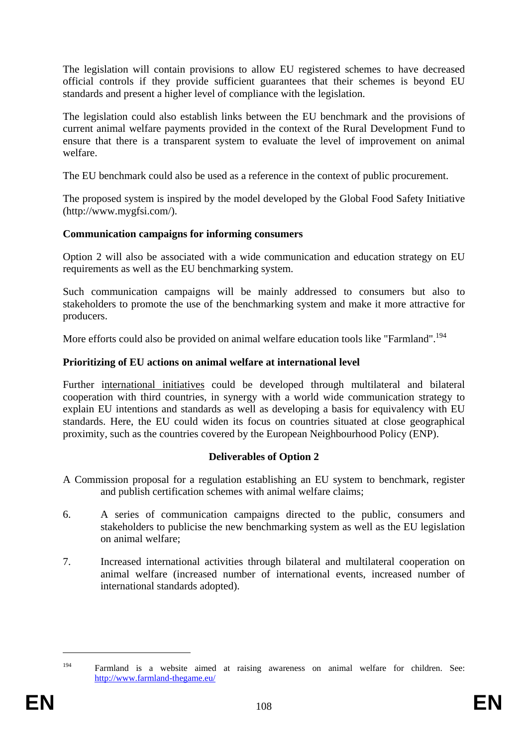The legislation will contain provisions to allow EU registered schemes to have decreased official controls if they provide sufficient guarantees that their schemes is beyond EU standards and present a higher level of compliance with the legislation.

The legislation could also establish links between the EU benchmark and the provisions of current animal welfare payments provided in the context of the Rural Development Fund to ensure that there is a transparent system to evaluate the level of improvement on animal welfare.

The EU benchmark could also be used as a reference in the context of public procurement.

The proposed system is inspired by the model developed by the Global Food Safety Initiative (http://www.mygfsi.com/).

**Communication campaigns for informing consumers**

Option 2 will also be associated with a wide communication and education strategy on EU requirements as well as the EU benchmarking system.

Such communication campaigns will be mainly addressed to consumers but also to stakeholders to promote the use of the benchmarking system and make it more attractive for producers.

More efforts could also be provided on animal welfare education tools like "Farmland".[194]

**Prioritizing of EU actions on animal welfare at international level**

Further international initiatives could be developed through multilateral and bilateral cooperation with third countries, in synergy with a world wide communication strategy to explain EU intentions and standards as well as developing a basis for equivalency with EU standards. Here, the EU could widen its focus on countries situated at close geographical proximity, such as the countries covered by the European Neighbourhood Policy (ENP).

**Deliverables of Option 2**

A Commission proposal for a regulation establishing an EU system to benchmark, register and publish certification schemes with animal welfare claims;

6. A series of communication campaigns directed to the public, consumers and stakeholders to publicise the new benchmarking system as well as the EU legislation on animal welfare;

7. Increased international activities through bilateral and multilateral cooperation on animal welfare (increased number of international events, increased number of international standards adopted).

---

[194] Farmland is a website aimed at raising awareness on animal welfare for children. See: http://www.farmland-thegame.eu/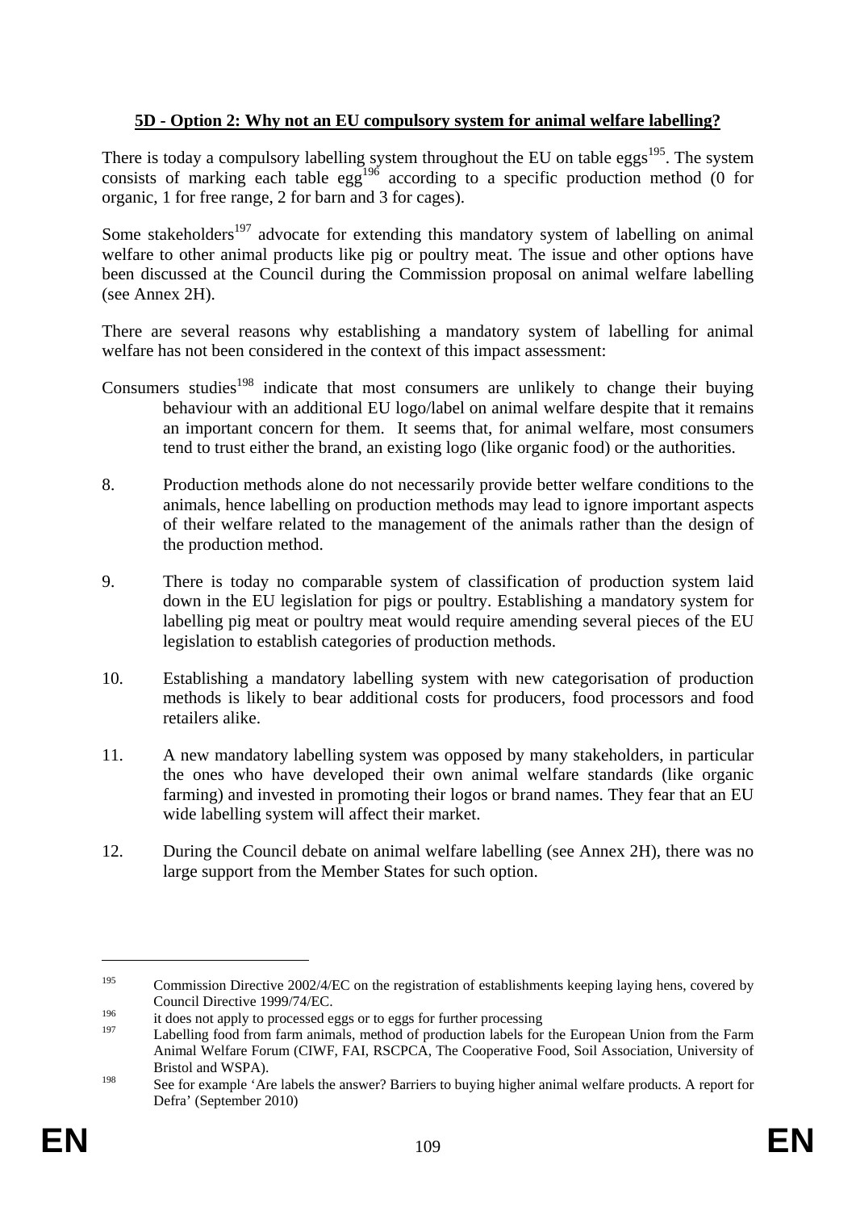**5D - Option 2: Why not an EU compulsory system for animal welfare labelling?**

There is today a compulsory labelling system throughout the EU on table eggs[195]. The system consists of marking each table egg[196] according to a specific production method (0 for organic, 1 for free range, 2 for barn and 3 for cages).

Some stakeholders[197] advocate for extending this mandatory system of labelling on animal welfare to other animal products like pig or poultry meat. The issue and other options have been discussed at the Council during the Commission proposal on animal welfare labelling (see Annex 2H).

There are several reasons why establishing a mandatory system of labelling for animal welfare has not been considered in the context of this impact assessment:

Consumers studies[198] indicate that most consumers are unlikely to change their buying behaviour with an additional EU logo/label on animal welfare despite that it remains an important concern for them. It seems that, for animal welfare, most consumers tend to trust either the brand, an existing logo (like organic food) or the authorities.

8. Production methods alone do not necessarily provide better welfare conditions to the animals, hence labelling on production methods may lead to ignore important aspects of their welfare related to the management of the animals rather than the design of the production method.

9. There is today no comparable system of classification of production system laid down in the EU legislation for pigs or poultry. Establishing a mandatory system for labelling pig meat or poultry meat would require amending several pieces of the EU legislation to establish categories of production methods.

10. Establishing a mandatory labelling system with new categorisation of production methods is likely to bear additional costs for producers, food processors and food retailers alike.

11. A new mandatory labelling system was opposed by many stakeholders, in particular the ones who have developed their own animal welfare standards (like organic farming) and invested in promoting their logos or brand names. They fear that an EU wide labelling system will affect their market.

12. During the Council debate on animal welfare labelling (see Annex 2H), there was no large support from the Member States for such option.

---

[195] Commission Directive 2002/4/EC on the registration of establishments keeping laying hens, covered by Council Directive 1999/74/EC.

[196] it does not apply to processed eggs or to eggs for further processing

[197] Labelling food from farm animals, method of production labels for the European Union from the Farm Animal Welfare Forum (CIWF, FAI, RSCPCA, The Cooperative Food, Soil Association, University of Bristol and WSPA).

[198] See for example 'Are labels the answer? Barriers to buying higher animal welfare products. A report for Defra' (September 2010)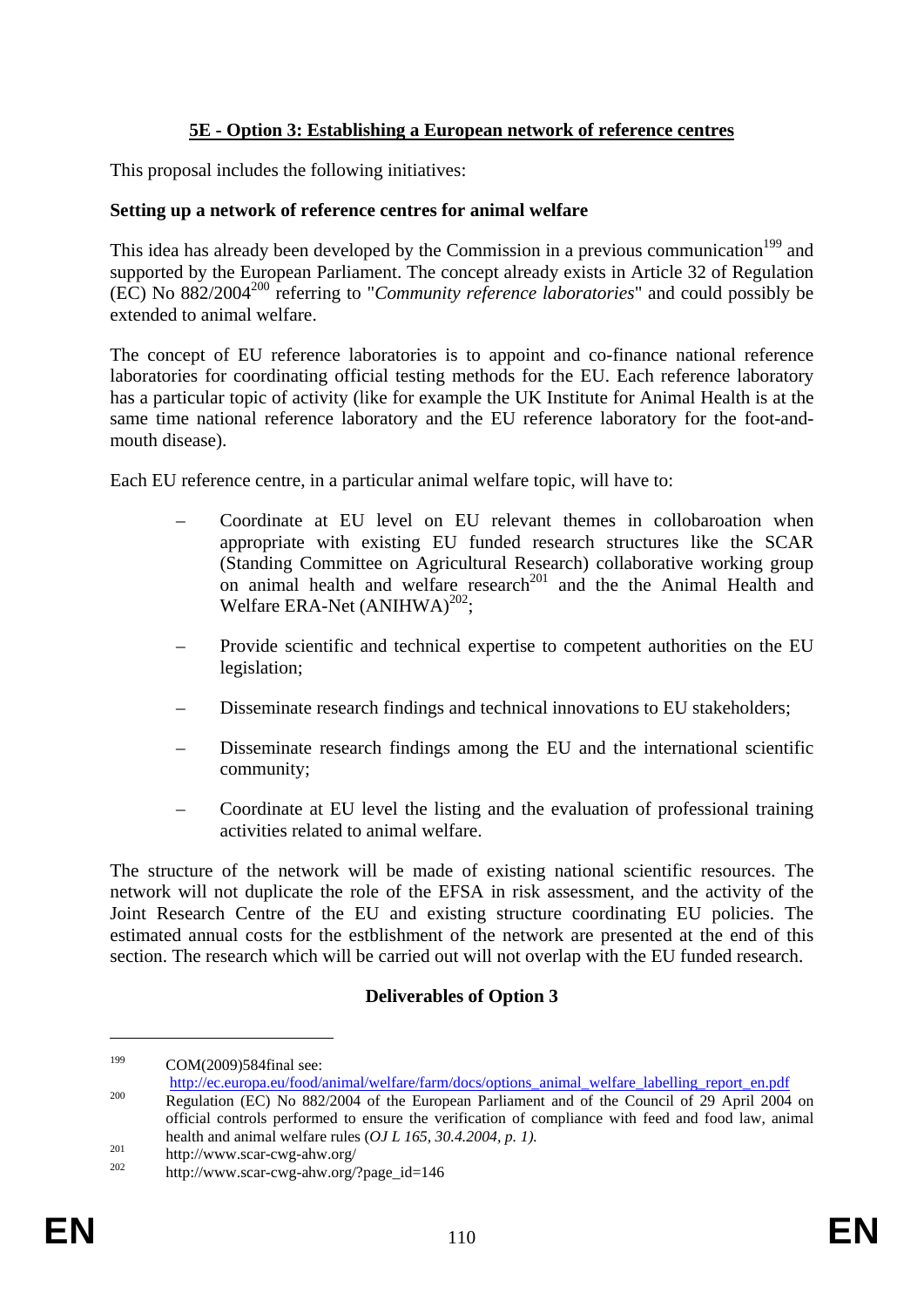## 5E - Option 3: Establishing a European network of reference centres

This proposal includes the following initiatives:

**Setting up a network of reference centres for animal welfare**

This idea has already been developed by the Commission in a previous communication[199] and supported by the European Parliament. The concept already exists in Article 32 of Regulation (EC) No 882/2004[200] referring to "*Community reference laboratories*" and could possibly be extended to animal welfare.

The concept of EU reference laboratories is to appoint and co-finance national reference laboratories for coordinating official testing methods for the EU. Each reference laboratory has a particular topic of activity (like for example the UK Institute for Animal Health is at the same time national reference laboratory and the EU reference laboratory for the foot-and-mouth disease).

Each EU reference centre, in a particular animal welfare topic, will have to:

- Coordinate at EU level on EU relevant themes in collobaroation when appropriate with existing EU funded research structures like the SCAR (Standing Committee on Agricultural Research) collaborative working group on animal health and welfare research[201] and the the Animal Health and Welfare ERA-Net (ANIHWA)[202];
- Provide scientific and technical expertise to competent authorities on the EU legislation;
- Disseminate research findings and technical innovations to EU stakeholders;
- Disseminate research findings among the EU and the international scientific community;
- Coordinate at EU level the listing and the evaluation of professional training activities related to animal welfare.

The structure of the network will be made of existing national scientific resources. The network will not duplicate the role of the EFSA in risk assessment, and the activity of the Joint Research Centre of the EU and existing structure coordinating EU policies. The estimated annual costs for the estblishment of the network are presented at the end of this section. The research which will be carried out will not overlap with the EU funded research.

**Deliverables of Option 3**

---

[199] COM(2009)584final see: http://ec.europa.eu/food/animal/welfare/farm/docs/options_animal_welfare_labelling_report_en.pdf

[200] Regulation (EC) No 882/2004 of the European Parliament and of the Council of 29 April 2004 on official controls performed to ensure the verification of compliance with feed and food law, animal health and animal welfare rules (*OJ L 165, 30.4.2004, p. 1).*

[201] http://www.scar-cwg-ahw.org/

[202] http://www.scar-cwg-ahw.org/?page_id=146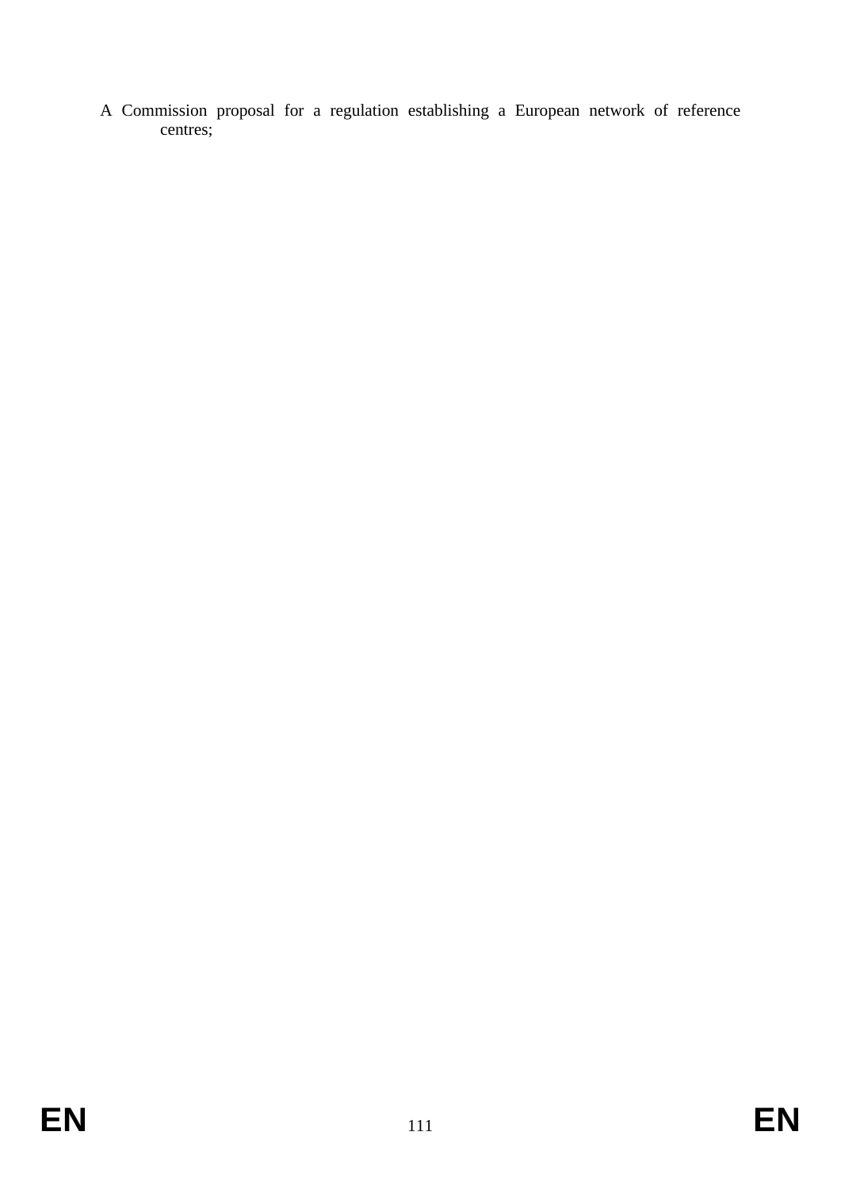A Commission proposal for a regulation establishing a European network of reference centres;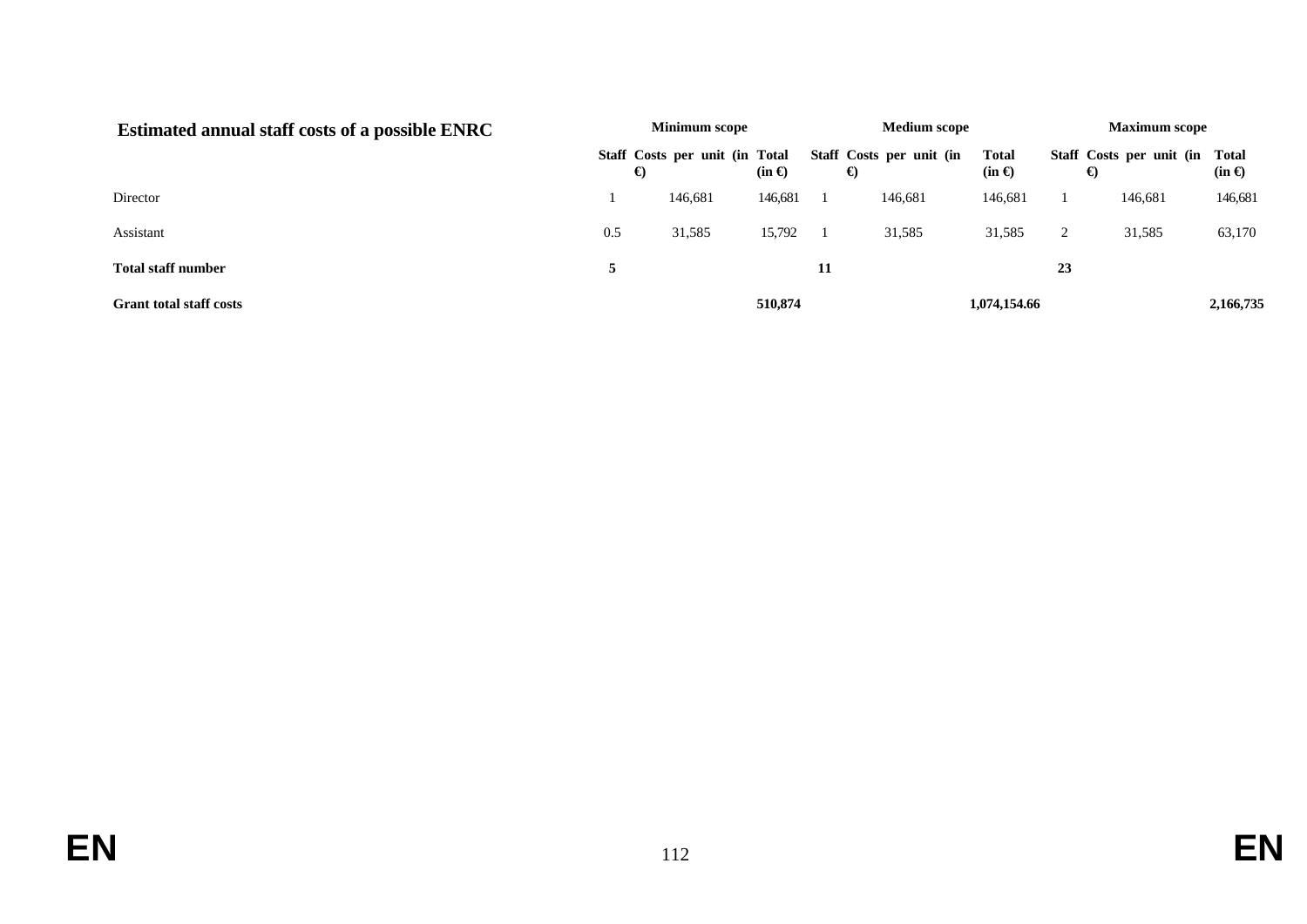| Estimated annual staff costs of a possible ENRC | Minimum scope | | | Medium scope | | | Maximum scope | | |
|---|---|---|---|---|---|---|---|---|---|
| | **Staff** | **Costs per unit (in €)** | **Total (in €)** | **Staff** | **Costs per unit (in €)** | **Total (in €)** | **Staff** | **Costs per unit (in €)** | **Total (in €)** |
| Director | 1 | 146,681 | 146,681 | 1 | 146,681 | 146,681 | 1 | 146,681 | 146,681 |
| Assistant | 0.5 | 31,585 | 15,792 | 1 | 31,585 | 31,585 | 2 | 31,585 | 63,170 |
| **Total staff number** | **5** | | | **11** | | | **23** | | |
| **Grant total staff costs** | | | **510,874** | | | **1,074,154.66** | | | **2,166,735** |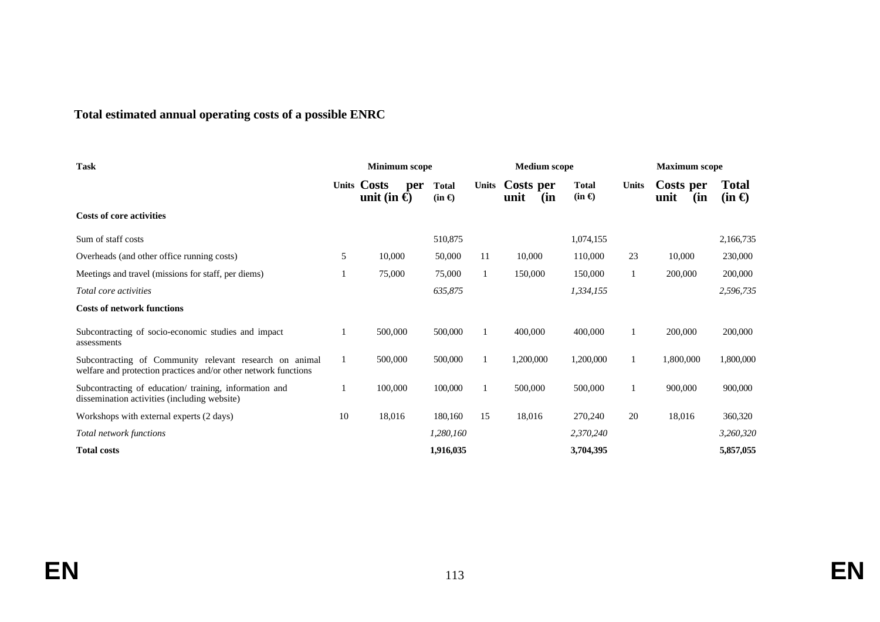**Total estimated annual operating costs of a possible ENRC**

| Task | Minimum scope | | | Medium scope | | | Maximum scope | | |
|---|---|---|---|---|---|---|---|---|---|
| | Units | Costs per unit (in €) | Total (in €) | Units | Costs per unit (in | Total (in €) | Units | Costs per unit (in | Total (in €) |
| **Costs of core activities** | | | | | | | | | |
| Sum of staff costs | | | 510,875 | | | 1,074,155 | | | 2,166,735 |
| Overheads (and other office running costs) | 5 | 10,000 | 50,000 | 11 | 10,000 | 110,000 | 23 | 10,000 | 230,000 |
| Meetings and travel (missions for staff, per diems) | 1 | 75,000 | 75,000 | 1 | 150,000 | 150,000 | 1 | 200,000 | 200,000 |
| *Total core activities* | | | *635,875* | | | *1,334,155* | | | *2,596,735* |
| **Costs of network functions** | | | | | | | | | |
| Subcontracting of socio-economic studies and impact assessments | 1 | 500,000 | 500,000 | 1 | 400,000 | 400,000 | 1 | 200,000 | 200,000 |
| Subcontracting of Community relevant research on animal welfare and protection practices and/or other network functions | 1 | 500,000 | 500,000 | 1 | 1,200,000 | 1,200,000 | 1 | 1,800,000 | 1,800,000 |
| Subcontracting of education/ training, information and dissemination activities (including website) | 1 | 100,000 | 100,000 | 1 | 500,000 | 500,000 | 1 | 900,000 | 900,000 |
| Workshops with external experts (2 days) | 10 | 18,016 | 180,160 | 15 | 18,016 | 270,240 | 20 | 18,016 | 360,320 |
| *Total network functions* | | | *1,280,160* | | | *2,370,240* | | | *3,260,320* |
| **Total costs** | | | **1,916,035** | | | **3,704,395** | | | **5,857,055** |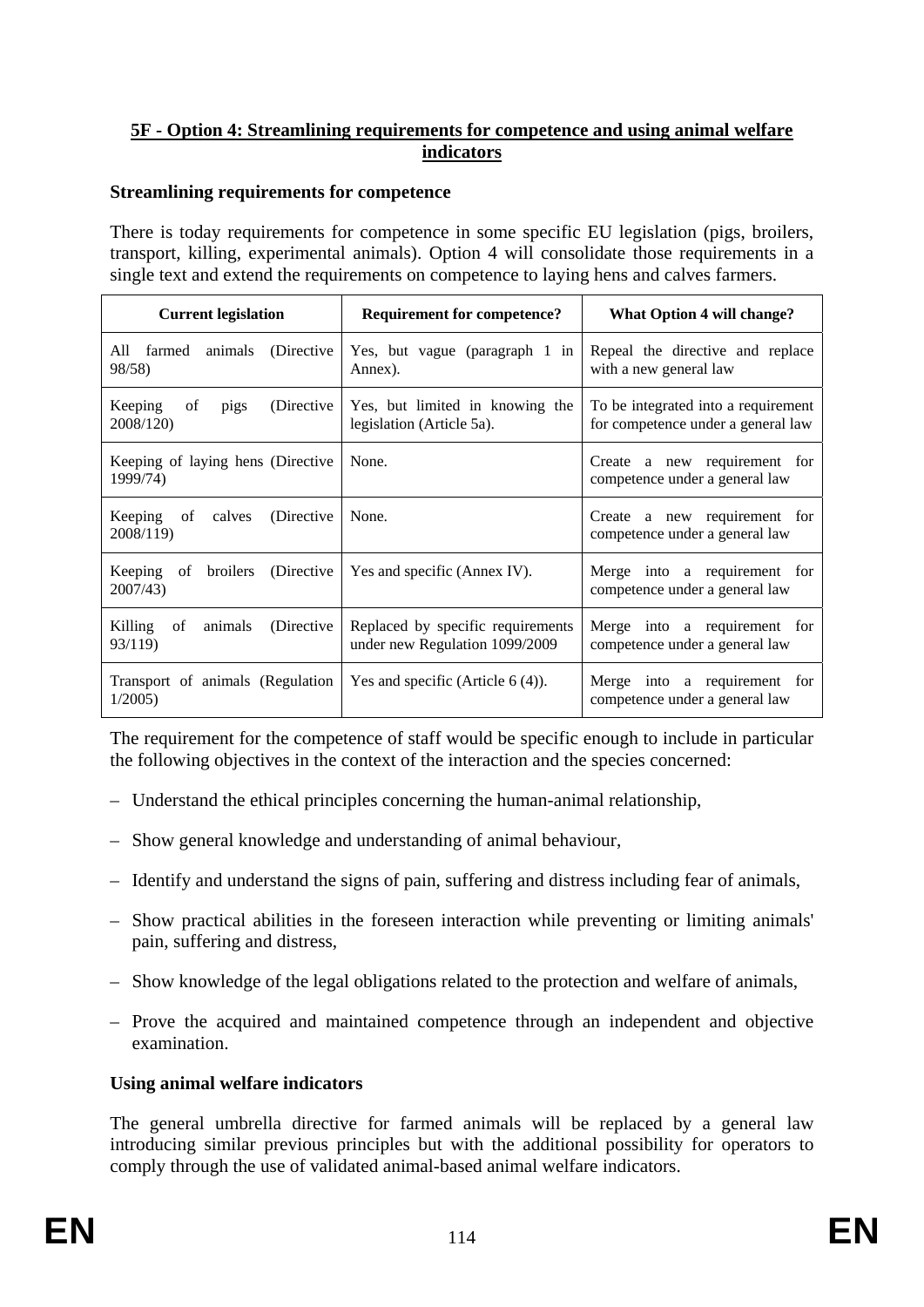## 5F - Option 4: Streamlining requirements for competence and using animal welfare indicators

### Streamlining requirements for competence

There is today requirements for competence in some specific EU legislation (pigs, broilers, transport, killing, experimental animals). Option 4 will consolidate those requirements in a single text and extend the requirements on competence to laying hens and calves farmers.

| Current legislation | Requirement for competence? | What Option 4 will change? |
|---|---|---|
| All farmed animals (Directive 98/58) | Yes, but vague (paragraph 1 in Annex). | Repeal the directive and replace with a new general law |
| Keeping of pigs (Directive 2008/120) | Yes, but limited in knowing the legislation (Article 5a). | To be integrated into a requirement for competence under a general law |
| Keeping of laying hens (Directive 1999/74) | None. | Create a new requirement for competence under a general law |
| Keeping of calves (Directive 2008/119) | None. | Create a new requirement for competence under a general law |
| Keeping of broilers (Directive 2007/43) | Yes and specific (Annex IV). | Merge into a requirement for competence under a general law |
| Killing of animals (Directive 93/119) | Replaced by specific requirements under new Regulation 1099/2009 | Merge into a requirement for competence under a general law |
| Transport of animals (Regulation 1/2005) | Yes and specific (Article 6 (4)). | Merge into a requirement for competence under a general law |

The requirement for the competence of staff would be specific enough to include in particular the following objectives in the context of the interaction and the species concerned:

- Understand the ethical principles concerning the human-animal relationship,
- Show general knowledge and understanding of animal behaviour,
- Identify and understand the signs of pain, suffering and distress including fear of animals,
- Show practical abilities in the foreseen interaction while preventing or limiting animals' pain, suffering and distress,
- Show knowledge of the legal obligations related to the protection and welfare of animals,
- Prove the acquired and maintained competence through an independent and objective examination.

### Using animal welfare indicators

The general umbrella directive for farmed animals will be replaced by a general law introducing similar previous principles but with the additional possibility for operators to comply through the use of validated animal-based animal welfare indicators.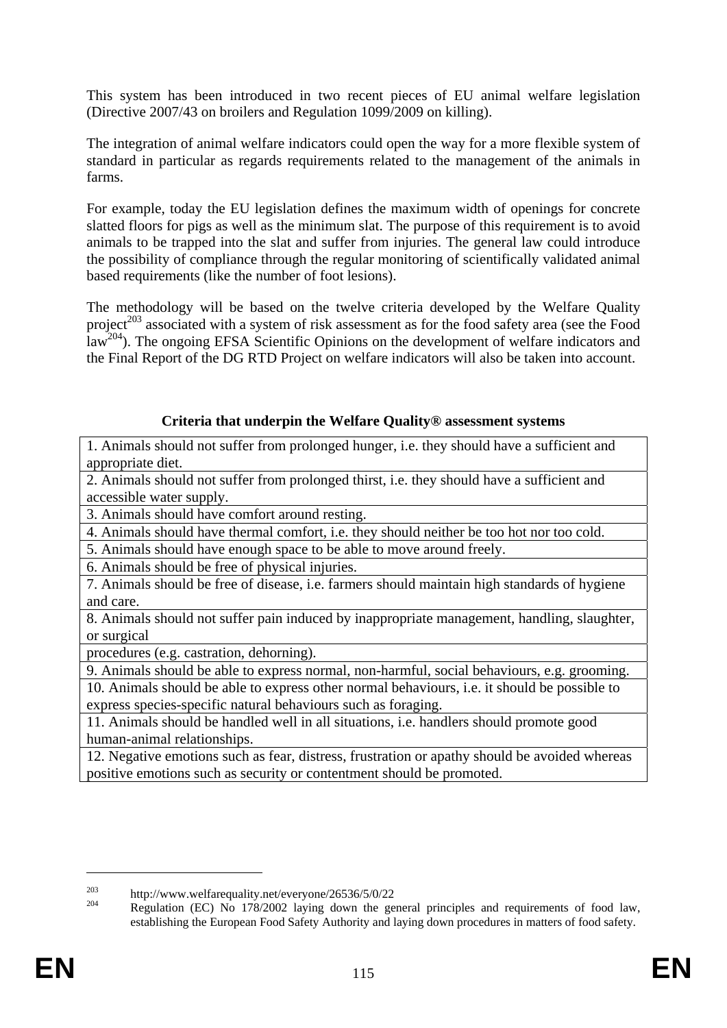This system has been introduced in two recent pieces of EU animal welfare legislation (Directive 2007/43 on broilers and Regulation 1099/2009 on killing).

The integration of animal welfare indicators could open the way for a more flexible system of standard in particular as regards requirements related to the management of the animals in farms.

For example, today the EU legislation defines the maximum width of openings for concrete slatted floors for pigs as well as the minimum slat. The purpose of this requirement is to avoid animals to be trapped into the slat and suffer from injuries. The general law could introduce the possibility of compliance through the regular monitoring of scientifically validated animal based requirements (like the number of foot lesions).

The methodology will be based on the twelve criteria developed by the Welfare Quality project[203] associated with a system of risk assessment as for the food safety area (see the Food law[204]). The ongoing EFSA Scientific Opinions on the development of welfare indicators and the Final Report of the DG RTD Project on welfare indicators will also be taken into account.

**Criteria that underpin the Welfare Quality® assessment systems**

| |
|---|
| 1. Animals should not suffer from prolonged hunger, i.e. they should have a sufficient and appropriate diet. |
| 2. Animals should not suffer from prolonged thirst, i.e. they should have a sufficient and accessible water supply. |
| 3. Animals should have comfort around resting. |
| 4. Animals should have thermal comfort, i.e. they should neither be too hot nor too cold. |
| 5. Animals should have enough space to be able to move around freely. |
| 6. Animals should be free of physical injuries. |
| 7. Animals should be free of disease, i.e. farmers should maintain high standards of hygiene and care. |
| 8. Animals should not suffer pain induced by inappropriate management, handling, slaughter, or surgical procedures (e.g. castration, dehorning). |
| 9. Animals should be able to express normal, non-harmful, social behaviours, e.g. grooming. |
| 10. Animals should be able to express other normal behaviours, i.e. it should be possible to express species-specific natural behaviours such as foraging. |
| 11. Animals should be handled well in all situations, i.e. handlers should promote good human-animal relationships. |
| 12. Negative emotions such as fear, distress, frustration or apathy should be avoided whereas positive emotions such as security or contentment should be promoted. |

[203] http://www.welfarequality.net/everyone/26536/5/0/22

[204] Regulation (EC) No 178/2002 laying down the general principles and requirements of food law, establishing the European Food Safety Authority and laying down procedures in matters of food safety.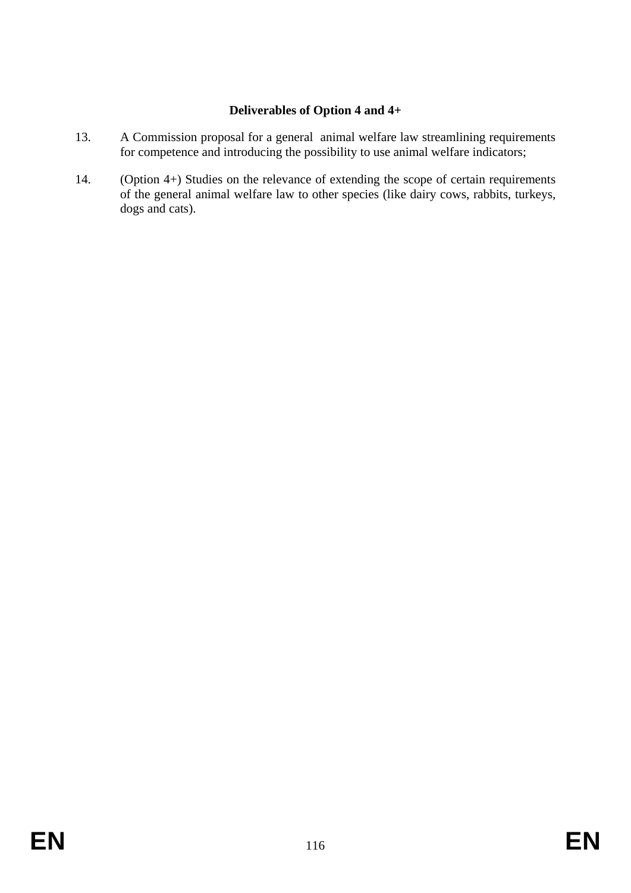**Deliverables of Option 4 and 4+**

13. A Commission proposal for a general animal welfare law streamlining requirements for competence and introducing the possibility to use animal welfare indicators;

14. (Option 4+) Studies on the relevance of extending the scope of certain requirements of the general animal welfare law to other species (like dairy cows, rabbits, turkeys, dogs and cats).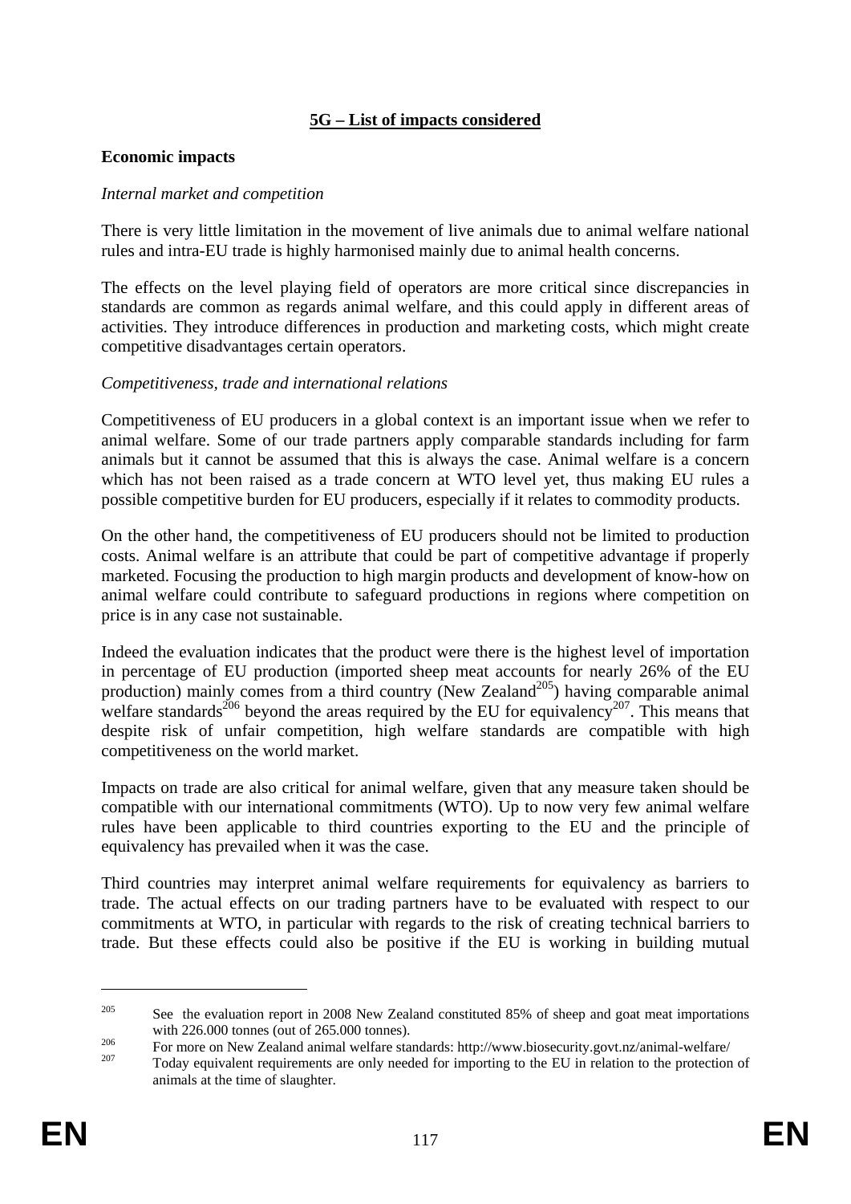## 5G – List of impacts considered

### Economic impacts

*Internal market and competition*

There is very little limitation in the movement of live animals due to animal welfare national rules and intra-EU trade is highly harmonised mainly due to animal health concerns.

The effects on the level playing field of operators are more critical since discrepancies in standards are common as regards animal welfare, and this could apply in different areas of activities. They introduce differences in production and marketing costs, which might create competitive disadvantages certain operators.

*Competitiveness, trade and international relations*

Competitiveness of EU producers in a global context is an important issue when we refer to animal welfare. Some of our trade partners apply comparable standards including for farm animals but it cannot be assumed that this is always the case. Animal welfare is a concern which has not been raised as a trade concern at WTO level yet, thus making EU rules a possible competitive burden for EU producers, especially if it relates to commodity products.

On the other hand, the competitiveness of EU producers should not be limited to production costs. Animal welfare is an attribute that could be part of competitive advantage if properly marketed. Focusing the production to high margin products and development of know-how on animal welfare could contribute to safeguard productions in regions where competition on price is in any case not sustainable.

Indeed the evaluation indicates that the product were there is the highest level of importation in percentage of EU production (imported sheep meat accounts for nearly 26% of the EU production) mainly comes from a third country (New Zealand[205]) having comparable animal welfare standards[206] beyond the areas required by the EU for equivalency[207]. This means that despite risk of unfair competition, high welfare standards are compatible with high competitiveness on the world market.

Impacts on trade are also critical for animal welfare, given that any measure taken should be compatible with our international commitments (WTO). Up to now very few animal welfare rules have been applicable to third countries exporting to the EU and the principle of equivalency has prevailed when it was the case.

Third countries may interpret animal welfare requirements for equivalency as barriers to trade. The actual effects on our trading partners have to be evaluated with respect to our commitments at WTO, in particular with regards to the risk of creating technical barriers to trade. But these effects could also be positive if the EU is working in building mutual

---

[205] See the evaluation report in 2008 New Zealand constituted 85% of sheep and goat meat importations with 226.000 tonnes (out of 265.000 tonnes).

[206] For more on New Zealand animal welfare standards: http://www.biosecurity.govt.nz/animal-welfare/

[207] Today equivalent requirements are only needed for importing to the EU in relation to the protection of animals at the time of slaughter.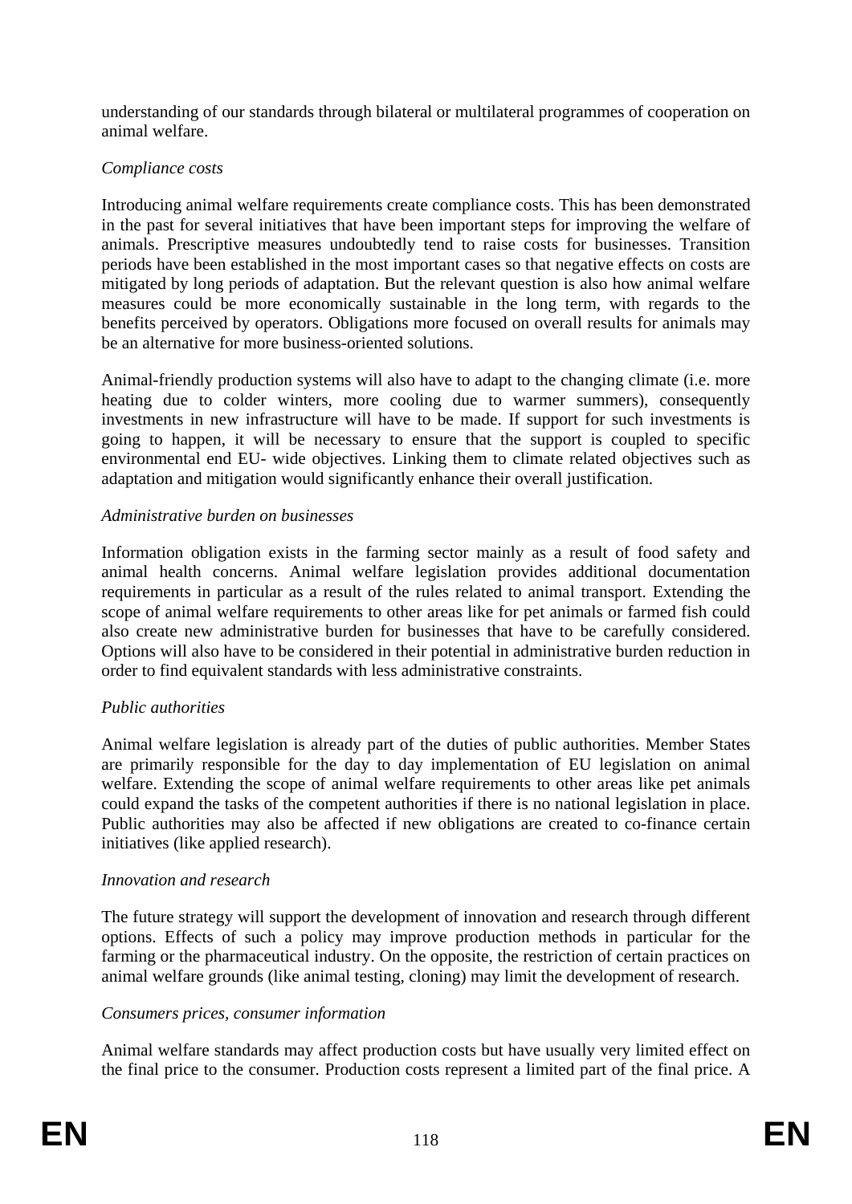understanding of our standards through bilateral or multilateral programmes of cooperation on animal welfare.

*Compliance costs*

Introducing animal welfare requirements create compliance costs. This has been demonstrated in the past for several initiatives that have been important steps for improving the welfare of animals. Prescriptive measures undoubtedly tend to raise costs for businesses. Transition periods have been established in the most important cases so that negative effects on costs are mitigated by long periods of adaptation. But the relevant question is also how animal welfare measures could be more economically sustainable in the long term, with regards to the benefits perceived by operators. Obligations more focused on overall results for animals may be an alternative for more business-oriented solutions.

Animal-friendly production systems will also have to adapt to the changing climate (i.e. more heating due to colder winters, more cooling due to warmer summers), consequently investments in new infrastructure will have to be made. If support for such investments is going to happen, it will be necessary to ensure that the support is coupled to specific environmental end EU- wide objectives. Linking them to climate related objectives such as adaptation and mitigation would significantly enhance their overall justification.

*Administrative burden on businesses*

Information obligation exists in the farming sector mainly as a result of food safety and animal health concerns. Animal welfare legislation provides additional documentation requirements in particular as a result of the rules related to animal transport. Extending the scope of animal welfare requirements to other areas like for pet animals or farmed fish could also create new administrative burden for businesses that have to be carefully considered. Options will also have to be considered in their potential in administrative burden reduction in order to find equivalent standards with less administrative constraints.

*Public authorities*

Animal welfare legislation is already part of the duties of public authorities. Member States are primarily responsible for the day to day implementation of EU legislation on animal welfare. Extending the scope of animal welfare requirements to other areas like pet animals could expand the tasks of the competent authorities if there is no national legislation in place. Public authorities may also be affected if new obligations are created to co-finance certain initiatives (like applied research).

*Innovation and research*

The future strategy will support the development of innovation and research through different options. Effects of such a policy may improve production methods in particular for the farming or the pharmaceutical industry. On the opposite, the restriction of certain practices on animal welfare grounds (like animal testing, cloning) may limit the development of research.

*Consumers prices, consumer information*

Animal welfare standards may affect production costs but have usually very limited effect on the final price to the consumer. Production costs represent a limited part of the final price. A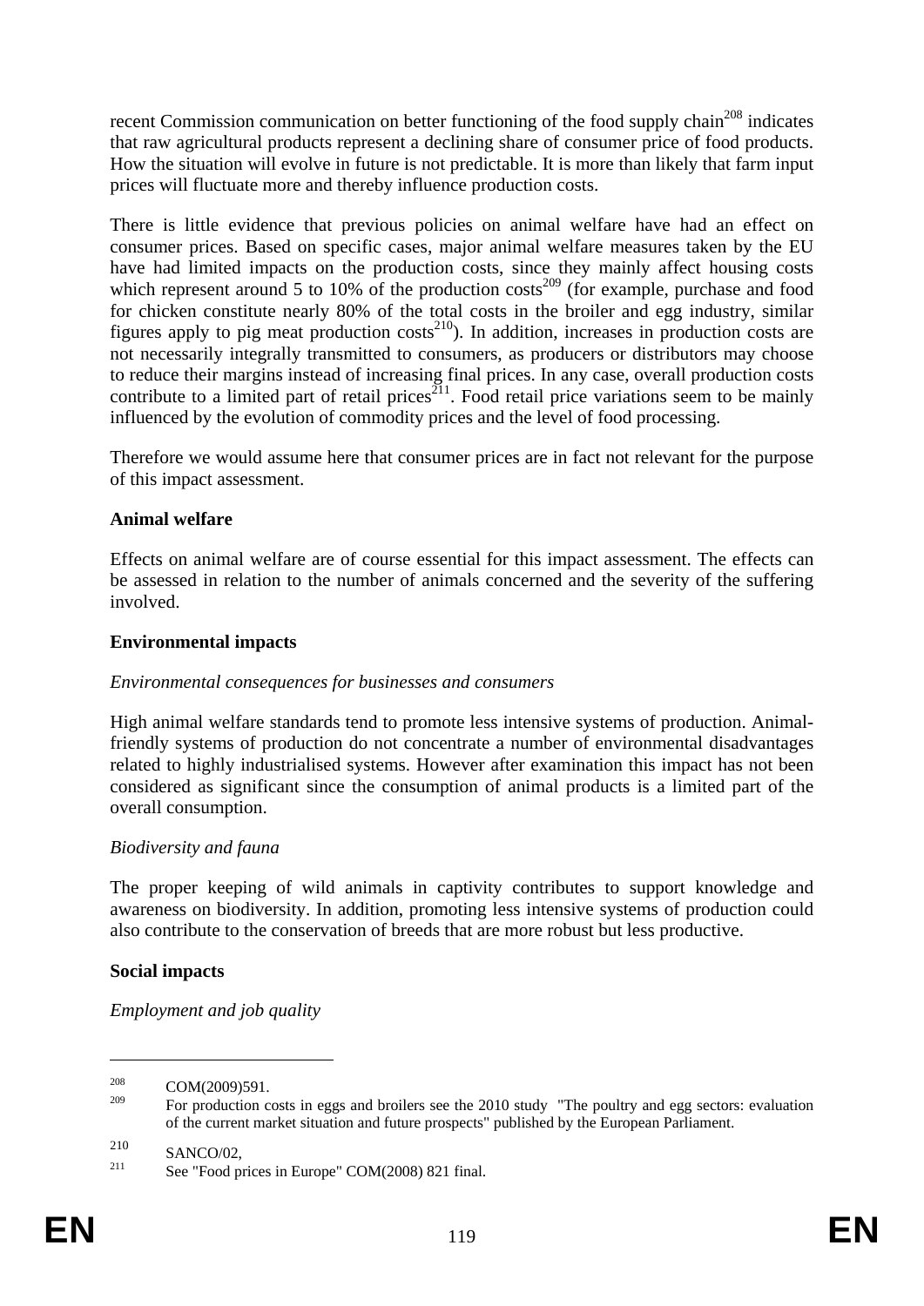recent Commission communication on better functioning of the food supply chain[208] indicates that raw agricultural products represent a declining share of consumer price of food products. How the situation will evolve in future is not predictable. It is more than likely that farm input prices will fluctuate more and thereby influence production costs.

There is little evidence that previous policies on animal welfare have had an effect on consumer prices. Based on specific cases, major animal welfare measures taken by the EU have had limited impacts on the production costs, since they mainly affect housing costs which represent around 5 to 10% of the production costs[209] (for example, purchase and food for chicken constitute nearly 80% of the total costs in the broiler and egg industry, similar figures apply to pig meat production costs[210]). In addition, increases in production costs are not necessarily integrally transmitted to consumers, as producers or distributors may choose to reduce their margins instead of increasing final prices. In any case, overall production costs contribute to a limited part of retail prices[211]. Food retail price variations seem to be mainly influenced by the evolution of commodity prices and the level of food processing.

Therefore we would assume here that consumer prices are in fact not relevant for the purpose of this impact assessment.

**Animal welfare**

Effects on animal welfare are of course essential for this impact assessment. The effects can be assessed in relation to the number of animals concerned and the severity of the suffering involved.

**Environmental impacts**

*Environmental consequences for businesses and consumers*

High animal welfare standards tend to promote less intensive systems of production. Animal-friendly systems of production do not concentrate a number of environmental disadvantages related to highly industrialised systems. However after examination this impact has not been considered as significant since the consumption of animal products is a limited part of the overall consumption.

*Biodiversity and fauna*

The proper keeping of wild animals in captivity contributes to support knowledge and awareness on biodiversity. In addition, promoting less intensive systems of production could also contribute to the conservation of breeds that are more robust but less productive.

**Social impacts**

*Employment and job quality*

---

[208] COM(2009)591.

[209] For production costs in eggs and broilers see the 2010 study "The poultry and egg sectors: evaluation of the current market situation and future prospects" published by the European Parliament.

[210] SANCO/02,

[211] See "Food prices in Europe" COM(2008) 821 final.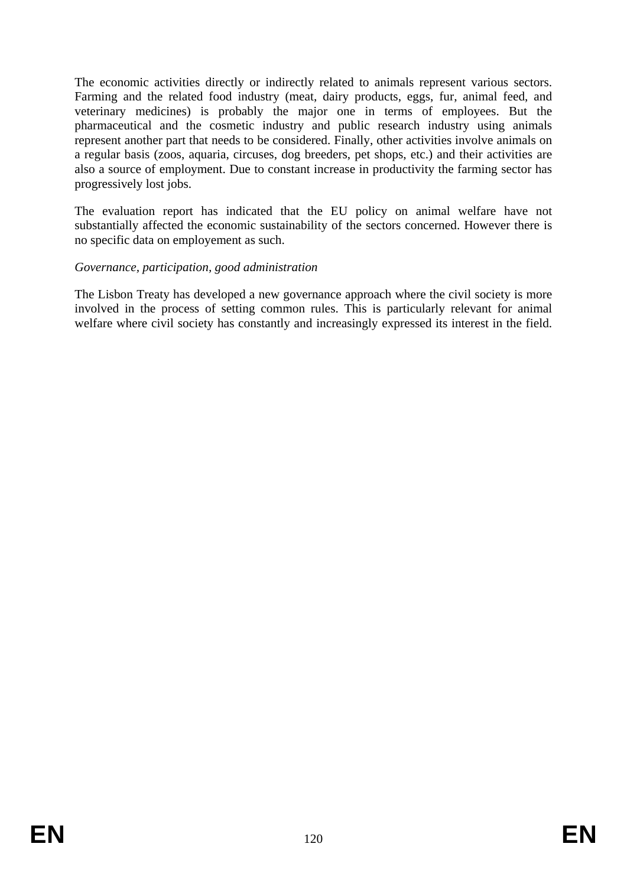The economic activities directly or indirectly related to animals represent various sectors. Farming and the related food industry (meat, dairy products, eggs, fur, animal feed, and veterinary medicines) is probably the major one in terms of employees. But the pharmaceutical and the cosmetic industry and public research industry using animals represent another part that needs to be considered. Finally, other activities involve animals on a regular basis (zoos, aquaria, circuses, dog breeders, pet shops, etc.) and their activities are also a source of employment. Due to constant increase in productivity the farming sector has progressively lost jobs.

The evaluation report has indicated that the EU policy on animal welfare have not substantially affected the economic sustainability of the sectors concerned. However there is no specific data on employement as such.

*Governance, participation, good administration*

The Lisbon Treaty has developed a new governance approach where the civil society is more involved in the process of setting common rules. This is particularly relevant for animal welfare where civil society has constantly and increasingly expressed its interest in the field.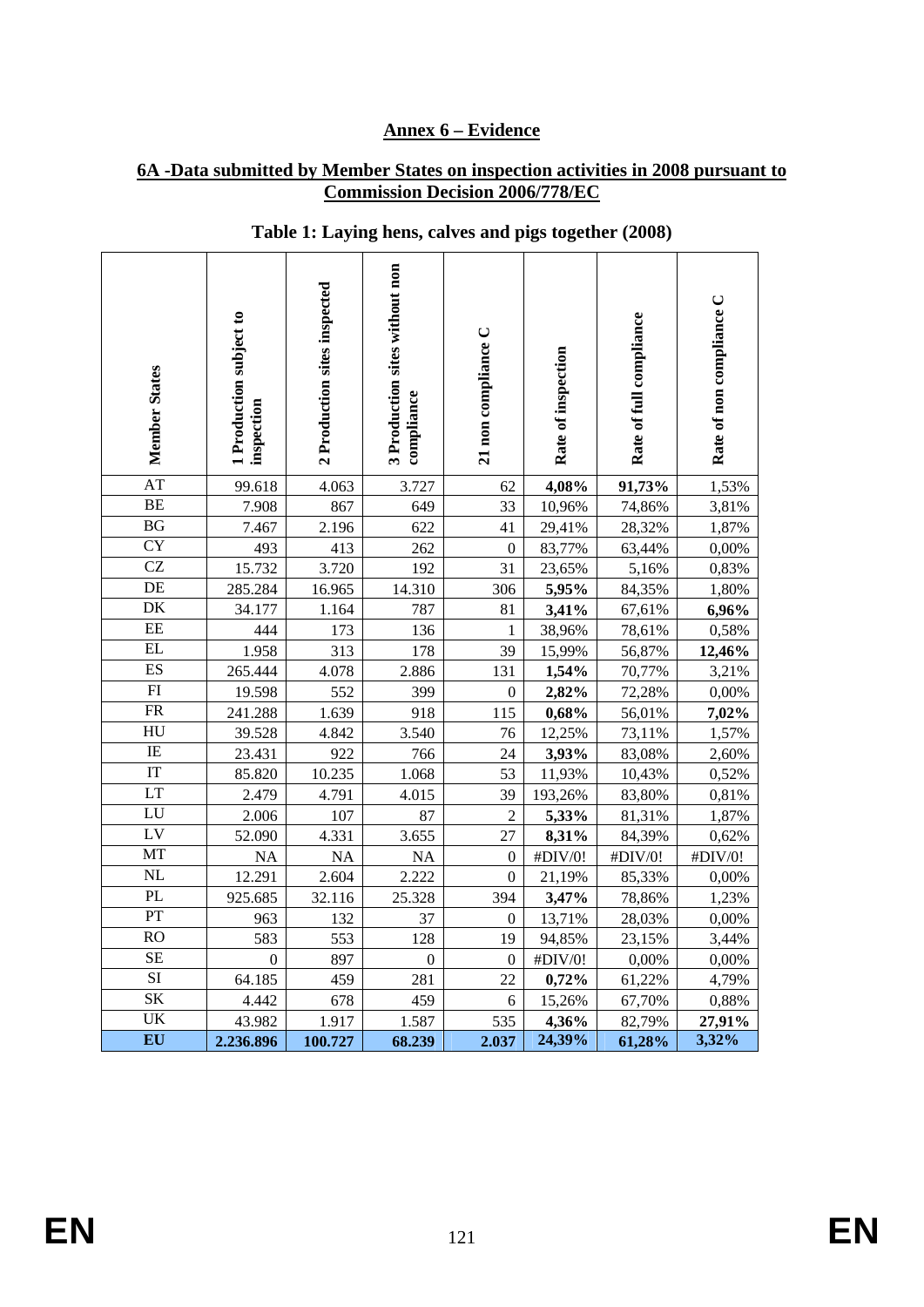## Annex 6 – Evidence

### 6A -Data submitted by Member States on inspection activities in 2008 pursuant to Commission Decision 2006/778/EC

### Table 1: Laying hens, calves and pigs together (2008)

| Member States | 1 Production subject to inspection | 2 Production sites inspected | 3 Production sites without non compliance | 21 non compliance C | Rate of inspection | Rate of full compliance | Rate of non compliance C |
|---|---|---|---|---|---|---|---|
| AT | 99.618 | 4.063 | 3.727 | 62 | **4,08%** | **91,73%** | 1,53% |
| BE | 7.908 | 867 | 649 | 33 | 10,96% | 74,86% | 3,81% |
| BG | 7.467 | 2.196 | 622 | 41 | 29,41% | 28,32% | 1,87% |
| CY | 493 | 413 | 262 | 0 | 83,77% | 63,44% | 0,00% |
| CZ | 15.732 | 3.720 | 192 | 31 | 23,65% | 5,16% | 0,83% |
| DE | 285.284 | 16.965 | 14.310 | 306 | **5,95%** | 84,35% | 1,80% |
| DK | 34.177 | 1.164 | 787 | 81 | **3,41%** | 67,61% | **6,96%** |
| EE | 444 | 173 | 136 | 1 | 38,96% | 78,61% | 0,58% |
| EL | 1.958 | 313 | 178 | 39 | 15,99% | 56,87% | **12,46%** |
| ES | 265.444 | 4.078 | 2.886 | 131 | **1,54%** | 70,77% | 3,21% |
| FI | 19.598 | 552 | 399 | 0 | **2,82%** | 72,28% | 0,00% |
| FR | 241.288 | 1.639 | 918 | 115 | **0,68%** | 56,01% | **7,02%** |
| HU | 39.528 | 4.842 | 3.540 | 76 | 12,25% | 73,11% | 1,57% |
| IE | 23.431 | 922 | 766 | 24 | **3,93%** | 83,08% | 2,60% |
| IT | 85.820 | 10.235 | 1.068 | 53 | 11,93% | 10,43% | 0,52% |
| LT | 2.479 | 4.791 | 4.015 | 39 | 193,26% | 83,80% | 0,81% |
| LU | 2.006 | 107 | 87 | 2 | **5,33%** | 81,31% | 1,87% |
| LV | 52.090 | 4.331 | 3.655 | 27 | **8,31%** | 84,39% | 0,62% |
| MT | NA | NA | NA | 0 | #DIV/0! | #DIV/0! | #DIV/0! |
| NL | 12.291 | 2.604 | 2.222 | 0 | 21,19% | 85,33% | 0,00% |
| PL | 925.685 | 32.116 | 25.328 | 394 | **3,47%** | 78,86% | 1,23% |
| PT | 963 | 132 | 37 | 0 | 13,71% | 28,03% | 0,00% |
| RO | 583 | 553 | 128 | 19 | 94,85% | 23,15% | 3,44% |
| SE | 0 | 897 | 0 | 0 | #DIV/0! | 0,00% | 0,00% |
| SI | 64.185 | 459 | 281 | 22 | **0,72%** | 61,22% | 4,79% |
| SK | 4.442 | 678 | 459 | 6 | 15,26% | 67,70% | 0,88% |
| UK | 43.982 | 1.917 | 1.587 | 535 | **4,36%** | 82,79% | **27,91%** |
| **EU** | **2.236.896** | **100.727** | **68.239** | **2.037** | **24,39%** | **61,28%** | **3,32%** |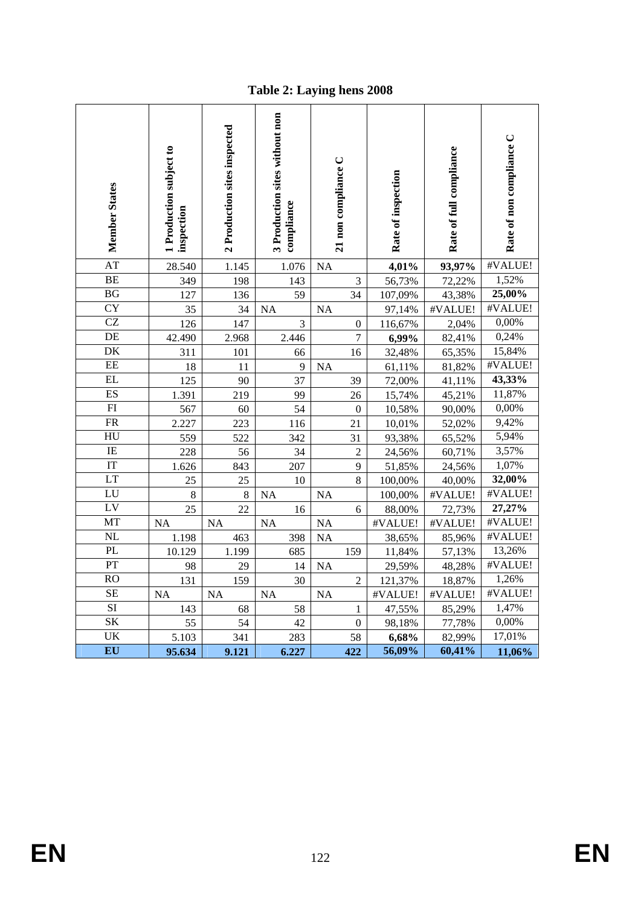# Table 2: Laying hens 2008

| Member States | 1 Production subject to inspection | 2 Production sites inspected | 3 Production sites without non compliance | 21 non compliance C | Rate of inspection | Rate of full compliance | Rate of non compliance C |
|---|---|---|---|---|---|---|---|
| AT | 28.540 | 1.145 | 1.076 | NA | **4,01%** | **93,97%** | #VALUE! |
| BE | 349 | 198 | 143 | 3 | 56,73% | 72,22% | 1,52% |
| BG | 127 | 136 | 59 | 34 | 107,09% | 43,38% | **25,00%** |
| CY | 35 | 34 | NA | NA | 97,14% | #VALUE! | #VALUE! |
| CZ | 126 | 147 | 3 | 0 | 116,67% | 2,04% | 0,00% |
| DE | 42.490 | 2.968 | 2.446 | 7 | **6,99%** | 82,41% | 0,24% |
| DK | 311 | 101 | 66 | 16 | 32,48% | 65,35% | 15,84% |
| EE | 18 | 11 | 9 | NA | 61,11% | 81,82% | #VALUE! |
| EL | 125 | 90 | 37 | 39 | 72,00% | 41,11% | **43,33%** |
| ES | 1.391 | 219 | 99 | 26 | 15,74% | 45,21% | 11,87% |
| FI | 567 | 60 | 54 | 0 | 10,58% | 90,00% | 0,00% |
| FR | 2.227 | 223 | 116 | 21 | 10,01% | 52,02% | 9,42% |
| HU | 559 | 522 | 342 | 31 | 93,38% | 65,52% | 5,94% |
| IE | 228 | 56 | 34 | 2 | 24,56% | 60,71% | 3,57% |
| IT | 1.626 | 843 | 207 | 9 | 51,85% | 24,56% | 1,07% |
| LT | 25 | 25 | 10 | 8 | 100,00% | 40,00% | **32,00%** |
| LU | 8 | 8 | NA | NA | 100,00% | #VALUE! | #VALUE! |
| LV | 25 | 22 | 16 | 6 | 88,00% | 72,73% | **27,27%** |
| MT | NA | NA | NA | NA | #VALUE! | #VALUE! | #VALUE! |
| NL | 1.198 | 463 | 398 | NA | 38,65% | 85,96% | #VALUE! |
| PL | 10.129 | 1.199 | 685 | 159 | 11,84% | 57,13% | 13,26% |
| PT | 98 | 29 | 14 | NA | 29,59% | 48,28% | #VALUE! |
| RO | 131 | 159 | 30 | 2 | 121,37% | 18,87% | 1,26% |
| SE | NA | NA | NA | NA | #VALUE! | #VALUE! | #VALUE! |
| SI | 143 | 68 | 58 | 1 | 47,55% | 85,29% | 1,47% |
| SK | 55 | 54 | 42 | 0 | 98,18% | 77,78% | 0,00% |
| UK | 5.103 | 341 | 283 | 58 | **6,68%** | 82,99% | 17,01% |
| **EU** | **95.634** | **9.121** | **6.227** | **422** | **56,09%** | **60,41%** | **11,06%** |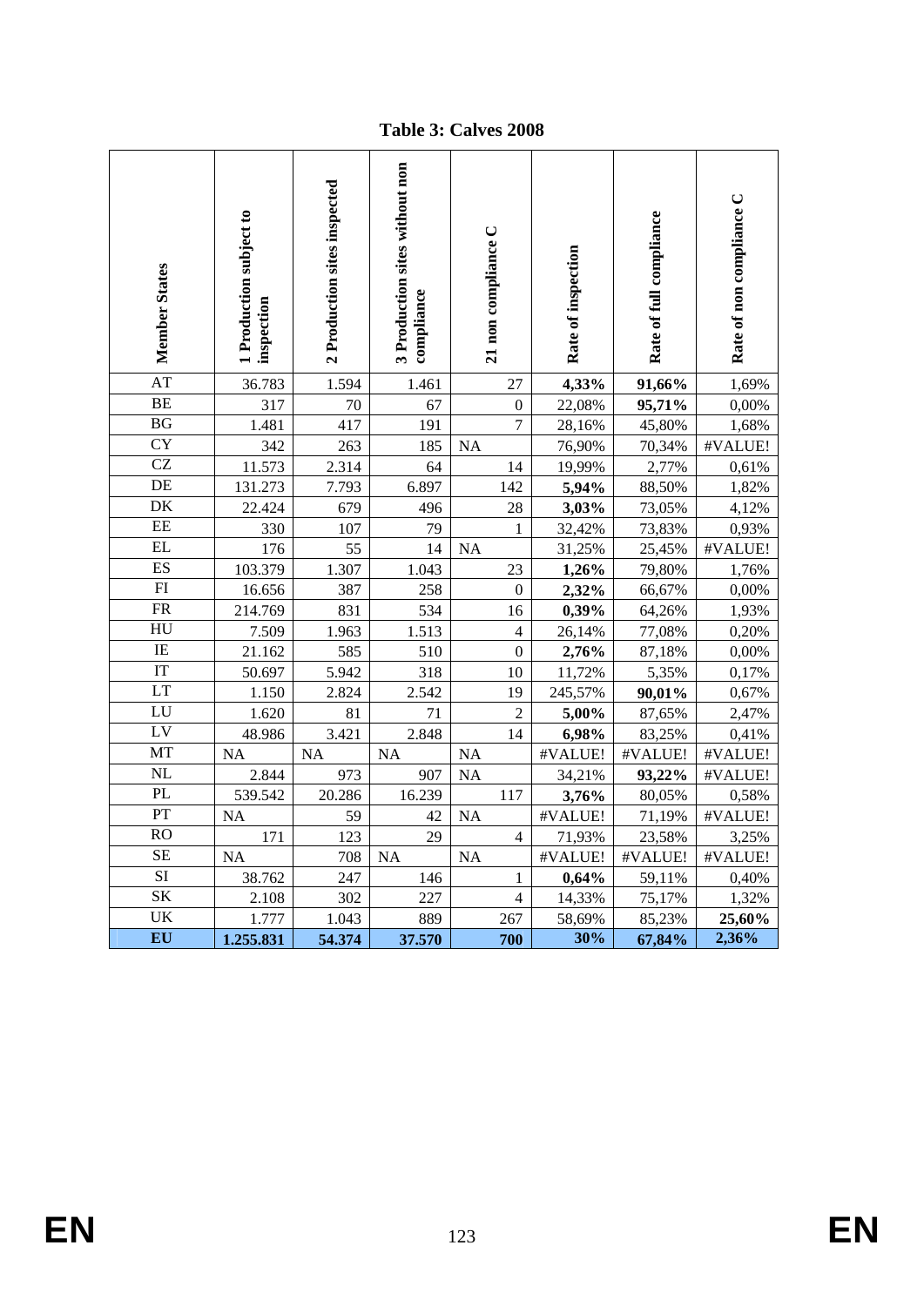# Table 3: Calves 2008

| Member States | 1 Production subject to inspection | 2 Production sites inspected | 3 Production sites without non compliance | 21 non compliance C | Rate of inspection | Rate of full compliance | Rate of non compliance C |
|---|---|---|---|---|---|---|---|
| AT | 36.783 | 1.594 | 1.461 | 27 | **4,33%** | **91,66%** | 1,69% |
| BE | 317 | 70 | 67 | 0 | 22,08% | **95,71%** | 0,00% |
| BG | 1.481 | 417 | 191 | 7 | 28,16% | 45,80% | 1,68% |
| CY | 342 | 263 | 185 | NA | 76,90% | 70,34% | #VALUE! |
| CZ | 11.573 | 2.314 | 64 | 14 | 19,99% | 2,77% | 0,61% |
| DE | 131.273 | 7.793 | 6.897 | 142 | **5,94%** | 88,50% | 1,82% |
| DK | 22.424 | 679 | 496 | 28 | **3,03%** | 73,05% | 4,12% |
| EE | 330 | 107 | 79 | 1 | 32,42% | 73,83% | 0,93% |
| EL | 176 | 55 | 14 | NA | 31,25% | 25,45% | #VALUE! |
| ES | 103.379 | 1.307 | 1.043 | 23 | **1,26%** | 79,80% | 1,76% |
| FI | 16.656 | 387 | 258 | 0 | **2,32%** | 66,67% | 0,00% |
| FR | 214.769 | 831 | 534 | 16 | **0,39%** | 64,26% | 1,93% |
| HU | 7.509 | 1.963 | 1.513 | 4 | 26,14% | 77,08% | 0,20% |
| IE | 21.162 | 585 | 510 | 0 | **2,76%** | 87,18% | 0,00% |
| IT | 50.697 | 5.942 | 318 | 10 | 11,72% | 5,35% | 0,17% |
| LT | 1.150 | 2.824 | 2.542 | 19 | 245,57% | **90,01%** | 0,67% |
| LU | 1.620 | 81 | 71 | 2 | **5,00%** | 87,65% | 2,47% |
| LV | 48.986 | 3.421 | 2.848 | 14 | **6,98%** | 83,25% | 0,41% |
| MT | NA | NA | NA | NA | #VALUE! | #VALUE! | #VALUE! |
| NL | 2.844 | 973 | 907 | NA | 34,21% | **93,22%** | #VALUE! |
| PL | 539.542 | 20.286 | 16.239 | 117 | **3,76%** | 80,05% | 0,58% |
| PT | NA | 59 | 42 | NA | #VALUE! | 71,19% | #VALUE! |
| RO | 171 | 123 | 29 | 4 | 71,93% | 23,58% | 3,25% |
| SE | NA | 708 | NA | NA | #VALUE! | #VALUE! | #VALUE! |
| SI | 38.762 | 247 | 146 | 1 | **0,64%** | 59,11% | 0,40% |
| SK | 2.108 | 302 | 227 | 4 | 14,33% | 75,17% | 1,32% |
| UK | 1.777 | 1.043 | 889 | 267 | 58,69% | 85,23% | **25,60%** |
| **EU** | **1.255.831** | **54.374** | **37.570** | **700** | **30%** | **67,84%** | **2,36%** |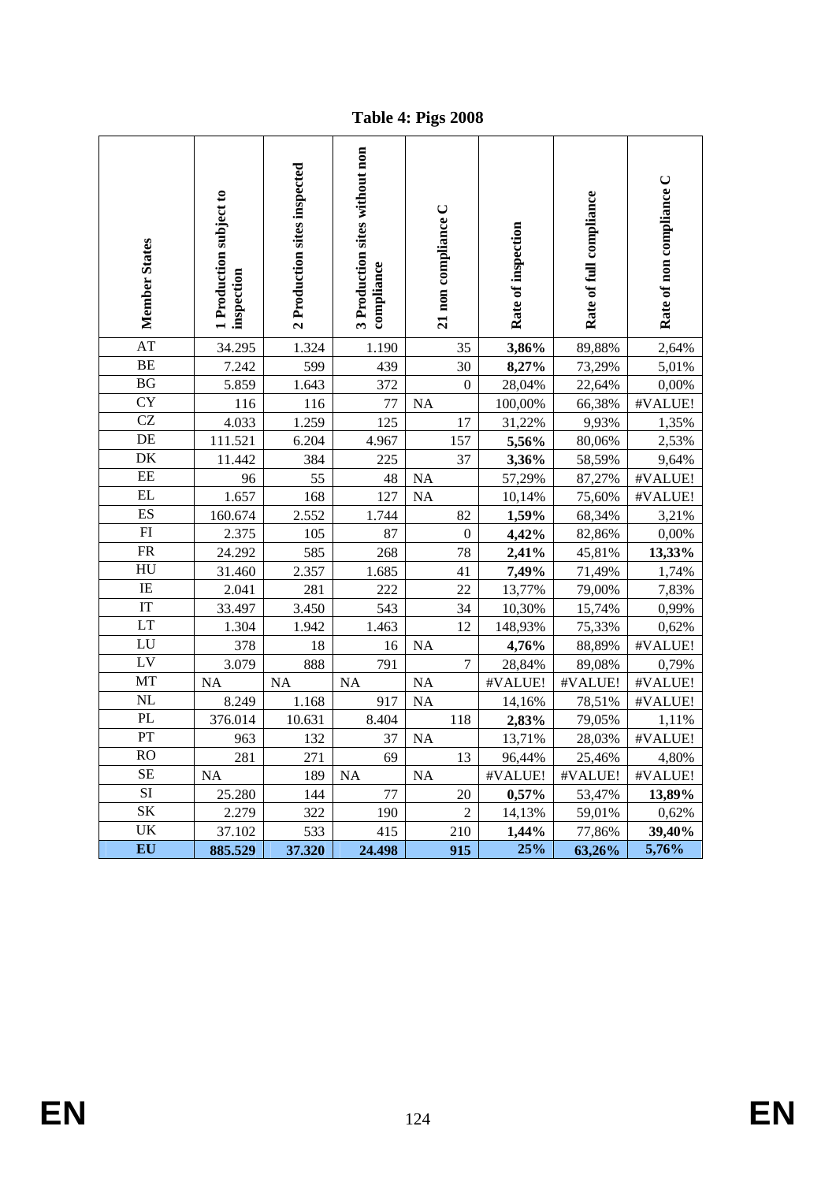**Table 4: Pigs 2008**

| Member States | 1 Production subject to inspection | 2 Production sites inspected | 3 Production sites without non compliance | 21 non compliance C | Rate of inspection | Rate of full compliance | Rate of non compliance C |
|---|---|---|---|---|---|---|---|
| AT | 34.295 | 1.324 | 1.190 | 35 | **3,86%** | 89,88% | 2,64% |
| BE | 7.242 | 599 | 439 | 30 | **8,27%** | 73,29% | 5,01% |
| BG | 5.859 | 1.643 | 372 | 0 | 28,04% | 22,64% | 0,00% |
| CY | 116 | 116 | 77 | NA | 100,00% | 66,38% | #VALUE! |
| CZ | 4.033 | 1.259 | 125 | 17 | 31,22% | 9,93% | 1,35% |
| DE | 111.521 | 6.204 | 4.967 | 157 | **5,56%** | 80,06% | 2,53% |
| DK | 11.442 | 384 | 225 | 37 | **3,36%** | 58,59% | 9,64% |
| EE | 96 | 55 | 48 | NA | 57,29% | 87,27% | #VALUE! |
| EL | 1.657 | 168 | 127 | NA | 10,14% | 75,60% | #VALUE! |
| ES | 160.674 | 2.552 | 1.744 | 82 | **1,59%** | 68,34% | 3,21% |
| FI | 2.375 | 105 | 87 | 0 | **4,42%** | 82,86% | 0,00% |
| FR | 24.292 | 585 | 268 | 78 | **2,41%** | 45,81% | **13,33%** |
| HU | 31.460 | 2.357 | 1.685 | 41 | **7,49%** | 71,49% | 1,74% |
| IE | 2.041 | 281 | 222 | 22 | 13,77% | 79,00% | 7,83% |
| IT | 33.497 | 3.450 | 543 | 34 | 10,30% | 15,74% | 0,99% |
| LT | 1.304 | 1.942 | 1.463 | 12 | 148,93% | 75,33% | 0,62% |
| LU | 378 | 18 | 16 | NA | **4,76%** | 88,89% | #VALUE! |
| LV | 3.079 | 888 | 791 | 7 | 28,84% | 89,08% | 0,79% |
| MT | NA | NA | NA | NA | #VALUE! | #VALUE! | #VALUE! |
| NL | 8.249 | 1.168 | 917 | NA | 14,16% | 78,51% | #VALUE! |
| PL | 376.014 | 10.631 | 8.404 | 118 | **2,83%** | 79,05% | 1,11% |
| PT | 963 | 132 | 37 | NA | 13,71% | 28,03% | #VALUE! |
| RO | 281 | 271 | 69 | 13 | 96,44% | 25,46% | 4,80% |
| SE | NA | 189 | NA | NA | #VALUE! | #VALUE! | #VALUE! |
| SI | 25.280 | 144 | 77 | 20 | **0,57%** | 53,47% | **13,89%** |
| SK | 2.279 | 322 | 190 | 2 | 14,13% | 59,01% | 0,62% |
| UK | 37.102 | 533 | 415 | 210 | **1,44%** | 77,86% | **39,40%** |
| **EU** | **885.529** | **37.320** | **24.498** | **915** | **25%** | **63,26%** | **5,76%** |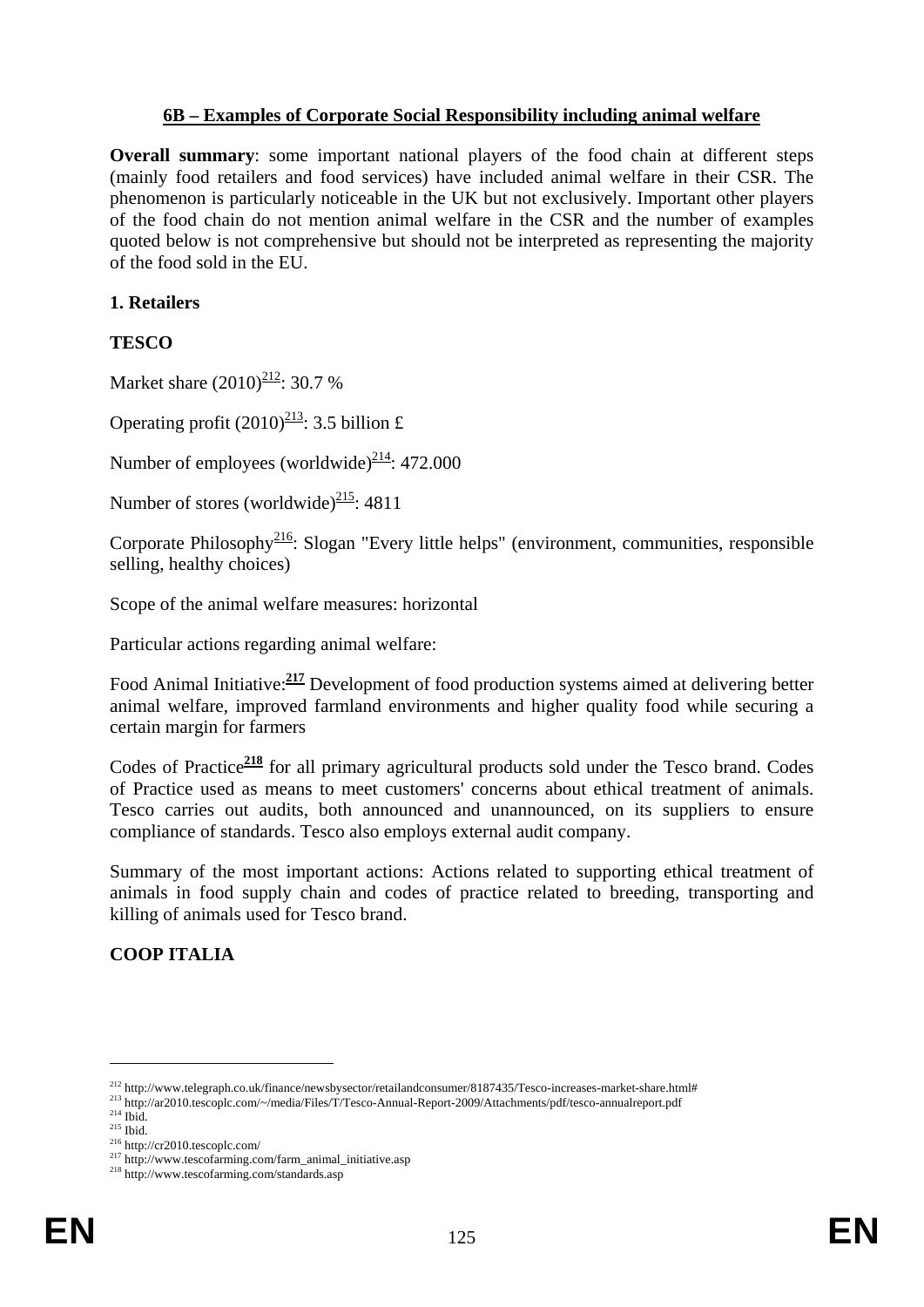## 6B – Examples of Corporate Social Responsibility including animal welfare

**Overall summary**: some important national players of the food chain at different steps (mainly food retailers and food services) have included animal welfare in their CSR. The phenomenon is particularly noticeable in the UK but not exclusively. Important other players of the food chain do not mention animal welfare in the CSR and the number of examples quoted below is not comprehensive but should not be interpreted as representing the majority of the food sold in the EU.

### 1. Retailers

**TESCO**

Market share (2010)[212]: 30.7 %

Operating profit (2010)[213]: 3.5 billion £

Number of employees (worldwide)[214]: 472.000

Number of stores (worldwide)[215]: 4811

Corporate Philosophy[216]: Slogan "Every little helps" (environment, communities, responsible selling, healthy choices)

Scope of the animal welfare measures: horizontal

Particular actions regarding animal welfare:

Food Animal Initiative:[217] Development of food production systems aimed at delivering better animal welfare, improved farmland environments and higher quality food while securing a certain margin for farmers

Codes of Practice[218] for all primary agricultural products sold under the Tesco brand. Codes of Practice used as means to meet customers' concerns about ethical treatment of animals. Tesco carries out audits, both announced and unannounced, on its suppliers to ensure compliance of standards. Tesco also employs external audit company.

Summary of the most important actions: Actions related to supporting ethical treatment of animals in food supply chain and codes of practice related to breeding, transporting and killing of animals used for Tesco brand.

**COOP ITALIA**

---

[212] http://www.telegraph.co.uk/finance/newsbysector/retailandconsumer/8187435/Tesco-increases-market-share.html#
[213] http://ar2010.tescoplc.com/~/media/Files/T/Tesco-Annual-Report-2009/Attachments/pdf/tesco-annualreport.pdf
[214] Ibid.
[215] Ibid.
[216] http://cr2010.tescoplc.com/
[217] http://www.tescofarming.com/farm_animal_initiative.asp
[218] http://www.tescofarming.com/standards.asp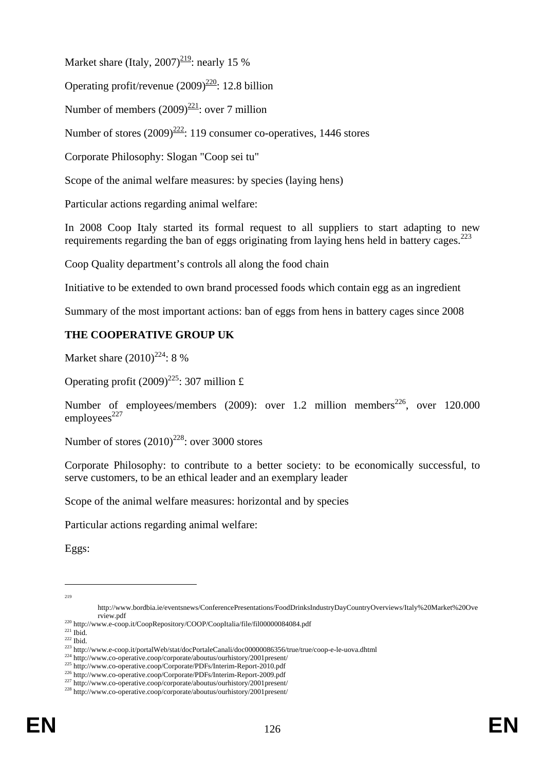Market share (Italy, 2007)[219]: nearly 15 %

Operating profit/revenue (2009)[220]: 12.8 billion

Number of members (2009)[221]: over 7 million

Number of stores (2009)[222]: 119 consumer co-operatives, 1446 stores

Corporate Philosophy: Slogan "Coop sei tu"

Scope of the animal welfare measures: by species (laying hens)

Particular actions regarding animal welfare:

In 2008 Coop Italy started its formal request to all suppliers to start adapting to new requirements regarding the ban of eggs originating from laying hens held in battery cages.[223]

Coop Quality department's controls all along the food chain

Initiative to be extended to own brand processed foods which contain egg as an ingredient

Summary of the most important actions: ban of eggs from hens in battery cages since 2008

**THE COOPERATIVE GROUP UK**

Market share (2010)[224]: 8 %

Operating profit (2009)[225]: 307 million £

Number of employees/members (2009): over 1.2 million members[226], over 120.000 employees[227]

Number of stores (2010)[228]: over 3000 stores

Corporate Philosophy: to contribute to a better society: to be economically successful, to serve customers, to be an ethical leader and an exemplary leader

Scope of the animal welfare measures: horizontal and by species

Particular actions regarding animal welfare:

Eggs:

---

[219] http://www.bordbia.ie/eventsnews/ConferencePresentations/FoodDrinksIndustryDayCountryOverviews/Italy%20Market%20Overview.pdf

[220] http://www.e-coop.it/CoopRepository/COOP/CoopItalia/file/fil00000084084.pdf

[221] Ibid.

[222] Ibid.

[223] http://www.e-coop.it/portalWeb/stat/docPortaleCanali/doc00000086356/true/true/coop-e-le-uova.dhtml

[224] http://www.co-operative.coop/corporate/aboutus/ourhistory/2001present/

[225] http://www.co-operative.coop/Corporate/PDFs/Interim-Report-2010.pdf

[226] http://www.co-operative.coop/Corporate/PDFs/Interim-Report-2009.pdf

[227] http://www.co-operative.coop/corporate/aboutus/ourhistory/2001present/

[228] http://www.co-operative.coop/corporate/aboutus/ourhistory/2001present/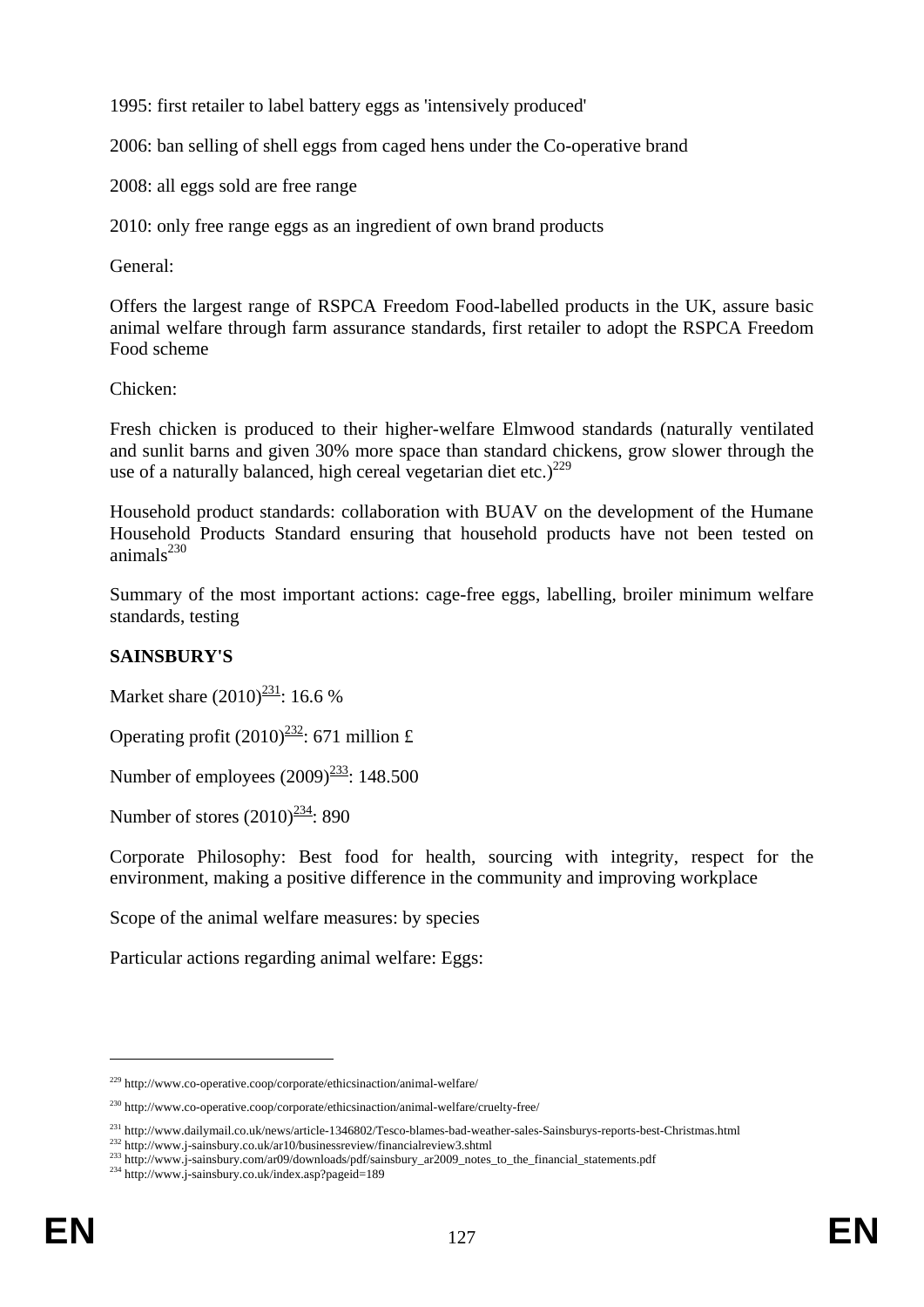1995: first retailer to label battery eggs as 'intensively produced'

2006: ban selling of shell eggs from caged hens under the Co-operative brand

2008: all eggs sold are free range

2010: only free range eggs as an ingredient of own brand products

General:

Offers the largest range of RSPCA Freedom Food-labelled products in the UK, assure basic animal welfare through farm assurance standards, first retailer to adopt the RSPCA Freedom Food scheme

Chicken:

Fresh chicken is produced to their higher-welfare Elmwood standards (naturally ventilated and sunlit barns and given 30% more space than standard chickens, grow slower through the use of a naturally balanced, high cereal vegetarian diet etc.)[229]

Household product standards: collaboration with BUAV on the development of the Humane Household Products Standard ensuring that household products have not been tested on animals[230]

Summary of the most important actions: cage-free eggs, labelling, broiler minimum welfare standards, testing

**SAINSBURY'S**

Market share (2010)[231]: 16.6 %

Operating profit (2010)[232]: 671 million £

Number of employees (2009)[233]: 148.500

Number of stores (2010)[234]: 890

Corporate Philosophy: Best food for health, sourcing with integrity, respect for the environment, making a positive difference in the community and improving workplace

Scope of the animal welfare measures: by species

Particular actions regarding animal welfare: Eggs:

---

[229] http://www.co-operative.coop/corporate/ethicsinaction/animal-welfare/

[230] http://www.co-operative.coop/corporate/ethicsinaction/animal-welfare/cruelty-free/

[231] http://www.dailymail.co.uk/news/article-1346802/Tesco-blames-bad-weather-sales-Sainsburys-reports-best-Christmas.html

[232] http://www.j-sainsbury.co.uk/ar10/businessreview/financialreview3.shtml

[233] http://www.j-sainsbury.com/ar09/downloads/pdf/sainsbury_ar2009_notes_to_the_financial_statements.pdf

[234] http://www.j-sainsbury.co.uk/index.asp?pageid=189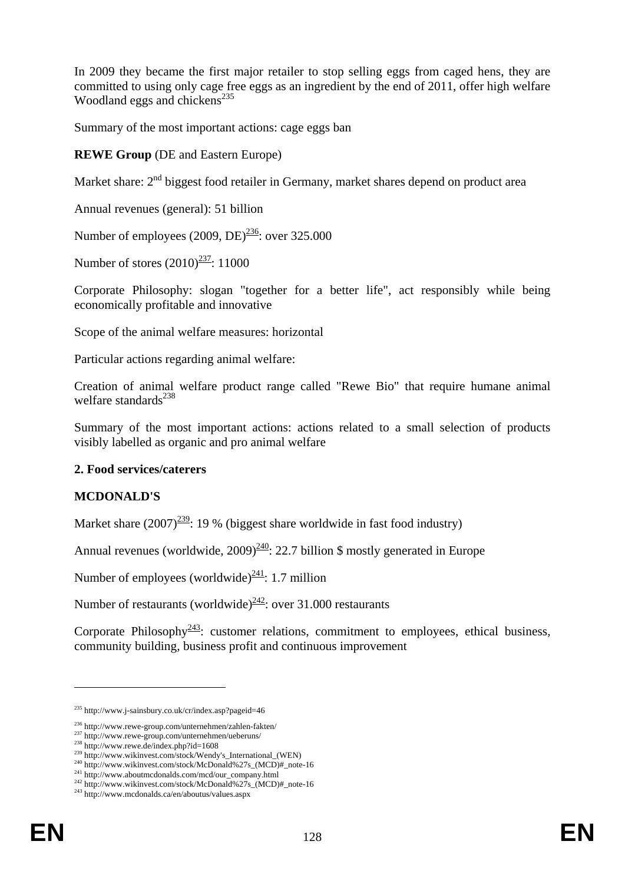In 2009 they became the first major retailer to stop selling eggs from caged hens, they are committed to using only cage free eggs as an ingredient by the end of 2011, offer high welfare Woodland eggs and chickens[235]

Summary of the most important actions: cage eggs ban

**REWE Group** (DE and Eastern Europe)

Market share: 2nd biggest food retailer in Germany, market shares depend on product area

Annual revenues (general): 51 billion

Number of employees (2009, DE)[236]: over 325.000

Number of stores (2010)[237]: 11000

Corporate Philosophy: slogan "together for a better life", act responsibly while being economically profitable and innovative

Scope of the animal welfare measures: horizontal

Particular actions regarding animal welfare:

Creation of animal welfare product range called "Rewe Bio" that require humane animal welfare standards[238]

Summary of the most important actions: actions related to a small selection of products visibly labelled as organic and pro animal welfare

**2. Food services/caterers**

**MCDONALD'S**

Market share (2007)[239]: 19 % (biggest share worldwide in fast food industry)

Annual revenues (worldwide, 2009)[240]: 22.7 billion $ mostly generated in Europe

Number of employees (worldwide)[241]: 1.7 million

Number of restaurants (worldwide)[242]: over 31.000 restaurants

Corporate Philosophy[243]: customer relations, commitment to employees, ethical business, community building, business profit and continuous improvement

---

[235] http://www.j-sainsbury.co.uk/cr/index.asp?pageid=46

[236] http://www.rewe-group.com/unternehmen/zahlen-fakten/

[237] http://www.rewe-group.com/unternehmen/ueberuns/

[238] http://www.rewe.de/index.php?id=1608

[239] http://www.wikinvest.com/stock/Wendy's_International_(WEN)

[240] http://www.wikinvest.com/stock/McDonald%27s_(MCD)#_note-16

[241] http://www.aboutmcdonalds.com/mcd/our_company.html

[242] http://www.wikinvest.com/stock/McDonald%27s_(MCD)#_note-16

[243] http://www.mcdonalds.ca/en/aboutus/values.aspx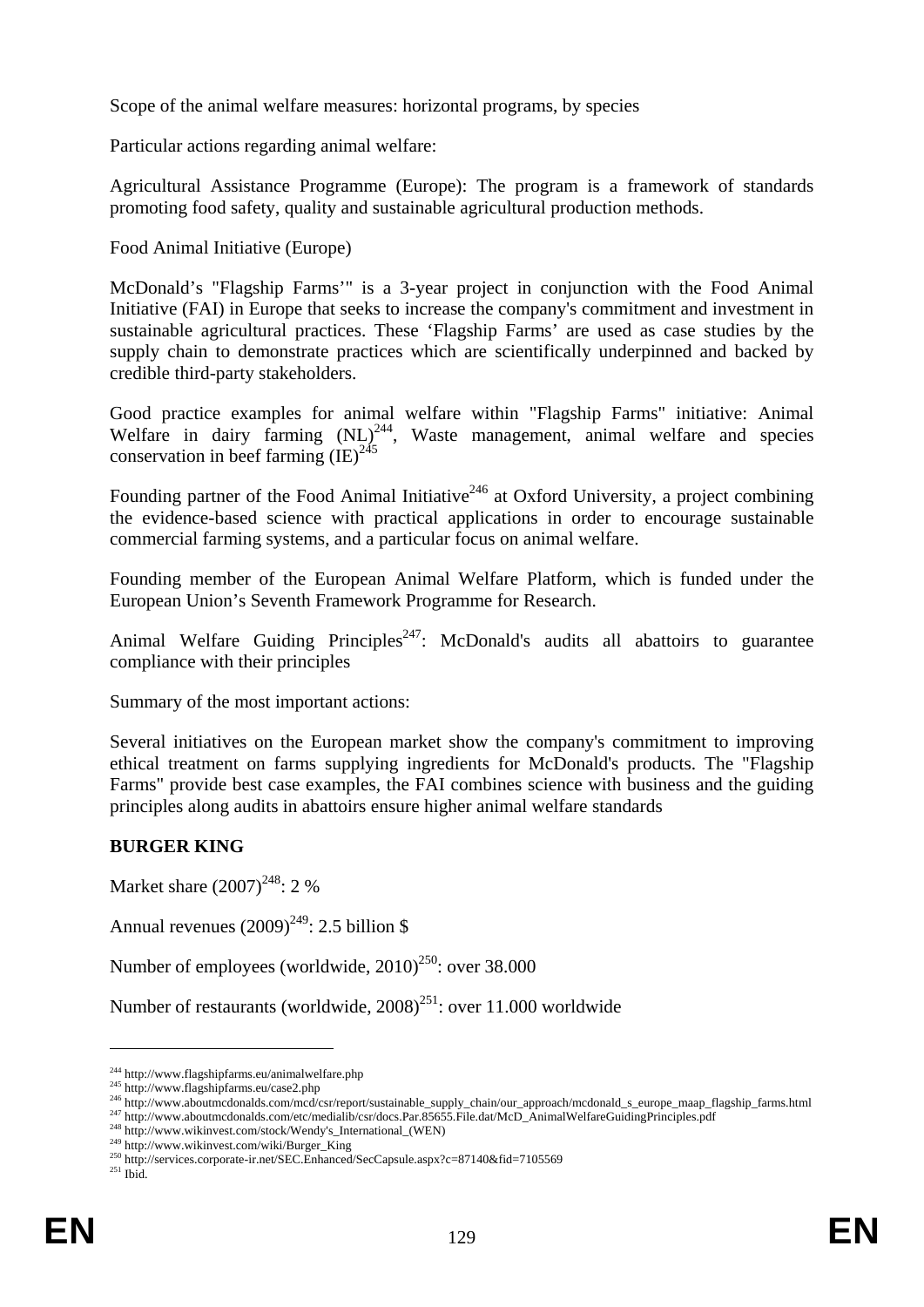Scope of the animal welfare measures: horizontal programs, by species

Particular actions regarding animal welfare:

Agricultural Assistance Programme (Europe): The program is a framework of standards promoting food safety, quality and sustainable agricultural production methods.

Food Animal Initiative (Europe)

McDonald's "Flagship Farms'" is a 3-year project in conjunction with the Food Animal Initiative (FAI) in Europe that seeks to increase the company's commitment and investment in sustainable agricultural practices. These 'Flagship Farms' are used as case studies by the supply chain to demonstrate practices which are scientifically underpinned and backed by credible third-party stakeholders.

Good practice examples for animal welfare within "Flagship Farms" initiative: Animal Welfare in dairy farming (NL)[244], Waste management, animal welfare and species conservation in beef farming (IE)[245]

Founding partner of the Food Animal Initiative[246] at Oxford University, a project combining the evidence-based science with practical applications in order to encourage sustainable commercial farming systems, and a particular focus on animal welfare.

Founding member of the European Animal Welfare Platform, which is funded under the European Union's Seventh Framework Programme for Research.

Animal Welfare Guiding Principles[247]: McDonald's audits all abattoirs to guarantee compliance with their principles

Summary of the most important actions:

Several initiatives on the European market show the company's commitment to improving ethical treatment on farms supplying ingredients for McDonald's products. The "Flagship Farms" provide best case examples, the FAI combines science with business and the guiding principles along audits in abattoirs ensure higher animal welfare standards

**BURGER KING**

Market share (2007)[248]: 2 %

Annual revenues (2009)[249]: 2.5 billion $

Number of employees (worldwide, 2010)[250]: over 38.000

Number of restaurants (worldwide, 2008)[251]: over 11.000 worldwide

---

[244] http://www.flagshipfarms.eu/animalwelfare.php
[245] http://www.flagshipfarms.eu/case2.php
[246] http://www.aboutmcdonalds.com/mcd/csr/report/sustainable_supply_chain/our_approach/mcdonald_s_europe_maap_flagship_farms.html
[247] http://www.aboutmcdonalds.com/etc/medialib/csr/docs.Par.85655.File.dat/McD_AnimalWelfareGuidingPrinciples.pdf
[248] http://www.wikinvest.com/stock/Wendy's_International_(WEN)
[249] http://www.wikinvest.com/wiki/Burger_King
[250] http://services.corporate-ir.net/SEC.Enhanced/SecCapsule.aspx?c=87140&fid=7105569
[251] Ibid.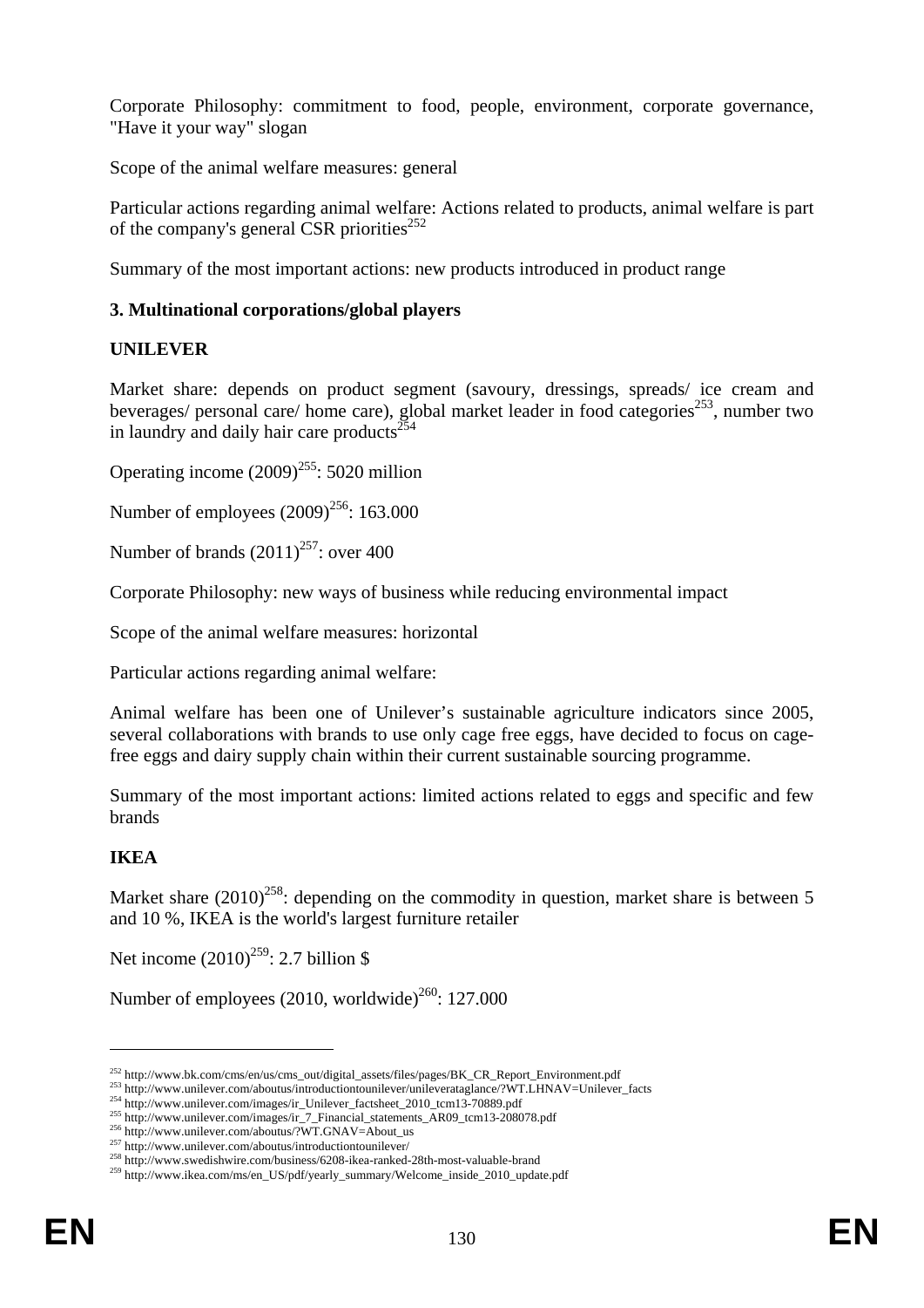Corporate Philosophy: commitment to food, people, environment, corporate governance, "Have it your way" slogan

Scope of the animal welfare measures: general

Particular actions regarding animal welfare: Actions related to products, animal welfare is part of the company's general CSR priorities[252]

Summary of the most important actions: new products introduced in product range

### 3. Multinational corporations/global players

#### UNILEVER

Market share: depends on product segment (savoury, dressings, spreads/ ice cream and beverages/ personal care/ home care), global market leader in food categories[253], number two in laundry and daily hair care products[254]

Operating income (2009)[255]: 5020 million

Number of employees (2009)[256]: 163.000

Number of brands (2011)[257]: over 400

Corporate Philosophy: new ways of business while reducing environmental impact

Scope of the animal welfare measures: horizontal

Particular actions regarding animal welfare:

Animal welfare has been one of Unilever's sustainable agriculture indicators since 2005, several collaborations with brands to use only cage free eggs, have decided to focus on cage-free eggs and dairy supply chain within their current sustainable sourcing programme.

Summary of the most important actions: limited actions related to eggs and specific and few brands

#### IKEA

Market share (2010)[258]: depending on the commodity in question, market share is between 5 and 10 %, IKEA is the world's largest furniture retailer

Net income (2010)[259]: 2.7 billion $

Number of employees (2010, worldwide)[260]: 127.000

---

[252] http://www.bk.com/cms/en/us/cms_out/digital_assets/files/pages/BK_CR_Report_Environment.pdf
[253] http://www.unilever.com/aboutus/introductiontounilever/unileverataglance/?WT.LHNAV=Unilever_facts
[254] http://www.unilever.com/images/ir_Unilever_factsheet_2010_tcm13-70889.pdf
[255] http://www.unilever.com/images/ir_7_Financial_statements_AR09_tcm13-208078.pdf
[256] http://www.unilever.com/aboutus/?WT.GNAV=About_us
[257] http://www.unilever.com/aboutus/introductiontounilever/
[258] http://www.swedishwire.com/business/6208-ikea-ranked-28th-most-valuable-brand
[259] http://www.ikea.com/ms/en_US/pdf/yearly_summary/Welcome_inside_2010_update.pdf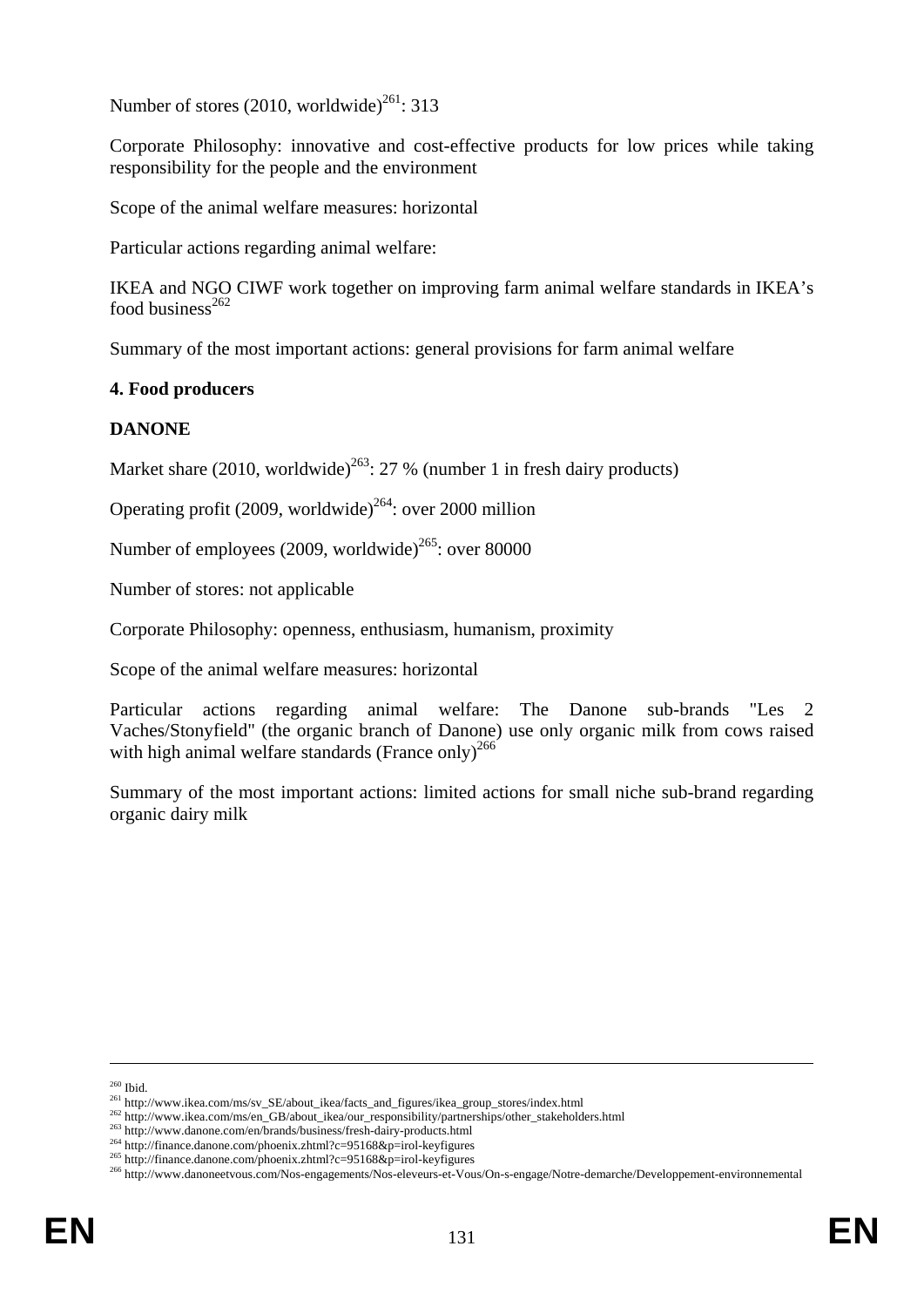Number of stores (2010, worldwide)[261]: 313

Corporate Philosophy: innovative and cost-effective products for low prices while taking responsibility for the people and the environment

Scope of the animal welfare measures: horizontal

Particular actions regarding animal welfare:

IKEA and NGO CIWF work together on improving farm animal welfare standards in IKEA's food business[262]

Summary of the most important actions: general provisions for farm animal welfare

**4. Food producers**

**DANONE**

Market share (2010, worldwide)[263]: 27 % (number 1 in fresh dairy products)

Operating profit (2009, worldwide)[264]: over 2000 million

Number of employees (2009, worldwide)[265]: over 80000

Number of stores: not applicable

Corporate Philosophy: openness, enthusiasm, humanism, proximity

Scope of the animal welfare measures: horizontal

Particular actions regarding animal welfare: The Danone sub-brands "Les 2 Vaches/Stonyfield" (the organic branch of Danone) use only organic milk from cows raised with high animal welfare standards (France only)[266]

Summary of the most important actions: limited actions for small niche sub-brand regarding organic dairy milk

---

[260] Ibid.

[261] http://www.ikea.com/ms/sv_SE/about_ikea/facts_and_figures/ikea_group_stores/index.html

[262] http://www.ikea.com/ms/en_GB/about_ikea/our_responsibility/partnerships/other_stakeholders.html

[263] http://www.danone.com/en/brands/business/fresh-dairy-products.html

[264] http://finance.danone.com/phoenix.zhtml?c=95168&p=irol-keyfigures

[265] http://finance.danone.com/phoenix.zhtml?c=95168&p=irol-keyfigures

[266] http://www.danoneetvous.com/Nos-engagements/Nos-eleveurs-et-Vous/On-s-engage/Notre-demarche/Developpement-environnemental